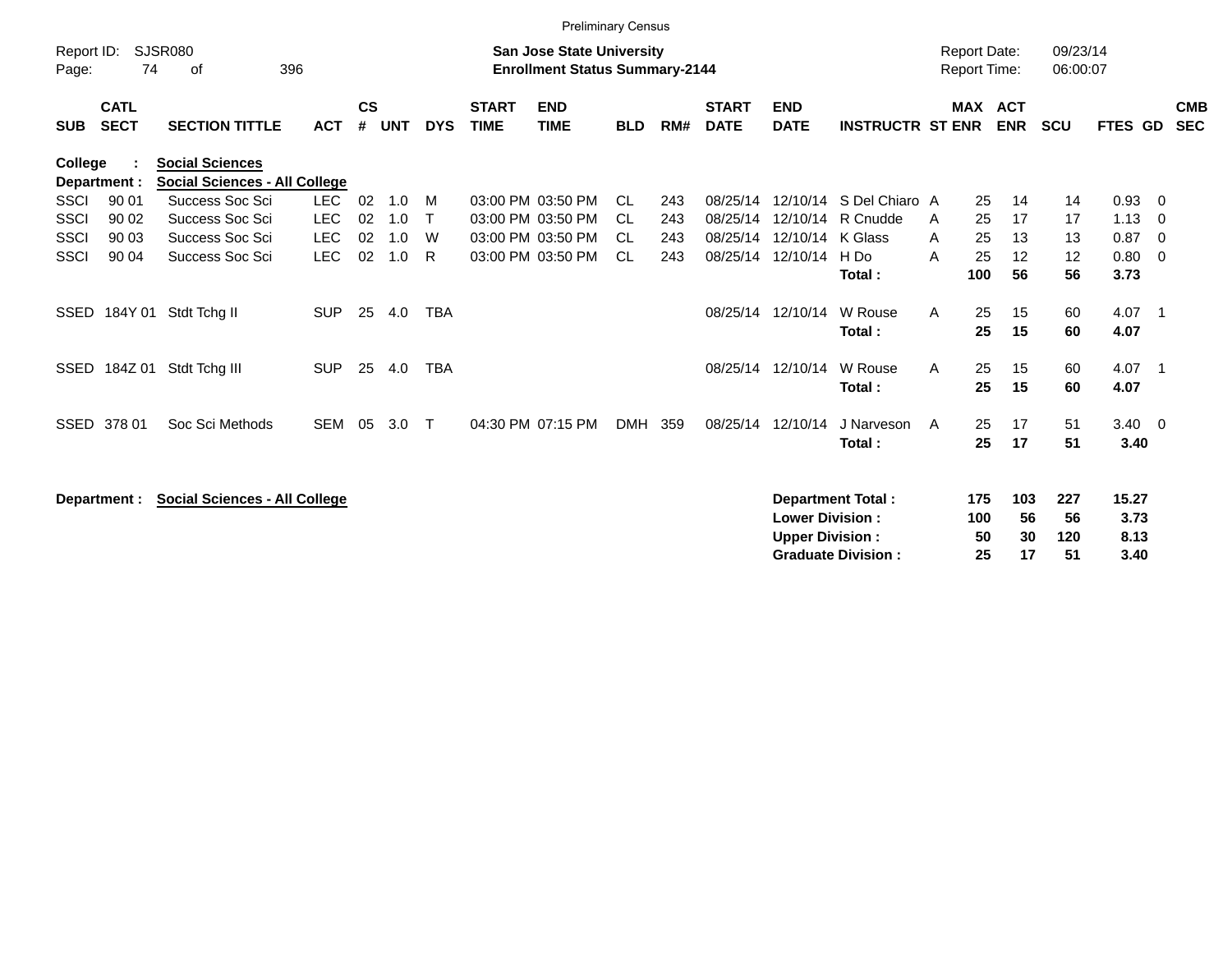Preliminary Census

Report ID: SJSR080

**San Jose State University**
**Enrollment Status Summary-2144**

Report Date: 09/23/14
Report Time: 06:00:07

| SUB | CATL SECT | SECTION TITTLE | ACT | CS # | UNT | DYS | START TIME | END TIME | BLD | RM# | START DATE | END DATE | INSTRUCTR | ST | MAX ENR | ACT ENR | SCU | FTES | GD | CMB SEC |
|---|---|---|---|---|---|---|---|---|---|---|---|---|---|---|---|---|---|---|---|---|
| **College :** | | **Social Sciences** | | | | | | | | | | | | | | | | | | |
| **Department :** | | **Social Sciences - All College** | | | | | | | | | | | | | | | | | | |
| SSCI | 90 01 | Success Soc Sci | LEC | 02 | 1.0 | M | 03:00 PM | 03:50 PM | CL | 243 | 08/25/14 | 12/10/14 | S Del Chiaro | A | 25 | 14 | 14 | 0.93 | 0 | |
| SSCI | 90 02 | Success Soc Sci | LEC | 02 | 1.0 | T | 03:00 PM | 03:50 PM | CL | 243 | 08/25/14 | 12/10/14 | R Cnudde | A | 25 | 17 | 17 | 1.13 | 0 | |
| SSCI | 90 03 | Success Soc Sci | LEC | 02 | 1.0 | W | 03:00 PM | 03:50 PM | CL | 243 | 08/25/14 | 12/10/14 | K Glass | A | 25 | 13 | 13 | 0.87 | 0 | |
| SSCI | 90 04 | Success Soc Sci | LEC | 02 | 1.0 | R | 03:00 PM | 03:50 PM | CL | 243 | 08/25/14 | 12/10/14 | H Do | A | 25 | 12 | 12 | 0.80 | 0 | |
| | | | | | | | | | | | | | **Total :** | | **100** | **56** | **56** | **3.73** | | |
| SSED | 184Y 01 | Stdt Tchg II | SUP | 25 | 4.0 | TBA | | | | | 08/25/14 | 12/10/14 | W Rouse | A | 25 | 15 | 60 | 4.07 | 1 | |
| | | | | | | | | | | | | | **Total :** | | **25** | **15** | **60** | **4.07** | | |
| SSED | 184Z 01 | Stdt Tchg III | SUP | 25 | 4.0 | TBA | | | | | 08/25/14 | 12/10/14 | W Rouse | A | 25 | 15 | 60 | 4.07 | 1 | |
| | | | | | | | | | | | | | **Total :** | | **25** | **15** | **60** | **4.07** | | |
| SSED | 378 01 | Soc Sci Methods | SEM | 05 | 3.0 | T | 04:30 PM | 07:15 PM | DMH | 359 | 08/25/14 | 12/10/14 | J Narveson | A | 25 | 17 | 51 | 3.40 | 0 | |
| | | | | | | | | | | | | | **Total :** | | **25** | **17** | **51** | **3.40** | | |

**Department : Social Sciences - All College**

| | MAX ENR | ACT ENR | SCU | FTES |
|---|---|---|---|---|
| **Department Total :** | **175** | **103** | **227** | **15.27** |
| **Lower Division :** | **100** | **56** | **56** | **3.73** |
| **Upper Division :** | **50** | **30** | **120** | **8.13** |
| **Graduate Division :** | **25** | **17** | **51** | **3.40** |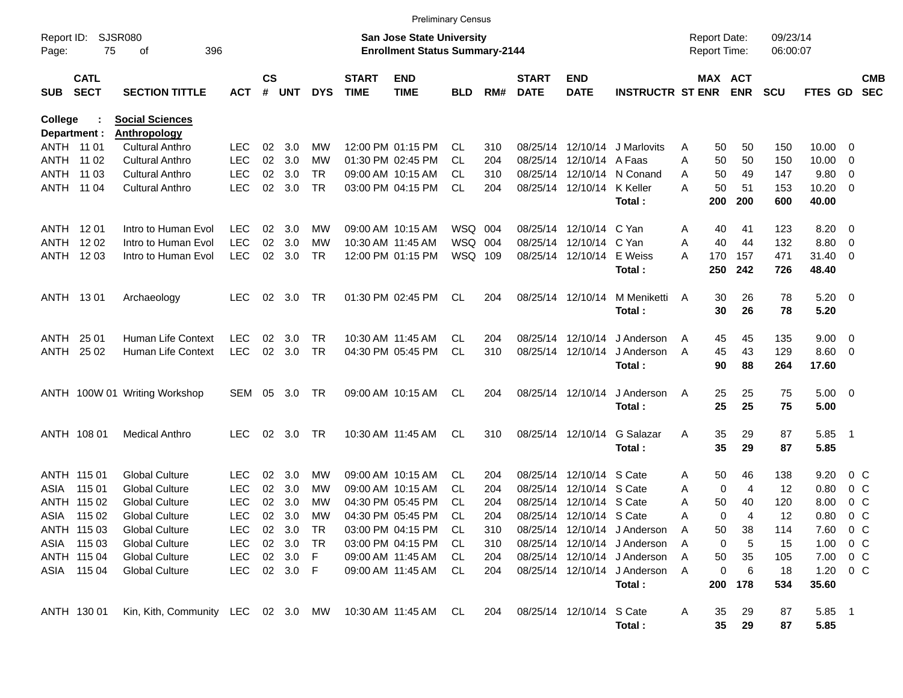Preliminary Census

Report ID: SJSR080
Page: 75 of 396

**San Jose State University**
**Enrollment Status Summary-2144**

Report Date: 09/23/14
Report Time: 06:00:07

College : **Social Sciences**
Department : **Anthropology**

| SUB | CATL SECT | SECTION TITTLE | ACT | CS # | UNT | DYS | START TIME | END TIME | BLD | RM# | START DATE | END DATE | INSTRUCTR | ST | MAX ENR | ACT ENR | SCU | FTES | GD | CMB SEC |
|---|---|---|---|---|---|---|---|---|---|---|---|---|---|---|---|---|---|---|---|---|
| ANTH | 11 01 | Cultural Anthro | LEC | 02 | 3.0 | MW | 12:00 PM | 01:15 PM | CL | 310 | 08/25/14 | 12/10/14 | J Marlovits | A | 50 | 50 | 150 | 10.00 | 0 | |
| ANTH | 11 02 | Cultural Anthro | LEC | 02 | 3.0 | MW | 01:30 PM | 02:45 PM | CL | 204 | 08/25/14 | 12/10/14 | A Faas | A | 50 | 50 | 150 | 10.00 | 0 | |
| ANTH | 11 03 | Cultural Anthro | LEC | 02 | 3.0 | TR | 09:00 AM | 10:15 AM | CL | 310 | 08/25/14 | 12/10/14 | N Conand | A | 50 | 49 | 147 | 9.80 | 0 | |
| ANTH | 11 04 | Cultural Anthro | LEC | 02 | 3.0 | TR | 03:00 PM | 04:15 PM | CL | 204 | 08/25/14 | 12/10/14 | K Keller | A | 50 | 51 | 153 | 10.20 | 0 | |
| | | | | | | | | | | | | | **Total :** | | **200** | **200** | **600** | **40.00** | | |
| ANTH | 12 01 | Intro to Human Evol | LEC | 02 | 3.0 | MW | 09:00 AM | 10:15 AM | WSQ | 004 | 08/25/14 | 12/10/14 | C Yan | A | 40 | 41 | 123 | 8.20 | 0 | |
| ANTH | 12 02 | Intro to Human Evol | LEC | 02 | 3.0 | MW | 10:30 AM | 11:45 AM | WSQ | 004 | 08/25/14 | 12/10/14 | C Yan | A | 40 | 44 | 132 | 8.80 | 0 | |
| ANTH | 12 03 | Intro to Human Evol | LEC | 02 | 3.0 | TR | 12:00 PM | 01:15 PM | WSQ | 109 | 08/25/14 | 12/10/14 | E Weiss | A | 170 | 157 | 471 | 31.40 | 0 | |
| | | | | | | | | | | | | | **Total :** | | **250** | **242** | **726** | **48.40** | | |
| ANTH | 13 01 | Archaeology | LEC | 02 | 3.0 | TR | 01:30 PM | 02:45 PM | CL | 204 | 08/25/14 | 12/10/14 | M Meniketti | A | 30 | 26 | 78 | 5.20 | 0 | |
| | | | | | | | | | | | | | **Total :** | | **30** | **26** | **78** | **5.20** | | |
| ANTH | 25 01 | Human Life Context | LEC | 02 | 3.0 | TR | 10:30 AM | 11:45 AM | CL | 204 | 08/25/14 | 12/10/14 | J Anderson | A | 45 | 45 | 135 | 9.00 | 0 | |
| ANTH | 25 02 | Human Life Context | LEC | 02 | 3.0 | TR | 04:30 PM | 05:45 PM | CL | 310 | 08/25/14 | 12/10/14 | J Anderson | A | 45 | 43 | 129 | 8.60 | 0 | |
| | | | | | | | | | | | | | **Total :** | | **90** | **88** | **264** | **17.60** | | |
| ANTH | 100W 01 | Writing Workshop | SEM | 05 | 3.0 | TR | 09:00 AM | 10:15 AM | CL | 204 | 08/25/14 | 12/10/14 | J Anderson | A | 25 | 25 | 75 | 5.00 | 0 | |
| | | | | | | | | | | | | | **Total :** | | **25** | **25** | **75** | **5.00** | | |
| ANTH | 108 01 | Medical Anthro | LEC | 02 | 3.0 | TR | 10:30 AM | 11:45 AM | CL | 310 | 08/25/14 | 12/10/14 | G Salazar | A | 35 | 29 | 87 | 5.85 | 1 | |
| | | | | | | | | | | | | | **Total :** | | **35** | **29** | **87** | **5.85** | | |
| ANTH | 115 01 | Global Culture | LEC | 02 | 3.0 | MW | 09:00 AM | 10:15 AM | CL | 204 | 08/25/14 | 12/10/14 | S Cate | A | 50 | 46 | 138 | 9.20 | 0 | C |
| ASIA | 115 01 | Global Culture | LEC | 02 | 3.0 | MW | 09:00 AM | 10:15 AM | CL | 204 | 08/25/14 | 12/10/14 | S Cate | A | 0 | 4 | 12 | 0.80 | 0 | C |
| ANTH | 115 02 | Global Culture | LEC | 02 | 3.0 | MW | 04:30 PM | 05:45 PM | CL | 204 | 08/25/14 | 12/10/14 | S Cate | A | 50 | 40 | 120 | 8.00 | 0 | C |
| ASIA | 115 02 | Global Culture | LEC | 02 | 3.0 | MW | 04:30 PM | 05:45 PM | CL | 204 | 08/25/14 | 12/10/14 | S Cate | A | 0 | 4 | 12 | 0.80 | 0 | C |
| ANTH | 115 03 | Global Culture | LEC | 02 | 3.0 | TR | 03:00 PM | 04:15 PM | CL | 310 | 08/25/14 | 12/10/14 | J Anderson | A | 50 | 38 | 114 | 7.60 | 0 | C |
| ASIA | 115 03 | Global Culture | LEC | 02 | 3.0 | TR | 03:00 PM | 04:15 PM | CL | 310 | 08/25/14 | 12/10/14 | J Anderson | A | 0 | 5 | 15 | 1.00 | 0 | C |
| ANTH | 115 04 | Global Culture | LEC | 02 | 3.0 | F | 09:00 AM | 11:45 AM | CL | 204 | 08/25/14 | 12/10/14 | J Anderson | A | 50 | 35 | 105 | 7.00 | 0 | C |
| ASIA | 115 04 | Global Culture | LEC | 02 | 3.0 | F | 09:00 AM | 11:45 AM | CL | 204 | 08/25/14 | 12/10/14 | J Anderson | A | 0 | 6 | 18 | 1.20 | 0 | C |
| | | | | | | | | | | | | | **Total :** | | **200** | **178** | **534** | **35.60** | | |
| ANTH | 130 01 | Kin, Kith, Community | LEC | 02 | 3.0 | MW | 10:30 AM | 11:45 AM | CL | 204 | 08/25/14 | 12/10/14 | S Cate | A | 35 | 29 | 87 | 5.85 | 1 | |
| | | | | | | | | | | | | | **Total :** | | **35** | **29** | **87** | **5.85** | | |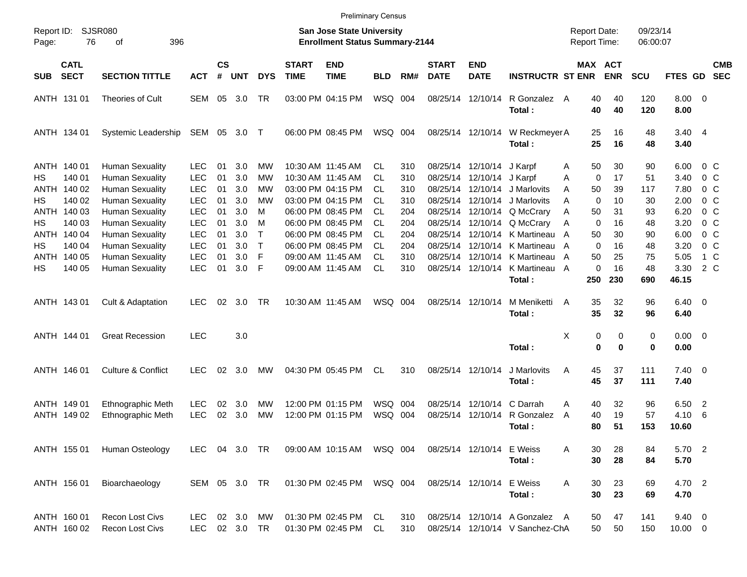Preliminary Census

Report ID: SJSR080
Page: 76 of 396

**San Jose State University**
**Enrollment Status Summary-2144**

Report Date: 09/23/14
Report Time: 06:00:07

| SUB | CATL SECT | SECTION TITTLE | ACT | CS # | UNT | DYS | START TIME | END TIME | BLD | RM# | START DATE | END DATE | INSTRUCTR | ST | MAX ENR | ACT ENR | SCU | FTES | GD | CMB SEC |
|---|---|---|---|---|---|---|---|---|---|---|---|---|---|---|---|---|---|---|---|---|
| ANTH | 131 01 | Theories of Cult | SEM | 05 | 3.0 | TR | 03:00 PM | 04:15 PM | WSQ | 004 | 08/25/14 | 12/10/14 | R Gonzalez | A | 40 | 40 | 120 | 8.00 | 0 | |
| | | | | | | | | | | | | | **Total :** | | **40** | **40** | **120** | **8.00** | | |
| ANTH | 134 01 | Systemic Leadership | SEM | 05 | 3.0 | T | 06:00 PM | 08:45 PM | WSQ | 004 | 08/25/14 | 12/10/14 | W Reckmeyer | A | 25 | 16 | 48 | 3.40 | 4 | |
| | | | | | | | | | | | | | **Total :** | | **25** | **16** | **48** | **3.40** | | |
| ANTH | 140 01 | Human Sexuality | LEC | 01 | 3.0 | MW | 10:30 AM | 11:45 AM | CL | 310 | 08/25/14 | 12/10/14 | J Karpf | A | 50 | 30 | 90 | 6.00 | 0 | C |
| HS | 140 01 | Human Sexuality | LEC | 01 | 3.0 | MW | 10:30 AM | 11:45 AM | CL | 310 | 08/25/14 | 12/10/14 | J Karpf | A | 0 | 17 | 51 | 3.40 | 0 | C |
| ANTH | 140 02 | Human Sexuality | LEC | 01 | 3.0 | MW | 03:00 PM | 04:15 PM | CL | 310 | 08/25/14 | 12/10/14 | J Marlovits | A | 50 | 39 | 117 | 7.80 | 0 | C |
| HS | 140 02 | Human Sexuality | LEC | 01 | 3.0 | MW | 03:00 PM | 04:15 PM | CL | 310 | 08/25/14 | 12/10/14 | J Marlovits | A | 0 | 10 | 30 | 2.00 | 0 | C |
| ANTH | 140 03 | Human Sexuality | LEC | 01 | 3.0 | M | 06:00 PM | 08:45 PM | CL | 204 | 08/25/14 | 12/10/14 | Q McCrary | A | 50 | 31 | 93 | 6.20 | 0 | C |
| HS | 140 03 | Human Sexuality | LEC | 01 | 3.0 | M | 06:00 PM | 08:45 PM | CL | 204 | 08/25/14 | 12/10/14 | Q McCrary | A | 0 | 16 | 48 | 3.20 | 0 | C |
| ANTH | 140 04 | Human Sexuality | LEC | 01 | 3.0 | T | 06:00 PM | 08:45 PM | CL | 204 | 08/25/14 | 12/10/14 | K Martineau | A | 50 | 30 | 90 | 6.00 | 0 | C |
| HS | 140 04 | Human Sexuality | LEC | 01 | 3.0 | T | 06:00 PM | 08:45 PM | CL | 204 | 08/25/14 | 12/10/14 | K Martineau | A | 0 | 16 | 48 | 3.20 | 0 | C |
| ANTH | 140 05 | Human Sexuality | LEC | 01 | 3.0 | F | 09:00 AM | 11:45 AM | CL | 310 | 08/25/14 | 12/10/14 | K Martineau | A | 50 | 25 | 75 | 5.05 | 1 | C |
| HS | 140 05 | Human Sexuality | LEC | 01 | 3.0 | F | 09:00 AM | 11:45 AM | CL | 310 | 08/25/14 | 12/10/14 | K Martineau | A | 0 | 16 | 48 | 3.30 | 2 | C |
| | | | | | | | | | | | | | **Total :** | | **250** | **230** | **690** | **46.15** | | |
| ANTH | 143 01 | Cult & Adaptation | LEC | 02 | 3.0 | TR | 10:30 AM | 11:45 AM | WSQ | 004 | 08/25/14 | 12/10/14 | M Meniketti | A | 35 | 32 | 96 | 6.40 | 0 | |
| | | | | | | | | | | | | | **Total :** | | **35** | **32** | **96** | **6.40** | | |
| ANTH | 144 01 | Great Recession | LEC | | 3.0 | | | | | | | | | X | 0 | 0 | 0 | 0.00 | 0 | |
| | | | | | | | | | | | | | **Total :** | | **0** | **0** | **0** | **0.00** | | |
| ANTH | 146 01 | Culture & Conflict | LEC | 02 | 3.0 | MW | 04:30 PM | 05:45 PM | CL | 310 | 08/25/14 | 12/10/14 | J Marlovits | A | 45 | 37 | 111 | 7.40 | 0 | |
| | | | | | | | | | | | | | **Total :** | | **45** | **37** | **111** | **7.40** | | |
| ANTH | 149 01 | Ethnographic Meth | LEC | 02 | 3.0 | MW | 12:00 PM | 01:15 PM | WSQ | 004 | 08/25/14 | 12/10/14 | C Darrah | A | 40 | 32 | 96 | 6.50 | 2 | |
| ANTH | 149 02 | Ethnographic Meth | LEC | 02 | 3.0 | MW | 12:00 PM | 01:15 PM | WSQ | 004 | 08/25/14 | 12/10/14 | R Gonzalez | A | 40 | 19 | 57 | 4.10 | 6 | |
| | | | | | | | | | | | | | **Total :** | | **80** | **51** | **153** | **10.60** | | |
| ANTH | 155 01 | Human Osteology | LEC | 04 | 3.0 | TR | 09:00 AM | 10:15 AM | WSQ | 004 | 08/25/14 | 12/10/14 | E Weiss | A | 30 | 28 | 84 | 5.70 | 2 | |
| | | | | | | | | | | | | | **Total :** | | **30** | **28** | **84** | **5.70** | | |
| ANTH | 156 01 | Bioarchaeology | SEM | 05 | 3.0 | TR | 01:30 PM | 02:45 PM | WSQ | 004 | 08/25/14 | 12/10/14 | E Weiss | A | 30 | 23 | 69 | 4.70 | 2 | |
| | | | | | | | | | | | | | **Total :** | | **30** | **23** | **69** | **4.70** | | |
| ANTH | 160 01 | Recon Lost Civs | LEC | 02 | 3.0 | MW | 01:30 PM | 02:45 PM | CL | 310 | 08/25/14 | 12/10/14 | A Gonzalez | A | 50 | 47 | 141 | 9.40 | 0 | |
| ANTH | 160 02 | Recon Lost Civs | LEC | 02 | 3.0 | TR | 01:30 PM | 02:45 PM | CL | 310 | 08/25/14 | 12/10/14 | V Sanchez-Ch | A | 50 | 50 | 150 | 10.00 | 0 | |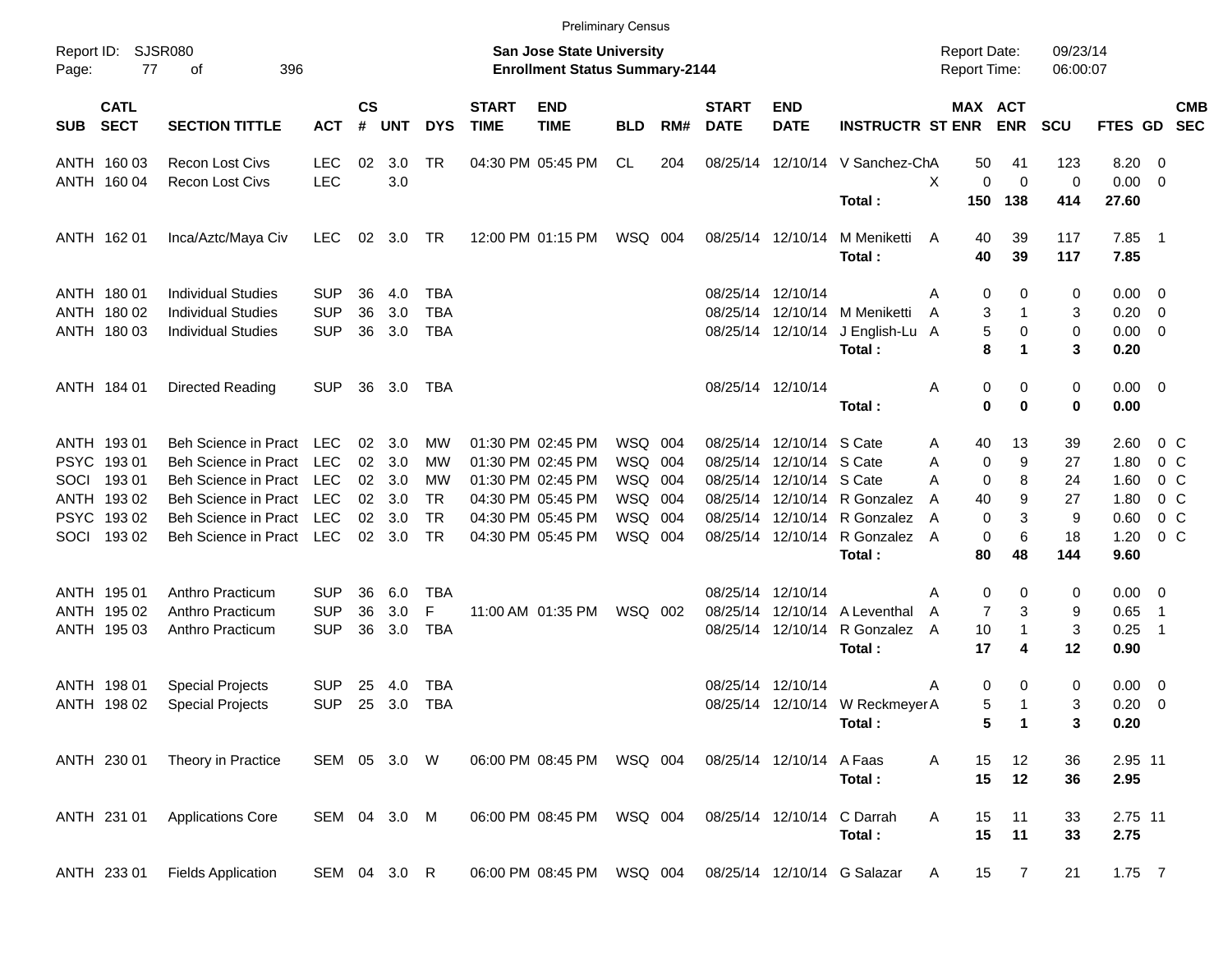Preliminary Census

Report ID: SJSR080
Page: 77 of 396

**San Jose State University**
**Enrollment Status Summary-2144**

Report Date: 09/23/14
Report Time: 06:00:07

| SUB | CATL SECT | SECTION TITTLE | ACT | CS # | UNT | DYS | START TIME | END TIME | BLD | RM# | START DATE | END DATE | INSTRUCTR | ST | MAX ENR | ACT ENR | SCU | FTES | GD | CMB SEC |
|---|---|---|---|---|---|---|---|---|---|---|---|---|---|---|---|---|---|---|---|---|
| ANTH | 160 03 | Recon Lost Civs | LEC | 02 | 3.0 | TR | 04:30 PM | 05:45 PM | CL | 204 | 08/25/14 | 12/10/14 | V Sanchez-Ch | A | 50 | 41 | 123 | 8.20 | 0 | |
| ANTH | 160 04 | Recon Lost Civs | LEC | | 3.0 | | | | | | | | | X | 0 | 0 | 0 | 0.00 | 0 | |
| | | | | | | | | | | | | | **Total :** | | **150** | **138** | **414** | **27.60** | | |
| ANTH | 162 01 | Inca/Aztc/Maya Civ | LEC | 02 | 3.0 | TR | 12:00 PM | 01:15 PM | WSQ | 004 | 08/25/14 | 12/10/14 | M Meniketti | A | 40 | 39 | 117 | 7.85 | 1 | |
| | | | | | | | | | | | | | **Total :** | | **40** | **39** | **117** | **7.85** | | |
| ANTH | 180 01 | Individual Studies | SUP | 36 | 4.0 | TBA | | | | | 08/25/14 | 12/10/14 | | A | 0 | 0 | 0 | 0.00 | 0 | |
| ANTH | 180 02 | Individual Studies | SUP | 36 | 3.0 | TBA | | | | | 08/25/14 | 12/10/14 | M Meniketti | A | 3 | 1 | 3 | 0.20 | 0 | |
| ANTH | 180 03 | Individual Studies | SUP | 36 | 3.0 | TBA | | | | | 08/25/14 | 12/10/14 | J English-Lu | A | 5 | 0 | 0 | 0.00 | 0 | |
| | | | | | | | | | | | | | **Total :** | | **8** | **1** | **3** | **0.20** | | |
| ANTH | 184 01 | Directed Reading | SUP | 36 | 3.0 | TBA | | | | | 08/25/14 | 12/10/14 | | A | 0 | 0 | 0 | 0.00 | 0 | |
| | | | | | | | | | | | | | **Total :** | | **0** | **0** | **0** | **0.00** | | |
| ANTH | 193 01 | Beh Science in Pract | LEC | 02 | 3.0 | MW | 01:30 PM | 02:45 PM | WSQ | 004 | 08/25/14 | 12/10/14 | S Cate | A | 40 | 13 | 39 | 2.60 | 0 | C |
| PSYC | 193 01 | Beh Science in Pract | LEC | 02 | 3.0 | MW | 01:30 PM | 02:45 PM | WSQ | 004 | 08/25/14 | 12/10/14 | S Cate | A | 0 | 9 | 27 | 1.80 | 0 | C |
| SOCI | 193 01 | Beh Science in Pract | LEC | 02 | 3.0 | MW | 01:30 PM | 02:45 PM | WSQ | 004 | 08/25/14 | 12/10/14 | S Cate | A | 0 | 8 | 24 | 1.60 | 0 | C |
| ANTH | 193 02 | Beh Science in Pract | LEC | 02 | 3.0 | TR | 04:30 PM | 05:45 PM | WSQ | 004 | 08/25/14 | 12/10/14 | R Gonzalez | A | 40 | 9 | 27 | 1.80 | 0 | C |
| PSYC | 193 02 | Beh Science in Pract | LEC | 02 | 3.0 | TR | 04:30 PM | 05:45 PM | WSQ | 004 | 08/25/14 | 12/10/14 | R Gonzalez | A | 0 | 3 | 9 | 0.60 | 0 | C |
| SOCI | 193 02 | Beh Science in Pract | LEC | 02 | 3.0 | TR | 04:30 PM | 05:45 PM | WSQ | 004 | 08/25/14 | 12/10/14 | R Gonzalez | A | 0 | 6 | 18 | 1.20 | 0 | C |
| | | | | | | | | | | | | | **Total :** | | **80** | **48** | **144** | **9.60** | | |
| ANTH | 195 01 | Anthro Practicum | SUP | 36 | 6.0 | TBA | | | | | 08/25/14 | 12/10/14 | | A | 0 | 0 | 0 | 0.00 | 0 | |
| ANTH | 195 02 | Anthro Practicum | SUP | 36 | 3.0 | F | 11:00 AM | 01:35 PM | WSQ | 002 | 08/25/14 | 12/10/14 | A Leventhal | A | 7 | 3 | 9 | 0.65 | 1 | |
| ANTH | 195 03 | Anthro Practicum | SUP | 36 | 3.0 | TBA | | | | | 08/25/14 | 12/10/14 | R Gonzalez | A | 10 | 1 | 3 | 0.25 | 1 | |
| | | | | | | | | | | | | | **Total :** | | **17** | **4** | **12** | **0.90** | | |
| ANTH | 198 01 | Special Projects | SUP | 25 | 4.0 | TBA | | | | | 08/25/14 | 12/10/14 | | A | 0 | 0 | 0 | 0.00 | 0 | |
| ANTH | 198 02 | Special Projects | SUP | 25 | 3.0 | TBA | | | | | 08/25/14 | 12/10/14 | W Reckmeyer | A | 5 | 1 | 3 | 0.20 | 0 | |
| | | | | | | | | | | | | | **Total :** | | **5** | **1** | **3** | **0.20** | | |
| ANTH | 230 01 | Theory in Practice | SEM | 05 | 3.0 | W | 06:00 PM | 08:45 PM | WSQ | 004 | 08/25/14 | 12/10/14 | A Faas | A | 15 | 12 | 36 | 2.95 | 11 | |
| | | | | | | | | | | | | | **Total :** | | **15** | **12** | **36** | **2.95** | | |
| ANTH | 231 01 | Applications Core | SEM | 04 | 3.0 | M | 06:00 PM | 08:45 PM | WSQ | 004 | 08/25/14 | 12/10/14 | C Darrah | A | 15 | 11 | 33 | 2.75 | 11 | |
| | | | | | | | | | | | | | **Total :** | | **15** | **11** | **33** | **2.75** | | |
| ANTH | 233 01 | Fields Application | SEM | 04 | 3.0 | R | 06:00 PM | 08:45 PM | WSQ | 004 | 08/25/14 | 12/10/14 | G Salazar | A | 15 | 7 | 21 | 1.75 | 7 | |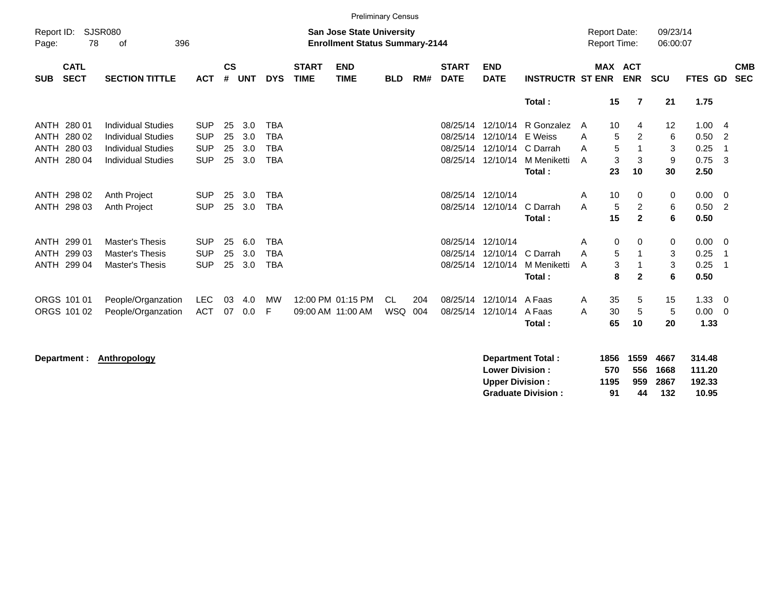Preliminary Census

Report ID: SJSR080
Page: 78 of 396

**San Jose State University**
**Enrollment Status Summary-2144**

Report Date: 09/23/14
Report Time: 06:00:07

| SUB | CATL SECT | SECTION TITTLE | ACT | CS # | UNT | DYS | START TIME | END TIME | BLD | RM# | START DATE | END DATE | INSTRUCTR | ST | MAX ENR | ACT ENR | SCU | FTES | GD | CMB SEC |
|---|---|---|---|---|---|---|---|---|---|---|---|---|---|---|---|---|---|---|---|---|
| | | | | | | | | | | | | | **Total :** | | **15** | **7** | **21** | **1.75** | | |
| ANTH | 280 01 | Individual Studies | SUP | 25 | 3.0 | TBA | | | | | 08/25/14 | 12/10/14 | R Gonzalez | A | 10 | 4 | 12 | 1.00 | 4 | |
| ANTH | 280 02 | Individual Studies | SUP | 25 | 3.0 | TBA | | | | | 08/25/14 | 12/10/14 | E Weiss | A | 5 | 2 | 6 | 0.50 | 2 | |
| ANTH | 280 03 | Individual Studies | SUP | 25 | 3.0 | TBA | | | | | 08/25/14 | 12/10/14 | C Darrah | A | 5 | 1 | 3 | 0.25 | 1 | |
| ANTH | 280 04 | Individual Studies | SUP | 25 | 3.0 | TBA | | | | | 08/25/14 | 12/10/14 | M Meniketti | A | 3 | 3 | 9 | 0.75 | 3 | |
| | | | | | | | | | | | | | **Total :** | | **23** | **10** | **30** | **2.50** | | |
| ANTH | 298 02 | Anth Project | SUP | 25 | 3.0 | TBA | | | | | 08/25/14 | 12/10/14 | | A | 10 | 0 | 0 | 0.00 | 0 | |
| ANTH | 298 03 | Anth Project | SUP | 25 | 3.0 | TBA | | | | | 08/25/14 | 12/10/14 | C Darrah | A | 5 | 2 | 6 | 0.50 | 2 | |
| | | | | | | | | | | | | | **Total :** | | **15** | **2** | **6** | **0.50** | | |
| ANTH | 299 01 | Master's Thesis | SUP | 25 | 6.0 | TBA | | | | | 08/25/14 | 12/10/14 | | A | 0 | 0 | 0 | 0.00 | 0 | |
| ANTH | 299 03 | Master's Thesis | SUP | 25 | 3.0 | TBA | | | | | 08/25/14 | 12/10/14 | C Darrah | A | 5 | 1 | 3 | 0.25 | 1 | |
| ANTH | 299 04 | Master's Thesis | SUP | 25 | 3.0 | TBA | | | | | 08/25/14 | 12/10/14 | M Meniketti | A | 3 | 1 | 3 | 0.25 | 1 | |
| | | | | | | | | | | | | | **Total :** | | **8** | **2** | **6** | **0.50** | | |
| ORGS | 101 01 | People/Organzation | LEC | 03 | 4.0 | MW | 12:00 PM | 01:15 PM | CL | 204 | 08/25/14 | 12/10/14 | A Faas | A | 35 | 5 | 15 | 1.33 | 0 | |
| ORGS | 101 02 | People/Organzation | ACT | 07 | 0.0 | F | 09:00 AM | 11:00 AM | WSQ | 004 | 08/25/14 | 12/10/14 | A Faas | A | 30 | 5 | 5 | 0.00 | 0 | |
| | | | | | | | | | | | | | **Total :** | | **65** | **10** | **20** | **1.33** | | |

**Department : Anthropology**

| | MAX ENR | ACT ENR | SCU | FTES |
|---|---|---|---|---|
| **Department Total :** | **1856** | **1559** | **4667** | **314.48** |
| **Lower Division :** | **570** | **556** | **1668** | **111.20** |
| **Upper Division :** | **1195** | **959** | **2867** | **192.33** |
| **Graduate Division :** | **91** | **44** | **132** | **10.95** |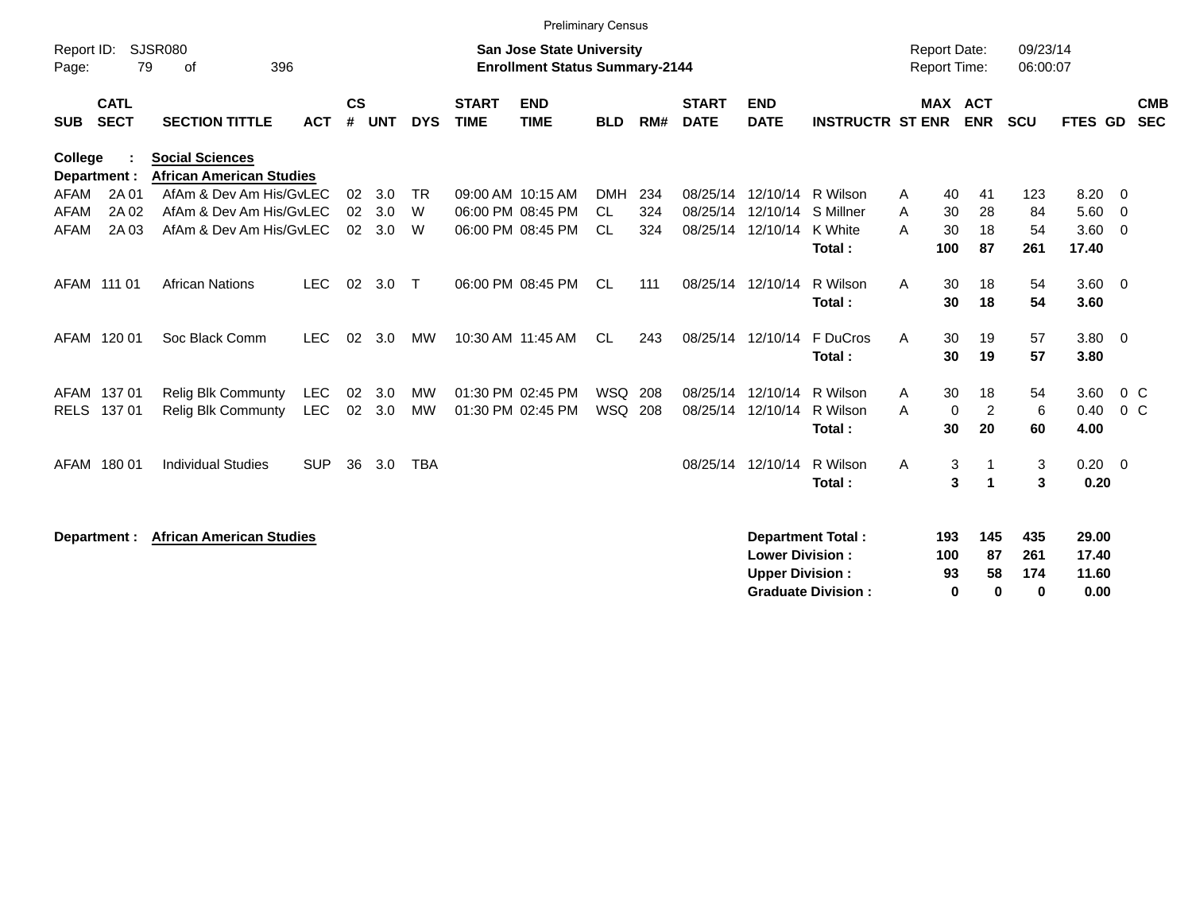Preliminary Census

Report ID: SJSR080

**San Jose State University**
**Enrollment Status Summary-2144**

Report Date: 09/23/14
Report Time: 06:00:07

| SUB | CATL SECT | SECTION TITTLE | ACT | CS # | UNT | DYS | START TIME | END TIME | BLD | RM# | START DATE | END DATE | INSTRUCTR | ST | MAX ENR | ACT ENR | SCU | FTES | GD | CMB SEC |
|---|---|---|---|---|---|---|---|---|---|---|---|---|---|---|---|---|---|---|---|---|
| **College :** | | **Social Sciences** | | | | | | | | | | | | | | | | | | |
| **Department :** | | **African American Studies** | | | | | | | | | | | | | | | | | | |
| AFAM | 2A 01 | AfAm & Dev Am His/Gv | LEC | 02 | 3.0 | TR | 09:00 AM | 10:15 AM | DMH | 234 | 08/25/14 | 12/10/14 | R Wilson | A | 40 | 41 | 123 | 8.20 | 0 | |
| AFAM | 2A 02 | AfAm & Dev Am His/Gv | LEC | 02 | 3.0 | W | 06:00 PM | 08:45 PM | CL | 324 | 08/25/14 | 12/10/14 | S Millner | A | 30 | 28 | 84 | 5.60 | 0 | |
| AFAM | 2A 03 | AfAm & Dev Am His/Gv | LEC | 02 | 3.0 | W | 06:00 PM | 08:45 PM | CL | 324 | 08/25/14 | 12/10/14 | K White | A | 30 | 18 | 54 | 3.60 | 0 | |
| | | | | | | | | | | | | | **Total :** | | **100** | **87** | **261** | **17.40** | | |
| AFAM | 111 01 | African Nations | LEC | 02 | 3.0 | T | 06:00 PM | 08:45 PM | CL | 111 | 08/25/14 | 12/10/14 | R Wilson | A | 30 | 18 | 54 | 3.60 | 0 | |
| | | | | | | | | | | | | | **Total :** | | **30** | **18** | **54** | **3.60** | | |
| AFAM | 120 01 | Soc Black Comm | LEC | 02 | 3.0 | MW | 10:30 AM | 11:45 AM | CL | 243 | 08/25/14 | 12/10/14 | F DuCros | A | 30 | 19 | 57 | 3.80 | 0 | |
| | | | | | | | | | | | | | **Total :** | | **30** | **19** | **57** | **3.80** | | |
| AFAM | 137 01 | Relig Blk Communty | LEC | 02 | 3.0 | MW | 01:30 PM | 02:45 PM | WSQ | 208 | 08/25/14 | 12/10/14 | R Wilson | A | 30 | 18 | 54 | 3.60 | 0 | C |
| RELS | 137 01 | Relig Blk Communty | LEC | 02 | 3.0 | MW | 01:30 PM | 02:45 PM | WSQ | 208 | 08/25/14 | 12/10/14 | R Wilson | A | 0 | 2 | 6 | 0.40 | 0 | C |
| | | | | | | | | | | | | | **Total :** | | **30** | **20** | **60** | **4.00** | | |
| AFAM | 180 01 | Individual Studies | SUP | 36 | 3.0 | TBA | | | | | 08/25/14 | 12/10/14 | R Wilson | A | 3 | 1 | 3 | 0.20 | 0 | |
| | | | | | | | | | | | | | **Total :** | | **3** | **1** | **3** | **0.20** | | |

**Department :** **African American Studies**

| | MAX ENR | ACT ENR | SCU | FTES |
|---|---|---|---|---|
| **Department Total :** | **193** | **145** | **435** | **29.00** |
| **Lower Division :** | **100** | **87** | **261** | **17.40** |
| **Upper Division :** | **93** | **58** | **174** | **11.60** |
| **Graduate Division :** | **0** | **0** | **0** | **0.00** |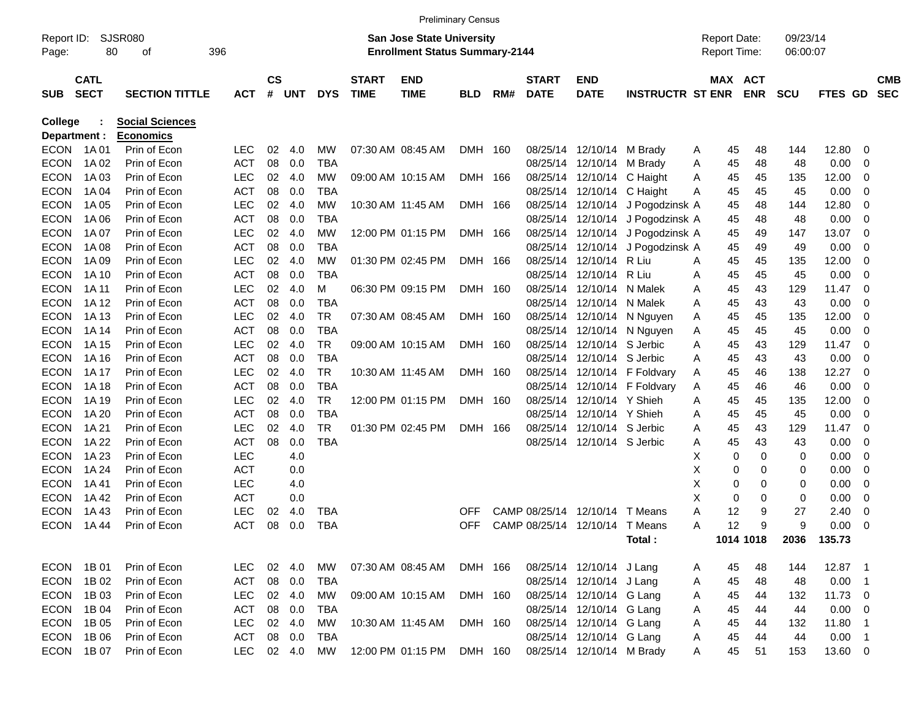Preliminary Census

Report ID: SJSR080

**San Jose State University**
**Enrollment Status Summary-2144**

Report Date: 09/23/14
Report Time: 06:00:07

**College : Social Sciences**
**Department : Economics**

| SUB | CATL SECT | SECTION TITTLE | ACT | CS # | UNT | DYS | START TIME | END TIME | BLD | RM# | START DATE | END DATE | INSTRUCTR | ST | MAX ENR | ACT ENR | SCU | FTES | GD | CMB SEC |
|---|---|---|---|---|---|---|---|---|---|---|---|---|---|---|---|---|---|---|---|---|
| ECON | 1A 01 | Prin of Econ | LEC | 02 | 4.0 | MW | 07:30 AM | 08:45 AM | DMH | 160 | 08/25/14 | 12/10/14 | M Brady | A | 45 | 48 | 144 | 12.80 | 0 | |
| ECON | 1A 02 | Prin of Econ | ACT | 08 | 0.0 | TBA | | | | | 08/25/14 | 12/10/14 | M Brady | A | 45 | 48 | 48 | 0.00 | 0 | |
| ECON | 1A 03 | Prin of Econ | LEC | 02 | 4.0 | MW | 09:00 AM | 10:15 AM | DMH | 166 | 08/25/14 | 12/10/14 | C Haight | A | 45 | 45 | 135 | 12.00 | 0 | |
| ECON | 1A 04 | Prin of Econ | ACT | 08 | 0.0 | TBA | | | | | 08/25/14 | 12/10/14 | C Haight | A | 45 | 45 | 45 | 0.00 | 0 | |
| ECON | 1A 05 | Prin of Econ | LEC | 02 | 4.0 | MW | 10:30 AM | 11:45 AM | DMH | 166 | 08/25/14 | 12/10/14 | J Pogodzinsk | A | 45 | 48 | 144 | 12.80 | 0 | |
| ECON | 1A 06 | Prin of Econ | ACT | 08 | 0.0 | TBA | | | | | 08/25/14 | 12/10/14 | J Pogodzinsk | A | 45 | 48 | 48 | 0.00 | 0 | |
| ECON | 1A 07 | Prin of Econ | LEC | 02 | 4.0 | MW | 12:00 PM | 01:15 PM | DMH | 166 | 08/25/14 | 12/10/14 | J Pogodzinsk | A | 45 | 49 | 147 | 13.07 | 0 | |
| ECON | 1A 08 | Prin of Econ | ACT | 08 | 0.0 | TBA | | | | | 08/25/14 | 12/10/14 | J Pogodzinsk | A | 45 | 49 | 49 | 0.00 | 0 | |
| ECON | 1A 09 | Prin of Econ | LEC | 02 | 4.0 | MW | 01:30 PM | 02:45 PM | DMH | 166 | 08/25/14 | 12/10/14 | R Liu | A | 45 | 45 | 135 | 12.00 | 0 | |
| ECON | 1A 10 | Prin of Econ | ACT | 08 | 0.0 | TBA | | | | | 08/25/14 | 12/10/14 | R Liu | A | 45 | 45 | 45 | 0.00 | 0 | |
| ECON | 1A 11 | Prin of Econ | LEC | 02 | 4.0 | M | 06:30 PM | 09:15 PM | DMH | 160 | 08/25/14 | 12/10/14 | N Malek | A | 45 | 43 | 129 | 11.47 | 0 | |
| ECON | 1A 12 | Prin of Econ | ACT | 08 | 0.0 | TBA | | | | | 08/25/14 | 12/10/14 | N Malek | A | 45 | 43 | 43 | 0.00 | 0 | |
| ECON | 1A 13 | Prin of Econ | LEC | 02 | 4.0 | TR | 07:30 AM | 08:45 AM | DMH | 160 | 08/25/14 | 12/10/14 | N Nguyen | A | 45 | 45 | 135 | 12.00 | 0 | |
| ECON | 1A 14 | Prin of Econ | ACT | 08 | 0.0 | TBA | | | | | 08/25/14 | 12/10/14 | N Nguyen | A | 45 | 45 | 45 | 0.00 | 0 | |
| ECON | 1A 15 | Prin of Econ | LEC | 02 | 4.0 | TR | 09:00 AM | 10:15 AM | DMH | 160 | 08/25/14 | 12/10/14 | S Jerbic | A | 45 | 43 | 129 | 11.47 | 0 | |
| ECON | 1A 16 | Prin of Econ | ACT | 08 | 0.0 | TBA | | | | | 08/25/14 | 12/10/14 | S Jerbic | A | 45 | 43 | 43 | 0.00 | 0 | |
| ECON | 1A 17 | Prin of Econ | LEC | 02 | 4.0 | TR | 10:30 AM | 11:45 AM | DMH | 160 | 08/25/14 | 12/10/14 | F Foldvary | A | 45 | 46 | 138 | 12.27 | 0 | |
| ECON | 1A 18 | Prin of Econ | ACT | 08 | 0.0 | TBA | | | | | 08/25/14 | 12/10/14 | F Foldvary | A | 45 | 46 | 46 | 0.00 | 0 | |
| ECON | 1A 19 | Prin of Econ | LEC | 02 | 4.0 | TR | 12:00 PM | 01:15 PM | DMH | 160 | 08/25/14 | 12/10/14 | Y Shieh | A | 45 | 45 | 135 | 12.00 | 0 | |
| ECON | 1A 20 | Prin of Econ | ACT | 08 | 0.0 | TBA | | | | | 08/25/14 | 12/10/14 | Y Shieh | A | 45 | 45 | 45 | 0.00 | 0 | |
| ECON | 1A 21 | Prin of Econ | LEC | 02 | 4.0 | TR | 01:30 PM | 02:45 PM | DMH | 166 | 08/25/14 | 12/10/14 | S Jerbic | A | 45 | 43 | 129 | 11.47 | 0 | |
| ECON | 1A 22 | Prin of Econ | ACT | 08 | 0.0 | TBA | | | | | 08/25/14 | 12/10/14 | S Jerbic | A | 45 | 43 | 43 | 0.00 | 0 | |
| ECON | 1A 23 | Prin of Econ | LEC | | 4.0 | | | | | | | | | X | 0 | 0 | 0 | 0.00 | 0 | |
| ECON | 1A 24 | Prin of Econ | ACT | | 0.0 | | | | | | | | | X | 0 | 0 | 0 | 0.00 | 0 | |
| ECON | 1A 41 | Prin of Econ | LEC | | 4.0 | | | | | | | | | X | 0 | 0 | 0 | 0.00 | 0 | |
| ECON | 1A 42 | Prin of Econ | ACT | | 0.0 | | | | | | | | | X | 0 | 0 | 0 | 0.00 | 0 | |
| ECON | 1A 43 | Prin of Econ | LEC | 02 | 4.0 | TBA | | | OFF | CAMP | 08/25/14 | 12/10/14 | T Means | A | 12 | 9 | 27 | 2.40 | 0 | |
| ECON | 1A 44 | Prin of Econ | ACT | 08 | 0.0 | TBA | | | OFF | CAMP | 08/25/14 | 12/10/14 | T Means | A | 12 | 9 | 9 | 0.00 | 0 | |
| | | | | | | | | | | | | | **Total :** | | **1014** | **1018** | **2036** | **135.73** | | |
| ECON | 1B 01 | Prin of Econ | LEC | 02 | 4.0 | MW | 07:30 AM | 08:45 AM | DMH | 166 | 08/25/14 | 12/10/14 | J Lang | A | 45 | 48 | 144 | 12.87 | 1 | |
| ECON | 1B 02 | Prin of Econ | ACT | 08 | 0.0 | TBA | | | | | 08/25/14 | 12/10/14 | J Lang | A | 45 | 48 | 48 | 0.00 | 1 | |
| ECON | 1B 03 | Prin of Econ | LEC | 02 | 4.0 | MW | 09:00 AM | 10:15 AM | DMH | 160 | 08/25/14 | 12/10/14 | G Lang | A | 45 | 44 | 132 | 11.73 | 0 | |
| ECON | 1B 04 | Prin of Econ | ACT | 08 | 0.0 | TBA | | | | | 08/25/14 | 12/10/14 | G Lang | A | 45 | 44 | 44 | 0.00 | 0 | |
| ECON | 1B 05 | Prin of Econ | LEC | 02 | 4.0 | MW | 10:30 AM | 11:45 AM | DMH | 160 | 08/25/14 | 12/10/14 | G Lang | A | 45 | 44 | 132 | 11.80 | 1 | |
| ECON | 1B 06 | Prin of Econ | ACT | 08 | 0.0 | TBA | | | | | 08/25/14 | 12/10/14 | G Lang | A | 45 | 44 | 44 | 0.00 | 1 | |
| ECON | 1B 07 | Prin of Econ | LEC | 02 | 4.0 | MW | 12:00 PM | 01:15 PM | DMH | 160 | 08/25/14 | 12/10/14 | M Brady | A | 45 | 51 | 153 | 13.60 | 0 | |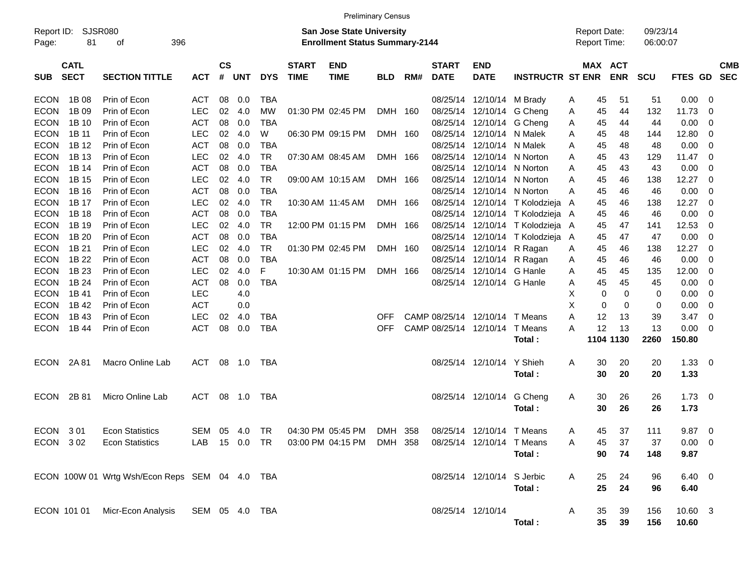Preliminary Census

Report ID: SJSR080
Page: 81 of 396

**San Jose State University**
**Enrollment Status Summary-2144**

Report Date: 09/23/14
Report Time: 06:00:07

| SUB | CATL SECT | SECTION TITTLE | ACT | CS # | UNT | DYS | START TIME | END TIME | BLD | RM# | START DATE | END DATE | INSTRUCTR | ST | MAX ENR | ACT ENR | SCU | FTES | GD | CMB SEC |
|---|---|---|---|---|---|---|---|---|---|---|---|---|---|---|---|---|---|---|---|---|
| ECON | 1B 08 | Prin of Econ | ACT | 08 | 0.0 | TBA | | | | | 08/25/14 | 12/10/14 | M Brady | A | 45 | 51 | 51 | 0.00 | 0 | |
| ECON | 1B 09 | Prin of Econ | LEC | 02 | 4.0 | MW | 01:30 PM | 02:45 PM | DMH | 160 | 08/25/14 | 12/10/14 | G Cheng | A | 45 | 44 | 132 | 11.73 | 0 | |
| ECON | 1B 10 | Prin of Econ | ACT | 08 | 0.0 | TBA | | | | | 08/25/14 | 12/10/14 | G Cheng | A | 45 | 44 | 44 | 0.00 | 0 | |
| ECON | 1B 11 | Prin of Econ | LEC | 02 | 4.0 | W | 06:30 PM | 09:15 PM | DMH | 160 | 08/25/14 | 12/10/14 | N Malek | A | 45 | 48 | 144 | 12.80 | 0 | |
| ECON | 1B 12 | Prin of Econ | ACT | 08 | 0.0 | TBA | | | | | 08/25/14 | 12/10/14 | N Malek | A | 45 | 48 | 48 | 0.00 | 0 | |
| ECON | 1B 13 | Prin of Econ | LEC | 02 | 4.0 | TR | 07:30 AM | 08:45 AM | DMH | 166 | 08/25/14 | 12/10/14 | N Norton | A | 45 | 43 | 129 | 11.47 | 0 | |
| ECON | 1B 14 | Prin of Econ | ACT | 08 | 0.0 | TBA | | | | | 08/25/14 | 12/10/14 | N Norton | A | 45 | 43 | 43 | 0.00 | 0 | |
| ECON | 1B 15 | Prin of Econ | LEC | 02 | 4.0 | TR | 09:00 AM | 10:15 AM | DMH | 166 | 08/25/14 | 12/10/14 | N Norton | A | 45 | 46 | 138 | 12.27 | 0 | |
| ECON | 1B 16 | Prin of Econ | ACT | 08 | 0.0 | TBA | | | | | 08/25/14 | 12/10/14 | N Norton | A | 45 | 46 | 46 | 0.00 | 0 | |
| ECON | 1B 17 | Prin of Econ | LEC | 02 | 4.0 | TR | 10:30 AM | 11:45 AM | DMH | 166 | 08/25/14 | 12/10/14 | T Kolodziejа | A | 45 | 46 | 138 | 12.27 | 0 | |
| ECON | 1B 18 | Prin of Econ | ACT | 08 | 0.0 | TBA | | | | | 08/25/14 | 12/10/14 | T Kolodzieja | A | 45 | 46 | 46 | 0.00 | 0 | |
| ECON | 1B 19 | Prin of Econ | LEC | 02 | 4.0 | TR | 12:00 PM | 01:15 PM | DMH | 166 | 08/25/14 | 12/10/14 | T Kolodzieja | A | 45 | 47 | 141 | 12.53 | 0 | |
| ECON | 1B 20 | Prin of Econ | ACT | 08 | 0.0 | TBA | | | | | 08/25/14 | 12/10/14 | T Kolodzieja | A | 45 | 47 | 47 | 0.00 | 0 | |
| ECON | 1B 21 | Prin of Econ | LEC | 02 | 4.0 | TR | 01:30 PM | 02:45 PM | DMH | 160 | 08/25/14 | 12/10/14 | R Ragan | A | 45 | 46 | 138 | 12.27 | 0 | |
| ECON | 1B 22 | Prin of Econ | ACT | 08 | 0.0 | TBA | | | | | 08/25/14 | 12/10/14 | R Ragan | A | 45 | 46 | 46 | 0.00 | 0 | |
| ECON | 1B 23 | Prin of Econ | LEC | 02 | 4.0 | F | 10:30 AM | 01:15 PM | DMH | 166 | 08/25/14 | 12/10/14 | G Hanle | A | 45 | 45 | 135 | 12.00 | 0 | |
| ECON | 1B 24 | Prin of Econ | ACT | 08 | 0.0 | TBA | | | | | 08/25/14 | 12/10/14 | G Hanle | A | 45 | 45 | 45 | 0.00 | 0 | |
| ECON | 1B 41 | Prin of Econ | LEC | | 4.0 | | | | | | | | | X | 0 | 0 | 0 | 0.00 | 0 | |
| ECON | 1B 42 | Prin of Econ | ACT | | 0.0 | | | | | | | | | X | 0 | 0 | 0 | 0.00 | 0 | |
| ECON | 1B 43 | Prin of Econ | LEC | 02 | 4.0 | TBA | | | OFF | CAMP | 08/25/14 | 12/10/14 | T Means | A | 12 | 13 | 39 | 3.47 | 0 | |
| ECON | 1B 44 | Prin of Econ | ACT | 08 | 0.0 | TBA | | | OFF | CAMP | 08/25/14 | 12/10/14 | T Means | A | 12 | 13 | 13 | 0.00 | 0 | |
| | | | | | | | | | | | | | **Total :** | | **1104** | **1130** | **2260** | **150.80** | | |
| ECON | 2A 81 | Macro Online Lab | ACT | 08 | 1.0 | TBA | | | | | 08/25/14 | 12/10/14 | Y Shieh | A | 30 | 20 | 20 | 1.33 | 0 | |
| | | | | | | | | | | | | | **Total :** | | **30** | **20** | **20** | **1.33** | | |
| ECON | 2B 81 | Micro Online Lab | ACT | 08 | 1.0 | TBA | | | | | 08/25/14 | 12/10/14 | G Cheng | A | 30 | 26 | 26 | 1.73 | 0 | |
| | | | | | | | | | | | | | **Total :** | | **30** | **26** | **26** | **1.73** | | |
| ECON | 3 01 | Econ Statistics | SEM | 05 | 4.0 | TR | 04:30 PM | 05:45 PM | DMH | 358 | 08/25/14 | 12/10/14 | T Means | A | 45 | 37 | 111 | 9.87 | 0 | |
| ECON | 3 02 | Econ Statistics | LAB | 15 | 0.0 | TR | 03:00 PM | 04:15 PM | DMH | 358 | 08/25/14 | 12/10/14 | T Means | A | 45 | 37 | 37 | 0.00 | 0 | |
| | | | | | | | | | | | | | **Total :** | | **90** | **74** | **148** | **9.87** | | |
| ECON | 100W 01 | Wrtg Wsh/Econ Reps | SEM | 04 | 4.0 | TBA | | | | | 08/25/14 | 12/10/14 | S Jerbic | A | 25 | 24 | 96 | 6.40 | 0 | |
| | | | | | | | | | | | | | **Total :** | | **25** | **24** | **96** | **6.40** | | |
| ECON | 101 01 | Micr-Econ Analysis | SEM | 05 | 4.0 | TBA | | | | | 08/25/14 | 12/10/14 | | A | 35 | 39 | 156 | 10.60 | 3 | |
| | | | | | | | | | | | | | **Total :** | | **35** | **39** | **156** | **10.60** | | |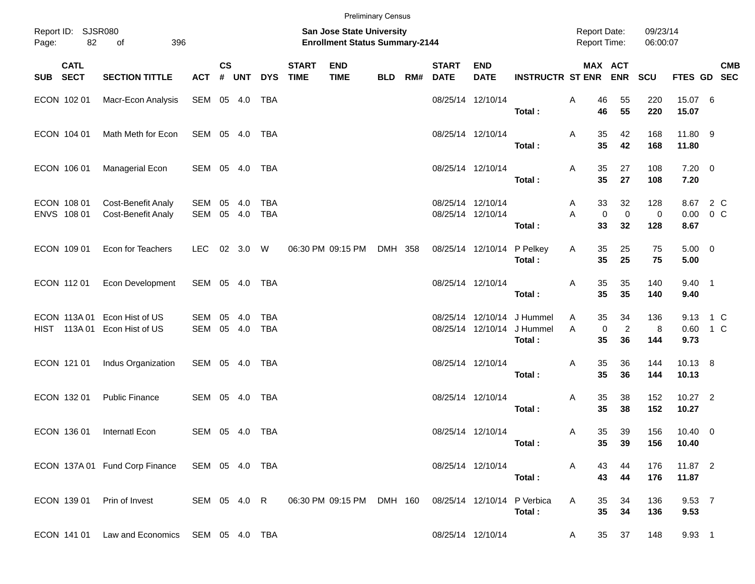Preliminary Census

Report ID: SJSR080
Page: 82 of 396

**San Jose State University**
**Enrollment Status Summary-2144**

Report Date: 09/23/14
Report Time: 06:00:07

| SUB | CATL SECT | SECTION TITTLE | ACT | CS # | UNT | DYS | START TIME | END TIME | BLD | RM# | START DATE | END DATE | INSTRUCTR | ST | MAX ENR | ACT ENR | SCU | FTES | GD | CMB SEC |
|---|---|---|---|---|---|---|---|---|---|---|---|---|---|---|---|---|---|---|---|---|
| ECON | 102 01 | Macr-Econ Analysis | SEM | 05 | 4.0 | TBA | | | | | 08/25/14 | 12/10/14 | | A | 46 | 55 | 220 | 15.07 | 6 | |
| | | | | | | | | | | | | | **Total :** | | **46** | **55** | **220** | **15.07** | | |
| ECON | 104 01 | Math Meth for Econ | SEM | 05 | 4.0 | TBA | | | | | 08/25/14 | 12/10/14 | | A | 35 | 42 | 168 | 11.80 | 9 | |
| | | | | | | | | | | | | | **Total :** | | **35** | **42** | **168** | **11.80** | | |
| ECON | 106 01 | Managerial Econ | SEM | 05 | 4.0 | TBA | | | | | 08/25/14 | 12/10/14 | | A | 35 | 27 | 108 | 7.20 | 0 | |
| | | | | | | | | | | | | | **Total :** | | **35** | **27** | **108** | **7.20** | | |
| ECON | 108 01 | Cost-Benefit Analy | SEM | 05 | 4.0 | TBA | | | | | 08/25/14 | 12/10/14 | | A | 33 | 32 | 128 | 8.67 | 2 | C |
| ENVS | 108 01 | Cost-Benefit Analy | SEM | 05 | 4.0 | TBA | | | | | 08/25/14 | 12/10/14 | | A | 0 | 0 | 0 | 0.00 | 0 | C |
| | | | | | | | | | | | | | **Total :** | | **33** | **32** | **128** | **8.67** | | |
| ECON | 109 01 | Econ for Teachers | LEC | 02 | 3.0 | W | 06:30 PM | 09:15 PM | DMH | 358 | 08/25/14 | 12/10/14 | P Pelkey | A | 35 | 25 | 75 | 5.00 | 0 | |
| | | | | | | | | | | | | | **Total :** | | **35** | **25** | **75** | **5.00** | | |
| ECON | 112 01 | Econ Development | SEM | 05 | 4.0 | TBA | | | | | 08/25/14 | 12/10/14 | | A | 35 | 35 | 140 | 9.40 | 1 | |
| | | | | | | | | | | | | | **Total :** | | **35** | **35** | **140** | **9.40** | | |
| ECON | 113A 01 | Econ Hist of US | SEM | 05 | 4.0 | TBA | | | | | 08/25/14 | 12/10/14 | J Hummel | A | 35 | 34 | 136 | 9.13 | 1 | C |
| HIST | 113A 01 | Econ Hist of US | SEM | 05 | 4.0 | TBA | | | | | 08/25/14 | 12/10/14 | J Hummel | A | 0 | 2 | 8 | 0.60 | 1 | C |
| | | | | | | | | | | | | | **Total :** | | **35** | **36** | **144** | **9.73** | | |
| ECON | 121 01 | Indus Organization | SEM | 05 | 4.0 | TBA | | | | | 08/25/14 | 12/10/14 | | A | 35 | 36 | 144 | 10.13 | 8 | |
| | | | | | | | | | | | | | **Total :** | | **35** | **36** | **144** | **10.13** | | |
| ECON | 132 01 | Public Finance | SEM | 05 | 4.0 | TBA | | | | | 08/25/14 | 12/10/14 | | A | 35 | 38 | 152 | 10.27 | 2 | |
| | | | | | | | | | | | | | **Total :** | | **35** | **38** | **152** | **10.27** | | |
| ECON | 136 01 | Internatl Econ | SEM | 05 | 4.0 | TBA | | | | | 08/25/14 | 12/10/14 | | A | 35 | 39 | 156 | 10.40 | 0 | |
| | | | | | | | | | | | | | **Total :** | | **35** | **39** | **156** | **10.40** | | |
| ECON | 137A 01 | Fund Corp Finance | SEM | 05 | 4.0 | TBA | | | | | 08/25/14 | 12/10/14 | | A | 43 | 44 | 176 | 11.87 | 2 | |
| | | | | | | | | | | | | | **Total :** | | **43** | **44** | **176** | **11.87** | | |
| ECON | 139 01 | Prin of Invest | SEM | 05 | 4.0 | R | 06:30 PM | 09:15 PM | DMH | 160 | 08/25/14 | 12/10/14 | P Verbica | A | 35 | 34 | 136 | 9.53 | 7 | |
| | | | | | | | | | | | | | **Total :** | | **35** | **34** | **136** | **9.53** | | |
| ECON | 141 01 | Law and Economics | SEM | 05 | 4.0 | TBA | | | | | 08/25/14 | 12/10/14 | | A | 35 | 37 | 148 | 9.93 | 1 | |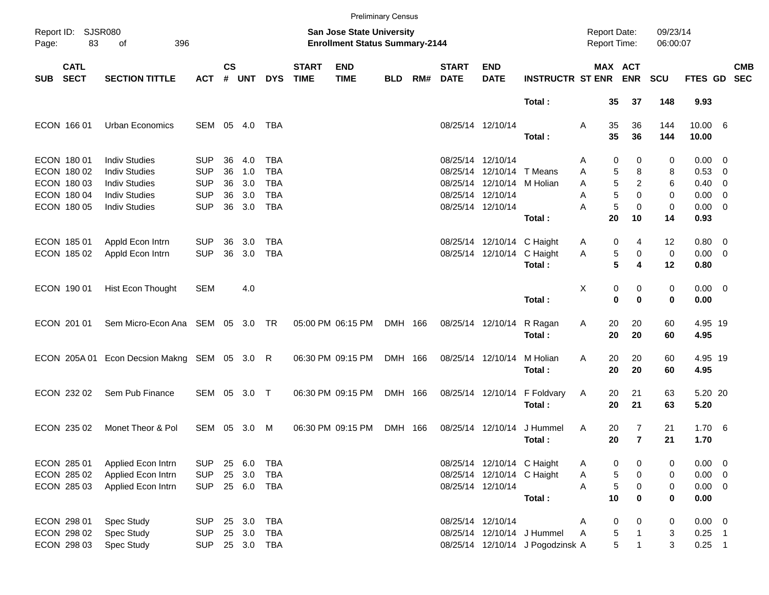Preliminary Census

Report ID: SJSR080

**San Jose State University**
**Enrollment Status Summary-2144**

Report Date: 09/23/14
Report Time: 06:00:07

| SUB | CATL SECT | SECTION TITTLE | ACT | CS # | UNT | DYS | START TIME | END TIME | BLD | RM# | START DATE | END DATE | INSTRUCTR | ST | MAX ENR | ACT ENR | SCU | FTES | GD | CMB SEC |
|---|---|---|---|---|---|---|---|---|---|---|---|---|---|---|---|---|---|---|---|---|
| | | | | | | | | | | | | | **Total :** | | **35** | **37** | **148** | **9.93** | | |
| ECON | 166 01 | Urban Economics | SEM | 05 | 4.0 | TBA | | | | | 08/25/14 | 12/10/14 | | A | 35 | 36 | 144 | 10.00 | 6 | |
| | | | | | | | | | | | | | **Total :** | | **35** | **36** | **144** | **10.00** | | |
| ECON | 180 01 | Indiv Studies | SUP | 36 | 4.0 | TBA | | | | | 08/25/14 | 12/10/14 | | A | 0 | 0 | 0 | 0.00 | 0 | |
| ECON | 180 02 | Indiv Studies | SUP | 36 | 1.0 | TBA | | | | | 08/25/14 | 12/10/14 | T Means | A | 5 | 8 | 8 | 0.53 | 0 | |
| ECON | 180 03 | Indiv Studies | SUP | 36 | 3.0 | TBA | | | | | 08/25/14 | 12/10/14 | M Holian | A | 5 | 2 | 6 | 0.40 | 0 | |
| ECON | 180 04 | Indiv Studies | SUP | 36 | 3.0 | TBA | | | | | 08/25/14 | 12/10/14 | | A | 5 | 0 | 0 | 0.00 | 0 | |
| ECON | 180 05 | Indiv Studies | SUP | 36 | 3.0 | TBA | | | | | 08/25/14 | 12/10/14 | | A | 5 | 0 | 0 | 0.00 | 0 | |
| | | | | | | | | | | | | | **Total :** | | **20** | **10** | **14** | **0.93** | | |
| ECON | 185 01 | Appld Econ Intrn | SUP | 36 | 3.0 | TBA | | | | | 08/25/14 | 12/10/14 | C Haight | A | 0 | 4 | 12 | 0.80 | 0 | |
| ECON | 185 02 | Appld Econ Intrn | SUP | 36 | 3.0 | TBA | | | | | 08/25/14 | 12/10/14 | C Haight | A | 5 | 0 | 0 | 0.00 | 0 | |
| | | | | | | | | | | | | | **Total :** | | **5** | **4** | **12** | **0.80** | | |
| ECON | 190 01 | Hist Econ Thought | SEM | | 4.0 | | | | | | | | | X | 0 | 0 | 0 | 0.00 | 0 | |
| | | | | | | | | | | | | | **Total :** | | **0** | **0** | **0** | **0.00** | | |
| ECON | 201 01 | Sem Micro-Econ Ana | SEM | 05 | 3.0 | TR | 05:00 PM | 06:15 PM | DMH | 166 | 08/25/14 | 12/10/14 | R Ragan | A | 20 | 20 | 60 | 4.95 | 19 | |
| | | | | | | | | | | | | | **Total :** | | **20** | **20** | **60** | **4.95** | | |
| ECON | 205A 01 | Econ Decsion Makng | SEM | 05 | 3.0 | R | 06:30 PM | 09:15 PM | DMH | 166 | 08/25/14 | 12/10/14 | M Holian | A | 20 | 20 | 60 | 4.95 | 19 | |
| | | | | | | | | | | | | | **Total :** | | **20** | **20** | **60** | **4.95** | | |
| ECON | 232 02 | Sem Pub Finance | SEM | 05 | 3.0 | T | 06:30 PM | 09:15 PM | DMH | 166 | 08/25/14 | 12/10/14 | F Foldvary | A | 20 | 21 | 63 | 5.20 | 20 | |
| | | | | | | | | | | | | | **Total :** | | **20** | **21** | **63** | **5.20** | | |
| ECON | 235 02 | Monet Theor & Pol | SEM | 05 | 3.0 | M | 06:30 PM | 09:15 PM | DMH | 166 | 08/25/14 | 12/10/14 | J Hummel | A | 20 | 7 | 21 | 1.70 | 6 | |
| | | | | | | | | | | | | | **Total :** | | **20** | **7** | **21** | **1.70** | | |
| ECON | 285 01 | Applied Econ Intrn | SUP | 25 | 6.0 | TBA | | | | | 08/25/14 | 12/10/14 | C Haight | A | 0 | 0 | 0 | 0.00 | 0 | |
| ECON | 285 02 | Applied Econ Intrn | SUP | 25 | 3.0 | TBA | | | | | 08/25/14 | 12/10/14 | C Haight | A | 5 | 0 | 0 | 0.00 | 0 | |
| ECON | 285 03 | Applied Econ Intrn | SUP | 25 | 6.0 | TBA | | | | | 08/25/14 | 12/10/14 | | A | 5 | 0 | 0 | 0.00 | 0 | |
| | | | | | | | | | | | | | **Total :** | | **10** | **0** | **0** | **0.00** | | |
| ECON | 298 01 | Spec Study | SUP | 25 | 3.0 | TBA | | | | | 08/25/14 | 12/10/14 | | A | 0 | 0 | 0 | 0.00 | 0 | |
| ECON | 298 02 | Spec Study | SUP | 25 | 3.0 | TBA | | | | | 08/25/14 | 12/10/14 | J Hummel | A | 5 | 1 | 3 | 0.25 | 1 | |
| ECON | 298 03 | Spec Study | SUP | 25 | 3.0 | TBA | | | | | 08/25/14 | 12/10/14 | J Pogodzinsk | A | 5 | 1 | 3 | 0.25 | 1 | |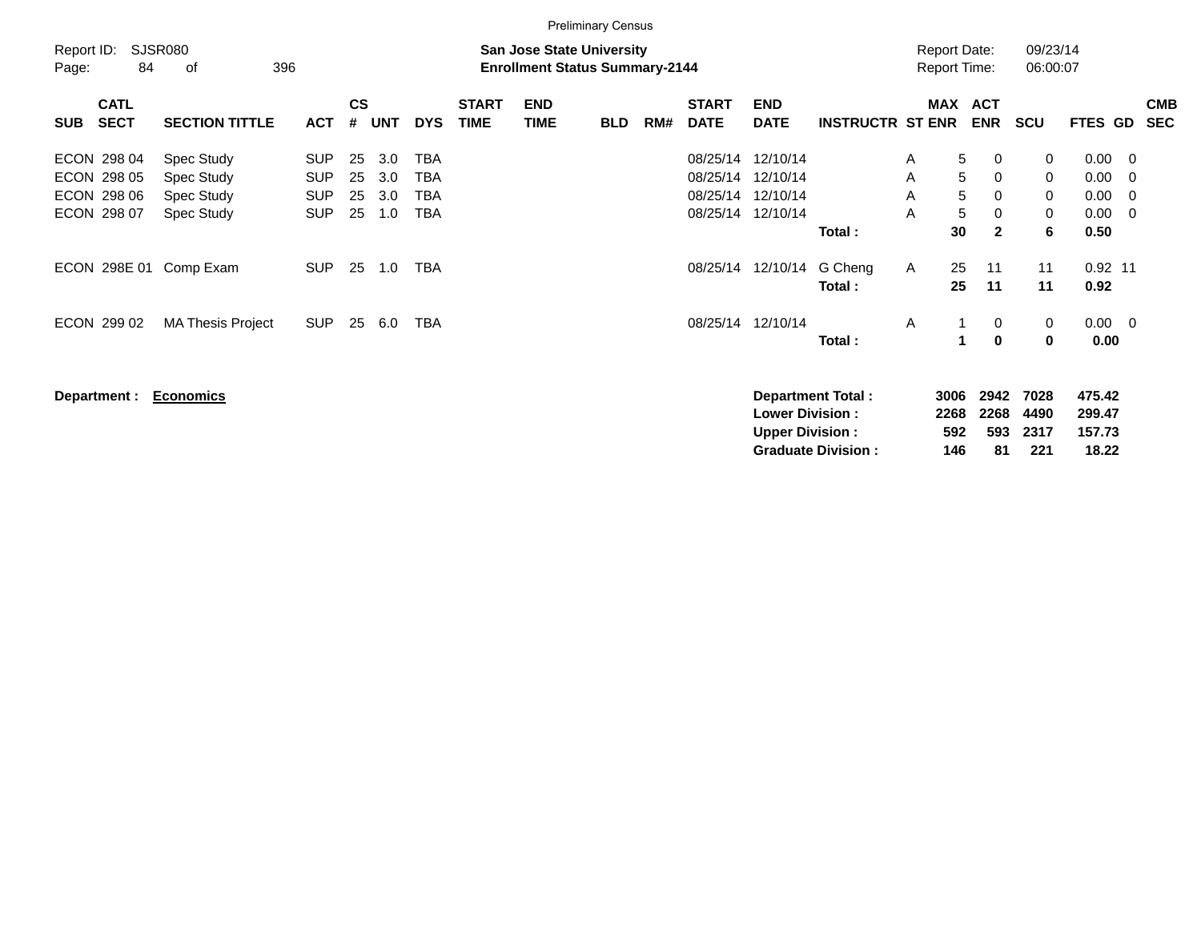Preliminary Census

Report ID: SJSR080

**San Jose State University**
**Enrollment Status Summary-2144**

Report Date: 09/23/14
Report Time: 06:00:07

| SUB | CATL SECT | SECTION TITTLE | ACT | CS # | UNT | DYS | START TIME | END TIME | BLD | RM# | START DATE | END DATE | INSTRUCTR | ST | MAX ENR | ACT ENR | SCU | FTES | GD | CMB SEC |
|---|---|---|---|---|---|---|---|---|---|---|---|---|---|---|---|---|---|---|---|---|
| ECON | 298 04 | Spec Study | SUP | 25 | 3.0 | TBA | | | | | 08/25/14 | 12/10/14 | | A | 5 | 0 | 0 | 0.00 | 0 | |
| ECON | 298 05 | Spec Study | SUP | 25 | 3.0 | TBA | | | | | 08/25/14 | 12/10/14 | | A | 5 | 0 | 0 | 0.00 | 0 | |
| ECON | 298 06 | Spec Study | SUP | 25 | 3.0 | TBA | | | | | 08/25/14 | 12/10/14 | | A | 5 | 0 | 0 | 0.00 | 0 | |
| ECON | 298 07 | Spec Study | SUP | 25 | 1.0 | TBA | | | | | 08/25/14 | 12/10/14 | | A | 5 | 0 | 0 | 0.00 | 0 | |
| | | | | | | | | | | | | | **Total :** | | **30** | **2** | **6** | **0.50** | | |
| ECON | 298E 01 | Comp Exam | SUP | 25 | 1.0 | TBA | | | | | 08/25/14 | 12/10/14 | G Cheng | A | 25 | 11 | 11 | 0.92 | 11 | |
| | | | | | | | | | | | | | **Total :** | | **25** | **11** | **11** | **0.92** | | |
| ECON | 299 02 | MA Thesis Project | SUP | 25 | 6.0 | TBA | | | | | 08/25/14 | 12/10/14 | | A | 1 | 0 | 0 | 0.00 | 0 | |
| | | | | | | | | | | | | | **Total :** | | **1** | **0** | **0** | **0.00** | | |

**Department :** **Economics**

| | MAX ENR | ACT ENR | SCU | FTES |
|---|---|---|---|---|
| **Department Total :** | **3006** | **2942** | **7028** | **475.42** |
| **Lower Division :** | **2268** | **2268** | **4490** | **299.47** |
| **Upper Division :** | **592** | **593** | **2317** | **157.73** |
| **Graduate Division :** | **146** | **81** | **221** | **18.22** |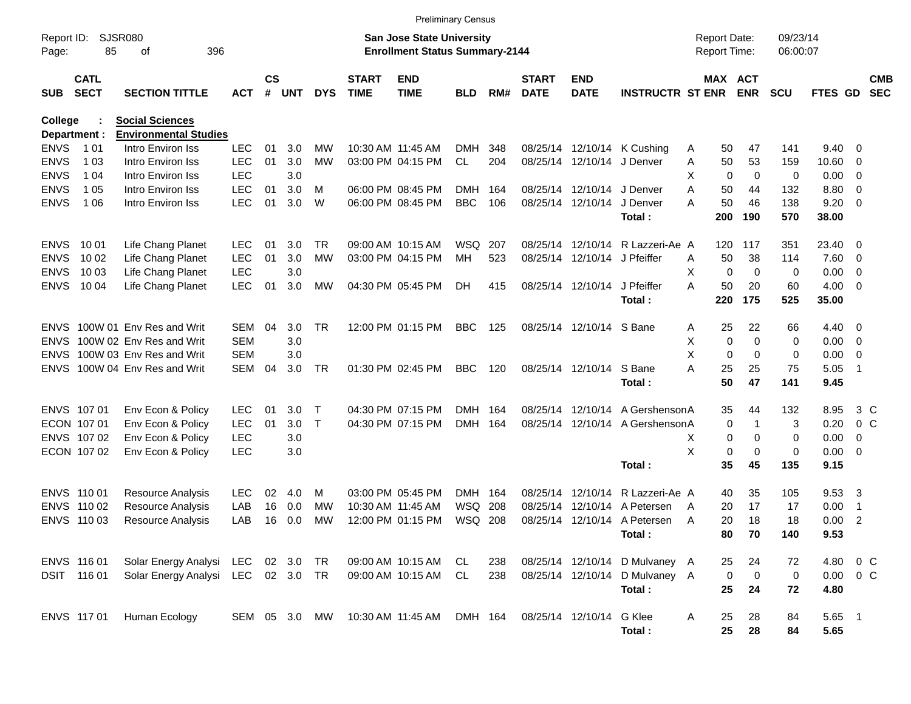Preliminary Census

Report ID: SJSR080
Page: 85 of 396

**San Jose State University**
**Enrollment Status Summary-2144**

Report Date: 09/23/14
Report Time: 06:00:07

College : **Social Sciences**
Department : **Environmental Studies**

| SUB | CATL SECT | SECTION TITTLE | ACT | CS # | UNT | DYS | START TIME | END TIME | BLD | RM# | START DATE | END DATE | INSTRUCTR | ST | MAX ENR | ACT ENR | SCU | FTES | GD | CMB SEC |
|---|---|---|---|---|---|---|---|---|---|---|---|---|---|---|---|---|---|---|---|---|
| ENVS | 1 01 | Intro Environ Iss | LEC | 01 | 3.0 | MW | 10:30 AM | 11:45 AM | DMH | 348 | 08/25/14 | 12/10/14 | K Cushing | A | 50 | 47 | 141 | 9.40 | 0 | |
| ENVS | 1 03 | Intro Environ Iss | LEC | 01 | 3.0 | MW | 03:00 PM | 04:15 PM | CL | 204 | 08/25/14 | 12/10/14 | J Denver | A | 50 | 53 | 159 | 10.60 | 0 | |
| ENVS | 1 04 | Intro Environ Iss | LEC | | 3.0 | | | | | | | | | X | 0 | 0 | 0 | 0.00 | 0 | |
| ENVS | 1 05 | Intro Environ Iss | LEC | 01 | 3.0 | M | 06:00 PM | 08:45 PM | DMH | 164 | 08/25/14 | 12/10/14 | J Denver | A | 50 | 44 | 132 | 8.80 | 0 | |
| ENVS | 1 06 | Intro Environ Iss | LEC | 01 | 3.0 | W | 06:00 PM | 08:45 PM | BBC | 106 | 08/25/14 | 12/10/14 | J Denver | A | 50 | 46 | 138 | 9.20 | 0 | |
| | | | | | | | | | | | | | **Total :** | | **200** | **190** | **570** | **38.00** | | |
| ENVS | 10 01 | Life Chang Planet | LEC | 01 | 3.0 | TR | 09:00 AM | 10:15 AM | WSQ | 207 | 08/25/14 | 12/10/14 | R Lazzeri-Ae | A | 120 | 117 | 351 | 23.40 | 0 | |
| ENVS | 10 02 | Life Chang Planet | LEC | 01 | 3.0 | MW | 03:00 PM | 04:15 PM | MH | 523 | 08/25/14 | 12/10/14 | J Pfeiffer | A | 50 | 38 | 114 | 7.60 | 0 | |
| ENVS | 10 03 | Life Chang Planet | LEC | | 3.0 | | | | | | | | | X | 0 | 0 | 0 | 0.00 | 0 | |
| ENVS | 10 04 | Life Chang Planet | LEC | 01 | 3.0 | MW | 04:30 PM | 05:45 PM | DH | 415 | 08/25/14 | 12/10/14 | J Pfeiffer | A | 50 | 20 | 60 | 4.00 | 0 | |
| | | | | | | | | | | | | | **Total :** | | **220** | **175** | **525** | **35.00** | | |
| ENVS | 100W 01 | Env Res and Writ | SEM | 04 | 3.0 | TR | 12:00 PM | 01:15 PM | BBC | 125 | 08/25/14 | 12/10/14 | S Bane | A | 25 | 22 | 66 | 4.40 | 0 | |
| ENVS | 100W 02 | Env Res and Writ | SEM | | 3.0 | | | | | | | | | X | 0 | 0 | 0 | 0.00 | 0 | |
| ENVS | 100W 03 | Env Res and Writ | SEM | | 3.0 | | | | | | | | | X | 0 | 0 | 0 | 0.00 | 0 | |
| ENVS | 100W 04 | Env Res and Writ | SEM | 04 | 3.0 | TR | 01:30 PM | 02:45 PM | BBC | 120 | 08/25/14 | 12/10/14 | S Bane | A | 25 | 25 | 75 | 5.05 | 1 | |
| | | | | | | | | | | | | | **Total :** | | **50** | **47** | **141** | **9.45** | | |
| ENVS | 107 01 | Env Econ & Policy | LEC | 01 | 3.0 | T | 04:30 PM | 07:15 PM | DMH | 164 | 08/25/14 | 12/10/14 | A Gershenson | A | 35 | 44 | 132 | 8.95 | 3 | C |
| ECON | 107 01 | Env Econ & Policy | LEC | 01 | 3.0 | T | 04:30 PM | 07:15 PM | DMH | 164 | 08/25/14 | 12/10/14 | A Gershenson | A | 0 | 1 | 3 | 0.20 | 0 | C |
| ENVS | 107 02 | Env Econ & Policy | LEC | | 3.0 | | | | | | | | | X | 0 | 0 | 0 | 0.00 | 0 | |
| ECON | 107 02 | Env Econ & Policy | LEC | | 3.0 | | | | | | | | | X | 0 | 0 | 0 | 0.00 | 0 | |
| | | | | | | | | | | | | | **Total :** | | **35** | **45** | **135** | **9.15** | | |
| ENVS | 110 01 | Resource Analysis | LEC | 02 | 4.0 | M | 03:00 PM | 05:45 PM | DMH | 164 | 08/25/14 | 12/10/14 | R Lazzeri-Ae | A | 40 | 35 | 105 | 9.53 | 3 | |
| ENVS | 110 02 | Resource Analysis | LAB | 16 | 0.0 | MW | 10:30 AM | 11:45 AM | WSQ | 208 | 08/25/14 | 12/10/14 | A Petersen | A | 20 | 17 | 17 | 0.00 | 1 | |
| ENVS | 110 03 | Resource Analysis | LAB | 16 | 0.0 | MW | 12:00 PM | 01:15 PM | WSQ | 208 | 08/25/14 | 12/10/14 | A Petersen | A | 20 | 18 | 18 | 0.00 | 2 | |
| | | | | | | | | | | | | | **Total :** | | **80** | **70** | **140** | **9.53** | | |
| ENVS | 116 01 | Solar Energy Analysi | LEC | 02 | 3.0 | TR | 09:00 AM | 10:15 AM | CL | 238 | 08/25/14 | 12/10/14 | D Mulvaney | A | 25 | 24 | 72 | 4.80 | 0 | C |
| DSIT | 116 01 | Solar Energy Analysi | LEC | 02 | 3.0 | TR | 09:00 AM | 10:15 AM | CL | 238 | 08/25/14 | 12/10/14 | D Mulvaney | A | 0 | 0 | 0 | 0.00 | 0 | C |
| | | | | | | | | | | | | | **Total :** | | **25** | **24** | **72** | **4.80** | | |
| ENVS | 117 01 | Human Ecology | SEM | 05 | 3.0 | MW | 10:30 AM | 11:45 AM | DMH | 164 | 08/25/14 | 12/10/14 | G Klee | A | 25 | 28 | 84 | 5.65 | 1 | |
| | | | | | | | | | | | | | **Total :** | | **25** | **28** | **84** | **5.65** | | |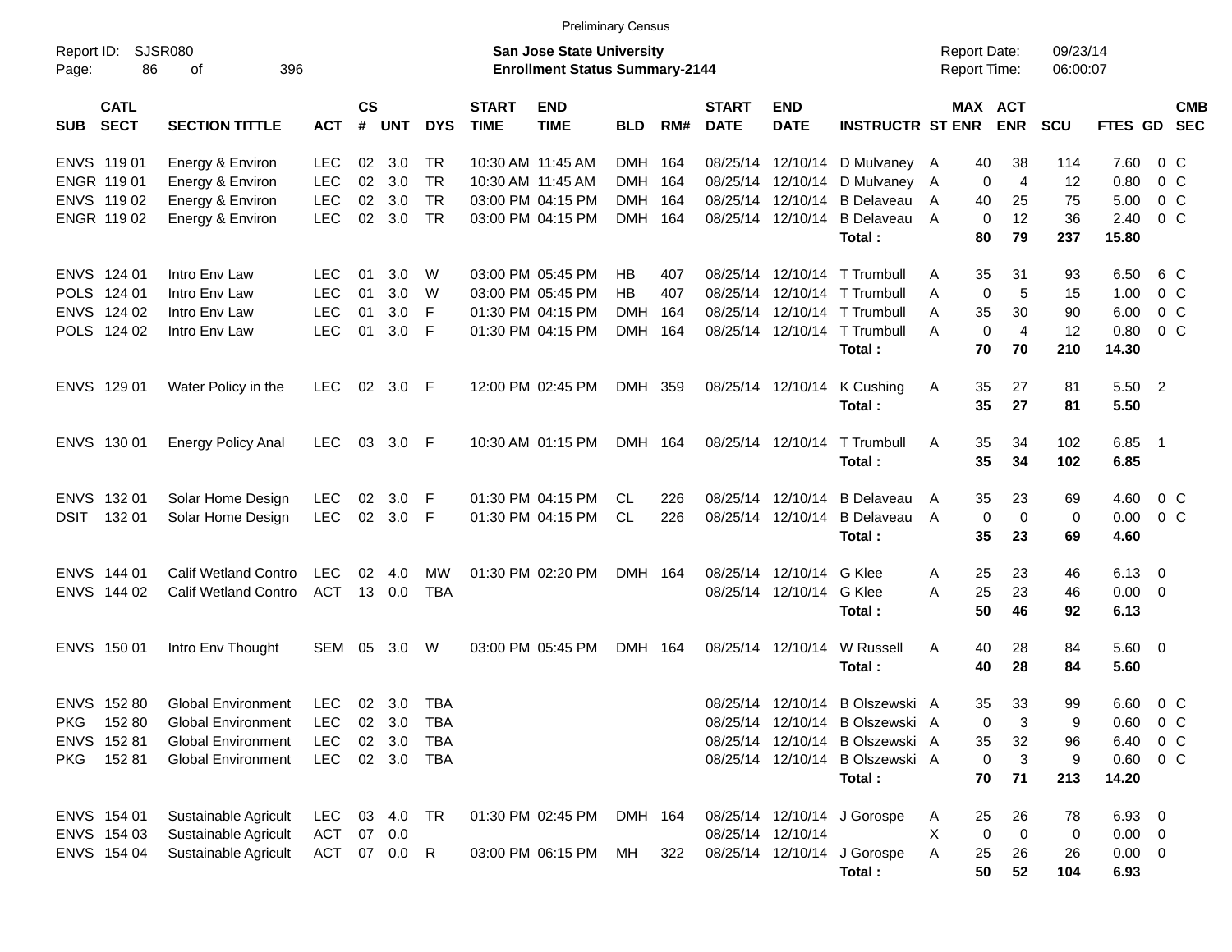Preliminary Census

Report ID: SJSR080

**San Jose State University**
**Enrollment Status Summary-2144**

Report Date: 09/23/14
Report Time: 06:00:07

| SUB | CATL SECT | SECTION TITTLE | ACT | CS # | UNT | DYS | START TIME | END TIME | BLD | RM# | START DATE | END DATE | INSTRUCTR | ST | MAX ENR | ACT ENR | SCU | FTES | GD | CMB SEC |
|---|---|---|---|---|---|---|---|---|---|---|---|---|---|---|---|---|---|---|---|---|
| ENVS | 119 01 | Energy & Environ | LEC | 02 | 3.0 | TR | 10:30 AM | 11:45 AM | DMH | 164 | 08/25/14 | 12/10/14 | D Mulvaney | A | 40 | 38 | 114 | 7.60 | 0 | C |
| ENGR | 119 01 | Energy & Environ | LEC | 02 | 3.0 | TR | 10:30 AM | 11:45 AM | DMH | 164 | 08/25/14 | 12/10/14 | D Mulvaney | A | 0 | 4 | 12 | 0.80 | 0 | C |
| ENVS | 119 02 | Energy & Environ | LEC | 02 | 3.0 | TR | 03:00 PM | 04:15 PM | DMH | 164 | 08/25/14 | 12/10/14 | B Delaveau | A | 40 | 25 | 75 | 5.00 | 0 | C |
| ENGR | 119 02 | Energy & Environ | LEC | 02 | 3.0 | TR | 03:00 PM | 04:15 PM | DMH | 164 | 08/25/14 | 12/10/14 | B Delaveau | A | 0 | 12 | 36 | 2.40 | 0 | C |
| | | | | | | | | | | | | | **Total :** | | **80** | **79** | **237** | **15.80** | | |
| ENVS | 124 01 | Intro Env Law | LEC | 01 | 3.0 | W | 03:00 PM | 05:45 PM | HB | 407 | 08/25/14 | 12/10/14 | T Trumbull | A | 35 | 31 | 93 | 6.50 | 6 | C |
| POLS | 124 01 | Intro Env Law | LEC | 01 | 3.0 | W | 03:00 PM | 05:45 PM | HB | 407 | 08/25/14 | 12/10/14 | T Trumbull | A | 0 | 5 | 15 | 1.00 | 0 | C |
| ENVS | 124 02 | Intro Env Law | LEC | 01 | 3.0 | F | 01:30 PM | 04:15 PM | DMH | 164 | 08/25/14 | 12/10/14 | T Trumbull | A | 35 | 30 | 90 | 6.00 | 0 | C |
| POLS | 124 02 | Intro Env Law | LEC | 01 | 3.0 | F | 01:30 PM | 04:15 PM | DMH | 164 | 08/25/14 | 12/10/14 | T Trumbull | A | 0 | 4 | 12 | 0.80 | 0 | C |
| | | | | | | | | | | | | | **Total :** | | **70** | **70** | **210** | **14.30** | | |
| ENVS | 129 01 | Water Policy in the | LEC | 02 | 3.0 | F | 12:00 PM | 02:45 PM | DMH | 359 | 08/25/14 | 12/10/14 | K Cushing | A | 35 | 27 | 81 | 5.50 | 2 | |
| | | | | | | | | | | | | | **Total :** | | **35** | **27** | **81** | **5.50** | | |
| ENVS | 130 01 | Energy Policy Anal | LEC | 03 | 3.0 | F | 10:30 AM | 01:15 PM | DMH | 164 | 08/25/14 | 12/10/14 | T Trumbull | A | 35 | 34 | 102 | 6.85 | 1 | |
| | | | | | | | | | | | | | **Total :** | | **35** | **34** | **102** | **6.85** | | |
| ENVS | 132 01 | Solar Home Design | LEC | 02 | 3.0 | F | 01:30 PM | 04:15 PM | CL | 226 | 08/25/14 | 12/10/14 | B Delaveau | A | 35 | 23 | 69 | 4.60 | 0 | C |
| DSIT | 132 01 | Solar Home Design | LEC | 02 | 3.0 | F | 01:30 PM | 04:15 PM | CL | 226 | 08/25/14 | 12/10/14 | B Delaveau | A | 0 | 0 | 0 | 0.00 | 0 | C |
| | | | | | | | | | | | | | **Total :** | | **35** | **23** | **69** | **4.60** | | |
| ENVS | 144 01 | Calif Wetland Contro | LEC | 02 | 4.0 | MW | 01:30 PM | 02:20 PM | DMH | 164 | 08/25/14 | 12/10/14 | G Klee | A | 25 | 23 | 46 | 6.13 | 0 | |
| ENVS | 144 02 | Calif Wetland Contro | ACT | 13 | 0.0 | TBA | | | | | 08/25/14 | 12/10/14 | G Klee | A | 25 | 23 | 46 | 0.00 | 0 | |
| | | | | | | | | | | | | | **Total :** | | **50** | **46** | **92** | **6.13** | | |
| ENVS | 150 01 | Intro Env Thought | SEM | 05 | 3.0 | W | 03:00 PM | 05:45 PM | DMH | 164 | 08/25/14 | 12/10/14 | W Russell | A | 40 | 28 | 84 | 5.60 | 0 | |
| | | | | | | | | | | | | | **Total :** | | **40** | **28** | **84** | **5.60** | | |
| ENVS | 152 80 | Global Environment | LEC | 02 | 3.0 | TBA | | | | | 08/25/14 | 12/10/14 | B Olszewski | A | 35 | 33 | 99 | 6.60 | 0 | C |
| PKG | 152 80 | Global Environment | LEC | 02 | 3.0 | TBA | | | | | 08/25/14 | 12/10/14 | B Olszewski | A | 0 | 3 | 9 | 0.60 | 0 | C |
| ENVS | 152 81 | Global Environment | LEC | 02 | 3.0 | TBA | | | | | 08/25/14 | 12/10/14 | B Olszewski | A | 35 | 32 | 96 | 6.40 | 0 | C |
| PKG | 152 81 | Global Environment | LEC | 02 | 3.0 | TBA | | | | | 08/25/14 | 12/10/14 | B Olszewski | A | 0 | 3 | 9 | 0.60 | 0 | C |
| | | | | | | | | | | | | | **Total :** | | **70** | **71** | **213** | **14.20** | | |
| ENVS | 154 01 | Sustainable Agricult | LEC | 03 | 4.0 | TR | 01:30 PM | 02:45 PM | DMH | 164 | 08/25/14 | 12/10/14 | J Gorospe | A | 25 | 26 | 78 | 6.93 | 0 | |
| ENVS | 154 03 | Sustainable Agricult | ACT | 07 | 0.0 | | | | | | 08/25/14 | 12/10/14 | | X | 0 | 0 | 0 | 0.00 | 0 | |
| ENVS | 154 04 | Sustainable Agricult | ACT | 07 | 0.0 | R | 03:00 PM | 06:15 PM | MH | 322 | 08/25/14 | 12/10/14 | J Gorospe | A | 25 | 26 | 26 | 0.00 | 0 | |
| | | | | | | | | | | | | | **Total :** | | **50** | **52** | **104** | **6.93** | | |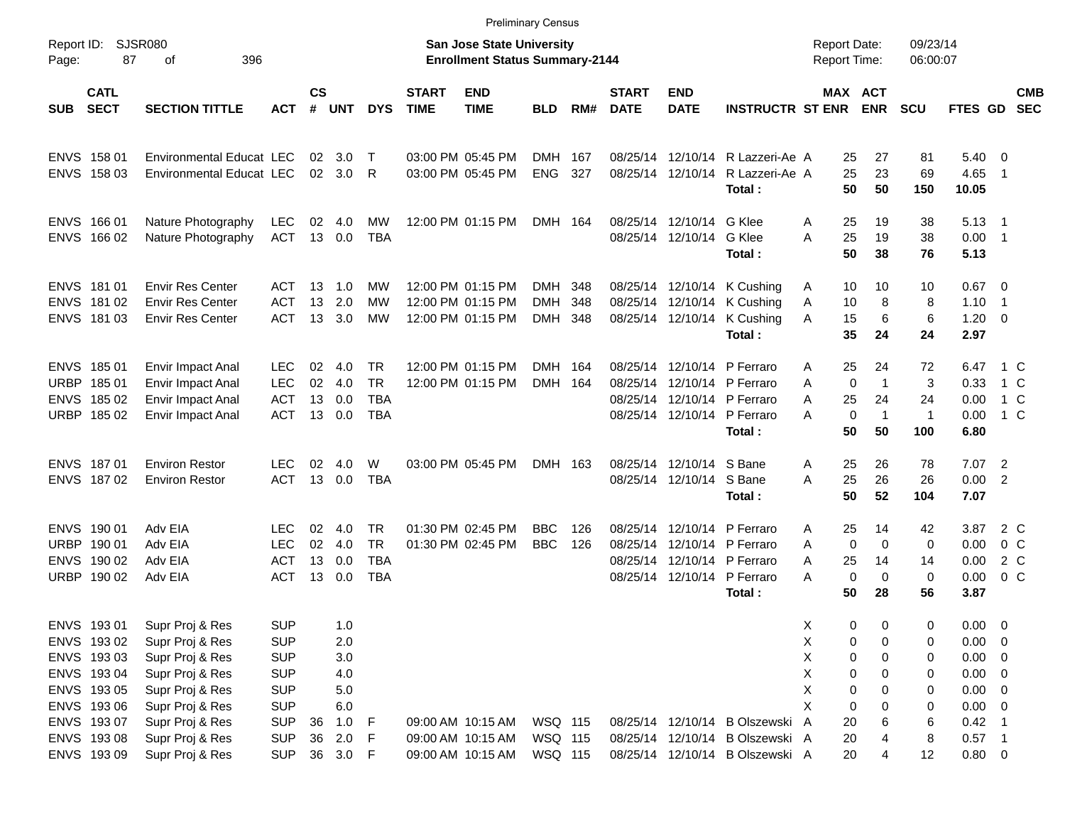Preliminary Census

Report ID: SJSR080

**San Jose State University**
**Enrollment Status Summary-2144**

Report Date: 09/23/14
Report Time: 06:00:07

| SUB | CATL SECT | SECTION TITTLE | ACT | CS # | UNT | DYS | START TIME | END TIME | BLD | RM# | START DATE | END DATE | INSTRUCTR | ST | MAX ENR | ACT ENR | SCU | FTES | GD | CMB SEC |
|---|---|---|---|---|---|---|---|---|---|---|---|---|---|---|---|---|---|---|---|---|
| ENVS | 158 01 | Environmental Educat | LEC | 02 | 3.0 | T | 03:00 PM | 05:45 PM | DMH | 167 | 08/25/14 | 12/10/14 | R Lazzeri-Ae | A | 25 | 27 | 81 | 5.40 | 0 | |
| ENVS | 158 03 | Environmental Educat | LEC | 02 | 3.0 | R | 03:00 PM | 05:45 PM | ENG | 327 | 08/25/14 | 12/10/14 | R Lazzeri-Ae | A | 25 | 23 | 69 | 4.65 | 1 | |
| | | | | | | | | | | | | | **Total :** | | **50** | **50** | **150** | **10.05** | | |
| ENVS | 166 01 | Nature Photography | LEC | 02 | 4.0 | MW | 12:00 PM | 01:15 PM | DMH | 164 | 08/25/14 | 12/10/14 | G Klee | A | 25 | 19 | 38 | 5.13 | 1 | |
| ENVS | 166 02 | Nature Photography | ACT | 13 | 0.0 | TBA | | | | | 08/25/14 | 12/10/14 | G Klee | A | 25 | 19 | 38 | 0.00 | 1 | |
| | | | | | | | | | | | | | **Total :** | | **50** | **38** | **76** | **5.13** | | |
| ENVS | 181 01 | Envir Res Center | ACT | 13 | 1.0 | MW | 12:00 PM | 01:15 PM | DMH | 348 | 08/25/14 | 12/10/14 | K Cushing | A | 10 | 10 | 10 | 0.67 | 0 | |
| ENVS | 181 02 | Envir Res Center | ACT | 13 | 2.0 | MW | 12:00 PM | 01:15 PM | DMH | 348 | 08/25/14 | 12/10/14 | K Cushing | A | 10 | 8 | 8 | 1.10 | 1 | |
| ENVS | 181 03 | Envir Res Center | ACT | 13 | 3.0 | MW | 12:00 PM | 01:15 PM | DMH | 348 | 08/25/14 | 12/10/14 | K Cushing | A | 15 | 6 | 6 | 1.20 | 0 | |
| | | | | | | | | | | | | | **Total :** | | **35** | **24** | **24** | **2.97** | | |
| ENVS | 185 01 | Envir Impact Anal | LEC | 02 | 4.0 | TR | 12:00 PM | 01:15 PM | DMH | 164 | 08/25/14 | 12/10/14 | P Ferraro | A | 25 | 24 | 72 | 6.47 | 1 | C |
| URBP | 185 01 | Envir Impact Anal | LEC | 02 | 4.0 | TR | 12:00 PM | 01:15 PM | DMH | 164 | 08/25/14 | 12/10/14 | P Ferraro | A | 0 | 1 | 3 | 0.33 | 1 | C |
| ENVS | 185 02 | Envir Impact Anal | ACT | 13 | 0.0 | TBA | | | | | 08/25/14 | 12/10/14 | P Ferraro | A | 25 | 24 | 24 | 0.00 | 1 | C |
| URBP | 185 02 | Envir Impact Anal | ACT | 13 | 0.0 | TBA | | | | | 08/25/14 | 12/10/14 | P Ferraro | A | 0 | 1 | 1 | 0.00 | 1 | C |
| | | | | | | | | | | | | | **Total :** | | **50** | **50** | **100** | **6.80** | | |
| ENVS | 187 01 | Environ Restor | LEC | 02 | 4.0 | W | 03:00 PM | 05:45 PM | DMH | 163 | 08/25/14 | 12/10/14 | S Bane | A | 25 | 26 | 78 | 7.07 | 2 | |
| ENVS | 187 02 | Environ Restor | ACT | 13 | 0.0 | TBA | | | | | 08/25/14 | 12/10/14 | S Bane | A | 25 | 26 | 26 | 0.00 | 2 | |
| | | | | | | | | | | | | | **Total :** | | **50** | **52** | **104** | **7.07** | | |
| ENVS | 190 01 | Adv EIA | LEC | 02 | 4.0 | TR | 01:30 PM | 02:45 PM | BBC | 126 | 08/25/14 | 12/10/14 | P Ferraro | A | 25 | 14 | 42 | 3.87 | 2 | C |
| URBP | 190 01 | Adv EIA | LEC | 02 | 4.0 | TR | 01:30 PM | 02:45 PM | BBC | 126 | 08/25/14 | 12/10/14 | P Ferraro | A | 0 | 0 | 0 | 0.00 | 0 | C |
| ENVS | 190 02 | Adv EIA | ACT | 13 | 0.0 | TBA | | | | | 08/25/14 | 12/10/14 | P Ferraro | A | 25 | 14 | 14 | 0.00 | 2 | C |
| URBP | 190 02 | Adv EIA | ACT | 13 | 0.0 | TBA | | | | | 08/25/14 | 12/10/14 | P Ferraro | A | 0 | 0 | 0 | 0.00 | 0 | C |
| | | | | | | | | | | | | | **Total :** | | **50** | **28** | **56** | **3.87** | | |
| ENVS | 193 01 | Supr Proj & Res | SUP | | 1.0 | | | | | | | | | X | 0 | 0 | 0 | 0.00 | 0 | |
| ENVS | 193 02 | Supr Proj & Res | SUP | | 2.0 | | | | | | | | | X | 0 | 0 | 0 | 0.00 | 0 | |
| ENVS | 193 03 | Supr Proj & Res | SUP | | 3.0 | | | | | | | | | X | 0 | 0 | 0 | 0.00 | 0 | |
| ENVS | 193 04 | Supr Proj & Res | SUP | | 4.0 | | | | | | | | | X | 0 | 0 | 0 | 0.00 | 0 | |
| ENVS | 193 05 | Supr Proj & Res | SUP | | 5.0 | | | | | | | | | X | 0 | 0 | 0 | 0.00 | 0 | |
| ENVS | 193 06 | Supr Proj & Res | SUP | | 6.0 | | | | | | | | | X | 0 | 0 | 0 | 0.00 | 0 | |
| ENVS | 193 07 | Supr Proj & Res | SUP | 36 | 1.0 | F | 09:00 AM | 10:15 AM | WSQ | 115 | 08/25/14 | 12/10/14 | B Olszewski | A | 20 | 6 | 6 | 0.42 | 1 | |
| ENVS | 193 08 | Supr Proj & Res | SUP | 36 | 2.0 | F | 09:00 AM | 10:15 AM | WSQ | 115 | 08/25/14 | 12/10/14 | B Olszewski | A | 20 | 4 | 8 | 0.57 | 1 | |
| ENVS | 193 09 | Supr Proj & Res | SUP | 36 | 3.0 | F | 09:00 AM | 10:15 AM | WSQ | 115 | 08/25/14 | 12/10/14 | B Olszewski | A | 20 | 4 | 12 | 0.80 | 0 | |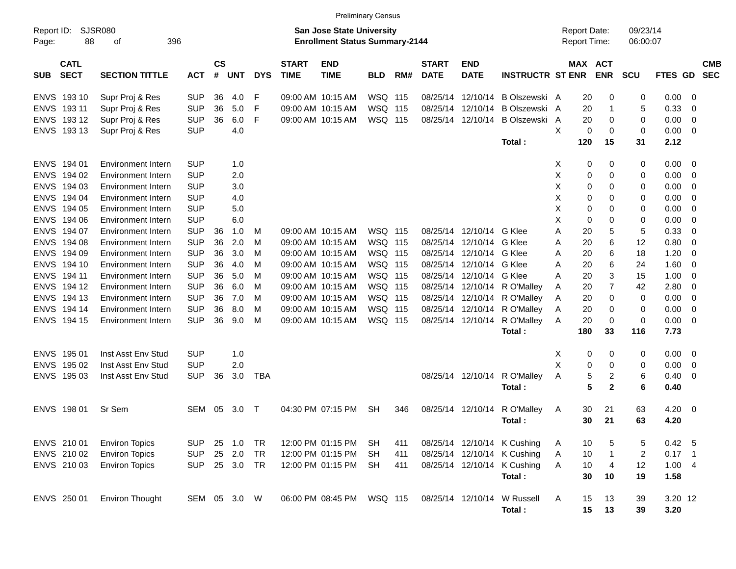Preliminary Census

Report ID: SJSR080 | **San Jose State University** | Report Date: 09/23/14
**Enrollment Status Summary-2144** | Report Time: 06:00:07

| SUB | CATL SECT | SECTION TITTLE | ACT | CS # | UNT | DYS | START TIME | END TIME | BLD | RM# | START DATE | END DATE | INSTRUCTR | ST | MAX ENR | ACT ENR | SCU | FTES | GD | CMB SEC |
|---|---|---|---|---|---|---|---|---|---|---|---|---|---|---|---|---|---|---|---|---|
| ENVS | 193 10 | Supr Proj & Res | SUP | 36 | 4.0 | F | 09:00 AM | 10:15 AM | WSQ | 115 | 08/25/14 | 12/10/14 | B Olszewski | A | 20 | 0 | 0 | 0.00 | 0 | |
| ENVS | 193 11 | Supr Proj & Res | SUP | 36 | 5.0 | F | 09:00 AM | 10:15 AM | WSQ | 115 | 08/25/14 | 12/10/14 | B Olszewski | A | 20 | 1 | 5 | 0.33 | 0 | |
| ENVS | 193 12 | Supr Proj & Res | SUP | 36 | 6.0 | F | 09:00 AM | 10:15 AM | WSQ | 115 | 08/25/14 | 12/10/14 | B Olszewski | A | 20 | 0 | 0 | 0.00 | 0 | |
| ENVS | 193 13 | Supr Proj & Res | SUP | | 4.0 | | | | | | | | | X | 0 | 0 | 0 | 0.00 | 0 | |
| | | | | | | | | | | | | | **Total :** | | **120** | **15** | **31** | **2.12** | | |
| ENVS | 194 01 | Environment Intern | SUP | | 1.0 | | | | | | | | | X | 0 | 0 | 0 | 0.00 | 0 | |
| ENVS | 194 02 | Environment Intern | SUP | | 2.0 | | | | | | | | | X | 0 | 0 | 0 | 0.00 | 0 | |
| ENVS | 194 03 | Environment Intern | SUP | | 3.0 | | | | | | | | | X | 0 | 0 | 0 | 0.00 | 0 | |
| ENVS | 194 04 | Environment Intern | SUP | | 4.0 | | | | | | | | | X | 0 | 0 | 0 | 0.00 | 0 | |
| ENVS | 194 05 | Environment Intern | SUP | | 5.0 | | | | | | | | | X | 0 | 0 | 0 | 0.00 | 0 | |
| ENVS | 194 06 | Environment Intern | SUP | | 6.0 | | | | | | | | | X | 0 | 0 | 0 | 0.00 | 0 | |
| ENVS | 194 07 | Environment Intern | SUP | 36 | 1.0 | M | 09:00 AM | 10:15 AM | WSQ | 115 | 08/25/14 | 12/10/14 | G Klee | A | 20 | 5 | 5 | 0.33 | 0 | |
| ENVS | 194 08 | Environment Intern | SUP | 36 | 2.0 | M | 09:00 AM | 10:15 AM | WSQ | 115 | 08/25/14 | 12/10/14 | G Klee | A | 20 | 6 | 12 | 0.80 | 0 | |
| ENVS | 194 09 | Environment Intern | SUP | 36 | 3.0 | M | 09:00 AM | 10:15 AM | WSQ | 115 | 08/25/14 | 12/10/14 | G Klee | A | 20 | 6 | 18 | 1.20 | 0 | |
| ENVS | 194 10 | Environment Intern | SUP | 36 | 4.0 | M | 09:00 AM | 10:15 AM | WSQ | 115 | 08/25/14 | 12/10/14 | G Klee | A | 20 | 6 | 24 | 1.60 | 0 | |
| ENVS | 194 11 | Environment Intern | SUP | 36 | 5.0 | M | 09:00 AM | 10:15 AM | WSQ | 115 | 08/25/14 | 12/10/14 | G Klee | A | 20 | 3 | 15 | 1.00 | 0 | |
| ENVS | 194 12 | Environment Intern | SUP | 36 | 6.0 | M | 09:00 AM | 10:15 AM | WSQ | 115 | 08/25/14 | 12/10/14 | R O'Malley | A | 20 | 7 | 42 | 2.80 | 0 | |
| ENVS | 194 13 | Environment Intern | SUP | 36 | 7.0 | M | 09:00 AM | 10:15 AM | WSQ | 115 | 08/25/14 | 12/10/14 | R O'Malley | A | 20 | 0 | 0 | 0.00 | 0 | |
| ENVS | 194 14 | Environment Intern | SUP | 36 | 8.0 | M | 09:00 AM | 10:15 AM | WSQ | 115 | 08/25/14 | 12/10/14 | R O'Malley | A | 20 | 0 | 0 | 0.00 | 0 | |
| ENVS | 194 15 | Environment Intern | SUP | 36 | 9.0 | M | 09:00 AM | 10:15 AM | WSQ | 115 | 08/25/14 | 12/10/14 | R O'Malley | A | 20 | 0 | 0 | 0.00 | 0 | |
| | | | | | | | | | | | | | **Total :** | | **180** | **33** | **116** | **7.73** | | |
| ENVS | 195 01 | Inst Asst Env Stud | SUP | | 1.0 | | | | | | | | | X | 0 | 0 | 0 | 0.00 | 0 | |
| ENVS | 195 02 | Inst Asst Env Stud | SUP | | 2.0 | | | | | | | | | X | 0 | 0 | 0 | 0.00 | 0 | |
| ENVS | 195 03 | Inst Asst Env Stud | SUP | 36 | 3.0 | TBA | | | | | 08/25/14 | 12/10/14 | R O'Malley | A | 5 | 2 | 6 | 0.40 | 0 | |
| | | | | | | | | | | | | | **Total :** | | **5** | **2** | **6** | **0.40** | | |
| ENVS | 198 01 | Sr Sem | SEM | 05 | 3.0 | T | 04:30 PM | 07:15 PM | SH | 346 | 08/25/14 | 12/10/14 | R O'Malley | A | 30 | 21 | 63 | 4.20 | 0 | |
| | | | | | | | | | | | | | **Total :** | | **30** | **21** | **63** | **4.20** | | |
| ENVS | 210 01 | Environ Topics | SUP | 25 | 1.0 | TR | 12:00 PM | 01:15 PM | SH | 411 | 08/25/14 | 12/10/14 | K Cushing | A | 10 | 5 | 5 | 0.42 | 5 | |
| ENVS | 210 02 | Environ Topics | SUP | 25 | 2.0 | TR | 12:00 PM | 01:15 PM | SH | 411 | 08/25/14 | 12/10/14 | K Cushing | A | 10 | 1 | 2 | 0.17 | 1 | |
| ENVS | 210 03 | Environ Topics | SUP | 25 | 3.0 | TR | 12:00 PM | 01:15 PM | SH | 411 | 08/25/14 | 12/10/14 | K Cushing | A | 10 | 4 | 12 | 1.00 | 4 | |
| | | | | | | | | | | | | | **Total :** | | **30** | **10** | **19** | **1.58** | | |
| ENVS | 250 01 | Environ Thought | SEM | 05 | 3.0 | W | 06:00 PM | 08:45 PM | WSQ | 115 | 08/25/14 | 12/10/14 | W Russell | A | 15 | 13 | 39 | 3.20 | 12 | |
| | | | | | | | | | | | | | **Total :** | | **15** | **13** | **39** | **3.20** | | |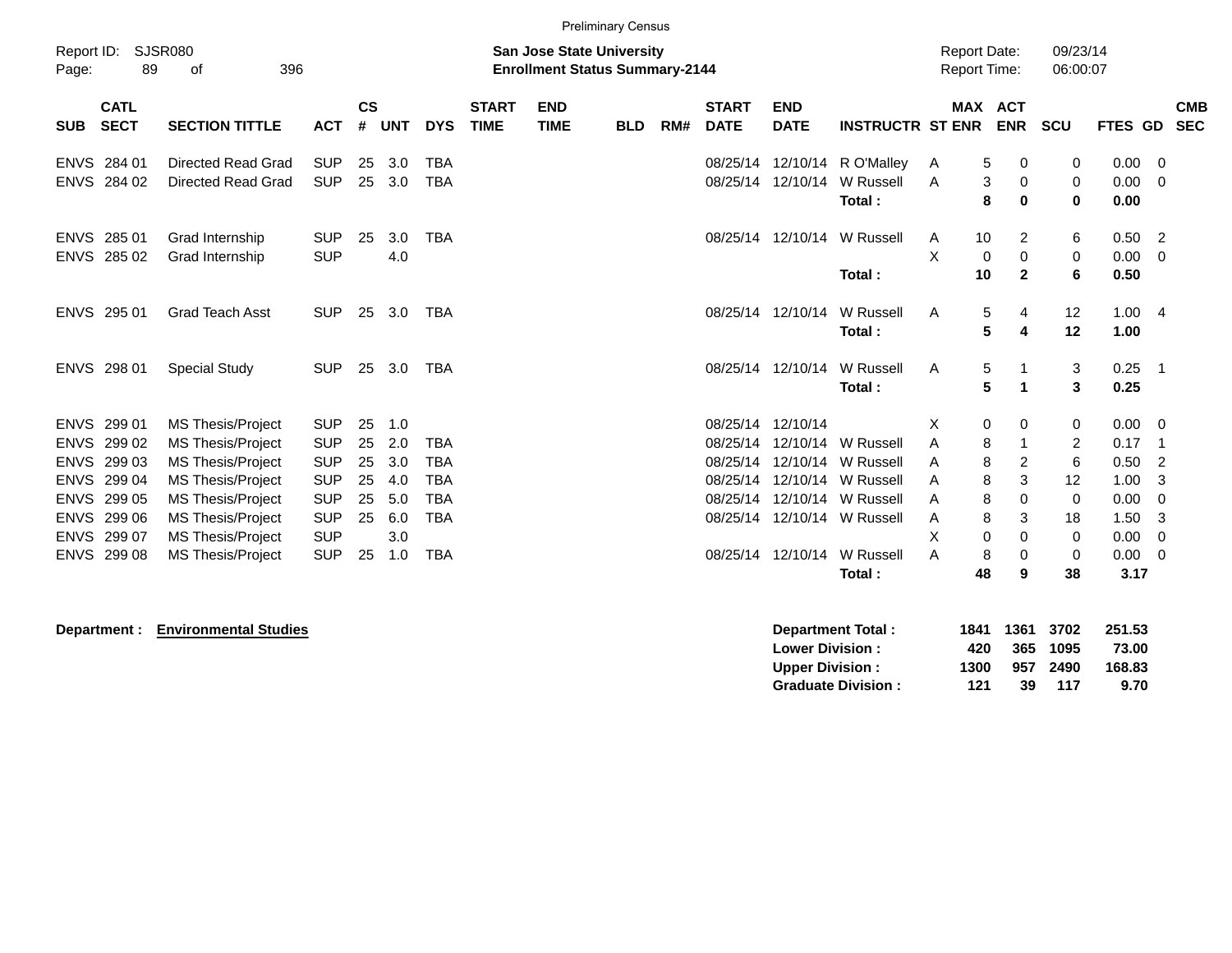Preliminary Census

Report ID: SJSR080

**San Jose State University**
**Enrollment Status Summary-2144**

Report Date: 09/23/14
Report Time: 06:00:07

| SUB | CATL SECT | SECTION TITTLE | ACT | CS # | UNT | DYS | START TIME | END TIME | BLD | RM# | START DATE | END DATE | INSTRUCTR | ST | MAX ENR | ACT ENR | SCU | FTES | GD | CMB SEC |
|---|---|---|---|---|---|---|---|---|---|---|---|---|---|---|---|---|---|---|---|---|
| ENVS | 284 01 | Directed Read Grad | SUP | 25 | 3.0 | TBA | | | | | 08/25/14 | 12/10/14 | R O'Malley | A | 5 | 0 | 0 | 0.00 | 0 | |
| ENVS | 284 02 | Directed Read Grad | SUP | 25 | 3.0 | TBA | | | | | 08/25/14 | 12/10/14 | W Russell | A | 3 | 0 | 0 | 0.00 | 0 | |
| | | | | | | | | | | | | | **Total :** | | **8** | **0** | **0** | **0.00** | | |
| ENVS | 285 01 | Grad Internship | SUP | 25 | 3.0 | TBA | | | | | 08/25/14 | 12/10/14 | W Russell | A | 10 | 2 | 6 | 0.50 | 2 | |
| ENVS | 285 02 | Grad Internship | SUP | | 4.0 | | | | | | | | | X | 0 | 0 | 0 | 0.00 | 0 | |
| | | | | | | | | | | | | | **Total :** | | **10** | **2** | **6** | **0.50** | | |
| ENVS | 295 01 | Grad Teach Asst | SUP | 25 | 3.0 | TBA | | | | | 08/25/14 | 12/10/14 | W Russell | A | 5 | 4 | 12 | 1.00 | 4 | |
| | | | | | | | | | | | | | **Total :** | | **5** | **4** | **12** | **1.00** | | |
| ENVS | 298 01 | Special Study | SUP | 25 | 3.0 | TBA | | | | | 08/25/14 | 12/10/14 | W Russell | A | 5 | 1 | 3 | 0.25 | 1 | |
| | | | | | | | | | | | | | **Total :** | | **5** | **1** | **3** | **0.25** | | |
| ENVS | 299 01 | MS Thesis/Project | SUP | 25 | 1.0 | | | | | | 08/25/14 | 12/10/14 | | X | 0 | 0 | 0 | 0.00 | 0 | |
| ENVS | 299 02 | MS Thesis/Project | SUP | 25 | 2.0 | TBA | | | | | 08/25/14 | 12/10/14 | W Russell | A | 8 | 1 | 2 | 0.17 | 1 | |
| ENVS | 299 03 | MS Thesis/Project | SUP | 25 | 3.0 | TBA | | | | | 08/25/14 | 12/10/14 | W Russell | A | 8 | 2 | 6 | 0.50 | 2 | |
| ENVS | 299 04 | MS Thesis/Project | SUP | 25 | 4.0 | TBA | | | | | 08/25/14 | 12/10/14 | W Russell | A | 8 | 3 | 12 | 1.00 | 3 | |
| ENVS | 299 05 | MS Thesis/Project | SUP | 25 | 5.0 | TBA | | | | | 08/25/14 | 12/10/14 | W Russell | A | 8 | 0 | 0 | 0.00 | 0 | |
| ENVS | 299 06 | MS Thesis/Project | SUP | 25 | 6.0 | TBA | | | | | 08/25/14 | 12/10/14 | W Russell | A | 8 | 3 | 18 | 1.50 | 3 | |
| ENVS | 299 07 | MS Thesis/Project | SUP | | 3.0 | | | | | | | | | X | 0 | 0 | 0 | 0.00 | 0 | |
| ENVS | 299 08 | MS Thesis/Project | SUP | 25 | 1.0 | TBA | | | | | 08/25/14 | 12/10/14 | W Russell | A | 8 | 0 | 0 | 0.00 | 0 | |
| | | | | | | | | | | | | | **Total :** | | **48** | **9** | **38** | **3.17** | | |

**Department :** **Environmental Studies**

| | MAX ENR | ACT ENR | SCU | FTES |
|---|---|---|---|---|
| **Department Total :** | **1841** | **1361** | **3702** | **251.53** |
| **Lower Division :** | **420** | **365** | **1095** | **73.00** |
| **Upper Division :** | **1300** | **957** | **2490** | **168.83** |
| **Graduate Division :** | **121** | **39** | **117** | **9.70** |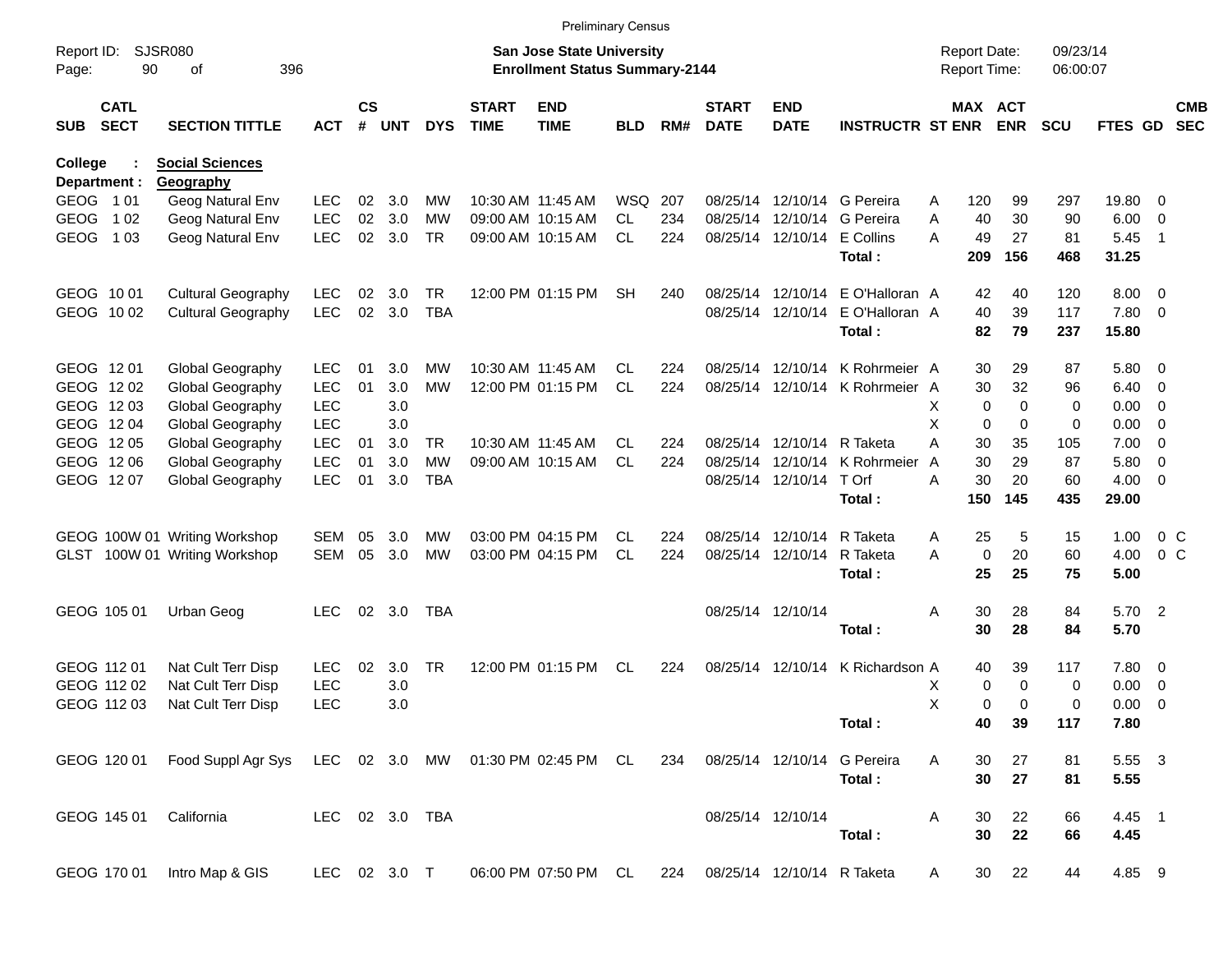Preliminary Census

Report ID: SJSR080

**San Jose State University**
**Enrollment Status Summary-2144**

Report Date: 09/23/14
Report Time: 06:00:07

**College : Social Sciences**
**Department : Geography**

| SUB | CATL SECT | SECTION TITTLE | ACT | CS # | UNT | DYS | START TIME | END TIME | BLD | RM# | START DATE | END DATE | INSTRUCTR | ST | MAX ENR | ACT ENR | SCU | FTES | GD | CMB SEC |
|---|---|---|---|---|---|---|---|---|---|---|---|---|---|---|---|---|---|---|---|---|
| GEOG | 1 01 | Geog Natural Env | LEC | 02 | 3.0 | MW | 10:30 AM | 11:45 AM | WSQ | 207 | 08/25/14 | 12/10/14 | G Pereira | A | 120 | 99 | 297 | 19.80 | 0 | |
| GEOG | 1 02 | Geog Natural Env | LEC | 02 | 3.0 | MW | 09:00 AM | 10:15 AM | CL | 234 | 08/25/14 | 12/10/14 | G Pereira | A | 40 | 30 | 90 | 6.00 | 0 | |
| GEOG | 1 03 | Geog Natural Env | LEC | 02 | 3.0 | TR | 09:00 AM | 10:15 AM | CL | 224 | 08/25/14 | 12/10/14 | E Collins | A | 49 | 27 | 81 | 5.45 | 1 | |
| | | | | | | | | | | | | | **Total :** | | **209** | **156** | **468** | **31.25** | | |
| GEOG | 10 01 | Cultural Geography | LEC | 02 | 3.0 | TR | 12:00 PM | 01:15 PM | SH | 240 | 08/25/14 | 12/10/14 | E O'Halloran | A | 42 | 40 | 120 | 8.00 | 0 | |
| GEOG | 10 02 | Cultural Geography | LEC | 02 | 3.0 | TBA | | | | | 08/25/14 | 12/10/14 | E O'Halloran | A | 40 | 39 | 117 | 7.80 | 0 | |
| | | | | | | | | | | | | | **Total :** | | **82** | **79** | **237** | **15.80** | | |
| GEOG | 12 01 | Global Geography | LEC | 01 | 3.0 | MW | 10:30 AM | 11:45 AM | CL | 224 | 08/25/14 | 12/10/14 | K Rohrmeier | A | 30 | 29 | 87 | 5.80 | 0 | |
| GEOG | 12 02 | Global Geography | LEC | 01 | 3.0 | MW | 12:00 PM | 01:15 PM | CL | 224 | 08/25/14 | 12/10/14 | K Rohrmeier | A | 30 | 32 | 96 | 6.40 | 0 | |
| GEOG | 12 03 | Global Geography | LEC | | 3.0 | | | | | | | | | X | 0 | 0 | 0 | 0.00 | 0 | |
| GEOG | 12 04 | Global Geography | LEC | | 3.0 | | | | | | | | | X | 0 | 0 | 0 | 0.00 | 0 | |
| GEOG | 12 05 | Global Geography | LEC | 01 | 3.0 | TR | 10:30 AM | 11:45 AM | CL | 224 | 08/25/14 | 12/10/14 | R Taketa | A | 30 | 35 | 105 | 7.00 | 0 | |
| GEOG | 12 06 | Global Geography | LEC | 01 | 3.0 | MW | 09:00 AM | 10:15 AM | CL | 224 | 08/25/14 | 12/10/14 | K Rohrmeier | A | 30 | 29 | 87 | 5.80 | 0 | |
| GEOG | 12 07 | Global Geography | LEC | 01 | 3.0 | TBA | | | | | 08/25/14 | 12/10/14 | T Orf | A | 30 | 20 | 60 | 4.00 | 0 | |
| | | | | | | | | | | | | | **Total :** | | **150** | **145** | **435** | **29.00** | | |
| GEOG | 100W 01 | Writing Workshop | SEM | 05 | 3.0 | MW | 03:00 PM | 04:15 PM | CL | 224 | 08/25/14 | 12/10/14 | R Taketa | A | 25 | 5 | 15 | 1.00 | 0 | C |
| GLST | 100W 01 | Writing Workshop | SEM | 05 | 3.0 | MW | 03:00 PM | 04:15 PM | CL | 224 | 08/25/14 | 12/10/14 | R Taketa | A | 0 | 20 | 60 | 4.00 | 0 | C |
| | | | | | | | | | | | | | **Total :** | | **25** | **25** | **75** | **5.00** | | |
| GEOG | 105 01 | Urban Geog | LEC | 02 | 3.0 | TBA | | | | | 08/25/14 | 12/10/14 | | A | 30 | 28 | 84 | 5.70 | 2 | |
| | | | | | | | | | | | | | **Total :** | | **30** | **28** | **84** | **5.70** | | |
| GEOG | 112 01 | Nat Cult Terr Disp | LEC | 02 | 3.0 | TR | 12:00 PM | 01:15 PM | CL | 224 | 08/25/14 | 12/10/14 | K Richardson | A | 40 | 39 | 117 | 7.80 | 0 | |
| GEOG | 112 02 | Nat Cult Terr Disp | LEC | | 3.0 | | | | | | | | | X | 0 | 0 | 0 | 0.00 | 0 | |
| GEOG | 112 03 | Nat Cult Terr Disp | LEC | | 3.0 | | | | | | | | | X | 0 | 0 | 0 | 0.00 | 0 | |
| | | | | | | | | | | | | | **Total :** | | **40** | **39** | **117** | **7.80** | | |
| GEOG | 120 01 | Food Suppl Agr Sys | LEC | 02 | 3.0 | MW | 01:30 PM | 02:45 PM | CL | 234 | 08/25/14 | 12/10/14 | G Pereira | A | 30 | 27 | 81 | 5.55 | 3 | |
| | | | | | | | | | | | | | **Total :** | | **30** | **27** | **81** | **5.55** | | |
| GEOG | 145 01 | California | LEC | 02 | 3.0 | TBA | | | | | 08/25/14 | 12/10/14 | | A | 30 | 22 | 66 | 4.45 | 1 | |
| | | | | | | | | | | | | | **Total :** | | **30** | **22** | **66** | **4.45** | | |
| GEOG | 170 01 | Intro Map & GIS | LEC | 02 | 3.0 | T | 06:00 PM | 07:50 PM | CL | 224 | 08/25/14 | 12/10/14 | R Taketa | A | 30 | 22 | 44 | 4.85 | 9 | |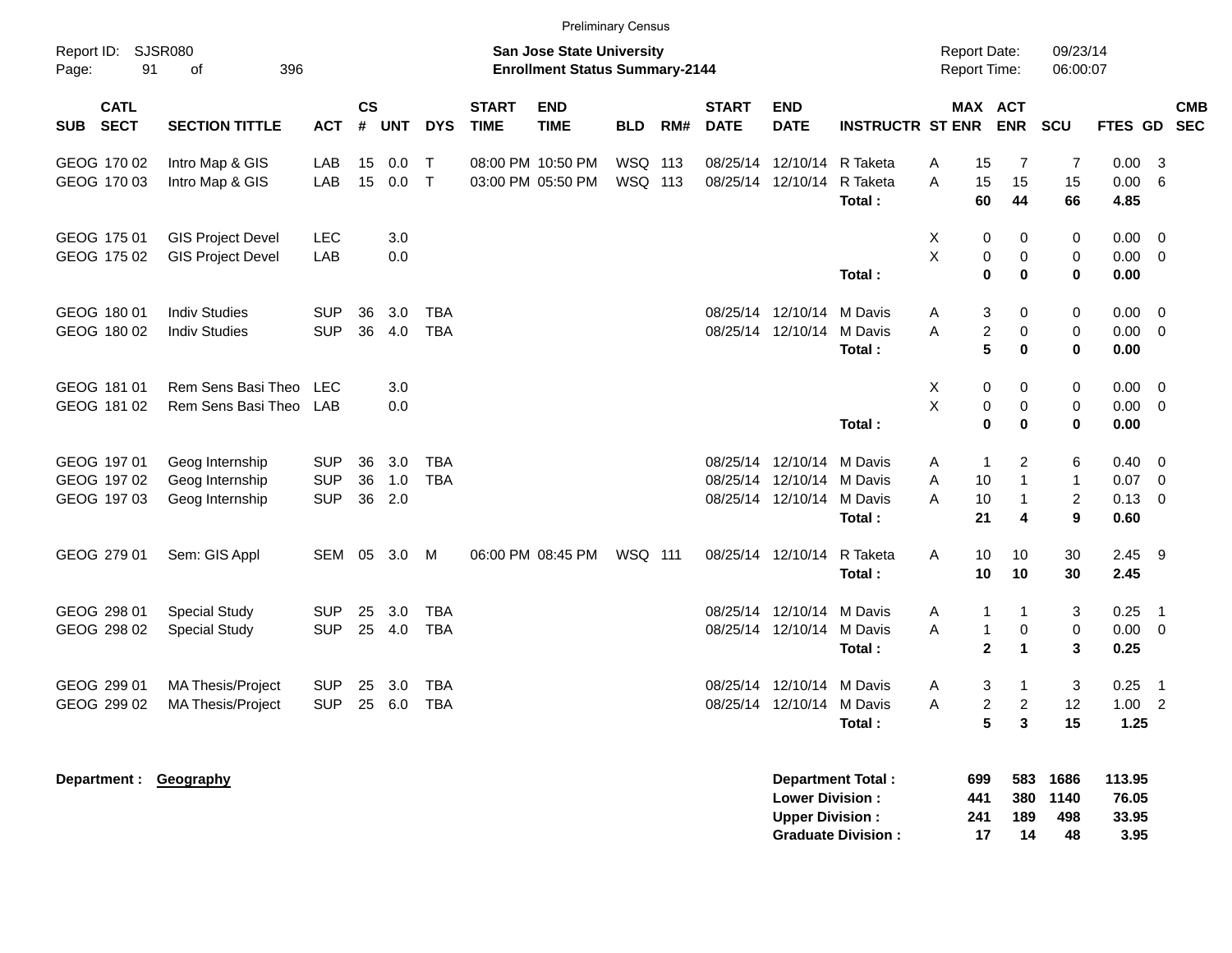Preliminary Census

Report ID: SJSR080

**San Jose State University**
**Enrollment Status Summary-2144**

Report Date: 09/23/14
Report Time: 06:00:07

| SUB | CATL SECT | SECTION TITTLE | ACT | CS # | UNT | DYS | START TIME | END TIME | BLD | RM# | START DATE | END DATE | INSTRUCTR | ST | MAX ENR | ACT ENR | SCU | FTES | GD | CMB SEC |
|---|---|---|---|---|---|---|---|---|---|---|---|---|---|---|---|---|---|---|---|---|
| GEOG | 170 02 | Intro Map & GIS | LAB | 15 | 0.0 | T | 08:00 PM | 10:50 PM | WSQ | 113 | 08/25/14 | 12/10/14 | R Taketa | A | 15 | 7 | 7 | 0.00 | 3 | |
| GEOG | 170 03 | Intro Map & GIS | LAB | 15 | 0.0 | T | 03:00 PM | 05:50 PM | WSQ | 113 | 08/25/14 | 12/10/14 | R Taketa | A | 15 | 15 | 15 | 0.00 | 6 | |
| | | | | | | | | | | | | | **Total :** | | **60** | **44** | **66** | **4.85** | | |
| GEOG | 175 01 | GIS Project Devel | LEC | | 3.0 | | | | | | | | | X | 0 | 0 | 0 | 0.00 | 0 | |
| GEOG | 175 02 | GIS Project Devel | LAB | | 0.0 | | | | | | | | | X | 0 | 0 | 0 | 0.00 | 0 | |
| | | | | | | | | | | | | | **Total :** | | **0** | **0** | **0** | **0.00** | | |
| GEOG | 180 01 | Indiv Studies | SUP | 36 | 3.0 | TBA | | | | | 08/25/14 | 12/10/14 | M Davis | A | 3 | 0 | 0 | 0.00 | 0 | |
| GEOG | 180 02 | Indiv Studies | SUP | 36 | 4.0 | TBA | | | | | 08/25/14 | 12/10/14 | M Davis | A | 2 | 0 | 0 | 0.00 | 0 | |
| | | | | | | | | | | | | | **Total :** | | **5** | **0** | **0** | **0.00** | | |
| GEOG | 181 01 | Rem Sens Basi Theo | LEC | | 3.0 | | | | | | | | | X | 0 | 0 | 0 | 0.00 | 0 | |
| GEOG | 181 02 | Rem Sens Basi Theo | LAB | | 0.0 | | | | | | | | | X | 0 | 0 | 0 | 0.00 | 0 | |
| | | | | | | | | | | | | | **Total :** | | **0** | **0** | **0** | **0.00** | | |
| GEOG | 197 01 | Geog Internship | SUP | 36 | 3.0 | TBA | | | | | 08/25/14 | 12/10/14 | M Davis | A | 1 | 2 | 6 | 0.40 | 0 | |
| GEOG | 197 02 | Geog Internship | SUP | 36 | 1.0 | TBA | | | | | 08/25/14 | 12/10/14 | M Davis | A | 10 | 1 | 1 | 0.07 | 0 | |
| GEOG | 197 03 | Geog Internship | SUP | 36 | 2.0 | | | | | | 08/25/14 | 12/10/14 | M Davis | A | 10 | 1 | 2 | 0.13 | 0 | |
| | | | | | | | | | | | | | **Total :** | | **21** | **4** | **9** | **0.60** | | |
| GEOG | 279 01 | Sem: GIS Appl | SEM | 05 | 3.0 | M | 06:00 PM | 08:45 PM | WSQ | 111 | 08/25/14 | 12/10/14 | R Taketa | A | 10 | 10 | 30 | 2.45 | 9 | |
| | | | | | | | | | | | | | **Total :** | | **10** | **10** | **30** | **2.45** | | |
| GEOG | 298 01 | Special Study | SUP | 25 | 3.0 | TBA | | | | | 08/25/14 | 12/10/14 | M Davis | A | 1 | 1 | 3 | 0.25 | 1 | |
| GEOG | 298 02 | Special Study | SUP | 25 | 4.0 | TBA | | | | | 08/25/14 | 12/10/14 | M Davis | A | 1 | 0 | 0 | 0.00 | 0 | |
| | | | | | | | | | | | | | **Total :** | | **2** | **1** | **3** | **0.25** | | |
| GEOG | 299 01 | MA Thesis/Project | SUP | 25 | 3.0 | TBA | | | | | 08/25/14 | 12/10/14 | M Davis | A | 3 | 1 | 3 | 0.25 | 1 | |
| GEOG | 299 02 | MA Thesis/Project | SUP | 25 | 6.0 | TBA | | | | | 08/25/14 | 12/10/14 | M Davis | A | 2 | 2 | 12 | 1.00 | 2 | |
| | | | | | | | | | | | | | **Total :** | | **5** | **3** | **15** | **1.25** | | |

**Department :** **Geography**

| | MAX ENR | ACT ENR | SCU | FTES |
|---|---|---|---|---|
| **Department Total :** | **699** | **583** | **1686** | **113.95** |
| **Lower Division :** | **441** | **380** | **1140** | **76.05** |
| **Upper Division :** | **241** | **189** | **498** | **33.95** |
| **Graduate Division :** | **17** | **14** | **48** | **3.95** |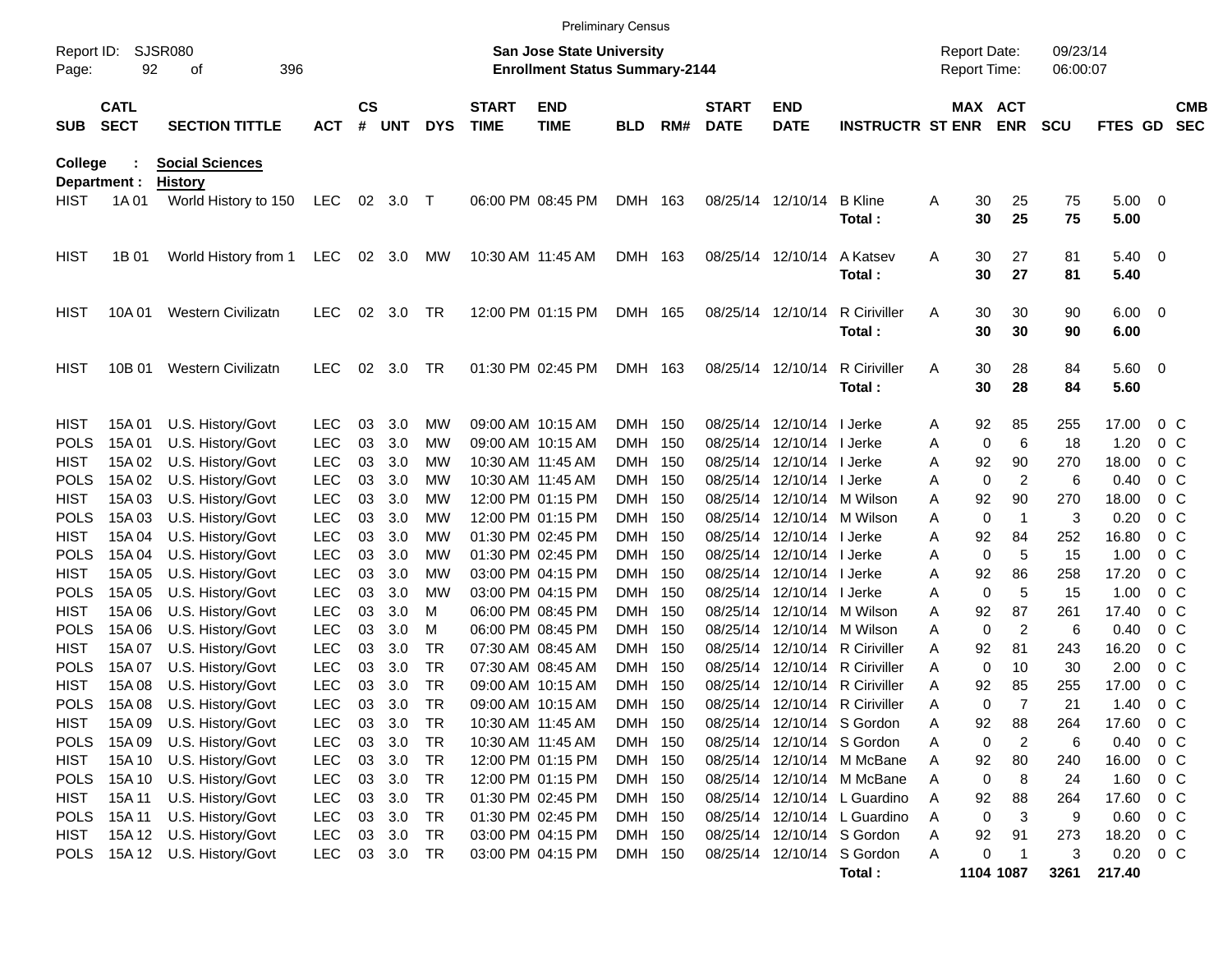Preliminary Census

Report ID: SJSR080
Page: 92 of 396

**San Jose State University**
**Enrollment Status Summary-2144**

Report Date: 09/23/14
Report Time: 06:00:07

College : **Social Sciences**
Department : **History**

| SUB | CATL SECT | SECTION TITTLE | ACT | CS # | UNT | DYS | START TIME | END TIME | BLD | RM# | START DATE | END DATE | INSTRUCTR | ST | MAX ENR | ACT ENR | SCU | FTES | GD | CMB SEC |
|---|---|---|---|---|---|---|---|---|---|---|---|---|---|---|---|---|---|---|---|---|
| HIST | 1A 01 | World History to 150 | LEC | 02 | 3.0 | T | 06:00 PM | 08:45 PM | DMH | 163 | 08/25/14 | 12/10/14 | B Kline | A | 30 | 25 | 75 | 5.00 | 0 | |
| | | | | | | | | | | | | | **Total :** | | **30** | **25** | **75** | **5.00** | | |
| HIST | 1B 01 | World History from 1 | LEC | 02 | 3.0 | MW | 10:30 AM | 11:45 AM | DMH | 163 | 08/25/14 | 12/10/14 | A Katsev | A | 30 | 27 | 81 | 5.40 | 0 | |
| | | | | | | | | | | | | | **Total :** | | **30** | **27** | **81** | **5.40** | | |
| HIST | 10A 01 | Western Civilizatn | LEC | 02 | 3.0 | TR | 12:00 PM | 01:15 PM | DMH | 165 | 08/25/14 | 12/10/14 | R Ciriviller | A | 30 | 30 | 90 | 6.00 | 0 | |
| | | | | | | | | | | | | | **Total :** | | **30** | **30** | **90** | **6.00** | | |
| HIST | 10B 01 | Western Civilizatn | LEC | 02 | 3.0 | TR | 01:30 PM | 02:45 PM | DMH | 163 | 08/25/14 | 12/10/14 | R Ciriviller | A | 30 | 28 | 84 | 5.60 | 0 | |
| | | | | | | | | | | | | | **Total :** | | **30** | **28** | **84** | **5.60** | | |
| HIST | 15A 01 | U.S. History/Govt | LEC | 03 | 3.0 | MW | 09:00 AM | 10:15 AM | DMH | 150 | 08/25/14 | 12/10/14 | I Jerke | A | 92 | 85 | 255 | 17.00 | 0 | C |
| POLS | 15A 01 | U.S. History/Govt | LEC | 03 | 3.0 | MW | 09:00 AM | 10:15 AM | DMH | 150 | 08/25/14 | 12/10/14 | I Jerke | A | 0 | 6 | 18 | 1.20 | 0 | C |
| HIST | 15A 02 | U.S. History/Govt | LEC | 03 | 3.0 | MW | 10:30 AM | 11:45 AM | DMH | 150 | 08/25/14 | 12/10/14 | I Jerke | A | 92 | 90 | 270 | 18.00 | 0 | C |
| POLS | 15A 02 | U.S. History/Govt | LEC | 03 | 3.0 | MW | 10:30 AM | 11:45 AM | DMH | 150 | 08/25/14 | 12/10/14 | I Jerke | A | 0 | 2 | 6 | 0.40 | 0 | C |
| HIST | 15A 03 | U.S. History/Govt | LEC | 03 | 3.0 | MW | 12:00 PM | 01:15 PM | DMH | 150 | 08/25/14 | 12/10/14 | M Wilson | A | 92 | 90 | 270 | 18.00 | 0 | C |
| POLS | 15A 03 | U.S. History/Govt | LEC | 03 | 3.0 | MW | 12:00 PM | 01:15 PM | DMH | 150 | 08/25/14 | 12/10/14 | M Wilson | A | 0 | 1 | 3 | 0.20 | 0 | C |
| HIST | 15A 04 | U.S. History/Govt | LEC | 03 | 3.0 | MW | 01:30 PM | 02:45 PM | DMH | 150 | 08/25/14 | 12/10/14 | I Jerke | A | 92 | 84 | 252 | 16.80 | 0 | C |
| POLS | 15A 04 | U.S. History/Govt | LEC | 03 | 3.0 | MW | 01:30 PM | 02:45 PM | DMH | 150 | 08/25/14 | 12/10/14 | I Jerke | A | 0 | 5 | 15 | 1.00 | 0 | C |
| HIST | 15A 05 | U.S. History/Govt | LEC | 03 | 3.0 | MW | 03:00 PM | 04:15 PM | DMH | 150 | 08/25/14 | 12/10/14 | I Jerke | A | 92 | 86 | 258 | 17.20 | 0 | C |
| POLS | 15A 05 | U.S. History/Govt | LEC | 03 | 3.0 | MW | 03:00 PM | 04:15 PM | DMH | 150 | 08/25/14 | 12/10/14 | I Jerke | A | 0 | 5 | 15 | 1.00 | 0 | C |
| HIST | 15A 06 | U.S. History/Govt | LEC | 03 | 3.0 | M | 06:00 PM | 08:45 PM | DMH | 150 | 08/25/14 | 12/10/14 | M Wilson | A | 92 | 87 | 261 | 17.40 | 0 | C |
| POLS | 15A 06 | U.S. History/Govt | LEC | 03 | 3.0 | M | 06:00 PM | 08:45 PM | DMH | 150 | 08/25/14 | 12/10/14 | M Wilson | A | 0 | 2 | 6 | 0.40 | 0 | C |
| HIST | 15A 07 | U.S. History/Govt | LEC | 03 | 3.0 | TR | 07:30 AM | 08:45 AM | DMH | 150 | 08/25/14 | 12/10/14 | R Ciriviller | A | 92 | 81 | 243 | 16.20 | 0 | C |
| POLS | 15A 07 | U.S. History/Govt | LEC | 03 | 3.0 | TR | 07:30 AM | 08:45 AM | DMH | 150 | 08/25/14 | 12/10/14 | R Ciriviller | A | 0 | 10 | 30 | 2.00 | 0 | C |
| HIST | 15A 08 | U.S. History/Govt | LEC | 03 | 3.0 | TR | 09:00 AM | 10:15 AM | DMH | 150 | 08/25/14 | 12/10/14 | R Ciriviller | A | 92 | 85 | 255 | 17.00 | 0 | C |
| POLS | 15A 08 | U.S. History/Govt | LEC | 03 | 3.0 | TR | 09:00 AM | 10:15 AM | DMH | 150 | 08/25/14 | 12/10/14 | R Ciriviller | A | 0 | 7 | 21 | 1.40 | 0 | C |
| HIST | 15A 09 | U.S. History/Govt | LEC | 03 | 3.0 | TR | 10:30 AM | 11:45 AM | DMH | 150 | 08/25/14 | 12/10/14 | S Gordon | A | 92 | 88 | 264 | 17.60 | 0 | C |
| POLS | 15A 09 | U.S. History/Govt | LEC | 03 | 3.0 | TR | 10:30 AM | 11:45 AM | DMH | 150 | 08/25/14 | 12/10/14 | S Gordon | A | 0 | 2 | 6 | 0.40 | 0 | C |
| HIST | 15A 10 | U.S. History/Govt | LEC | 03 | 3.0 | TR | 12:00 PM | 01:15 PM | DMH | 150 | 08/25/14 | 12/10/14 | M McBane | A | 92 | 80 | 240 | 16.00 | 0 | C |
| POLS | 15A 10 | U.S. History/Govt | LEC | 03 | 3.0 | TR | 12:00 PM | 01:15 PM | DMH | 150 | 08/25/14 | 12/10/14 | M McBane | A | 0 | 8 | 24 | 1.60 | 0 | C |
| HIST | 15A 11 | U.S. History/Govt | LEC | 03 | 3.0 | TR | 01:30 PM | 02:45 PM | DMH | 150 | 08/25/14 | 12/10/14 | L Guardino | A | 92 | 88 | 264 | 17.60 | 0 | C |
| POLS | 15A 11 | U.S. History/Govt | LEC | 03 | 3.0 | TR | 01:30 PM | 02:45 PM | DMH | 150 | 08/25/14 | 12/10/14 | L Guardino | A | 0 | 3 | 9 | 0.60 | 0 | C |
| HIST | 15A 12 | U.S. History/Govt | LEC | 03 | 3.0 | TR | 03:00 PM | 04:15 PM | DMH | 150 | 08/25/14 | 12/10/14 | S Gordon | A | 92 | 91 | 273 | 18.20 | 0 | C |
| POLS | 15A 12 | U.S. History/Govt | LEC | 03 | 3.0 | TR | 03:00 PM | 04:15 PM | DMH | 150 | 08/25/14 | 12/10/14 | S Gordon | A | 0 | 1 | 3 | 0.20 | 0 | C |
| | | | | | | | | | | | | | **Total :** | | **1104** | **1087** | **3261** | **217.40** | | |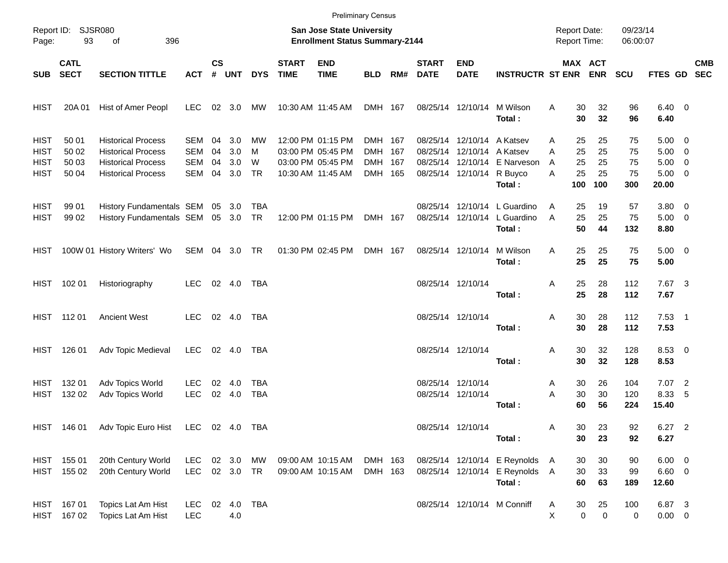Preliminary Census

Report ID: SJSR080

**San Jose State University**
**Enrollment Status Summary-2144**

Report Date: 09/23/14
Report Time: 06:00:07

| SUB | CATL SECT | SECTION TITTLE | ACT | CS # | UNT | DYS | START TIME | END TIME | BLD | RM# | START DATE | END DATE | INSTRUCTR | ST | MAX ENR | ACT ENR | SCU | FTES | GD | CMB SEC |
|---|---|---|---|---|---|---|---|---|---|---|---|---|---|---|---|---|---|---|---|---|
| HIST | 20A 01 | Hist of Amer Peopl | LEC | 02 | 3.0 | MW | 10:30 AM | 11:45 AM | DMH | 167 | 08/25/14 | 12/10/14 | M Wilson | A | 30 | 32 | 96 | 6.40 | 0 | |
| | | | | | | | | | | | | | **Total :** | | **30** | **32** | **96** | **6.40** | | |
| HIST | 50 01 | Historical Process | SEM | 04 | 3.0 | MW | 12:00 PM | 01:15 PM | DMH | 167 | 08/25/14 | 12/10/14 | A Katsev | A | 25 | 25 | 75 | 5.00 | 0 | |
| HIST | 50 02 | Historical Process | SEM | 04 | 3.0 | M | 03:00 PM | 05:45 PM | DMH | 167 | 08/25/14 | 12/10/14 | A Katsev | A | 25 | 25 | 75 | 5.00 | 0 | |
| HIST | 50 03 | Historical Process | SEM | 04 | 3.0 | W | 03:00 PM | 05:45 PM | DMH | 167 | 08/25/14 | 12/10/14 | E Narveson | A | 25 | 25 | 75 | 5.00 | 0 | |
| HIST | 50 04 | Historical Process | SEM | 04 | 3.0 | TR | 10:30 AM | 11:45 AM | DMH | 165 | 08/25/14 | 12/10/14 | R Buyco | A | 25 | 25 | 75 | 5.00 | 0 | |
| | | | | | | | | | | | | | **Total :** | | **100** | **100** | **300** | **20.00** | | |
| HIST | 99 01 | History Fundamentals | SEM | 05 | 3.0 | TBA | | | | | 08/25/14 | 12/10/14 | L Guardino | A | 25 | 19 | 57 | 3.80 | 0 | |
| HIST | 99 02 | History Fundamentals | SEM | 05 | 3.0 | TR | 12:00 PM | 01:15 PM | DMH | 167 | 08/25/14 | 12/10/14 | L Guardino | A | 25 | 25 | 75 | 5.00 | 0 | |
| | | | | | | | | | | | | | **Total :** | | **50** | **44** | **132** | **8.80** | | |
| HIST | 100W 01 | History Writers' Wo | SEM | 04 | 3.0 | TR | 01:30 PM | 02:45 PM | DMH | 167 | 08/25/14 | 12/10/14 | M Wilson | A | 25 | 25 | 75 | 5.00 | 0 | |
| | | | | | | | | | | | | | **Total :** | | **25** | **25** | **75** | **5.00** | | |
| HIST | 102 01 | Historiography | LEC | 02 | 4.0 | TBA | | | | | 08/25/14 | 12/10/14 | | A | 25 | 28 | 112 | 7.67 | 3 | |
| | | | | | | | | | | | | | **Total :** | | **25** | **28** | **112** | **7.67** | | |
| HIST | 112 01 | Ancient West | LEC | 02 | 4.0 | TBA | | | | | 08/25/14 | 12/10/14 | | A | 30 | 28 | 112 | 7.53 | 1 | |
| | | | | | | | | | | | | | **Total :** | | **30** | **28** | **112** | **7.53** | | |
| HIST | 126 01 | Adv Topic Medieval | LEC | 02 | 4.0 | TBA | | | | | 08/25/14 | 12/10/14 | | A | 30 | 32 | 128 | 8.53 | 0 | |
| | | | | | | | | | | | | | **Total :** | | **30** | **32** | **128** | **8.53** | | |
| HIST | 132 01 | Adv Topics World | LEC | 02 | 4.0 | TBA | | | | | 08/25/14 | 12/10/14 | | A | 30 | 26 | 104 | 7.07 | 2 | |
| HIST | 132 02 | Adv Topics World | LEC | 02 | 4.0 | TBA | | | | | 08/25/14 | 12/10/14 | | A | 30 | 30 | 120 | 8.33 | 5 | |
| | | | | | | | | | | | | | **Total :** | | **60** | **56** | **224** | **15.40** | | |
| HIST | 146 01 | Adv Topic Euro Hist | LEC | 02 | 4.0 | TBA | | | | | 08/25/14 | 12/10/14 | | A | 30 | 23 | 92 | 6.27 | 2 | |
| | | | | | | | | | | | | | **Total :** | | **30** | **23** | **92** | **6.27** | | |
| HIST | 155 01 | 20th Century World | LEC | 02 | 3.0 | MW | 09:00 AM | 10:15 AM | DMH | 163 | 08/25/14 | 12/10/14 | E Reynolds | A | 30 | 30 | 90 | 6.00 | 0 | |
| HIST | 155 02 | 20th Century World | LEC | 02 | 3.0 | TR | 09:00 AM | 10:15 AM | DMH | 163 | 08/25/14 | 12/10/14 | E Reynolds | A | 30 | 33 | 99 | 6.60 | 0 | |
| | | | | | | | | | | | | | **Total :** | | **60** | **63** | **189** | **12.60** | | |
| HIST | 167 01 | Topics Lat Am Hist | LEC | 02 | 4.0 | TBA | | | | | 08/25/14 | 12/10/14 | M Conniff | A | 30 | 25 | 100 | 6.87 | 3 | |
| HIST | 167 02 | Topics Lat Am Hist | LEC | | 4.0 | | | | | | | | | X | 0 | 0 | 0 | 0.00 | 0 | |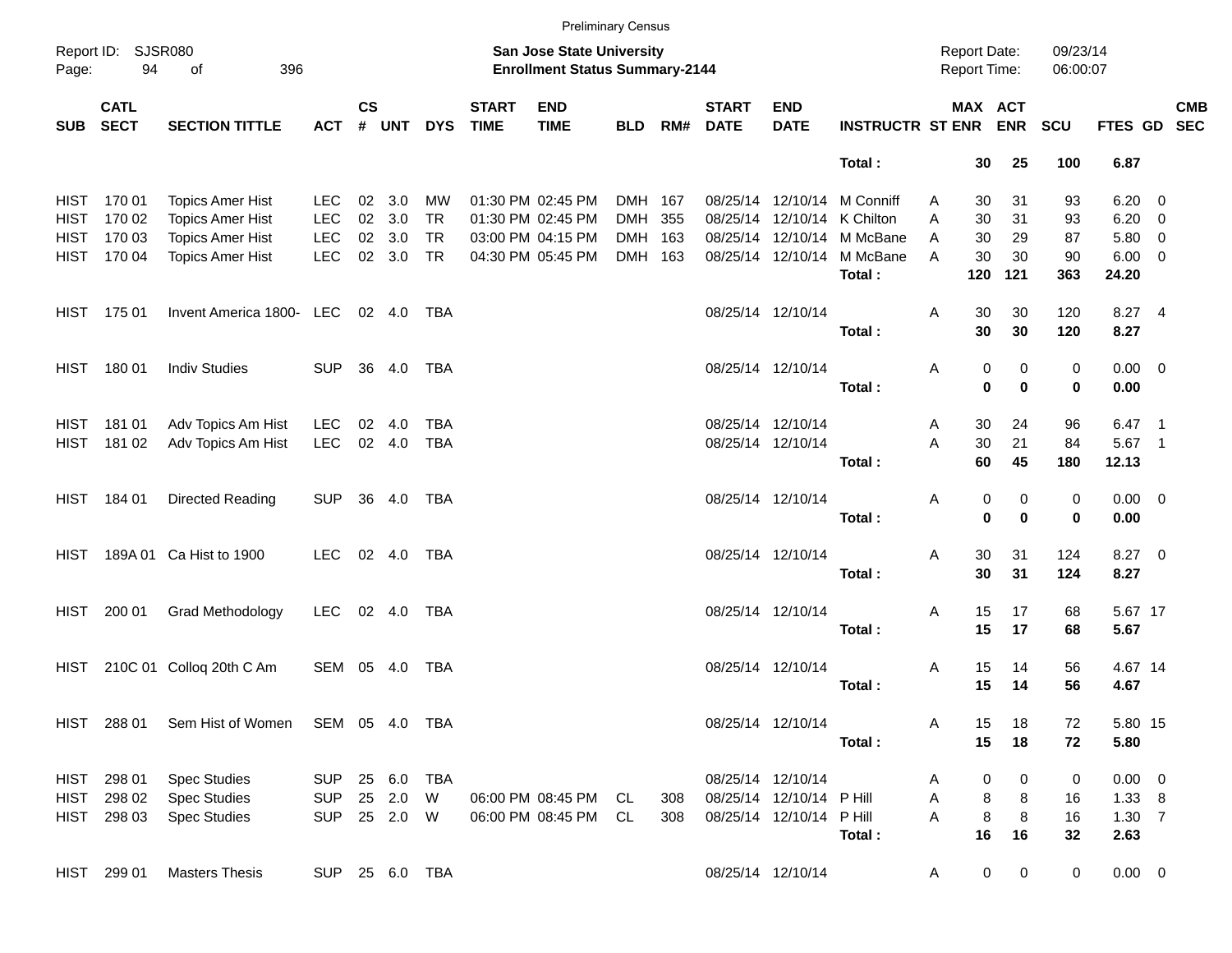Preliminary Census

Report ID: SJSR080
Page: 94 of 396

**San Jose State University**
**Enrollment Status Summary-2144**

Report Date: 09/23/14
Report Time: 06:00:07

| SUB | CATL SECT | SECTION TITTLE | ACT | CS # | UNT | DYS | START TIME | END TIME | BLD | RM# | START DATE | END DATE | INSTRUCTR | ST | MAX ENR | ACT ENR | SCU | FTES | GD | CMB SEC |
|---|---|---|---|---|---|---|---|---|---|---|---|---|---|---|---|---|---|---|---|---|
| | | | | | | | | | | | | | **Total :** | | **30** | **25** | **100** | **6.87** | | |
| HIST | 170 01 | Topics Amer Hist | LEC | 02 | 3.0 | MW | 01:30 PM | 02:45 PM | DMH | 167 | 08/25/14 | 12/10/14 | M Conniff | A | 30 | 31 | 93 | 6.20 | 0 | |
| HIST | 170 02 | Topics Amer Hist | LEC | 02 | 3.0 | TR | 01:30 PM | 02:45 PM | DMH | 355 | 08/25/14 | 12/10/14 | K Chilton | A | 30 | 31 | 93 | 6.20 | 0 | |
| HIST | 170 03 | Topics Amer Hist | LEC | 02 | 3.0 | TR | 03:00 PM | 04:15 PM | DMH | 163 | 08/25/14 | 12/10/14 | M McBane | A | 30 | 29 | 87 | 5.80 | 0 | |
| HIST | 170 04 | Topics Amer Hist | LEC | 02 | 3.0 | TR | 04:30 PM | 05:45 PM | DMH | 163 | 08/25/14 | 12/10/14 | M McBane | A | 30 | 30 | 90 | 6.00 | 0 | |
| | | | | | | | | | | | | | **Total :** | | **120** | **121** | **363** | **24.20** | | |
| HIST | 175 01 | Invent America 1800- | LEC | 02 | 4.0 | TBA | | | | | 08/25/14 | 12/10/14 | | A | 30 | 30 | 120 | 8.27 | 4 | |
| | | | | | | | | | | | | | **Total :** | | **30** | **30** | **120** | **8.27** | | |
| HIST | 180 01 | Indiv Studies | SUP | 36 | 4.0 | TBA | | | | | 08/25/14 | 12/10/14 | | A | 0 | 0 | 0 | 0.00 | 0 | |
| | | | | | | | | | | | | | **Total :** | | **0** | **0** | **0** | **0.00** | | |
| HIST | 181 01 | Adv Topics Am Hist | LEC | 02 | 4.0 | TBA | | | | | 08/25/14 | 12/10/14 | | A | 30 | 24 | 96 | 6.47 | 1 | |
| HIST | 181 02 | Adv Topics Am Hist | LEC | 02 | 4.0 | TBA | | | | | 08/25/14 | 12/10/14 | | A | 30 | 21 | 84 | 5.67 | 1 | |
| | | | | | | | | | | | | | **Total :** | | **60** | **45** | **180** | **12.13** | | |
| HIST | 184 01 | Directed Reading | SUP | 36 | 4.0 | TBA | | | | | 08/25/14 | 12/10/14 | | A | 0 | 0 | 0 | 0.00 | 0 | |
| | | | | | | | | | | | | | **Total :** | | **0** | **0** | **0** | **0.00** | | |
| HIST | 189A 01 | Ca Hist to 1900 | LEC | 02 | 4.0 | TBA | | | | | 08/25/14 | 12/10/14 | | A | 30 | 31 | 124 | 8.27 | 0 | |
| | | | | | | | | | | | | | **Total :** | | **30** | **31** | **124** | **8.27** | | |
| HIST | 200 01 | Grad Methodology | LEC | 02 | 4.0 | TBA | | | | | 08/25/14 | 12/10/14 | | A | 15 | 17 | 68 | 5.67 | 17 | |
| | | | | | | | | | | | | | **Total :** | | **15** | **17** | **68** | **5.67** | | |
| HIST | 210C 01 | Colloq 20th C Am | SEM | 05 | 4.0 | TBA | | | | | 08/25/14 | 12/10/14 | | A | 15 | 14 | 56 | 4.67 | 14 | |
| | | | | | | | | | | | | | **Total :** | | **15** | **14** | **56** | **4.67** | | |
| HIST | 288 01 | Sem Hist of Women | SEM | 05 | 4.0 | TBA | | | | | 08/25/14 | 12/10/14 | | A | 15 | 18 | 72 | 5.80 | 15 | |
| | | | | | | | | | | | | | **Total :** | | **15** | **18** | **72** | **5.80** | | |
| HIST | 298 01 | Spec Studies | SUP | 25 | 6.0 | TBA | | | | | 08/25/14 | 12/10/14 | | A | 0 | 0 | 0 | 0.00 | 0 | |
| HIST | 298 02 | Spec Studies | SUP | 25 | 2.0 | W | 06:00 PM | 08:45 PM | CL | 308 | 08/25/14 | 12/10/14 | P Hill | A | 8 | 8 | 16 | 1.33 | 8 | |
| HIST | 298 03 | Spec Studies | SUP | 25 | 2.0 | W | 06:00 PM | 08:45 PM | CL | 308 | 08/25/14 | 12/10/14 | P Hill | A | 8 | 8 | 16 | 1.30 | 7 | |
| | | | | | | | | | | | | | **Total :** | | **16** | **16** | **32** | **2.63** | | |
| HIST | 299 01 | Masters Thesis | SUP | 25 | 6.0 | TBA | | | | | 08/25/14 | 12/10/14 | | A | 0 | 0 | 0 | 0.00 | 0 | |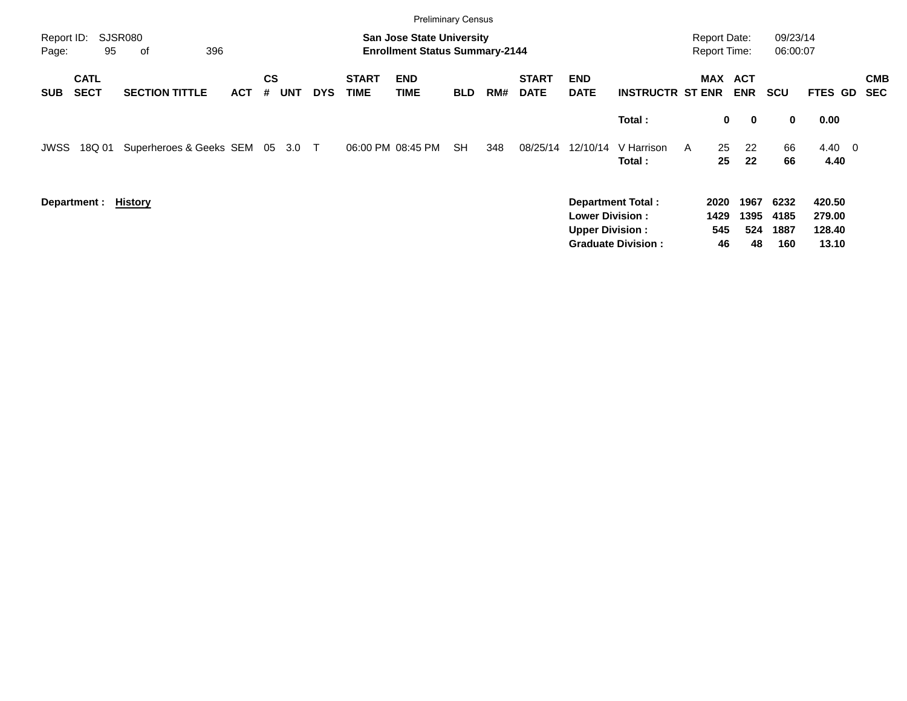Preliminary Census

Report ID: SJSR080 **San Jose State University** Report Date: 09/23/14

**Enrollment Status Summary-2144** Report Time: 06:00:07

| SUB | CATL SECT | SECTION TITTLE | ACT | CS # | UNT | DYS | START TIME | END TIME | BLD | RM# | START DATE | END DATE | INSTRUCTR | ST | MAX ENR | ACT ENR | SCU | FTES | GD | CMB SEC |
|---|---|---|---|---|---|---|---|---|---|---|---|---|---|---|---|---|---|---|---|---|
| | | | | | | | | | | | | | **Total :** | | **0** | **0** | **0** | **0.00** | | |
| JWSS | 18Q 01 | Superheroes & Geeks | SEM | 05 | 3.0 | T | 06:00 PM | 08:45 PM | SH | 348 | 08/25/14 | 12/10/14 | V Harrison | A | 25 | 22 | 66 | 4.40 | 0 | |
| | | | | | | | | | | | | | **Total :** | | **25** | **22** | **66** | **4.40** | | |

**Department :** **History**

| | MAX ENR | ACT ENR | SCU | FTES |
|---|---|---|---|---|
| **Department Total :** | **2020** | **1967** | **6232** | **420.50** |
| **Lower Division :** | **1429** | **1395** | **4185** | **279.00** |
| **Upper Division :** | **545** | **524** | **1887** | **128.40** |
| **Graduate Division :** | **46** | **48** | **160** | **13.10** |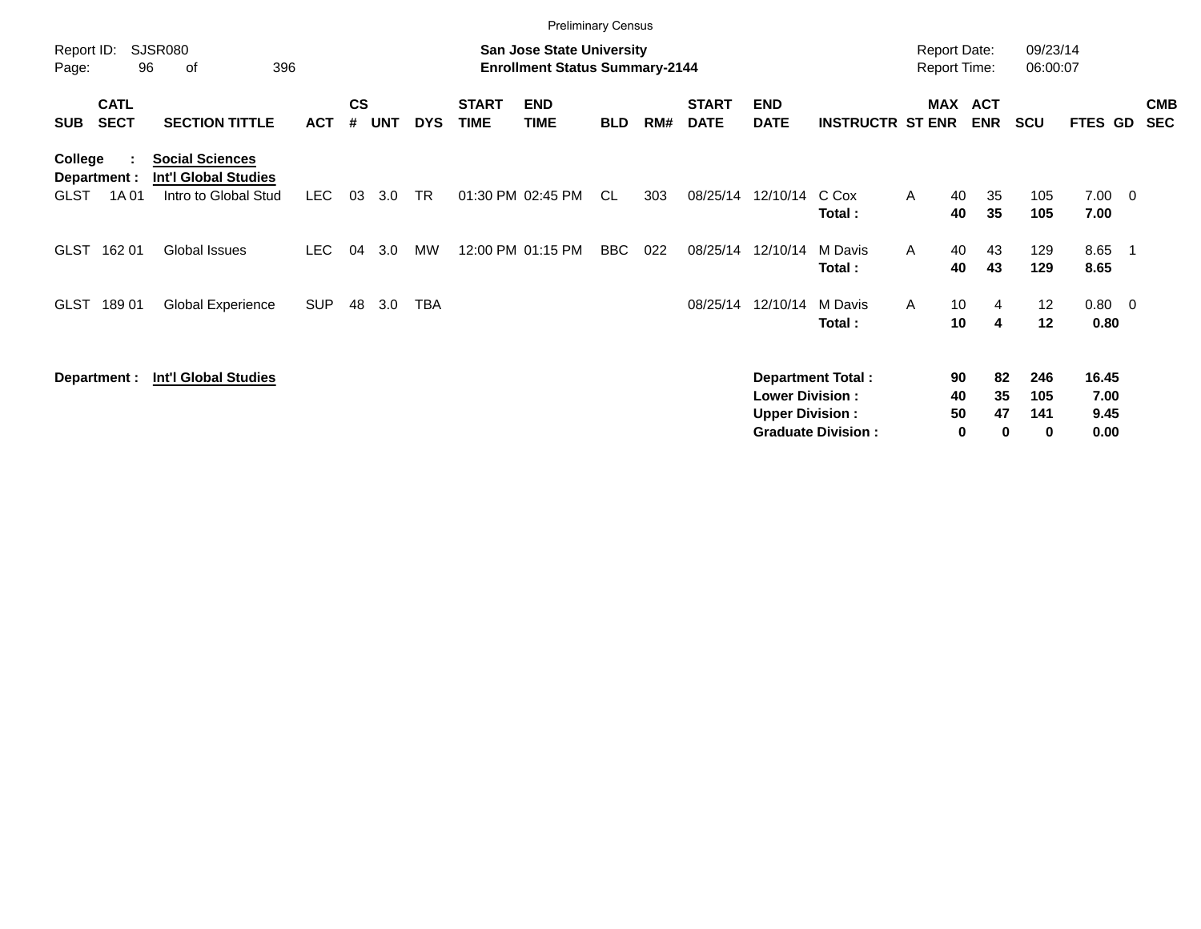Preliminary Census

Report ID: SJSR080
Page: 96 of 396

**San Jose State University**
**Enrollment Status Summary-2144**

Report Date: 09/23/14
Report Time: 06:00:07

| SUB | CATL SECT | SECTION TITTLE | ACT | CS # | UNT | DYS | START TIME | END TIME | BLD | RM# | START DATE | END DATE | INSTRUCTR | ST | MAX ENR | ACT ENR | SCU | FTES | GD | CMB SEC |
|---|---|---|---|---|---|---|---|---|---|---|---|---|---|---|---|---|---|---|---|---|
| **College :** | | **Social Sciences** | | | | | | | | | | | | | | | | | | |
| **Department :** | | **Int'l Global Studies** | | | | | | | | | | | | | | | | | | |
| GLST | 1A 01 | Intro to Global Stud | LEC | 03 | 3.0 | TR | 01:30 PM | 02:45 PM | CL | 303 | 08/25/14 | 12/10/14 | C Cox | A | 40 | 35 | 105 | 7.00 | 0 | |
| | | | | | | | | | | | | | **Total :** | | **40** | **35** | **105** | **7.00** | | |
| GLST | 162 01 | Global Issues | LEC | 04 | 3.0 | MW | 12:00 PM | 01:15 PM | BBC | 022 | 08/25/14 | 12/10/14 | M Davis | A | 40 | 43 | 129 | 8.65 | 1 | |
| | | | | | | | | | | | | | **Total :** | | **40** | **43** | **129** | **8.65** | | |
| GLST | 189 01 | Global Experience | SUP | 48 | 3.0 | TBA | | | | | 08/25/14 | 12/10/14 | M Davis | A | 10 | 4 | 12 | 0.80 | 0 | |
| | | | | | | | | | | | | | **Total :** | | **10** | **4** | **12** | **0.80** | | |

**Department :** **Int'l Global Studies**

| | MAX ENR | ACT ENR | SCU | FTES |
|---|---|---|---|---|
| **Department Total :** | **90** | **82** | **246** | **16.45** |
| **Lower Division :** | **40** | **35** | **105** | **7.00** |
| **Upper Division :** | **50** | **47** | **141** | **9.45** |
| **Graduate Division :** | **0** | **0** | **0** | **0.00** |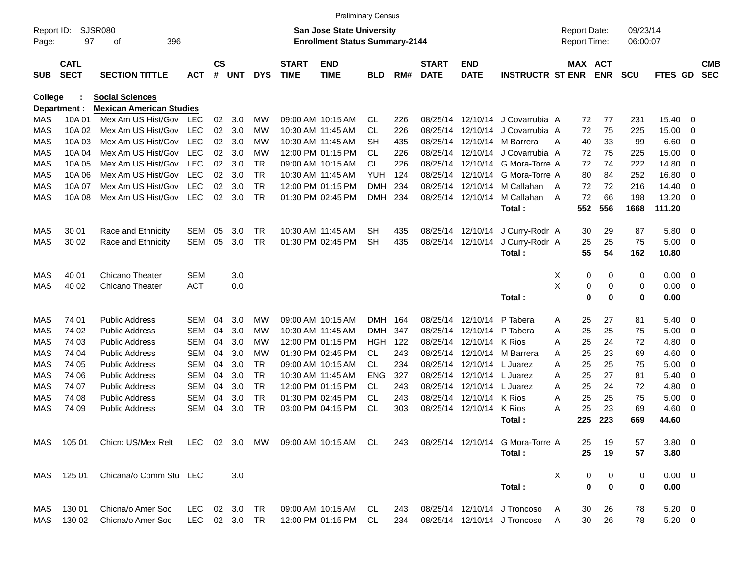Preliminary Census

Report ID: SJSR080
Page: 97 of 396

**San Jose State University**
**Enrollment Status Summary-2144**

Report Date: 09/23/14
Report Time: 06:00:07

College : **Social Sciences**
Department : **Mexican American Studies**

| SUB | CATL SECT | SECTION TITTLE | ACT | CS # | UNT | DYS | START TIME | END TIME | BLD | RM# | START DATE | END DATE | INSTRUCTR | ST | MAX ENR | ACT ENR | SCU | FTES | GD | CMB SEC |
|---|---|---|---|---|---|---|---|---|---|---|---|---|---|---|---|---|---|---|---|---|
| MAS | 10A 01 | Mex Am US Hist/Gov | LEC | 02 | 3.0 | MW | 09:00 AM | 10:15 AM | CL | 226 | 08/25/14 | 12/10/14 | J Covarrubia | A | 72 | 77 | 231 | 15.40 | 0 | |
| MAS | 10A 02 | Mex Am US Hist/Gov | LEC | 02 | 3.0 | MW | 10:30 AM | 11:45 AM | CL | 226 | 08/25/14 | 12/10/14 | J Covarrubia | A | 72 | 75 | 225 | 15.00 | 0 | |
| MAS | 10A 03 | Mex Am US Hist/Gov | LEC | 02 | 3.0 | MW | 10:30 AM | 11:45 AM | SH | 435 | 08/25/14 | 12/10/14 | M Barrera | A | 40 | 33 | 99 | 6.60 | 0 | |
| MAS | 10A 04 | Mex Am US Hist/Gov | LEC | 02 | 3.0 | MW | 12:00 PM | 01:15 PM | CL | 226 | 08/25/14 | 12/10/14 | J Covarrubia | A | 72 | 75 | 225 | 15.00 | 0 | |
| MAS | 10A 05 | Mex Am US Hist/Gov | LEC | 02 | 3.0 | TR | 09:00 AM | 10:15 AM | CL | 226 | 08/25/14 | 12/10/14 | G Mora-Torre | A | 72 | 74 | 222 | 14.80 | 0 | |
| MAS | 10A 06 | Mex Am US Hist/Gov | LEC | 02 | 3.0 | TR | 10:30 AM | 11:45 AM | YUH | 124 | 08/25/14 | 12/10/14 | G Mora-Torre | A | 80 | 84 | 252 | 16.80 | 0 | |
| MAS | 10A 07 | Mex Am US Hist/Gov | LEC | 02 | 3.0 | TR | 12:00 PM | 01:15 PM | DMH | 234 | 08/25/14 | 12/10/14 | M Callahan | A | 72 | 72 | 216 | 14.40 | 0 | |
| MAS | 10A 08 | Mex Am US Hist/Gov | LEC | 02 | 3.0 | TR | 01:30 PM | 02:45 PM | DMH | 234 | 08/25/14 | 12/10/14 | M Callahan | A | 72 | 66 | 198 | 13.20 | 0 | |
| | | | | | | | | | | | | | **Total :** | | **552** | **556** | **1668** | **111.20** | | |
| MAS | 30 01 | Race and Ethnicity | SEM | 05 | 3.0 | TR | 10:30 AM | 11:45 AM | SH | 435 | 08/25/14 | 12/10/14 | J Curry-Rodr | A | 30 | 29 | 87 | 5.80 | 0 | |
| MAS | 30 02 | Race and Ethnicity | SEM | 05 | 3.0 | TR | 01:30 PM | 02:45 PM | SH | 435 | 08/25/14 | 12/10/14 | J Curry-Rodr | A | 25 | 25 | 75 | 5.00 | 0 | |
| | | | | | | | | | | | | | **Total :** | | **55** | **54** | **162** | **10.80** | | |
| MAS | 40 01 | Chicano Theater | SEM | | 3.0 | | | | | | | | | X | 0 | 0 | 0 | 0.00 | 0 | |
| MAS | 40 02 | Chicano Theater | ACT | | 0.0 | | | | | | | | | X | 0 | 0 | 0 | 0.00 | 0 | |
| | | | | | | | | | | | | | **Total :** | | **0** | **0** | **0** | **0.00** | | |
| MAS | 74 01 | Public Address | SEM | 04 | 3.0 | MW | 09:00 AM | 10:15 AM | DMH | 164 | 08/25/14 | 12/10/14 | P Tabera | A | 25 | 27 | 81 | 5.40 | 0 | |
| MAS | 74 02 | Public Address | SEM | 04 | 3.0 | MW | 10:30 AM | 11:45 AM | DMH | 347 | 08/25/14 | 12/10/14 | P Tabera | A | 25 | 25 | 75 | 5.00 | 0 | |
| MAS | 74 03 | Public Address | SEM | 04 | 3.0 | MW | 12:00 PM | 01:15 PM | HGH | 122 | 08/25/14 | 12/10/14 | K Rios | A | 25 | 24 | 72 | 4.80 | 0 | |
| MAS | 74 04 | Public Address | SEM | 04 | 3.0 | MW | 01:30 PM | 02:45 PM | CL | 243 | 08/25/14 | 12/10/14 | M Barrera | A | 25 | 23 | 69 | 4.60 | 0 | |
| MAS | 74 05 | Public Address | SEM | 04 | 3.0 | TR | 09:00 AM | 10:15 AM | CL | 234 | 08/25/14 | 12/10/14 | L Juarez | A | 25 | 25 | 75 | 5.00 | 0 | |
| MAS | 74 06 | Public Address | SEM | 04 | 3.0 | TR | 10:30 AM | 11:45 AM | ENG | 327 | 08/25/14 | 12/10/14 | L Juarez | A | 25 | 27 | 81 | 5.40 | 0 | |
| MAS | 74 07 | Public Address | SEM | 04 | 3.0 | TR | 12:00 PM | 01:15 PM | CL | 243 | 08/25/14 | 12/10/14 | L Juarez | A | 25 | 24 | 72 | 4.80 | 0 | |
| MAS | 74 08 | Public Address | SEM | 04 | 3.0 | TR | 01:30 PM | 02:45 PM | CL | 243 | 08/25/14 | 12/10/14 | K Rios | A | 25 | 25 | 75 | 5.00 | 0 | |
| MAS | 74 09 | Public Address | SEM | 04 | 3.0 | TR | 03:00 PM | 04:15 PM | CL | 303 | 08/25/14 | 12/10/14 | K Rios | A | 25 | 23 | 69 | 4.60 | 0 | |
| | | | | | | | | | | | | | **Total :** | | **225** | **223** | **669** | **44.60** | | |
| MAS | 105 01 | Chicn: US/Mex Relt | LEC | 02 | 3.0 | MW | 09:00 AM | 10:15 AM | CL | 243 | 08/25/14 | 12/10/14 | G Mora-Torre | A | 25 | 19 | 57 | 3.80 | 0 | |
| | | | | | | | | | | | | | **Total :** | | **25** | **19** | **57** | **3.80** | | |
| MAS | 125 01 | Chicana/o Comm Stu | LEC | | 3.0 | | | | | | | | | X | 0 | 0 | 0 | 0.00 | 0 | |
| | | | | | | | | | | | | | **Total :** | | **0** | **0** | **0** | **0.00** | | |
| MAS | 130 01 | Chicna/o Amer Soc | LEC | 02 | 3.0 | TR | 09:00 AM | 10:15 AM | CL | 243 | 08/25/14 | 12/10/14 | J Troncoso | A | 30 | 26 | 78 | 5.20 | 0 | |
| MAS | 130 02 | Chicna/o Amer Soc | LEC | 02 | 3.0 | TR | 12:00 PM | 01:15 PM | CL | 234 | 08/25/14 | 12/10/14 | J Troncoso | A | 30 | 26 | 78 | 5.20 | 0 | |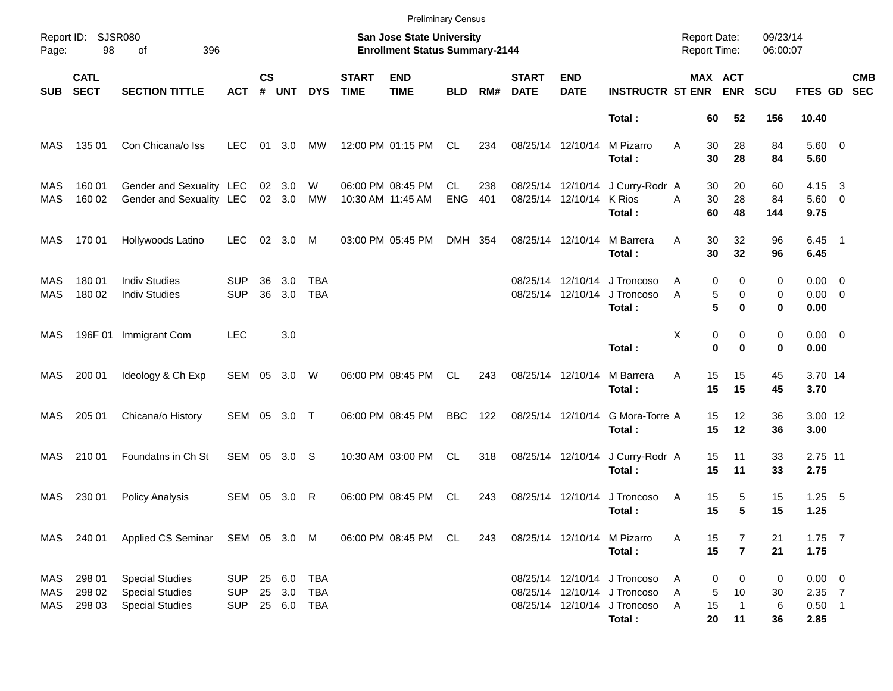Preliminary Census

Report ID: SJSR080

**San Jose State University**
**Enrollment Status Summary-2144**

Report Date: 09/23/14
Report Time: 06:00:07

| SUB | CATL SECT | SECTION TITTLE | ACT | CS # | UNT | DYS | START TIME | END TIME | BLD | RM# | START DATE | END DATE | INSTRUCTR | ST | MAX ENR | ACT ENR | SCU | FTES | GD | CMB SEC |
|---|---|---|---|---|---|---|---|---|---|---|---|---|---|---|---|---|---|---|---|---|
| | | | | | | | | | | | | | **Total :** | | **60** | **52** | **156** | **10.40** | | |
| MAS | 135 01 | Con Chicana/o Iss | LEC | 01 | 3.0 | MW | 12:00 PM | 01:15 PM | CL | 234 | 08/25/14 | 12/10/14 | M Pizarro | A | 30 | 28 | 84 | 5.60 | 0 | |
| | | | | | | | | | | | | | **Total :** | | **30** | **28** | **84** | **5.60** | | |
| MAS | 160 01 | Gender and Sexuality | LEC | 02 | 3.0 | W | 06:00 PM | 08:45 PM | CL | 238 | 08/25/14 | 12/10/14 | J Curry-Rodr | A | 30 | 20 | 60 | 4.15 | 3 | |
| MAS | 160 02 | Gender and Sexuality | LEC | 02 | 3.0 | MW | 10:30 AM | 11:45 AM | ENG | 401 | 08/25/14 | 12/10/14 | K Rios | A | 30 | 28 | 84 | 5.60 | 0 | |
| | | | | | | | | | | | | | **Total :** | | **60** | **48** | **144** | **9.75** | | |
| MAS | 170 01 | Hollywoods Latino | LEC | 02 | 3.0 | M | 03:00 PM | 05:45 PM | DMH | 354 | 08/25/14 | 12/10/14 | M Barrera | A | 30 | 32 | 96 | 6.45 | 1 | |
| | | | | | | | | | | | | | **Total :** | | **30** | **32** | **96** | **6.45** | | |
| MAS | 180 01 | Indiv Studies | SUP | 36 | 3.0 | TBA | | | | | 08/25/14 | 12/10/14 | J Troncoso | A | 0 | 0 | 0 | 0.00 | 0 | |
| MAS | 180 02 | Indiv Studies | SUP | 36 | 3.0 | TBA | | | | | 08/25/14 | 12/10/14 | J Troncoso | A | 5 | 0 | 0 | 0.00 | 0 | |
| | | | | | | | | | | | | | **Total :** | | **5** | **0** | **0** | **0.00** | | |
| MAS | 196F 01 | Immigrant Com | LEC | | 3.0 | | | | | | | | | X | 0 | 0 | 0 | 0.00 | 0 | |
| | | | | | | | | | | | | | **Total :** | | **0** | **0** | **0** | **0.00** | | |
| MAS | 200 01 | Ideology & Ch Exp | SEM | 05 | 3.0 | W | 06:00 PM | 08:45 PM | CL | 243 | 08/25/14 | 12/10/14 | M Barrera | A | 15 | 15 | 45 | 3.70 | 14 | |
| | | | | | | | | | | | | | **Total :** | | **15** | **15** | **45** | **3.70** | | |
| MAS | 205 01 | Chicana/o History | SEM | 05 | 3.0 | T | 06:00 PM | 08:45 PM | BBC | 122 | 08/25/14 | 12/10/14 | G Mora-Torre | A | 15 | 12 | 36 | 3.00 | 12 | |
| | | | | | | | | | | | | | **Total :** | | **15** | **12** | **36** | **3.00** | | |
| MAS | 210 01 | Foundatns in Ch St | SEM | 05 | 3.0 | S | 10:30 AM | 03:00 PM | CL | 318 | 08/25/14 | 12/10/14 | J Curry-Rodr | A | 15 | 11 | 33 | 2.75 | 11 | |
| | | | | | | | | | | | | | **Total :** | | **15** | **11** | **33** | **2.75** | | |
| MAS | 230 01 | Policy Analysis | SEM | 05 | 3.0 | R | 06:00 PM | 08:45 PM | CL | 243 | 08/25/14 | 12/10/14 | J Troncoso | A | 15 | 5 | 15 | 1.25 | 5 | |
| | | | | | | | | | | | | | **Total :** | | **15** | **5** | **15** | **1.25** | | |
| MAS | 240 01 | Applied CS Seminar | SEM | 05 | 3.0 | M | 06:00 PM | 08:45 PM | CL | 243 | 08/25/14 | 12/10/14 | M Pizarro | A | 15 | 7 | 21 | 1.75 | 7 | |
| | | | | | | | | | | | | | **Total :** | | **15** | **7** | **21** | **1.75** | | |
| MAS | 298 01 | Special Studies | SUP | 25 | 6.0 | TBA | | | | | 08/25/14 | 12/10/14 | J Troncoso | A | 0 | 0 | 0 | 0.00 | 0 | |
| MAS | 298 02 | Special Studies | SUP | 25 | 3.0 | TBA | | | | | 08/25/14 | 12/10/14 | J Troncoso | A | 5 | 10 | 30 | 2.35 | 7 | |
| MAS | 298 03 | Special Studies | SUP | 25 | 6.0 | TBA | | | | | 08/25/14 | 12/10/14 | J Troncoso | A | 15 | 1 | 6 | 0.50 | 1 | |
| | | | | | | | | | | | | | **Total :** | | **20** | **11** | **36** | **2.85** | | |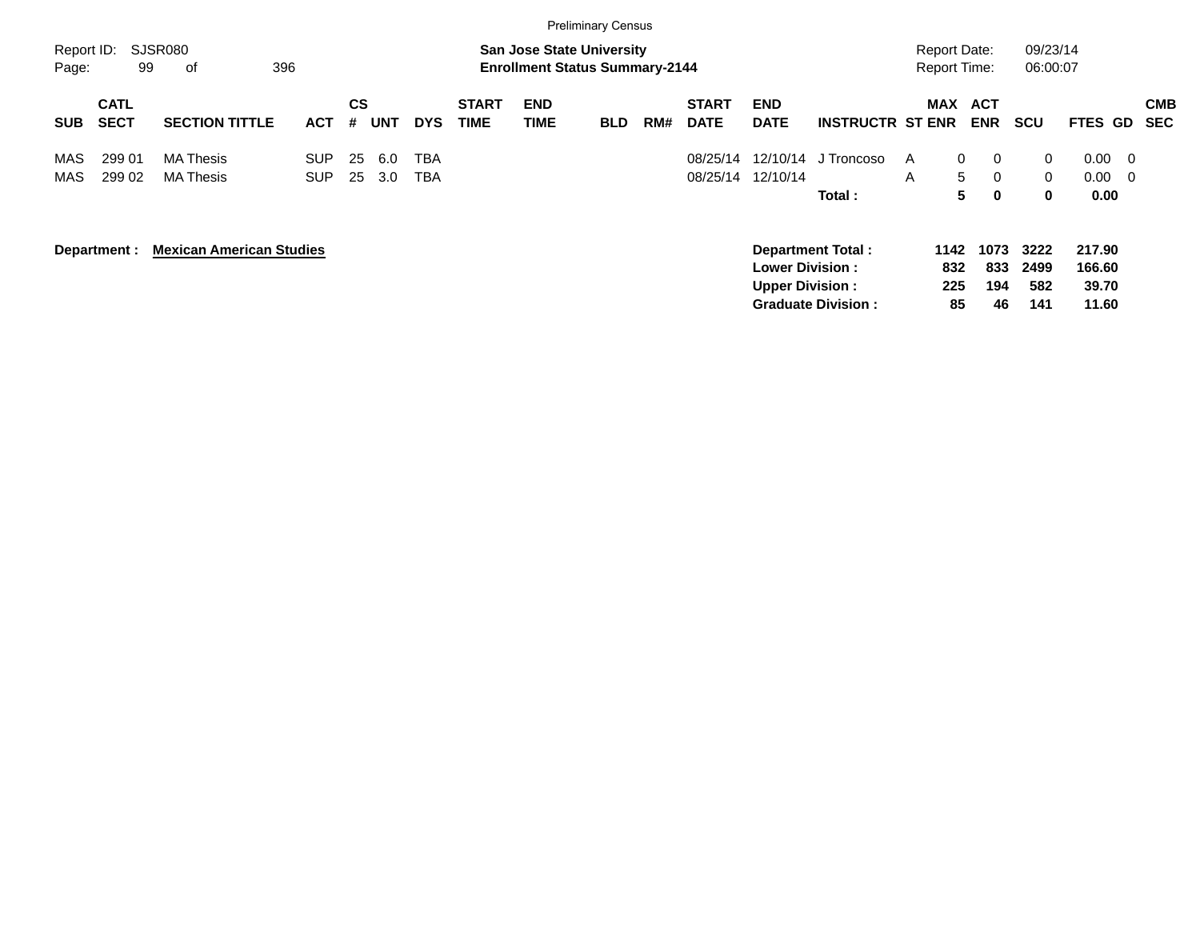Preliminary Census

Report ID: SJSR080

**San Jose State University**
**Enrollment Status Summary-2144**

Report Date: 09/23/14
Report Time: 06:00:07

| SUB | CATL SECT | SECTION TITTLE | ACT | CS # | UNT | DYS | START TIME | END TIME | BLD | RM# | START DATE | END DATE | INSTRUCTR | ST | MAX ENR | ACT ENR | SCU | FTES | GD | CMB SEC |
|---|---|---|---|---|---|---|---|---|---|---|---|---|---|---|---|---|---|---|---|---|
| MAS | 299 01 | MA Thesis | SUP | 25 | 6.0 | TBA | | | | | 08/25/14 | 12/10/14 | J Troncoso | A | 0 | 0 | 0 | 0.00 | 0 | |
| MAS | 299 02 | MA Thesis | SUP | 25 | 3.0 | TBA | | | | | 08/25/14 | 12/10/14 | | A | 5 | 0 | 0 | 0.00 | 0 | |
| | | | | | | | | | | | | | **Total :** | | **5** | **0** | **0** | **0.00** | | |

**Department : Mexican American Studies**

| | MAX ENR | ACT ENR | SCU | FTES |
|---|---|---|---|---|
| **Department Total :** | **1142** | **1073** | **3222** | **217.90** |
| **Lower Division :** | **832** | **833** | **2499** | **166.60** |
| **Upper Division :** | **225** | **194** | **582** | **39.70** |
| **Graduate Division :** | **85** | **46** | **141** | **11.60** |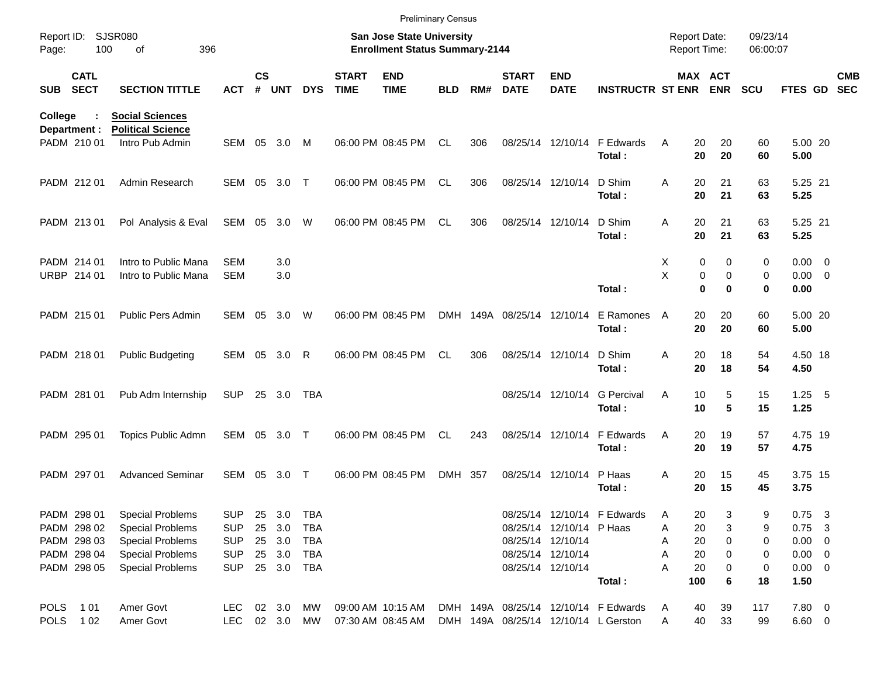Preliminary Census

Report ID: SJSR080
Page: 100 of 396

**San Jose State University**
**Enrollment Status Summary-2144**

Report Date: 09/23/14
Report Time: 06:00:07

**College : Social Sciences**
**Department : Political Science**

| SUB | CATL SECT | SECTION TITTLE | ACT | CS # | UNT | DYS | START TIME | END TIME | BLD | RM# | START DATE | END DATE | INSTRUCTR | ST | MAX ENR | ACT ENR | SCU | FTES | GD | CMB SEC |
|---|---|---|---|---|---|---|---|---|---|---|---|---|---|---|---|---|---|---|---|---|
| PADM | 210 01 | Intro Pub Admin | SEM | 05 | 3.0 | M | 06:00 PM | 08:45 PM | CL | 306 | 08/25/14 | 12/10/14 | F Edwards | A | 20 | 20 | 60 | 5.00 | 20 | |
| | | | | | | | | | | | | | **Total :** | | **20** | **20** | **60** | **5.00** | | |
| PADM | 212 01 | Admin Research | SEM | 05 | 3.0 | T | 06:00 PM | 08:45 PM | CL | 306 | 08/25/14 | 12/10/14 | D Shim | A | 20 | 21 | 63 | 5.25 | 21 | |
| | | | | | | | | | | | | | **Total :** | | **20** | **21** | **63** | **5.25** | | |
| PADM | 213 01 | Pol Analysis & Eval | SEM | 05 | 3.0 | W | 06:00 PM | 08:45 PM | CL | 306 | 08/25/14 | 12/10/14 | D Shim | A | 20 | 21 | 63 | 5.25 | 21 | |
| | | | | | | | | | | | | | **Total :** | | **20** | **21** | **63** | **5.25** | | |
| PADM | 214 01 | Intro to Public Mana | SEM | | 3.0 | | | | | | | | | X | 0 | 0 | 0 | 0.00 | 0 | |
| URBP | 214 01 | Intro to Public Mana | SEM | | 3.0 | | | | | | | | | X | 0 | 0 | 0 | 0.00 | 0 | |
| | | | | | | | | | | | | | **Total :** | | **0** | **0** | **0** | **0.00** | | |
| PADM | 215 01 | Public Pers Admin | SEM | 05 | 3.0 | W | 06:00 PM | 08:45 PM | DMH | 149A | 08/25/14 | 12/10/14 | E Ramones | A | 20 | 20 | 60 | 5.00 | 20 | |
| | | | | | | | | | | | | | **Total :** | | **20** | **20** | **60** | **5.00** | | |
| PADM | 218 01 | Public Budgeting | SEM | 05 | 3.0 | R | 06:00 PM | 08:45 PM | CL | 306 | 08/25/14 | 12/10/14 | D Shim | A | 20 | 18 | 54 | 4.50 | 18 | |
| | | | | | | | | | | | | | **Total :** | | **20** | **18** | **54** | **4.50** | | |
| PADM | 281 01 | Pub Adm Internship | SUP | 25 | 3.0 | TBA | | | | | 08/25/14 | 12/10/14 | G Percival | A | 10 | 5 | 15 | 1.25 | 5 | |
| | | | | | | | | | | | | | **Total :** | | **10** | **5** | **15** | **1.25** | | |
| PADM | 295 01 | Topics Public Admn | SEM | 05 | 3.0 | T | 06:00 PM | 08:45 PM | CL | 243 | 08/25/14 | 12/10/14 | F Edwards | A | 20 | 19 | 57 | 4.75 | 19 | |
| | | | | | | | | | | | | | **Total :** | | **20** | **19** | **57** | **4.75** | | |
| PADM | 297 01 | Advanced Seminar | SEM | 05 | 3.0 | T | 06:00 PM | 08:45 PM | DMH | 357 | 08/25/14 | 12/10/14 | P Haas | A | 20 | 15 | 45 | 3.75 | 15 | |
| | | | | | | | | | | | | | **Total :** | | **20** | **15** | **45** | **3.75** | | |
| PADM | 298 01 | Special Problems | SUP | 25 | 3.0 | TBA | | | | | 08/25/14 | 12/10/14 | F Edwards | A | 20 | 3 | 9 | 0.75 | 3 | |
| PADM | 298 02 | Special Problems | SUP | 25 | 3.0 | TBA | | | | | 08/25/14 | 12/10/14 | P Haas | A | 20 | 3 | 9 | 0.75 | 3 | |
| PADM | 298 03 | Special Problems | SUP | 25 | 3.0 | TBA | | | | | 08/25/14 | 12/10/14 | | A | 20 | 0 | 0 | 0.00 | 0 | |
| PADM | 298 04 | Special Problems | SUP | 25 | 3.0 | TBA | | | | | 08/25/14 | 12/10/14 | | A | 20 | 0 | 0 | 0.00 | 0 | |
| PADM | 298 05 | Special Problems | SUP | 25 | 3.0 | TBA | | | | | 08/25/14 | 12/10/14 | | A | 20 | 0 | 0 | 0.00 | 0 | |
| | | | | | | | | | | | | | **Total :** | | **100** | **6** | **18** | **1.50** | | |
| POLS | 1 01 | Amer Govt | LEC | 02 | 3.0 | MW | 09:00 AM | 10:15 AM | DMH | 149A | 08/25/14 | 12/10/14 | F Edwards | A | 40 | 39 | 117 | 7.80 | 0 | |
| POLS | 1 02 | Amer Govt | LEC | 02 | 3.0 | MW | 07:30 AM | 08:45 AM | DMH | 149A | 08/25/14 | 12/10/14 | L Gerston | A | 40 | 33 | 99 | 6.60 | 0 | |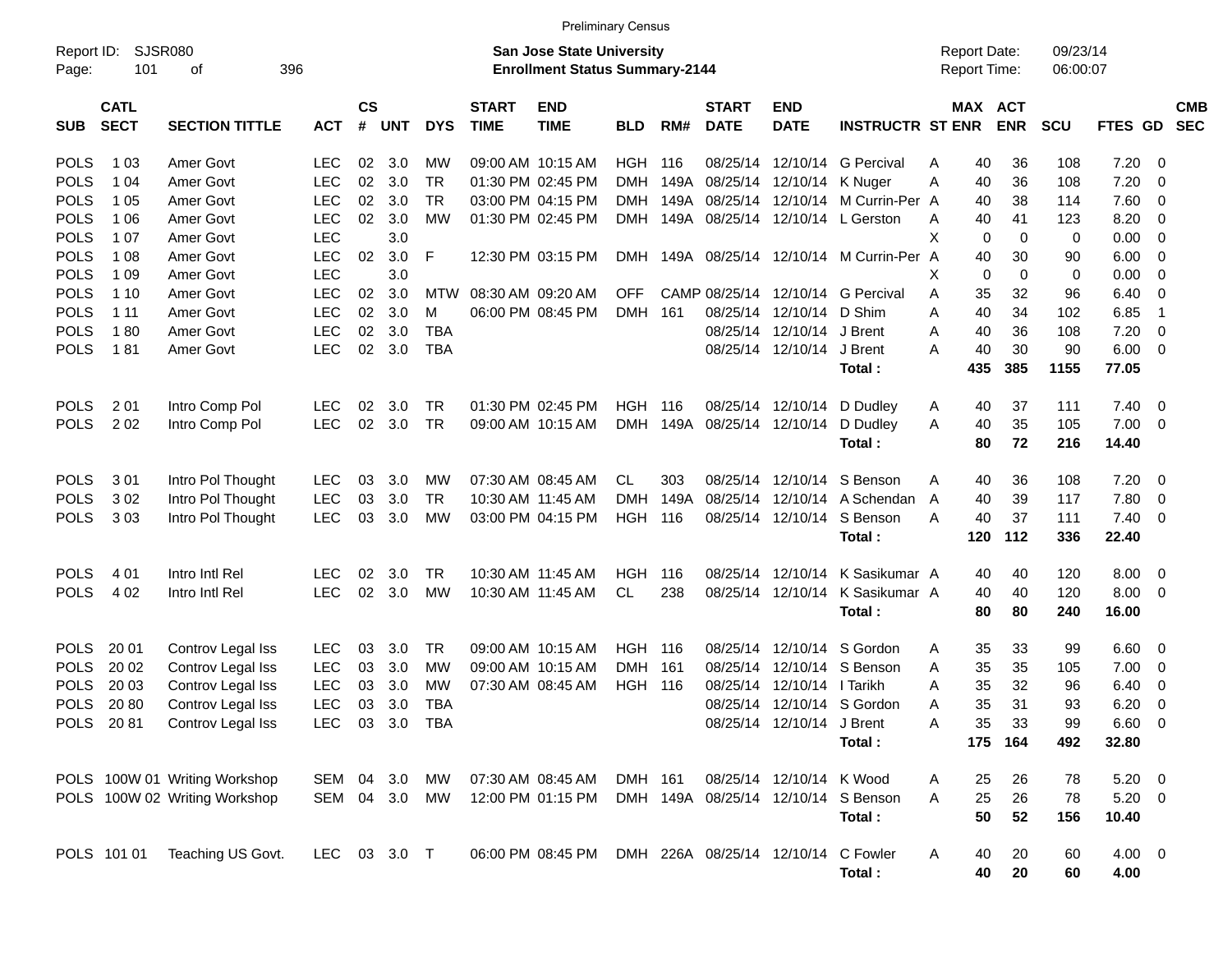Preliminary Census

Report ID: SJSR080
Page: 101 of 396

**San Jose State University**
**Enrollment Status Summary-2144**

Report Date: 09/23/14
Report Time: 06:00:07

| SUB | CATL SECT | SECTION TITTLE | ACT | CS # | UNT | DYS | START TIME | END TIME | BLD | RM# | START DATE | END DATE | INSTRUCTR | ST | MAX ENR | ACT ENR | SCU | FTES | GD | CMB SEC |
|---|---|---|---|---|---|---|---|---|---|---|---|---|---|---|---|---|---|---|---|---|
| POLS | 1 03 | Amer Govt | LEC | 02 | 3.0 | MW | 09:00 AM | 10:15 AM | HGH | 116 | 08/25/14 | 12/10/14 | G Percival | A | 40 | 36 | 108 | 7.20 | 0 | |
| POLS | 1 04 | Amer Govt | LEC | 02 | 3.0 | TR | 01:30 PM | 02:45 PM | DMH | 149A | 08/25/14 | 12/10/14 | K Nuger | A | 40 | 36 | 108 | 7.20 | 0 | |
| POLS | 1 05 | Amer Govt | LEC | 02 | 3.0 | TR | 03:00 PM | 04:15 PM | DMH | 149A | 08/25/14 | 12/10/14 | M Currin-Per | A | 40 | 38 | 114 | 7.60 | 0 | |
| POLS | 1 06 | Amer Govt | LEC | 02 | 3.0 | MW | 01:30 PM | 02:45 PM | DMH | 149A | 08/25/14 | 12/10/14 | L Gerston | A | 40 | 41 | 123 | 8.20 | 0 | |
| POLS | 1 07 | Amer Govt | LEC | | 3.0 | | | | | | | | | X | 0 | 0 | 0 | 0.00 | 0 | |
| POLS | 1 08 | Amer Govt | LEC | 02 | 3.0 | F | 12:30 PM | 03:15 PM | DMH | 149A | 08/25/14 | 12/10/14 | M Currin-Per | A | 40 | 30 | 90 | 6.00 | 0 | |
| POLS | 1 09 | Amer Govt | LEC | | 3.0 | | | | | | | | | X | 0 | 0 | 0 | 0.00 | 0 | |
| POLS | 1 10 | Amer Govt | LEC | 02 | 3.0 | MTW | 08:30 AM | 09:20 AM | OFF | CAMP | 08/25/14 | 12/10/14 | G Percival | A | 35 | 32 | 96 | 6.40 | 0 | |
| POLS | 1 11 | Amer Govt | LEC | 02 | 3.0 | M | 06:00 PM | 08:45 PM | DMH | 161 | 08/25/14 | 12/10/14 | D Shim | A | 40 | 34 | 102 | 6.85 | 1 | |
| POLS | 1 80 | Amer Govt | LEC | 02 | 3.0 | TBA | | | | | 08/25/14 | 12/10/14 | J Brent | A | 40 | 36 | 108 | 7.20 | 0 | |
| POLS | 1 81 | Amer Govt | LEC | 02 | 3.0 | TBA | | | | | 08/25/14 | 12/10/14 | J Brent | A | 40 | 30 | 90 | 6.00 | 0 | |
| | | | | | | | | | | | | | **Total :** | | **435** | **385** | **1155** | **77.05** | | |
| POLS | 2 01 | Intro Comp Pol | LEC | 02 | 3.0 | TR | 01:30 PM | 02:45 PM | HGH | 116 | 08/25/14 | 12/10/14 | D Dudley | A | 40 | 37 | 111 | 7.40 | 0 | |
| POLS | 2 02 | Intro Comp Pol | LEC | 02 | 3.0 | TR | 09:00 AM | 10:15 AM | DMH | 149A | 08/25/14 | 12/10/14 | D Dudley | A | 40 | 35 | 105 | 7.00 | 0 | |
| | | | | | | | | | | | | | **Total :** | | **80** | **72** | **216** | **14.40** | | |
| POLS | 3 01 | Intro Pol Thought | LEC | 03 | 3.0 | MW | 07:30 AM | 08:45 AM | CL | 303 | 08/25/14 | 12/10/14 | S Benson | A | 40 | 36 | 108 | 7.20 | 0 | |
| POLS | 3 02 | Intro Pol Thought | LEC | 03 | 3.0 | TR | 10:30 AM | 11:45 AM | DMH | 149A | 08/25/14 | 12/10/14 | A Schendan | A | 40 | 39 | 117 | 7.80 | 0 | |
| POLS | 3 03 | Intro Pol Thought | LEC | 03 | 3.0 | MW | 03:00 PM | 04:15 PM | HGH | 116 | 08/25/14 | 12/10/14 | S Benson | A | 40 | 37 | 111 | 7.40 | 0 | |
| | | | | | | | | | | | | | **Total :** | | **120** | **112** | **336** | **22.40** | | |
| POLS | 4 01 | Intro Intl Rel | LEC | 02 | 3.0 | TR | 10:30 AM | 11:45 AM | HGH | 116 | 08/25/14 | 12/10/14 | K Sasikumar | A | 40 | 40 | 120 | 8.00 | 0 | |
| POLS | 4 02 | Intro Intl Rel | LEC | 02 | 3.0 | MW | 10:30 AM | 11:45 AM | CL | 238 | 08/25/14 | 12/10/14 | K Sasikumar | A | 40 | 40 | 120 | 8.00 | 0 | |
| | | | | | | | | | | | | | **Total :** | | **80** | **80** | **240** | **16.00** | | |
| POLS | 20 01 | Controv Legal Iss | LEC | 03 | 3.0 | TR | 09:00 AM | 10:15 AM | HGH | 116 | 08/25/14 | 12/10/14 | S Gordon | A | 35 | 33 | 99 | 6.60 | 0 | |
| POLS | 20 02 | Controv Legal Iss | LEC | 03 | 3.0 | MW | 09:00 AM | 10:15 AM | DMH | 161 | 08/25/14 | 12/10/14 | S Benson | A | 35 | 35 | 105 | 7.00 | 0 | |
| POLS | 20 03 | Controv Legal Iss | LEC | 03 | 3.0 | MW | 07:30 AM | 08:45 AM | HGH | 116 | 08/25/14 | 12/10/14 | I Tarikh | A | 35 | 32 | 96 | 6.40 | 0 | |
| POLS | 20 80 | Controv Legal Iss | LEC | 03 | 3.0 | TBA | | | | | 08/25/14 | 12/10/14 | S Gordon | A | 35 | 31 | 93 | 6.20 | 0 | |
| POLS | 20 81 | Controv Legal Iss | LEC | 03 | 3.0 | TBA | | | | | 08/25/14 | 12/10/14 | J Brent | A | 35 | 33 | 99 | 6.60 | 0 | |
| | | | | | | | | | | | | | **Total :** | | **175** | **164** | **492** | **32.80** | | |
| POLS | 100W 01 | Writing Workshop | SEM | 04 | 3.0 | MW | 07:30 AM | 08:45 AM | DMH | 161 | 08/25/14 | 12/10/14 | K Wood | A | 25 | 26 | 78 | 5.20 | 0 | |
| POLS | 100W 02 | Writing Workshop | SEM | 04 | 3.0 | MW | 12:00 PM | 01:15 PM | DMH | 149A | 08/25/14 | 12/10/14 | S Benson | A | 25 | 26 | 78 | 5.20 | 0 | |
| | | | | | | | | | | | | | **Total :** | | **50** | **52** | **156** | **10.40** | | |
| POLS | 101 01 | Teaching US Govt. | LEC | 03 | 3.0 | T | 06:00 PM | 08:45 PM | DMH | 226A | 08/25/14 | 12/10/14 | C Fowler | A | 40 | 20 | 60 | 4.00 | 0 | |
| | | | | | | | | | | | | | **Total :** | | **40** | **20** | **60** | **4.00** | | |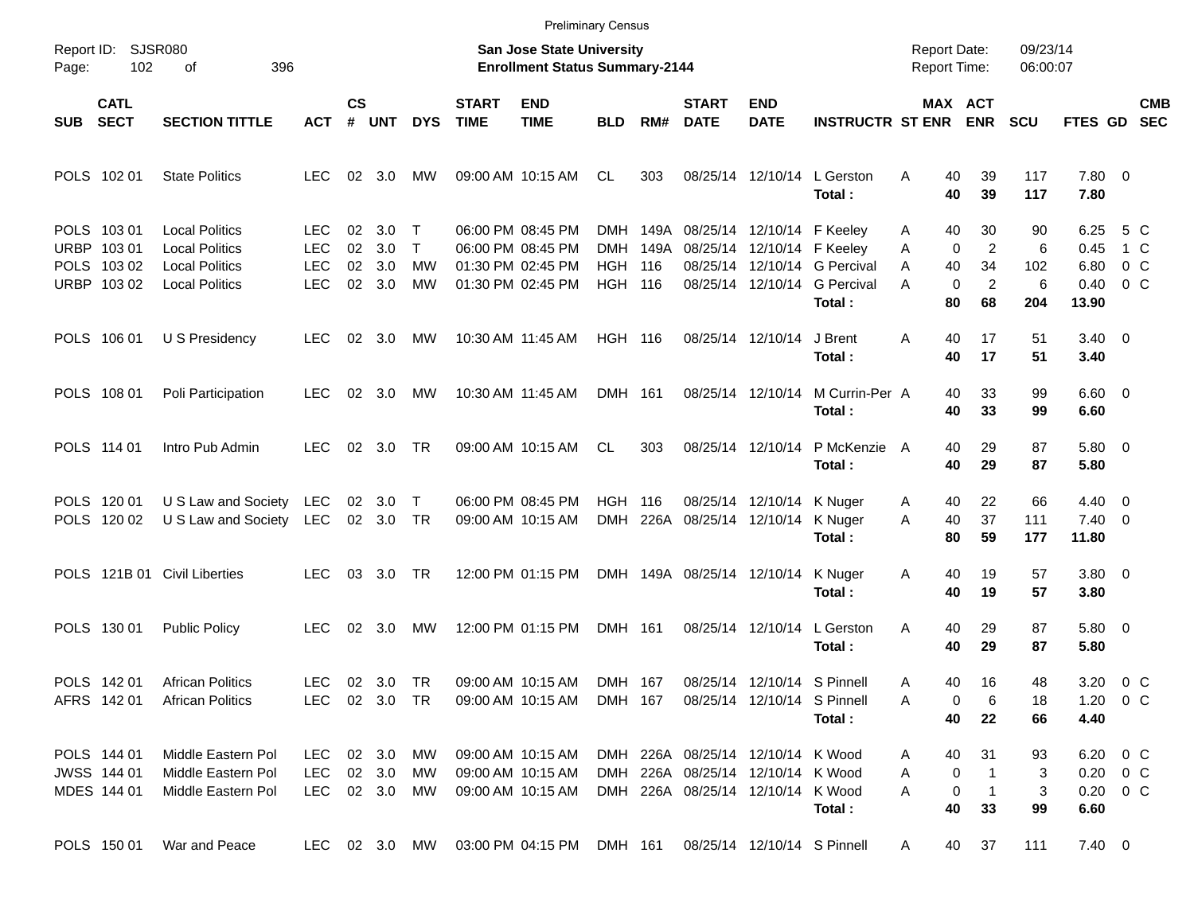Preliminary Census

Report ID: SJSR080
Page: 102 of 396

**San Jose State University**
**Enrollment Status Summary-2144**

Report Date: 09/23/14
Report Time: 06:00:07

| SUB | CATL SECT | SECTION TITTLE | ACT | CS # | UNT | DYS | START TIME | END TIME | BLD | RM# | START DATE | END DATE | INSTRUCTR | ST | MAX ENR | ACT ENR | SCU | FTES | GD | CMB SEC |
|---|---|---|---|---|---|---|---|---|---|---|---|---|---|---|---|---|---|---|---|---|
| POLS | 102 01 | State Politics | LEC | 02 | 3.0 | MW | 09:00 AM | 10:15 AM | CL | 303 | 08/25/14 | 12/10/14 | L Gerston | A | 40 | 39 | 117 | 7.80 | 0 | |
| | | | | | | | | | | | | | **Total :** | | **40** | **39** | **117** | **7.80** | | |
| POLS | 103 01 | Local Politics | LEC | 02 | 3.0 | T | 06:00 PM | 08:45 PM | DMH | 149A | 08/25/14 | 12/10/14 | F Keeley | A | 40 | 30 | 90 | 6.25 | 5 | C |
| URBP | 103 01 | Local Politics | LEC | 02 | 3.0 | T | 06:00 PM | 08:45 PM | DMH | 149A | 08/25/14 | 12/10/14 | F Keeley | A | 0 | 2 | 6 | 0.45 | 1 | C |
| POLS | 103 02 | Local Politics | LEC | 02 | 3.0 | MW | 01:30 PM | 02:45 PM | HGH | 116 | 08/25/14 | 12/10/14 | G Percival | A | 40 | 34 | 102 | 6.80 | 0 | C |
| URBP | 103 02 | Local Politics | LEC | 02 | 3.0 | MW | 01:30 PM | 02:45 PM | HGH | 116 | 08/25/14 | 12/10/14 | G Percival | A | 0 | 2 | 6 | 0.40 | 0 | C |
| | | | | | | | | | | | | | **Total :** | | **80** | **68** | **204** | **13.90** | | |
| POLS | 106 01 | U S Presidency | LEC | 02 | 3.0 | MW | 10:30 AM | 11:45 AM | HGH | 116 | 08/25/14 | 12/10/14 | J Brent | A | 40 | 17 | 51 | 3.40 | 0 | |
| | | | | | | | | | | | | | **Total :** | | **40** | **17** | **51** | **3.40** | | |
| POLS | 108 01 | Poli Participation | LEC | 02 | 3.0 | MW | 10:30 AM | 11:45 AM | DMH | 161 | 08/25/14 | 12/10/14 | M Currin-Per | A | 40 | 33 | 99 | 6.60 | 0 | |
| | | | | | | | | | | | | | **Total :** | | **40** | **33** | **99** | **6.60** | | |
| POLS | 114 01 | Intro Pub Admin | LEC | 02 | 3.0 | TR | 09:00 AM | 10:15 AM | CL | 303 | 08/25/14 | 12/10/14 | P McKenzie | A | 40 | 29 | 87 | 5.80 | 0 | |
| | | | | | | | | | | | | | **Total :** | | **40** | **29** | **87** | **5.80** | | |
| POLS | 120 01 | U S Law and Society | LEC | 02 | 3.0 | T | 06:00 PM | 08:45 PM | HGH | 116 | 08/25/14 | 12/10/14 | K Nuger | A | 40 | 22 | 66 | 4.40 | 0 | |
| POLS | 120 02 | U S Law and Society | LEC | 02 | 3.0 | TR | 09:00 AM | 10:15 AM | DMH | 226A | 08/25/14 | 12/10/14 | K Nuger | A | 40 | 37 | 111 | 7.40 | 0 | |
| | | | | | | | | | | | | | **Total :** | | **80** | **59** | **177** | **11.80** | | |
| POLS | 121B 01 | Civil Liberties | LEC | 03 | 3.0 | TR | 12:00 PM | 01:15 PM | DMH | 149A | 08/25/14 | 12/10/14 | K Nuger | A | 40 | 19 | 57 | 3.80 | 0 | |
| | | | | | | | | | | | | | **Total :** | | **40** | **19** | **57** | **3.80** | | |
| POLS | 130 01 | Public Policy | LEC | 02 | 3.0 | MW | 12:00 PM | 01:15 PM | DMH | 161 | 08/25/14 | 12/10/14 | L Gerston | A | 40 | 29 | 87 | 5.80 | 0 | |
| | | | | | | | | | | | | | **Total :** | | **40** | **29** | **87** | **5.80** | | |
| POLS | 142 01 | African Politics | LEC | 02 | 3.0 | TR | 09:00 AM | 10:15 AM | DMH | 167 | 08/25/14 | 12/10/14 | S Pinnell | A | 40 | 16 | 48 | 3.20 | 0 | C |
| AFRS | 142 01 | African Politics | LEC | 02 | 3.0 | TR | 09:00 AM | 10:15 AM | DMH | 167 | 08/25/14 | 12/10/14 | S Pinnell | A | 0 | 6 | 18 | 1.20 | 0 | C |
| | | | | | | | | | | | | | **Total :** | | **40** | **22** | **66** | **4.40** | | |
| POLS | 144 01 | Middle Eastern Pol | LEC | 02 | 3.0 | MW | 09:00 AM | 10:15 AM | DMH | 226A | 08/25/14 | 12/10/14 | K Wood | A | 40 | 31 | 93 | 6.20 | 0 | C |
| JWSS | 144 01 | Middle Eastern Pol | LEC | 02 | 3.0 | MW | 09:00 AM | 10:15 AM | DMH | 226A | 08/25/14 | 12/10/14 | K Wood | A | 0 | 1 | 3 | 0.20 | 0 | C |
| MDES | 144 01 | Middle Eastern Pol | LEC | 02 | 3.0 | MW | 09:00 AM | 10:15 AM | DMH | 226A | 08/25/14 | 12/10/14 | K Wood | A | 0 | 1 | 3 | 0.20 | 0 | C |
| | | | | | | | | | | | | | **Total :** | | **40** | **33** | **99** | **6.60** | | |
| POLS | 150 01 | War and Peace | LEC | 02 | 3.0 | MW | 03:00 PM | 04:15 PM | DMH | 161 | 08/25/14 | 12/10/14 | S Pinnell | A | 40 | 37 | 111 | 7.40 | 0 | |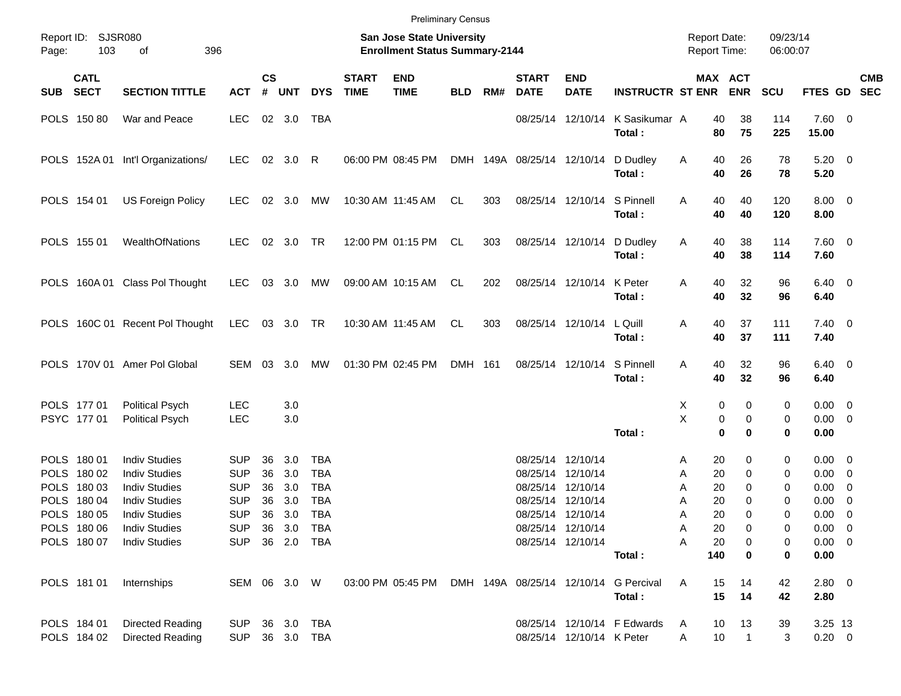Preliminary Census

Report ID: SJSR080

**San Jose State University**
**Enrollment Status Summary-2144**

Report Date: 09/23/14
Report Time: 06:00:07

| SUB | CATL SECT | SECTION TITTLE | ACT | CS # | UNT | DYS | START TIME | END TIME | BLD | RM# | START DATE | END DATE | INSTRUCTR | ST | MAX ENR | ACT ENR | SCU | FTES | GD | CMB SEC |
|---|---|---|---|---|---|---|---|---|---|---|---|---|---|---|---|---|---|---|---|---|
| POLS | 150 80 | War and Peace | LEC | 02 | 3.0 | TBA | | | | | 08/25/14 | 12/10/14 | K Sasikumar | A | 40 | 38 | 114 | 7.60 | 0 | |
| | | | | | | | | | | | | | **Total :** | | **80** | **75** | **225** | **15.00** | | |
| POLS | 152A 01 | Int'l Organizations/ | LEC | 02 | 3.0 | R | 06:00 PM | 08:45 PM | DMH | 149A | 08/25/14 | 12/10/14 | D Dudley | A | 40 | 26 | 78 | 5.20 | 0 | |
| | | | | | | | | | | | | | **Total :** | | **40** | **26** | **78** | **5.20** | | |
| POLS | 154 01 | US Foreign Policy | LEC | 02 | 3.0 | MW | 10:30 AM | 11:45 AM | CL | 303 | 08/25/14 | 12/10/14 | S Pinnell | A | 40 | 40 | 120 | 8.00 | 0 | |
| | | | | | | | | | | | | | **Total :** | | **40** | **40** | **120** | **8.00** | | |
| POLS | 155 01 | WealthOfNations | LEC | 02 | 3.0 | TR | 12:00 PM | 01:15 PM | CL | 303 | 08/25/14 | 12/10/14 | D Dudley | A | 40 | 38 | 114 | 7.60 | 0 | |
| | | | | | | | | | | | | | **Total :** | | **40** | **38** | **114** | **7.60** | | |
| POLS | 160A 01 | Class Pol Thought | LEC | 03 | 3.0 | MW | 09:00 AM | 10:15 AM | CL | 202 | 08/25/14 | 12/10/14 | K Peter | A | 40 | 32 | 96 | 6.40 | 0 | |
| | | | | | | | | | | | | | **Total :** | | **40** | **32** | **96** | **6.40** | | |
| POLS | 160C 01 | Recent Pol Thought | LEC | 03 | 3.0 | TR | 10:30 AM | 11:45 AM | CL | 303 | 08/25/14 | 12/10/14 | L Quill | A | 40 | 37 | 111 | 7.40 | 0 | |
| | | | | | | | | | | | | | **Total :** | | **40** | **37** | **111** | **7.40** | | |
| POLS | 170V 01 | Amer Pol Global | SEM | 03 | 3.0 | MW | 01:30 PM | 02:45 PM | DMH | 161 | 08/25/14 | 12/10/14 | S Pinnell | A | 40 | 32 | 96 | 6.40 | 0 | |
| | | | | | | | | | | | | | **Total :** | | **40** | **32** | **96** | **6.40** | | |
| POLS | 177 01 | Political Psych | LEC | | 3.0 | | | | | | | | | X | 0 | 0 | 0 | 0.00 | 0 | |
| PSYC | 177 01 | Political Psych | LEC | | 3.0 | | | | | | | | | X | 0 | 0 | 0 | 0.00 | 0 | |
| | | | | | | | | | | | | | **Total :** | | **0** | **0** | **0** | **0.00** | | |
| POLS | 180 01 | Indiv Studies | SUP | 36 | 3.0 | TBA | | | | | 08/25/14 | 12/10/14 | | A | 20 | 0 | 0 | 0.00 | 0 | |
| POLS | 180 02 | Indiv Studies | SUP | 36 | 3.0 | TBA | | | | | 08/25/14 | 12/10/14 | | A | 20 | 0 | 0 | 0.00 | 0 | |
| POLS | 180 03 | Indiv Studies | SUP | 36 | 3.0 | TBA | | | | | 08/25/14 | 12/10/14 | | A | 20 | 0 | 0 | 0.00 | 0 | |
| POLS | 180 04 | Indiv Studies | SUP | 36 | 3.0 | TBA | | | | | 08/25/14 | 12/10/14 | | A | 20 | 0 | 0 | 0.00 | 0 | |
| POLS | 180 05 | Indiv Studies | SUP | 36 | 3.0 | TBA | | | | | 08/25/14 | 12/10/14 | | A | 20 | 0 | 0 | 0.00 | 0 | |
| POLS | 180 06 | Indiv Studies | SUP | 36 | 3.0 | TBA | | | | | 08/25/14 | 12/10/14 | | A | 20 | 0 | 0 | 0.00 | 0 | |
| POLS | 180 07 | Indiv Studies | SUP | 36 | 2.0 | TBA | | | | | 08/25/14 | 12/10/14 | | A | 20 | 0 | 0 | 0.00 | 0 | |
| | | | | | | | | | | | | | **Total :** | | **140** | **0** | **0** | **0.00** | | |
| POLS | 181 01 | Internships | SEM | 06 | 3.0 | W | 03:00 PM | 05:45 PM | DMH | 149A | 08/25/14 | 12/10/14 | G Percival | A | 15 | 14 | 42 | 2.80 | 0 | |
| | | | | | | | | | | | | | **Total :** | | **15** | **14** | **42** | **2.80** | | |
| POLS | 184 01 | Directed Reading | SUP | 36 | 3.0 | TBA | | | | | 08/25/14 | 12/10/14 | F Edwards | A | 10 | 13 | 39 | 3.25 | 13 | |
| POLS | 184 02 | Directed Reading | SUP | 36 | 3.0 | TBA | | | | | 08/25/14 | 12/10/14 | K Peter | A | 10 | 1 | 3 | 0.20 | 0 | |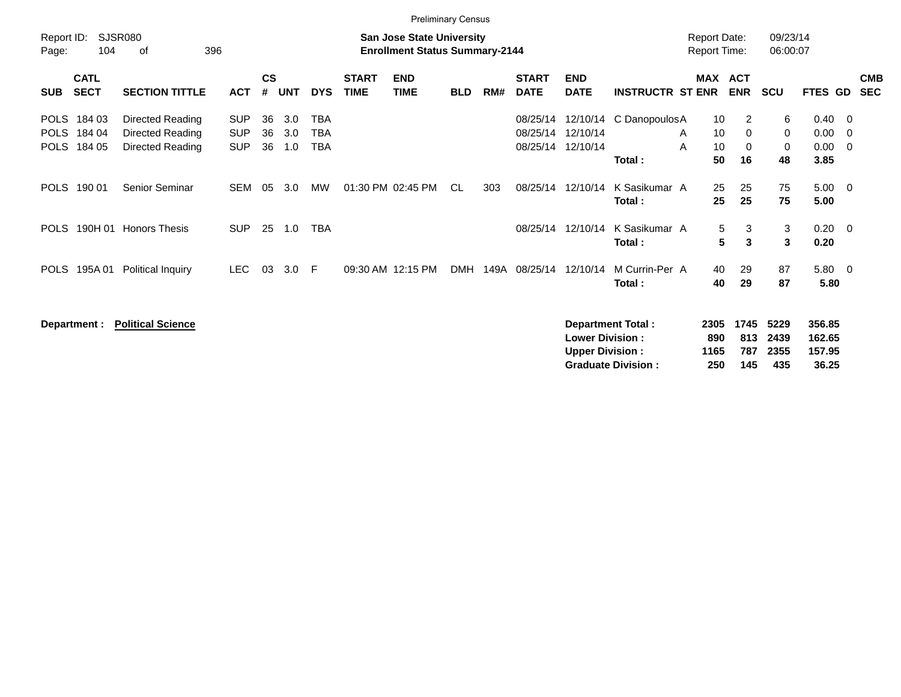Preliminary Census

Report ID: SJSR080

**San Jose State University**
**Enrollment Status Summary-2144**

Report Date: 09/23/14
Report Time: 06:00:07

| SUB | CATL SECT | SECTION TITTLE | ACT | CS # | UNT | DYS | START TIME | END TIME | BLD | RM# | START DATE | END DATE | INSTRUCTR | ST | MAX ENR | ACT ENR | SCU | FTES | GD | CMB SEC |
|---|---|---|---|---|---|---|---|---|---|---|---|---|---|---|---|---|---|---|---|---|
| POLS | 184 03 | Directed Reading | SUP | 36 | 3.0 | TBA | | | | | 08/25/14 | 12/10/14 | C Danopoulos | A | 10 | 2 | 6 | 0.40 | 0 | |
| POLS | 184 04 | Directed Reading | SUP | 36 | 3.0 | TBA | | | | | 08/25/14 | 12/10/14 | | A | 10 | 0 | 0 | 0.00 | 0 | |
| POLS | 184 05 | Directed Reading | SUP | 36 | 1.0 | TBA | | | | | 08/25/14 | 12/10/14 | | A | 10 | 0 | 0 | 0.00 | 0 | |
| | | | | | | | | | | | | | **Total :** | | **50** | **16** | **48** | **3.85** | | |
| POLS | 190 01 | Senior Seminar | SEM | 05 | 3.0 | MW | 01:30 PM | 02:45 PM | CL | 303 | 08/25/14 | 12/10/14 | K Sasikumar | A | 25 | 25 | 75 | 5.00 | 0 | |
| | | | | | | | | | | | | | **Total :** | | **25** | **25** | **75** | **5.00** | | |
| POLS | 190H 01 | Honors Thesis | SUP | 25 | 1.0 | TBA | | | | | 08/25/14 | 12/10/14 | K Sasikumar | A | 5 | 3 | 3 | 0.20 | 0 | |
| | | | | | | | | | | | | | **Total :** | | **5** | **3** | **3** | **0.20** | | |
| POLS | 195A 01 | Political Inquiry | LEC | 03 | 3.0 | F | 09:30 AM | 12:15 PM | DMH | 149A | 08/25/14 | 12/10/14 | M Currin-Per | A | 40 | 29 | 87 | 5.80 | 0 | |
| | | | | | | | | | | | | | **Total :** | | **40** | **29** | **87** | **5.80** | | |

**Department : Political Science**

| | MAX ENR | ACT ENR | SCU | FTES |
|---|---|---|---|---|
| **Department Total :** | **2305** | **1745** | **5229** | **356.85** |
| **Lower Division :** | **890** | **813** | **2439** | **162.65** |
| **Upper Division :** | **1165** | **787** | **2355** | **157.95** |
| **Graduate Division :** | **250** | **145** | **435** | **36.25** |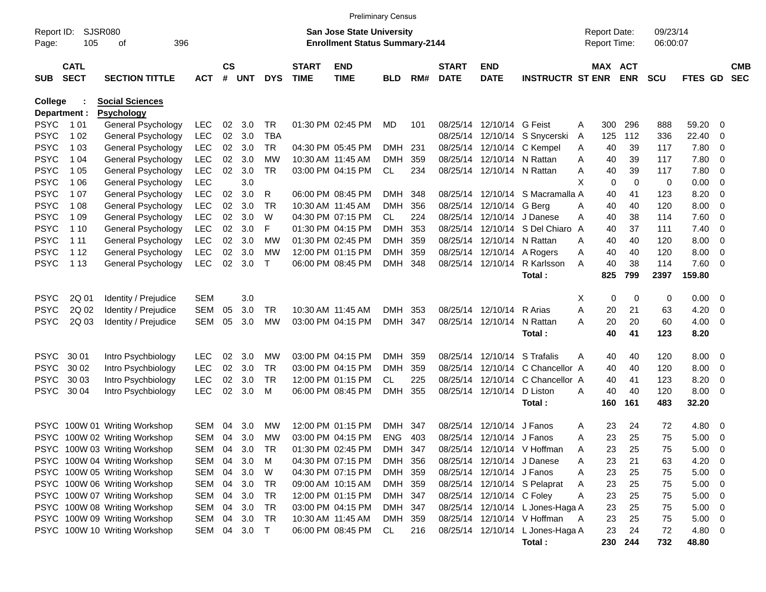Preliminary Census

Report ID: SJSR080

**San Jose State University**
**Enrollment Status Summary-2144**

Report Date: 09/23/14
Report Time: 06:00:07

| SUB | CATL SECT | SECTION TITTLE | ACT | CS # | UNT | DYS | START TIME | END TIME | BLD | RM# | START DATE | END DATE | INSTRUCTR | ST | MAX ENR | ACT ENR | SCU | FTES | GD | CMB SEC |
|---|---|---|---|---|---|---|---|---|---|---|---|---|---|---|---|---|---|---|---|---|
| **College** | **:** | **Social Sciences** | | | | | | | | | | | | | | | | | | |
| **Department :** | | **Psychology** | | | | | | | | | | | | | | | | | | |
| PSYC | 1 01 | General Psychology | LEC | 02 | 3.0 | TR | 01:30 PM | 02:45 PM | MD | 101 | 08/25/14 | 12/10/14 | G Feist | A | 300 | 296 | 888 | 59.20 | 0 | |
| PSYC | 1 02 | General Psychology | LEC | 02 | 3.0 | TBA | | | | | 08/25/14 | 12/10/14 | S Snycerski | A | 125 | 112 | 336 | 22.40 | 0 | |
| PSYC | 1 03 | General Psychology | LEC | 02 | 3.0 | TR | 04:30 PM | 05:45 PM | DMH | 231 | 08/25/14 | 12/10/14 | C Kempel | A | 40 | 39 | 117 | 7.80 | 0 | |
| PSYC | 1 04 | General Psychology | LEC | 02 | 3.0 | MW | 10:30 AM | 11:45 AM | DMH | 359 | 08/25/14 | 12/10/14 | N Rattan | A | 40 | 39 | 117 | 7.80 | 0 | |
| PSYC | 1 05 | General Psychology | LEC | 02 | 3.0 | TR | 03:00 PM | 04:15 PM | CL | 234 | 08/25/14 | 12/10/14 | N Rattan | A | 40 | 39 | 117 | 7.80 | 0 | |
| PSYC | 1 06 | General Psychology | LEC | | 3.0 | | | | | | | | | X | 0 | 0 | 0 | 0.00 | 0 | |
| PSYC | 1 07 | General Psychology | LEC | 02 | 3.0 | R | 06:00 PM | 08:45 PM | DMH | 348 | 08/25/14 | 12/10/14 | S Macramalla | A | 40 | 41 | 123 | 8.20 | 0 | |
| PSYC | 1 08 | General Psychology | LEC | 02 | 3.0 | TR | 10:30 AM | 11:45 AM | DMH | 356 | 08/25/14 | 12/10/14 | G Berg | A | 40 | 40 | 120 | 8.00 | 0 | |
| PSYC | 1 09 | General Psychology | LEC | 02 | 3.0 | W | 04:30 PM | 07:15 PM | CL | 224 | 08/25/14 | 12/10/14 | J Danese | A | 40 | 38 | 114 | 7.60 | 0 | |
| PSYC | 1 10 | General Psychology | LEC | 02 | 3.0 | F | 01:30 PM | 04:15 PM | DMH | 353 | 08/25/14 | 12/10/14 | S Del Chiaro | A | 40 | 37 | 111 | 7.40 | 0 | |
| PSYC | 1 11 | General Psychology | LEC | 02 | 3.0 | MW | 01:30 PM | 02:45 PM | DMH | 359 | 08/25/14 | 12/10/14 | N Rattan | A | 40 | 40 | 120 | 8.00 | 0 | |
| PSYC | 1 12 | General Psychology | LEC | 02 | 3.0 | MW | 12:00 PM | 01:15 PM | DMH | 359 | 08/25/14 | 12/10/14 | A Rogers | A | 40 | 40 | 120 | 8.00 | 0 | |
| PSYC | 1 13 | General Psychology | LEC | 02 | 3.0 | T | 06:00 PM | 08:45 PM | DMH | 348 | 08/25/14 | 12/10/14 | R Karlsson | A | 40 | 38 | 114 | 7.60 | 0 | |
| | | | | | | | | | | | | | **Total :** | | **825** | **799** | **2397** | **159.80** | | |
| PSYC | 2Q 01 | Identity / Prejudice | SEM | | 3.0 | | | | | | | | | X | 0 | 0 | 0 | 0.00 | 0 | |
| PSYC | 2Q 02 | Identity / Prejudice | SEM | 05 | 3.0 | TR | 10:30 AM | 11:45 AM | DMH | 353 | 08/25/14 | 12/10/14 | R Arias | A | 20 | 21 | 63 | 4.20 | 0 | |
| PSYC | 2Q 03 | Identity / Prejudice | SEM | 05 | 3.0 | MW | 03:00 PM | 04:15 PM | DMH | 347 | 08/25/14 | 12/10/14 | N Rattan | A | 20 | 20 | 60 | 4.00 | 0 | |
| | | | | | | | | | | | | | **Total :** | | **40** | **41** | **123** | **8.20** | | |
| PSYC | 30 01 | Intro Psychbiology | LEC | 02 | 3.0 | MW | 03:00 PM | 04:15 PM | DMH | 359 | 08/25/14 | 12/10/14 | S Trafalis | A | 40 | 40 | 120 | 8.00 | 0 | |
| PSYC | 30 02 | Intro Psychbiology | LEC | 02 | 3.0 | TR | 03:00 PM | 04:15 PM | DMH | 359 | 08/25/14 | 12/10/14 | C Chancellor | A | 40 | 40 | 120 | 8.00 | 0 | |
| PSYC | 30 03 | Intro Psychbiology | LEC | 02 | 3.0 | TR | 12:00 PM | 01:15 PM | CL | 225 | 08/25/14 | 12/10/14 | C Chancellor | A | 40 | 41 | 123 | 8.20 | 0 | |
| PSYC | 30 04 | Intro Psychbiology | LEC | 02 | 3.0 | M | 06:00 PM | 08:45 PM | DMH | 355 | 08/25/14 | 12/10/14 | D Liston | A | 40 | 40 | 120 | 8.00 | 0 | |
| | | | | | | | | | | | | | **Total :** | | **160** | **161** | **483** | **32.20** | | |
| PSYC | 100W 01 | Writing Workshop | SEM | 04 | 3.0 | MW | 12:00 PM | 01:15 PM | DMH | 347 | 08/25/14 | 12/10/14 | J Fanos | A | 23 | 24 | 72 | 4.80 | 0 | |
| PSYC | 100W 02 | Writing Workshop | SEM | 04 | 3.0 | MW | 03:00 PM | 04:15 PM | ENG | 403 | 08/25/14 | 12/10/14 | J Fanos | A | 23 | 25 | 75 | 5.00 | 0 | |
| PSYC | 100W 03 | Writing Workshop | SEM | 04 | 3.0 | TR | 01:30 PM | 02:45 PM | DMH | 347 | 08/25/14 | 12/10/14 | V Hoffman | A | 23 | 25 | 75 | 5.00 | 0 | |
| PSYC | 100W 04 | Writing Workshop | SEM | 04 | 3.0 | M | 04:30 PM | 07:15 PM | DMH | 356 | 08/25/14 | 12/10/14 | J Danese | A | 23 | 21 | 63 | 4.20 | 0 | |
| PSYC | 100W 05 | Writing Workshop | SEM | 04 | 3.0 | W | 04:30 PM | 07:15 PM | DMH | 359 | 08/25/14 | 12/10/14 | J Fanos | A | 23 | 25 | 75 | 5.00 | 0 | |
| PSYC | 100W 06 | Writing Workshop | SEM | 04 | 3.0 | TR | 09:00 AM | 10:15 AM | DMH | 359 | 08/25/14 | 12/10/14 | S Pelaprat | A | 23 | 25 | 75 | 5.00 | 0 | |
| PSYC | 100W 07 | Writing Workshop | SEM | 04 | 3.0 | TR | 12:00 PM | 01:15 PM | DMH | 347 | 08/25/14 | 12/10/14 | C Foley | A | 23 | 25 | 75 | 5.00 | 0 | |
| PSYC | 100W 08 | Writing Workshop | SEM | 04 | 3.0 | TR | 03:00 PM | 04:15 PM | DMH | 347 | 08/25/14 | 12/10/14 | L Jones-Haga | A | 23 | 25 | 75 | 5.00 | 0 | |
| PSYC | 100W 09 | Writing Workshop | SEM | 04 | 3.0 | TR | 10:30 AM | 11:45 AM | DMH | 359 | 08/25/14 | 12/10/14 | V Hoffman | A | 23 | 25 | 75 | 5.00 | 0 | |
| PSYC | 100W 10 | Writing Workshop | SEM | 04 | 3.0 | T | 06:00 PM | 08:45 PM | CL | 216 | 08/25/14 | 12/10/14 | L Jones-Haga | A | 23 | 24 | 72 | 4.80 | 0 | |
| | | | | | | | | | | | | | **Total :** | | **230** | **244** | **732** | **48.80** | | |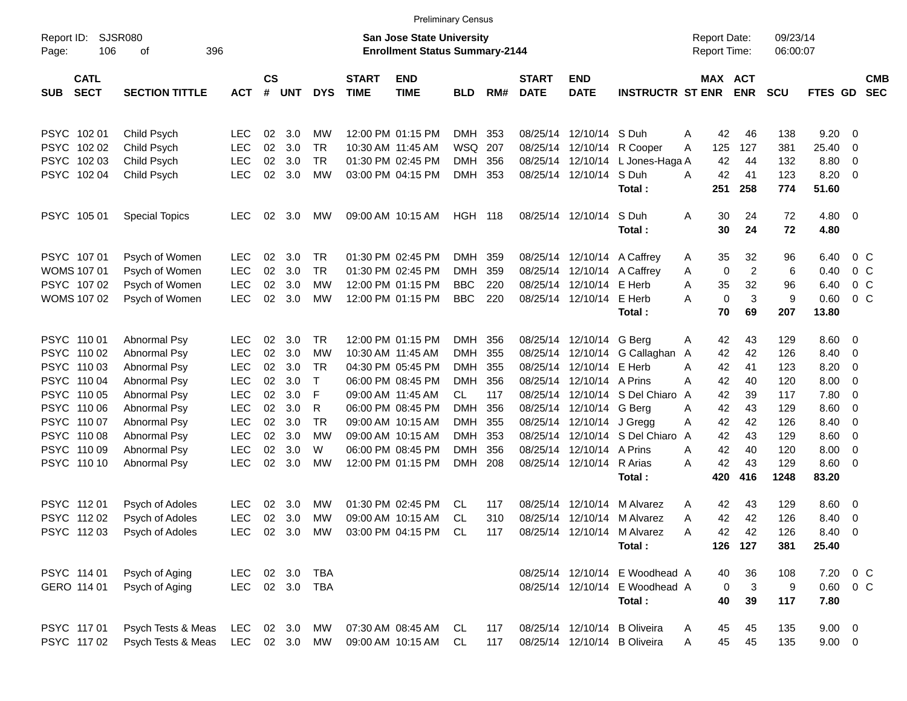Preliminary Census

Report ID: SJSR080

**San Jose State University**
**Enrollment Status Summary-2144**

Report Date: 09/23/14
Report Time: 06:00:07

| SUB | CATL SECT | SECTION TITTLE | ACT | CS # | UNT | DYS | START TIME | END TIME | BLD | RM# | START DATE | END DATE | INSTRUCTR | ST | MAX ENR | ACT ENR | SCU | FTES | GD | CMB SEC |
|---|---|---|---|---|---|---|---|---|---|---|---|---|---|---|---|---|---|---|---|---|
| PSYC | 102 01 | Child Psych | LEC | 02 | 3.0 | MW | 12:00 PM | 01:15 PM | DMH | 353 | 08/25/14 | 12/10/14 | S Duh | A | 42 | 46 | 138 | 9.20 | 0 | |
| PSYC | 102 02 | Child Psych | LEC | 02 | 3.0 | TR | 10:30 AM | 11:45 AM | WSQ | 207 | 08/25/14 | 12/10/14 | R Cooper | A | 125 | 127 | 381 | 25.40 | 0 | |
| PSYC | 102 03 | Child Psych | LEC | 02 | 3.0 | TR | 01:30 PM | 02:45 PM | DMH | 356 | 08/25/14 | 12/10/14 | L Jones-Haga | A | 42 | 44 | 132 | 8.80 | 0 | |
| PSYC | 102 04 | Child Psych | LEC | 02 | 3.0 | MW | 03:00 PM | 04:15 PM | DMH | 353 | 08/25/14 | 12/10/14 | S Duh | A | 42 | 41 | 123 | 8.20 | 0 | |
| | | | | | | | | | | | | | **Total :** | | **251** | **258** | **774** | **51.60** | | |
| PSYC | 105 01 | Special Topics | LEC | 02 | 3.0 | MW | 09:00 AM | 10:15 AM | HGH | 118 | 08/25/14 | 12/10/14 | S Duh | A | 30 | 24 | 72 | 4.80 | 0 | |
| | | | | | | | | | | | | | **Total :** | | **30** | **24** | **72** | **4.80** | | |
| PSYC | 107 01 | Psych of Women | LEC | 02 | 3.0 | TR | 01:30 PM | 02:45 PM | DMH | 359 | 08/25/14 | 12/10/14 | A Caffrey | A | 35 | 32 | 96 | 6.40 | 0 | C |
| WOMS | 107 01 | Psych of Women | LEC | 02 | 3.0 | TR | 01:30 PM | 02:45 PM | DMH | 359 | 08/25/14 | 12/10/14 | A Caffrey | A | 0 | 2 | 6 | 0.40 | 0 | C |
| PSYC | 107 02 | Psych of Women | LEC | 02 | 3.0 | MW | 12:00 PM | 01:15 PM | BBC | 220 | 08/25/14 | 12/10/14 | E Herb | A | 35 | 32 | 96 | 6.40 | 0 | C |
| WOMS | 107 02 | Psych of Women | LEC | 02 | 3.0 | MW | 12:00 PM | 01:15 PM | BBC | 220 | 08/25/14 | 12/10/14 | E Herb | A | 0 | 3 | 9 | 0.60 | 0 | C |
| | | | | | | | | | | | | | **Total :** | | **70** | **69** | **207** | **13.80** | | |
| PSYC | 110 01 | Abnormal Psy | LEC | 02 | 3.0 | TR | 12:00 PM | 01:15 PM | DMH | 356 | 08/25/14 | 12/10/14 | G Berg | A | 42 | 43 | 129 | 8.60 | 0 | |
| PSYC | 110 02 | Abnormal Psy | LEC | 02 | 3.0 | MW | 10:30 AM | 11:45 AM | DMH | 355 | 08/25/14 | 12/10/14 | G Callaghan | A | 42 | 42 | 126 | 8.40 | 0 | |
| PSYC | 110 03 | Abnormal Psy | LEC | 02 | 3.0 | TR | 04:30 PM | 05:45 PM | DMH | 355 | 08/25/14 | 12/10/14 | E Herb | A | 42 | 41 | 123 | 8.20 | 0 | |
| PSYC | 110 04 | Abnormal Psy | LEC | 02 | 3.0 | T | 06:00 PM | 08:45 PM | DMH | 356 | 08/25/14 | 12/10/14 | A Prins | A | 42 | 40 | 120 | 8.00 | 0 | |
| PSYC | 110 05 | Abnormal Psy | LEC | 02 | 3.0 | F | 09:00 AM | 11:45 AM | CL | 117 | 08/25/14 | 12/10/14 | S Del Chiaro | A | 42 | 39 | 117 | 7.80 | 0 | |
| PSYC | 110 06 | Abnormal Psy | LEC | 02 | 3.0 | R | 06:00 PM | 08:45 PM | DMH | 356 | 08/25/14 | 12/10/14 | G Berg | A | 42 | 43 | 129 | 8.60 | 0 | |
| PSYC | 110 07 | Abnormal Psy | LEC | 02 | 3.0 | TR | 09:00 AM | 10:15 AM | DMH | 355 | 08/25/14 | 12/10/14 | J Gregg | A | 42 | 42 | 126 | 8.40 | 0 | |
| PSYC | 110 08 | Abnormal Psy | LEC | 02 | 3.0 | MW | 09:00 AM | 10:15 AM | DMH | 353 | 08/25/14 | 12/10/14 | S Del Chiaro | A | 42 | 43 | 129 | 8.60 | 0 | |
| PSYC | 110 09 | Abnormal Psy | LEC | 02 | 3.0 | W | 06:00 PM | 08:45 PM | DMH | 356 | 08/25/14 | 12/10/14 | A Prins | A | 42 | 40 | 120 | 8.00 | 0 | |
| PSYC | 110 10 | Abnormal Psy | LEC | 02 | 3.0 | MW | 12:00 PM | 01:15 PM | DMH | 208 | 08/25/14 | 12/10/14 | R Arias | A | 42 | 43 | 129 | 8.60 | 0 | |
| | | | | | | | | | | | | | **Total :** | | **420** | **416** | **1248** | **83.20** | | |
| PSYC | 112 01 | Psych of Adoles | LEC | 02 | 3.0 | MW | 01:30 PM | 02:45 PM | CL | 117 | 08/25/14 | 12/10/14 | M Alvarez | A | 42 | 43 | 129 | 8.60 | 0 | |
| PSYC | 112 02 | Psych of Adoles | LEC | 02 | 3.0 | MW | 09:00 AM | 10:15 AM | CL | 310 | 08/25/14 | 12/10/14 | M Alvarez | A | 42 | 42 | 126 | 8.40 | 0 | |
| PSYC | 112 03 | Psych of Adoles | LEC | 02 | 3.0 | MW | 03:00 PM | 04:15 PM | CL | 117 | 08/25/14 | 12/10/14 | M Alvarez | A | 42 | 42 | 126 | 8.40 | 0 | |
| | | | | | | | | | | | | | **Total :** | | **126** | **127** | **381** | **25.40** | | |
| PSYC | 114 01 | Psych of Aging | LEC | 02 | 3.0 | TBA | | | | | 08/25/14 | 12/10/14 | E Woodhead | A | 40 | 36 | 108 | 7.20 | 0 | C |
| GERO | 114 01 | Psych of Aging | LEC | 02 | 3.0 | TBA | | | | | 08/25/14 | 12/10/14 | E Woodhead | A | 0 | 3 | 9 | 0.60 | 0 | C |
| | | | | | | | | | | | | | **Total :** | | **40** | **39** | **117** | **7.80** | | |
| PSYC | 117 01 | Psych Tests & Meas | LEC | 02 | 3.0 | MW | 07:30 AM | 08:45 AM | CL | 117 | 08/25/14 | 12/10/14 | B Oliveira | A | 45 | 45 | 135 | 9.00 | 0 | |
| PSYC | 117 02 | Psych Tests & Meas | LEC | 02 | 3.0 | MW | 09:00 AM | 10:15 AM | CL | 117 | 08/25/14 | 12/10/14 | B Oliveira | A | 45 | 45 | 135 | 9.00 | 0 | |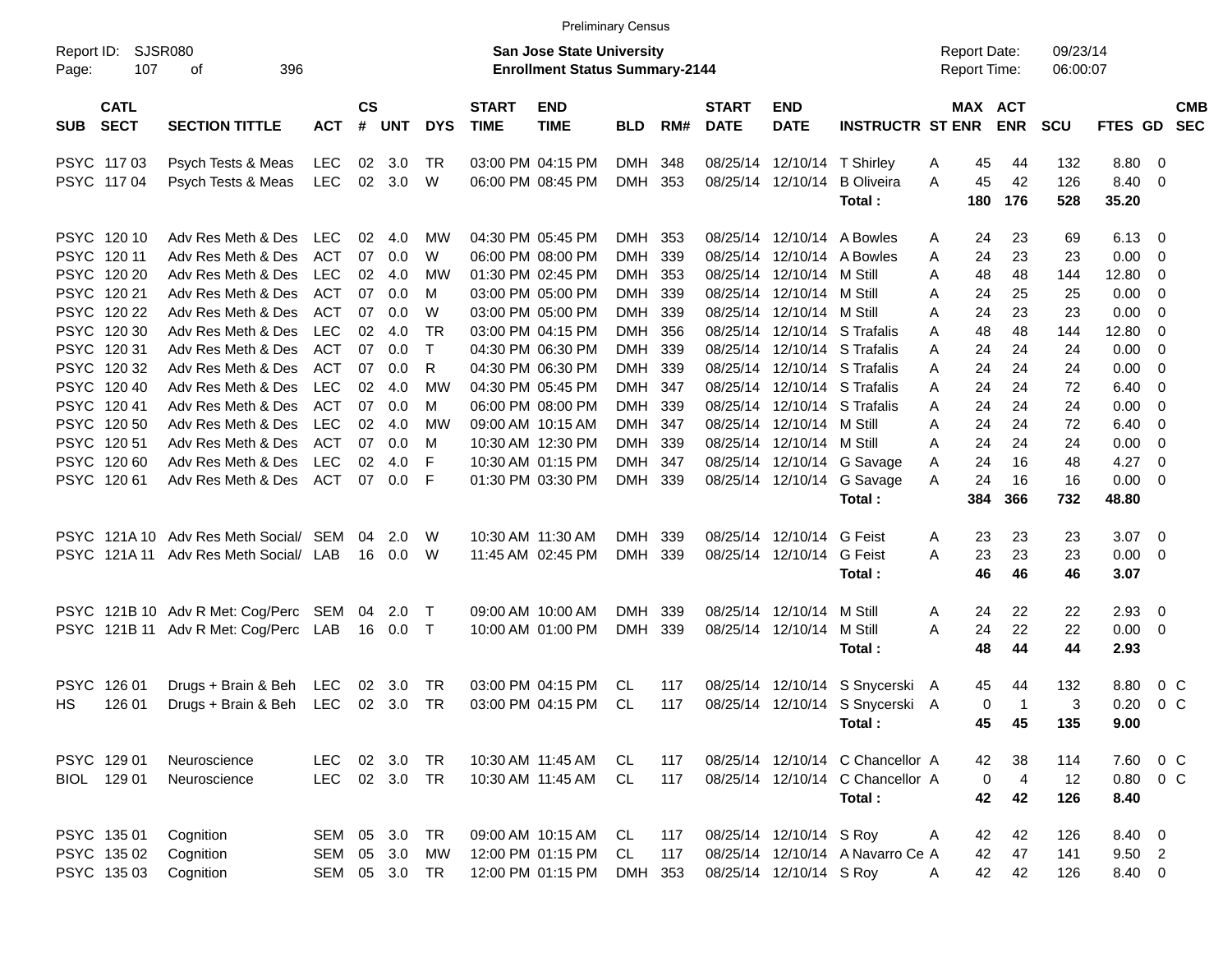Preliminary Census

Report ID: SJSR080
Page: 107 of 396

**San Jose State University**
**Enrollment Status Summary-2144**

Report Date: 09/23/14
Report Time: 06:00:07

| SUB | CATL SECT | SECTION TITTLE | ACT | CS # | UNT | DYS | START TIME | END TIME | BLD | RM# | START DATE | END DATE | INSTRUCTR | ST | MAX ENR | ACT ENR | SCU | FTES | GD | CMB SEC |
|---|---|---|---|---|---|---|---|---|---|---|---|---|---|---|---|---|---|---|---|---|
| PSYC | 117 03 | Psych Tests & Meas | LEC | 02 | 3.0 | TR | 03:00 PM | 04:15 PM | DMH | 348 | 08/25/14 | 12/10/14 | T Shirley | A | 45 | 44 | 132 | 8.80 | 0 | |
| PSYC | 117 04 | Psych Tests & Meas | LEC | 02 | 3.0 | W | 06:00 PM | 08:45 PM | DMH | 353 | 08/25/14 | 12/10/14 | B Oliveira | A | 45 | 42 | 126 | 8.40 | 0 | |
| | | | | | | | | | | | | | **Total :** | | **180** | **176** | **528** | **35.20** | | |
| PSYC | 120 10 | Adv Res Meth & Des | LEC | 02 | 4.0 | MW | 04:30 PM | 05:45 PM | DMH | 353 | 08/25/14 | 12/10/14 | A Bowles | A | 24 | 23 | 69 | 6.13 | 0 | |
| PSYC | 120 11 | Adv Res Meth & Des | ACT | 07 | 0.0 | W | 06:00 PM | 08:00 PM | DMH | 339 | 08/25/14 | 12/10/14 | A Bowles | A | 24 | 23 | 23 | 0.00 | 0 | |
| PSYC | 120 20 | Adv Res Meth & Des | LEC | 02 | 4.0 | MW | 01:30 PM | 02:45 PM | DMH | 353 | 08/25/14 | 12/10/14 | M Still | A | 48 | 48 | 144 | 12.80 | 0 | |
| PSYC | 120 21 | Adv Res Meth & Des | ACT | 07 | 0.0 | M | 03:00 PM | 05:00 PM | DMH | 339 | 08/25/14 | 12/10/14 | M Still | A | 24 | 25 | 25 | 0.00 | 0 | |
| PSYC | 120 22 | Adv Res Meth & Des | ACT | 07 | 0.0 | W | 03:00 PM | 05:00 PM | DMH | 339 | 08/25/14 | 12/10/14 | M Still | A | 24 | 23 | 23 | 0.00 | 0 | |
| PSYC | 120 30 | Adv Res Meth & Des | LEC | 02 | 4.0 | TR | 03:00 PM | 04:15 PM | DMH | 356 | 08/25/14 | 12/10/14 | S Trafalis | A | 48 | 48 | 144 | 12.80 | 0 | |
| PSYC | 120 31 | Adv Res Meth & Des | ACT | 07 | 0.0 | T | 04:30 PM | 06:30 PM | DMH | 339 | 08/25/14 | 12/10/14 | S Trafalis | A | 24 | 24 | 24 | 0.00 | 0 | |
| PSYC | 120 32 | Adv Res Meth & Des | ACT | 07 | 0.0 | R | 04:30 PM | 06:30 PM | DMH | 339 | 08/25/14 | 12/10/14 | S Trafalis | A | 24 | 24 | 24 | 0.00 | 0 | |
| PSYC | 120 40 | Adv Res Meth & Des | LEC | 02 | 4.0 | MW | 04:30 PM | 05:45 PM | DMH | 347 | 08/25/14 | 12/10/14 | S Trafalis | A | 24 | 24 | 72 | 6.40 | 0 | |
| PSYC | 120 41 | Adv Res Meth & Des | ACT | 07 | 0.0 | M | 06:00 PM | 08:00 PM | DMH | 339 | 08/25/14 | 12/10/14 | S Trafalis | A | 24 | 24 | 24 | 0.00 | 0 | |
| PSYC | 120 50 | Adv Res Meth & Des | LEC | 02 | 4.0 | MW | 09:00 AM | 10:15 AM | DMH | 347 | 08/25/14 | 12/10/14 | M Still | A | 24 | 24 | 72 | 6.40 | 0 | |
| PSYC | 120 51 | Adv Res Meth & Des | ACT | 07 | 0.0 | M | 10:30 AM | 12:30 PM | DMH | 339 | 08/25/14 | 12/10/14 | M Still | A | 24 | 24 | 24 | 0.00 | 0 | |
| PSYC | 120 60 | Adv Res Meth & Des | LEC | 02 | 4.0 | F | 10:30 AM | 01:15 PM | DMH | 347 | 08/25/14 | 12/10/14 | G Savage | A | 24 | 16 | 48 | 4.27 | 0 | |
| PSYC | 120 61 | Adv Res Meth & Des | ACT | 07 | 0.0 | F | 01:30 PM | 03:30 PM | DMH | 339 | 08/25/14 | 12/10/14 | G Savage | A | 24 | 16 | 16 | 0.00 | 0 | |
| | | | | | | | | | | | | | **Total :** | | **384** | **366** | **732** | **48.80** | | |
| PSYC | 121A 10 | Adv Res Meth Social/ | SEM | 04 | 2.0 | W | 10:30 AM | 11:30 AM | DMH | 339 | 08/25/14 | 12/10/14 | G Feist | A | 23 | 23 | 23 | 3.07 | 0 | |
| PSYC | 121A 11 | Adv Res Meth Social/ | LAB | 16 | 0.0 | W | 11:45 AM | 02:45 PM | DMH | 339 | 08/25/14 | 12/10/14 | G Feist | A | 23 | 23 | 23 | 0.00 | 0 | |
| | | | | | | | | | | | | | **Total :** | | **46** | **46** | **46** | **3.07** | | |
| PSYC | 121B 10 | Adv R Met: Cog/Perc | SEM | 04 | 2.0 | T | 09:00 AM | 10:00 AM | DMH | 339 | 08/25/14 | 12/10/14 | M Still | A | 24 | 22 | 22 | 2.93 | 0 | |
| PSYC | 121B 11 | Adv R Met: Cog/Perc | LAB | 16 | 0.0 | T | 10:00 AM | 01:00 PM | DMH | 339 | 08/25/14 | 12/10/14 | M Still | A | 24 | 22 | 22 | 0.00 | 0 | |
| | | | | | | | | | | | | | **Total :** | | **48** | **44** | **44** | **2.93** | | |
| PSYC | 126 01 | Drugs + Brain & Beh | LEC | 02 | 3.0 | TR | 03:00 PM | 04:15 PM | CL | 117 | 08/25/14 | 12/10/14 | S Snycerski | A | 45 | 44 | 132 | 8.80 | 0 | C |
| HS | 126 01 | Drugs + Brain & Beh | LEC | 02 | 3.0 | TR | 03:00 PM | 04:15 PM | CL | 117 | 08/25/14 | 12/10/14 | S Snycerski | A | 0 | 1 | 3 | 0.20 | 0 | C |
| | | | | | | | | | | | | | **Total :** | | **45** | **45** | **135** | **9.00** | | |
| PSYC | 129 01 | Neuroscience | LEC | 02 | 3.0 | TR | 10:30 AM | 11:45 AM | CL | 117 | 08/25/14 | 12/10/14 | C Chancellor | A | 42 | 38 | 114 | 7.60 | 0 | C |
| BIOL | 129 01 | Neuroscience | LEC | 02 | 3.0 | TR | 10:30 AM | 11:45 AM | CL | 117 | 08/25/14 | 12/10/14 | C Chancellor | A | 0 | 4 | 12 | 0.80 | 0 | C |
| | | | | | | | | | | | | | **Total :** | | **42** | **42** | **126** | **8.40** | | |
| PSYC | 135 01 | Cognition | SEM | 05 | 3.0 | TR | 09:00 AM | 10:15 AM | CL | 117 | 08/25/14 | 12/10/14 | S Roy | A | 42 | 42 | 126 | 8.40 | 0 | |
| PSYC | 135 02 | Cognition | SEM | 05 | 3.0 | MW | 12:00 PM | 01:15 PM | CL | 117 | 08/25/14 | 12/10/14 | A Navarro Ce | A | 42 | 47 | 141 | 9.50 | 2 | |
| PSYC | 135 03 | Cognition | SEM | 05 | 3.0 | TR | 12:00 PM | 01:15 PM | DMH | 353 | 08/25/14 | 12/10/14 | S Roy | A | 42 | 42 | 126 | 8.40 | 0 | |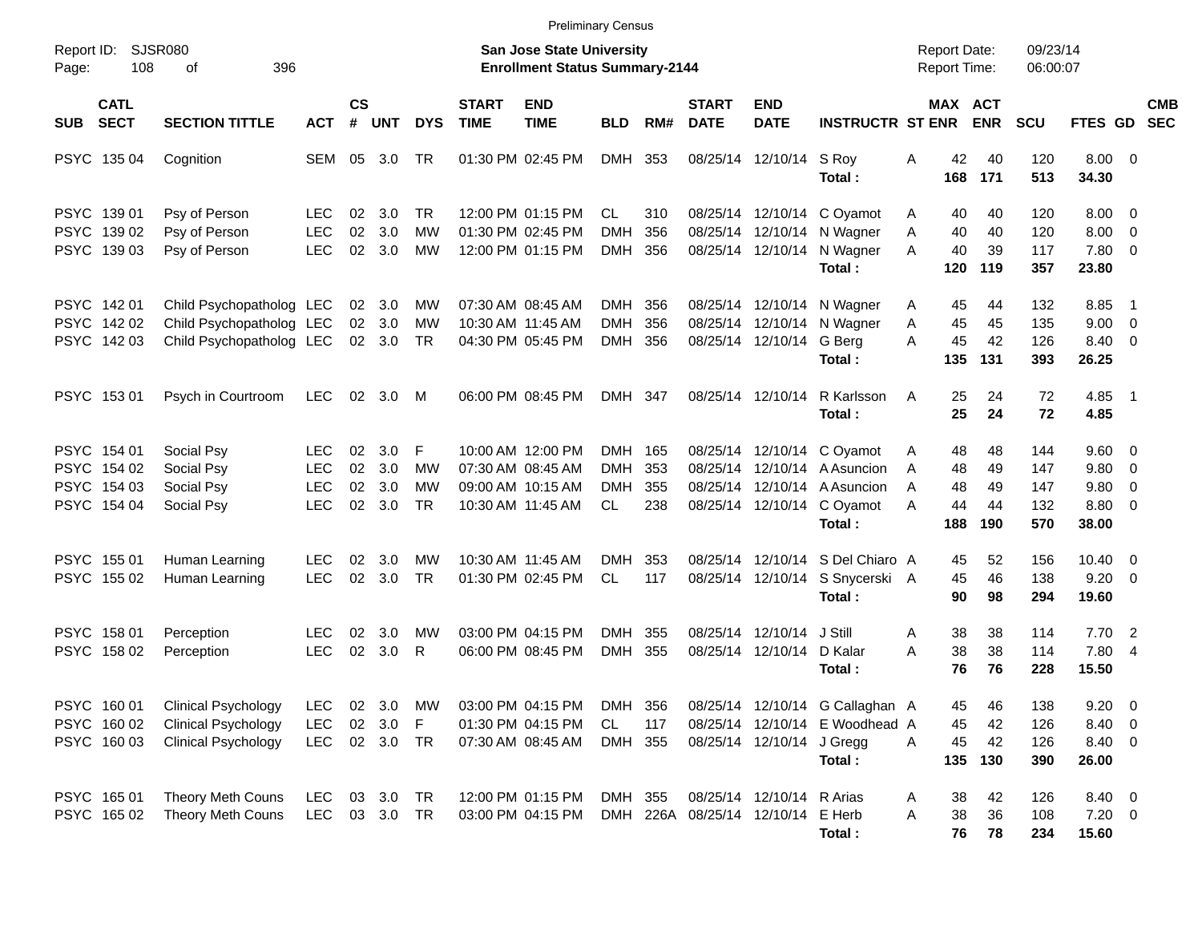Preliminary Census

Report ID: SJSR080

**San Jose State University**
**Enrollment Status Summary-2144**

Report Date: 09/23/14
Report Time: 06:00:07

| SUB | CATL SECT | SECTION TITTLE | ACT | CS # | UNT | DYS | START TIME | END TIME | BLD | RM# | START DATE | END DATE | INSTRUCTR | ST | MAX ENR | ACT ENR | SCU | FTES | GD | CMB SEC |
|---|---|---|---|---|---|---|---|---|---|---|---|---|---|---|---|---|---|---|---|---|
| PSYC | 135 04 | Cognition | SEM | 05 | 3.0 | TR | 01:30 PM | 02:45 PM | DMH | 353 | 08/25/14 | 12/10/14 | S Roy | A | 42 | 40 | 120 | 8.00 | 0 | |
| | | | | | | | | | | | | | **Total :** | | **168** | **171** | **513** | **34.30** | | |
| PSYC | 139 01 | Psy of Person | LEC | 02 | 3.0 | TR | 12:00 PM | 01:15 PM | CL | 310 | 08/25/14 | 12/10/14 | C Oyamot | A | 40 | 40 | 120 | 8.00 | 0 | |
| PSYC | 139 02 | Psy of Person | LEC | 02 | 3.0 | MW | 01:30 PM | 02:45 PM | DMH | 356 | 08/25/14 | 12/10/14 | N Wagner | A | 40 | 40 | 120 | 8.00 | 0 | |
| PSYC | 139 03 | Psy of Person | LEC | 02 | 3.0 | MW | 12:00 PM | 01:15 PM | DMH | 356 | 08/25/14 | 12/10/14 | N Wagner | A | 40 | 39 | 117 | 7.80 | 0 | |
| | | | | | | | | | | | | | **Total :** | | **120** | **119** | **357** | **23.80** | | |
| PSYC | 142 01 | Child Psychopatholog | LEC | 02 | 3.0 | MW | 07:30 AM | 08:45 AM | DMH | 356 | 08/25/14 | 12/10/14 | N Wagner | A | 45 | 44 | 132 | 8.85 | 1 | |
| PSYC | 142 02 | Child Psychopatholog | LEC | 02 | 3.0 | MW | 10:30 AM | 11:45 AM | DMH | 356 | 08/25/14 | 12/10/14 | N Wagner | A | 45 | 45 | 135 | 9.00 | 0 | |
| PSYC | 142 03 | Child Psychopatholog | LEC | 02 | 3.0 | TR | 04:30 PM | 05:45 PM | DMH | 356 | 08/25/14 | 12/10/14 | G Berg | A | 45 | 42 | 126 | 8.40 | 0 | |
| | | | | | | | | | | | | | **Total :** | | **135** | **131** | **393** | **26.25** | | |
| PSYC | 153 01 | Psych in Courtroom | LEC | 02 | 3.0 | M | 06:00 PM | 08:45 PM | DMH | 347 | 08/25/14 | 12/10/14 | R Karlsson | A | 25 | 24 | 72 | 4.85 | 1 | |
| | | | | | | | | | | | | | **Total :** | | **25** | **24** | **72** | **4.85** | | |
| PSYC | 154 01 | Social Psy | LEC | 02 | 3.0 | F | 10:00 AM | 12:00 PM | DMH | 165 | 08/25/14 | 12/10/14 | C Oyamot | A | 48 | 48 | 144 | 9.60 | 0 | |
| PSYC | 154 02 | Social Psy | LEC | 02 | 3.0 | MW | 07:30 AM | 08:45 AM | DMH | 353 | 08/25/14 | 12/10/14 | A Asuncion | A | 48 | 49 | 147 | 9.80 | 0 | |
| PSYC | 154 03 | Social Psy | LEC | 02 | 3.0 | MW | 09:00 AM | 10:15 AM | DMH | 355 | 08/25/14 | 12/10/14 | A Asuncion | A | 48 | 49 | 147 | 9.80 | 0 | |
| PSYC | 154 04 | Social Psy | LEC | 02 | 3.0 | TR | 10:30 AM | 11:45 AM | CL | 238 | 08/25/14 | 12/10/14 | C Oyamot | A | 44 | 44 | 132 | 8.80 | 0 | |
| | | | | | | | | | | | | | **Total :** | | **188** | **190** | **570** | **38.00** | | |
| PSYC | 155 01 | Human Learning | LEC | 02 | 3.0 | MW | 10:30 AM | 11:45 AM | DMH | 353 | 08/25/14 | 12/10/14 | S Del Chiaro | A | 45 | 52 | 156 | 10.40 | 0 | |
| PSYC | 155 02 | Human Learning | LEC | 02 | 3.0 | TR | 01:30 PM | 02:45 PM | CL | 117 | 08/25/14 | 12/10/14 | S Snycerski | A | 45 | 46 | 138 | 9.20 | 0 | |
| | | | | | | | | | | | | | **Total :** | | **90** | **98** | **294** | **19.60** | | |
| PSYC | 158 01 | Perception | LEC | 02 | 3.0 | MW | 03:00 PM | 04:15 PM | DMH | 355 | 08/25/14 | 12/10/14 | J Still | A | 38 | 38 | 114 | 7.70 | 2 | |
| PSYC | 158 02 | Perception | LEC | 02 | 3.0 | R | 06:00 PM | 08:45 PM | DMH | 355 | 08/25/14 | 12/10/14 | D Kalar | A | 38 | 38 | 114 | 7.80 | 4 | |
| | | | | | | | | | | | | | **Total :** | | **76** | **76** | **228** | **15.50** | | |
| PSYC | 160 01 | Clinical Psychology | LEC | 02 | 3.0 | MW | 03:00 PM | 04:15 PM | DMH | 356 | 08/25/14 | 12/10/14 | G Callaghan | A | 45 | 46 | 138 | 9.20 | 0 | |
| PSYC | 160 02 | Clinical Psychology | LEC | 02 | 3.0 | F | 01:30 PM | 04:15 PM | CL | 117 | 08/25/14 | 12/10/14 | E Woodhead | A | 45 | 42 | 126 | 8.40 | 0 | |
| PSYC | 160 03 | Clinical Psychology | LEC | 02 | 3.0 | TR | 07:30 AM | 08:45 AM | DMH | 355 | 08/25/14 | 12/10/14 | J Gregg | A | 45 | 42 | 126 | 8.40 | 0 | |
| | | | | | | | | | | | | | **Total :** | | **135** | **130** | **390** | **26.00** | | |
| PSYC | 165 01 | Theory Meth Couns | LEC | 03 | 3.0 | TR | 12:00 PM | 01:15 PM | DMH | 355 | 08/25/14 | 12/10/14 | R Arias | A | 38 | 42 | 126 | 8.40 | 0 | |
| PSYC | 165 02 | Theory Meth Couns | LEC | 03 | 3.0 | TR | 03:00 PM | 04:15 PM | DMH | 226A | 08/25/14 | 12/10/14 | E Herb | A | 38 | 36 | 108 | 7.20 | 0 | |
| | | | | | | | | | | | | | **Total :** | | **76** | **78** | **234** | **15.60** | | |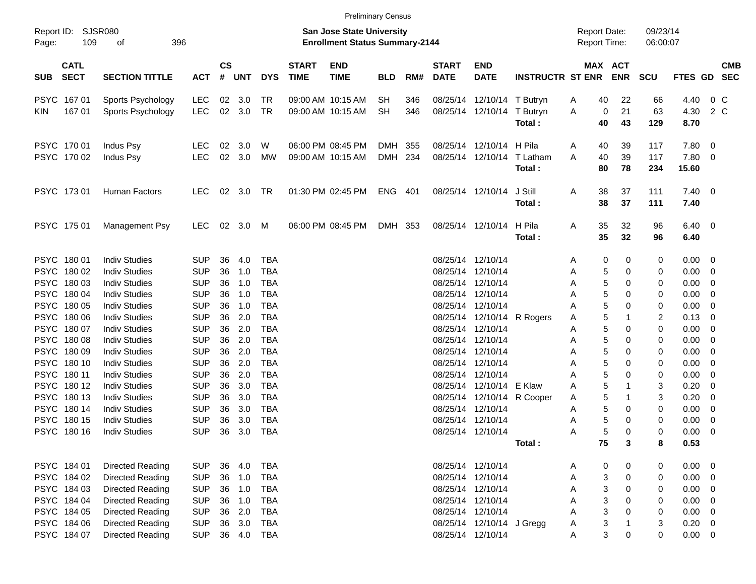Preliminary Census

Report ID: SJSR080 San Jose State University Report Date: 09/23/14
Enrollment Status Summary-2144 Report Time: 06:00:07

| SUB | CATL SECT | SECTION TITTLE | ACT | CS # | UNT | DYS | START TIME | END TIME | BLD | RM# | START DATE | END DATE | INSTRUCTR | ST | MAX ENR | ACT ENR | SCU | FTES | GD | CMB SEC |
|---|---|---|---|---|---|---|---|---|---|---|---|---|---|---|---|---|---|---|---|---|
| PSYC | 167 01 | Sports Psychology | LEC | 02 | 3.0 | TR | 09:00 AM | 10:15 AM | SH | 346 | 08/25/14 | 12/10/14 | T Butryn | A | 40 | 22 | 66 | 4.40 | 0 | C |
| KIN | 167 01 | Sports Psychology | LEC | 02 | 3.0 | TR | 09:00 AM | 10:15 AM | SH | 346 | 08/25/14 | 12/10/14 | T Butryn | A | 0 | 21 | 63 | 4.30 | 2 | C |
| | | | | | | | | | | | | | **Total :** | | **40** | **43** | **129** | **8.70** | | |
| PSYC | 170 01 | Indus Psy | LEC | 02 | 3.0 | W | 06:00 PM | 08:45 PM | DMH | 355 | 08/25/14 | 12/10/14 | H Pila | A | 40 | 39 | 117 | 7.80 | 0 | |
| PSYC | 170 02 | Indus Psy | LEC | 02 | 3.0 | MW | 09:00 AM | 10:15 AM | DMH | 234 | 08/25/14 | 12/10/14 | T Latham | A | 40 | 39 | 117 | 7.80 | 0 | |
| | | | | | | | | | | | | | **Total :** | | **80** | **78** | **234** | **15.60** | | |
| PSYC | 173 01 | Human Factors | LEC | 02 | 3.0 | TR | 01:30 PM | 02:45 PM | ENG | 401 | 08/25/14 | 12/10/14 | J Still | A | 38 | 37 | 111 | 7.40 | 0 | |
| | | | | | | | | | | | | | **Total :** | | **38** | **37** | **111** | **7.40** | | |
| PSYC | 175 01 | Management Psy | LEC | 02 | 3.0 | M | 06:00 PM | 08:45 PM | DMH | 353 | 08/25/14 | 12/10/14 | H Pila | A | 35 | 32 | 96 | 6.40 | 0 | |
| | | | | | | | | | | | | | **Total :** | | **35** | **32** | **96** | **6.40** | | |
| PSYC | 180 01 | Indiv Studies | SUP | 36 | 4.0 | TBA | | | | | 08/25/14 | 12/10/14 | | A | 0 | 0 | 0 | 0.00 | 0 | |
| PSYC | 180 02 | Indiv Studies | SUP | 36 | 1.0 | TBA | | | | | 08/25/14 | 12/10/14 | | A | 5 | 0 | 0 | 0.00 | 0 | |
| PSYC | 180 03 | Indiv Studies | SUP | 36 | 1.0 | TBA | | | | | 08/25/14 | 12/10/14 | | A | 5 | 0 | 0 | 0.00 | 0 | |
| PSYC | 180 04 | Indiv Studies | SUP | 36 | 1.0 | TBA | | | | | 08/25/14 | 12/10/14 | | A | 5 | 0 | 0 | 0.00 | 0 | |
| PSYC | 180 05 | Indiv Studies | SUP | 36 | 1.0 | TBA | | | | | 08/25/14 | 12/10/14 | | A | 5 | 0 | 0 | 0.00 | 0 | |
| PSYC | 180 06 | Indiv Studies | SUP | 36 | 2.0 | TBA | | | | | 08/25/14 | 12/10/14 | R Rogers | A | 5 | 1 | 2 | 0.13 | 0 | |
| PSYC | 180 07 | Indiv Studies | SUP | 36 | 2.0 | TBA | | | | | 08/25/14 | 12/10/14 | | A | 5 | 0 | 0 | 0.00 | 0 | |
| PSYC | 180 08 | Indiv Studies | SUP | 36 | 2.0 | TBA | | | | | 08/25/14 | 12/10/14 | | A | 5 | 0 | 0 | 0.00 | 0 | |
| PSYC | 180 09 | Indiv Studies | SUP | 36 | 2.0 | TBA | | | | | 08/25/14 | 12/10/14 | | A | 5 | 0 | 0 | 0.00 | 0 | |
| PSYC | 180 10 | Indiv Studies | SUP | 36 | 2.0 | TBA | | | | | 08/25/14 | 12/10/14 | | A | 5 | 0 | 0 | 0.00 | 0 | |
| PSYC | 180 11 | Indiv Studies | SUP | 36 | 2.0 | TBA | | | | | 08/25/14 | 12/10/14 | | A | 5 | 0 | 0 | 0.00 | 0 | |
| PSYC | 180 12 | Indiv Studies | SUP | 36 | 3.0 | TBA | | | | | 08/25/14 | 12/10/14 | E Klaw | A | 5 | 1 | 3 | 0.20 | 0 | |
| PSYC | 180 13 | Indiv Studies | SUP | 36 | 3.0 | TBA | | | | | 08/25/14 | 12/10/14 | R Cooper | A | 5 | 1 | 3 | 0.20 | 0 | |
| PSYC | 180 14 | Indiv Studies | SUP | 36 | 3.0 | TBA | | | | | 08/25/14 | 12/10/14 | | A | 5 | 0 | 0 | 0.00 | 0 | |
| PSYC | 180 15 | Indiv Studies | SUP | 36 | 3.0 | TBA | | | | | 08/25/14 | 12/10/14 | | A | 5 | 0 | 0 | 0.00 | 0 | |
| PSYC | 180 16 | Indiv Studies | SUP | 36 | 3.0 | TBA | | | | | 08/25/14 | 12/10/14 | | A | 5 | 0 | 0 | 0.00 | 0 | |
| | | | | | | | | | | | | | **Total :** | | **75** | **3** | **8** | **0.53** | | |
| PSYC | 184 01 | Directed Reading | SUP | 36 | 4.0 | TBA | | | | | 08/25/14 | 12/10/14 | | A | 0 | 0 | 0 | 0.00 | 0 | |
| PSYC | 184 02 | Directed Reading | SUP | 36 | 1.0 | TBA | | | | | 08/25/14 | 12/10/14 | | A | 3 | 0 | 0 | 0.00 | 0 | |
| PSYC | 184 03 | Directed Reading | SUP | 36 | 1.0 | TBA | | | | | 08/25/14 | 12/10/14 | | A | 3 | 0 | 0 | 0.00 | 0 | |
| PSYC | 184 04 | Directed Reading | SUP | 36 | 1.0 | TBA | | | | | 08/25/14 | 12/10/14 | | A | 3 | 0 | 0 | 0.00 | 0 | |
| PSYC | 184 05 | Directed Reading | SUP | 36 | 2.0 | TBA | | | | | 08/25/14 | 12/10/14 | | A | 3 | 0 | 0 | 0.00 | 0 | |
| PSYC | 184 06 | Directed Reading | SUP | 36 | 3.0 | TBA | | | | | 08/25/14 | 12/10/14 | J Gregg | A | 3 | 1 | 3 | 0.20 | 0 | |
| PSYC | 184 07 | Directed Reading | SUP | 36 | 4.0 | TBA | | | | | 08/25/14 | 12/10/14 | | A | 3 | 0 | 0 | 0.00 | 0 | |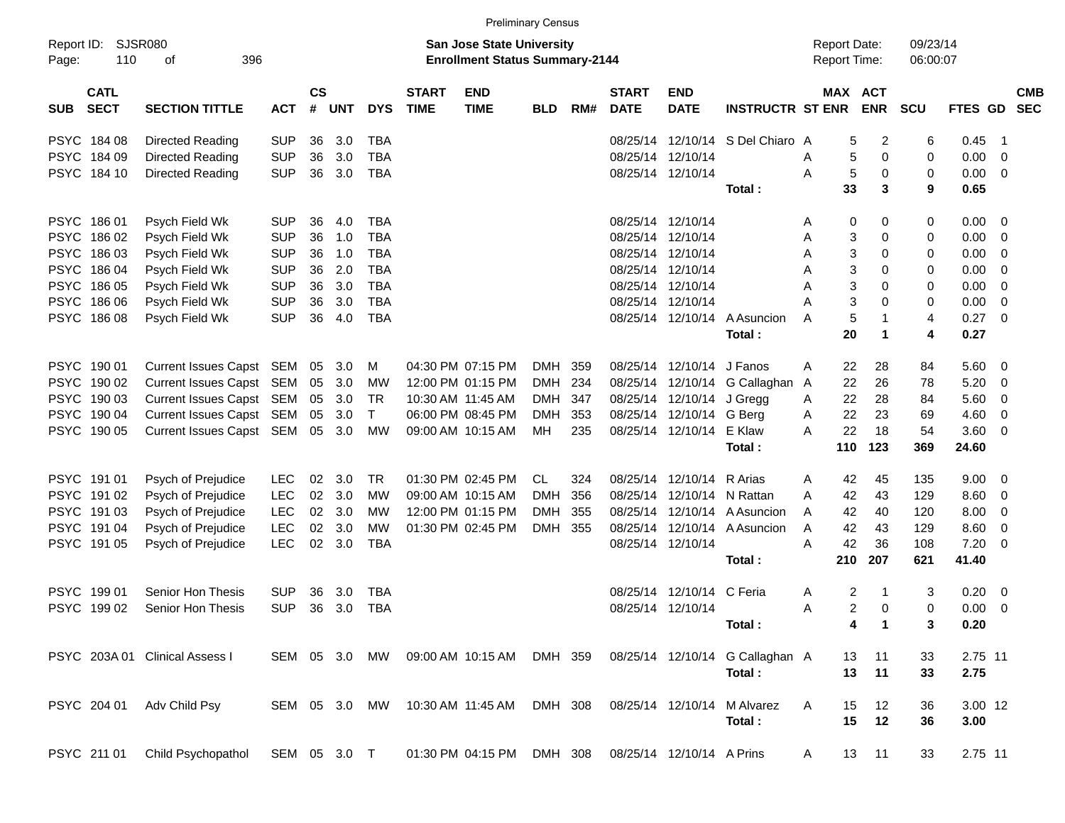Preliminary Census

Report ID: SJSR080
Page: 110 of 396

**San Jose State University**
**Enrollment Status Summary-2144**

Report Date: 09/23/14
Report Time: 06:00:07

| SUB | CATL SECT | SECTION TITTLE | ACT | CS # | UNT | DYS | START TIME | END TIME | BLD | RM# | START DATE | END DATE | INSTRUCTR | ST | MAX ENR | ACT ENR | SCU | FTES | GD | CMB SEC |
|---|---|---|---|---|---|---|---|---|---|---|---|---|---|---|---|---|---|---|---|---|
| PSYC | 184 08 | Directed Reading | SUP | 36 | 3.0 | TBA | | | | | 08/25/14 | 12/10/14 | S Del Chiaro | A | 5 | 2 | 6 | 0.45 | 1 | |
| PSYC | 184 09 | Directed Reading | SUP | 36 | 3.0 | TBA | | | | | 08/25/14 | 12/10/14 | | A | 5 | 0 | 0 | 0.00 | 0 | |
| PSYC | 184 10 | Directed Reading | SUP | 36 | 3.0 | TBA | | | | | 08/25/14 | 12/10/14 | | A | 5 | 0 | 0 | 0.00 | 0 | |
| | | | | | | | | | | | | | **Total :** | | **33** | **3** | **9** | **0.65** | | |
| PSYC | 186 01 | Psych Field Wk | SUP | 36 | 4.0 | TBA | | | | | 08/25/14 | 12/10/14 | | A | 0 | 0 | 0 | 0.00 | 0 | |
| PSYC | 186 02 | Psych Field Wk | SUP | 36 | 1.0 | TBA | | | | | 08/25/14 | 12/10/14 | | A | 3 | 0 | 0 | 0.00 | 0 | |
| PSYC | 186 03 | Psych Field Wk | SUP | 36 | 1.0 | TBA | | | | | 08/25/14 | 12/10/14 | | A | 3 | 0 | 0 | 0.00 | 0 | |
| PSYC | 186 04 | Psych Field Wk | SUP | 36 | 2.0 | TBA | | | | | 08/25/14 | 12/10/14 | | A | 3 | 0 | 0 | 0.00 | 0 | |
| PSYC | 186 05 | Psych Field Wk | SUP | 36 | 3.0 | TBA | | | | | 08/25/14 | 12/10/14 | | A | 3 | 0 | 0 | 0.00 | 0 | |
| PSYC | 186 06 | Psych Field Wk | SUP | 36 | 3.0 | TBA | | | | | 08/25/14 | 12/10/14 | | A | 3 | 0 | 0 | 0.00 | 0 | |
| PSYC | 186 08 | Psych Field Wk | SUP | 36 | 4.0 | TBA | | | | | 08/25/14 | 12/10/14 | A Asuncion | A | 5 | 1 | 4 | 0.27 | 0 | |
| | | | | | | | | | | | | | **Total :** | | **20** | **1** | **4** | **0.27** | | |
| PSYC | 190 01 | Current Issues Capst | SEM | 05 | 3.0 | M | 04:30 PM | 07:15 PM | DMH | 359 | 08/25/14 | 12/10/14 | J Fanos | A | 22 | 28 | 84 | 5.60 | 0 | |
| PSYC | 190 02 | Current Issues Capst | SEM | 05 | 3.0 | MW | 12:00 PM | 01:15 PM | DMH | 234 | 08/25/14 | 12/10/14 | G Callaghan | A | 22 | 26 | 78 | 5.20 | 0 | |
| PSYC | 190 03 | Current Issues Capst | SEM | 05 | 3.0 | TR | 10:30 AM | 11:45 AM | DMH | 347 | 08/25/14 | 12/10/14 | J Gregg | A | 22 | 28 | 84 | 5.60 | 0 | |
| PSYC | 190 04 | Current Issues Capst | SEM | 05 | 3.0 | T | 06:00 PM | 08:45 PM | DMH | 353 | 08/25/14 | 12/10/14 | G Berg | A | 22 | 23 | 69 | 4.60 | 0 | |
| PSYC | 190 05 | Current Issues Capst | SEM | 05 | 3.0 | MW | 09:00 AM | 10:15 AM | MH | 235 | 08/25/14 | 12/10/14 | E Klaw | A | 22 | 18 | 54 | 3.60 | 0 | |
| | | | | | | | | | | | | | **Total :** | | **110** | **123** | **369** | **24.60** | | |
| PSYC | 191 01 | Psych of Prejudice | LEC | 02 | 3.0 | TR | 01:30 PM | 02:45 PM | CL | 324 | 08/25/14 | 12/10/14 | R Arias | A | 42 | 45 | 135 | 9.00 | 0 | |
| PSYC | 191 02 | Psych of Prejudice | LEC | 02 | 3.0 | MW | 09:00 AM | 10:15 AM | DMH | 356 | 08/25/14 | 12/10/14 | N Rattan | A | 42 | 43 | 129 | 8.60 | 0 | |
| PSYC | 191 03 | Psych of Prejudice | LEC | 02 | 3.0 | MW | 12:00 PM | 01:15 PM | DMH | 355 | 08/25/14 | 12/10/14 | A Asuncion | A | 42 | 40 | 120 | 8.00 | 0 | |
| PSYC | 191 04 | Psych of Prejudice | LEC | 02 | 3.0 | MW | 01:30 PM | 02:45 PM | DMH | 355 | 08/25/14 | 12/10/14 | A Asuncion | A | 42 | 43 | 129 | 8.60 | 0 | |
| PSYC | 191 05 | Psych of Prejudice | LEC | 02 | 3.0 | TBA | | | | | 08/25/14 | 12/10/14 | | A | 42 | 36 | 108 | 7.20 | 0 | |
| | | | | | | | | | | | | | **Total :** | | **210** | **207** | **621** | **41.40** | | |
| PSYC | 199 01 | Senior Hon Thesis | SUP | 36 | 3.0 | TBA | | | | | 08/25/14 | 12/10/14 | C Feria | A | 2 | 1 | 3 | 0.20 | 0 | |
| PSYC | 199 02 | Senior Hon Thesis | SUP | 36 | 3.0 | TBA | | | | | 08/25/14 | 12/10/14 | | A | 2 | 0 | 0 | 0.00 | 0 | |
| | | | | | | | | | | | | | **Total :** | | **4** | **1** | **3** | **0.20** | | |
| PSYC | 203A 01 | Clinical Assess I | SEM | 05 | 3.0 | MW | 09:00 AM | 10:15 AM | DMH | 359 | 08/25/14 | 12/10/14 | G Callaghan | A | 13 | 11 | 33 | 2.75 | 11 | |
| | | | | | | | | | | | | | **Total :** | | **13** | **11** | **33** | **2.75** | | |
| PSYC | 204 01 | Adv Child Psy | SEM | 05 | 3.0 | MW | 10:30 AM | 11:45 AM | DMH | 308 | 08/25/14 | 12/10/14 | M Alvarez | A | 15 | 12 | 36 | 3.00 | 12 | |
| | | | | | | | | | | | | | **Total :** | | **15** | **12** | **36** | **3.00** | | |
| PSYC | 211 01 | Child Psychopathol | SEM | 05 | 3.0 | T | 01:30 PM | 04:15 PM | DMH | 308 | 08/25/14 | 12/10/14 | A Prins | A | 13 | 11 | 33 | 2.75 | 11 | |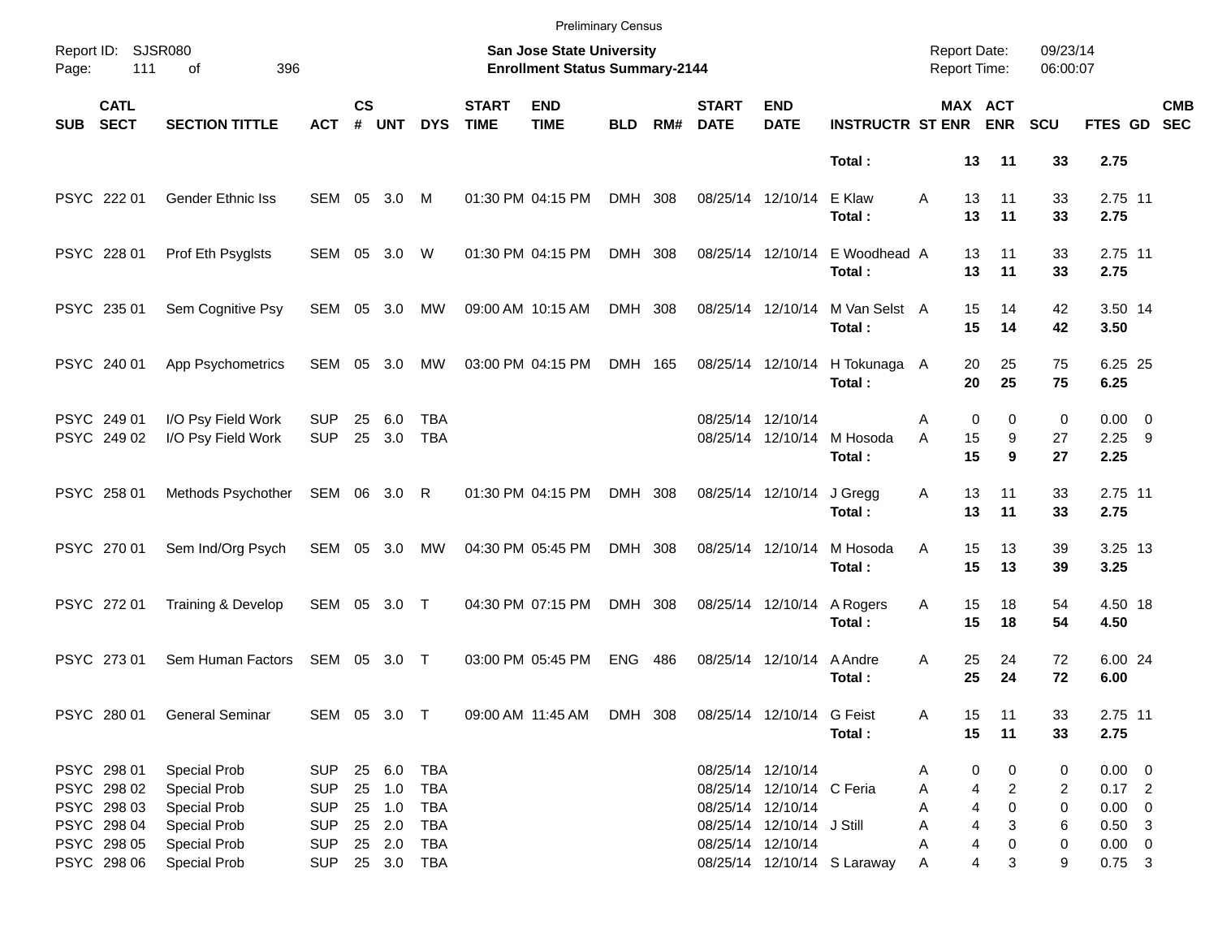Preliminary Census

Report ID: SJSR080
Page: 111 of 396

**San Jose State University**
**Enrollment Status Summary-2144**

Report Date: 09/23/14
Report Time: 06:00:07

| SUB | CATL SECT | SECTION TITTLE | ACT | CS # | UNT | DYS | START TIME | END TIME | BLD | RM# | START DATE | END DATE | INSTRUCTR | ST | MAX ENR | ACT ENR | SCU | FTES | GD | CMB SEC |
|---|---|---|---|---|---|---|---|---|---|---|---|---|---|---|---|---|---|---|---|---|
| | | | | | | | | | | | | | **Total :** | | **13** | **11** | **33** | **2.75** | | |
| PSYC | 222 01 | Gender Ethnic Iss | SEM | 05 | 3.0 | M | 01:30 PM | 04:15 PM | DMH | 308 | 08/25/14 | 12/10/14 | E Klaw | A | 13 | 11 | 33 | 2.75 | 11 | |
| | | | | | | | | | | | | | **Total :** | | **13** | **11** | **33** | **2.75** | | |
| PSYC | 228 01 | Prof Eth Psyglsts | SEM | 05 | 3.0 | W | 01:30 PM | 04:15 PM | DMH | 308 | 08/25/14 | 12/10/14 | E Woodhead | A | 13 | 11 | 33 | 2.75 | 11 | |
| | | | | | | | | | | | | | **Total :** | | **13** | **11** | **33** | **2.75** | | |
| PSYC | 235 01 | Sem Cognitive Psy | SEM | 05 | 3.0 | MW | 09:00 AM | 10:15 AM | DMH | 308 | 08/25/14 | 12/10/14 | M Van Selst | A | 15 | 14 | 42 | 3.50 | 14 | |
| | | | | | | | | | | | | | **Total :** | | **15** | **14** | **42** | **3.50** | | |
| PSYC | 240 01 | App Psychometrics | SEM | 05 | 3.0 | MW | 03:00 PM | 04:15 PM | DMH | 165 | 08/25/14 | 12/10/14 | H Tokunaga | A | 20 | 25 | 75 | 6.25 | 25 | |
| | | | | | | | | | | | | | **Total :** | | **20** | **25** | **75** | **6.25** | | |
| PSYC | 249 01 | I/O Psy Field Work | SUP | 25 | 6.0 | TBA | | | | | 08/25/14 | 12/10/14 | | A | 0 | 0 | 0 | 0.00 | 0 | |
| PSYC | 249 02 | I/O Psy Field Work | SUP | 25 | 3.0 | TBA | | | | | 08/25/14 | 12/10/14 | M Hosoda | A | 15 | 9 | 27 | 2.25 | 9 | |
| | | | | | | | | | | | | | **Total :** | | **15** | **9** | **27** | **2.25** | | |
| PSYC | 258 01 | Methods Psychother | SEM | 06 | 3.0 | R | 01:30 PM | 04:15 PM | DMH | 308 | 08/25/14 | 12/10/14 | J Gregg | A | 13 | 11 | 33 | 2.75 | 11 | |
| | | | | | | | | | | | | | **Total :** | | **13** | **11** | **33** | **2.75** | | |
| PSYC | 270 01 | Sem Ind/Org Psych | SEM | 05 | 3.0 | MW | 04:30 PM | 05:45 PM | DMH | 308 | 08/25/14 | 12/10/14 | M Hosoda | A | 15 | 13 | 39 | 3.25 | 13 | |
| | | | | | | | | | | | | | **Total :** | | **15** | **13** | **39** | **3.25** | | |
| PSYC | 272 01 | Training & Develop | SEM | 05 | 3.0 | T | 04:30 PM | 07:15 PM | DMH | 308 | 08/25/14 | 12/10/14 | A Rogers | A | 15 | 18 | 54 | 4.50 | 18 | |
| | | | | | | | | | | | | | **Total :** | | **15** | **18** | **54** | **4.50** | | |
| PSYC | 273 01 | Sem Human Factors | SEM | 05 | 3.0 | T | 03:00 PM | 05:45 PM | ENG | 486 | 08/25/14 | 12/10/14 | A Andre | A | 25 | 24 | 72 | 6.00 | 24 | |
| | | | | | | | | | | | | | **Total :** | | **25** | **24** | **72** | **6.00** | | |
| PSYC | 280 01 | General Seminar | SEM | 05 | 3.0 | T | 09:00 AM | 11:45 AM | DMH | 308 | 08/25/14 | 12/10/14 | G Feist | A | 15 | 11 | 33 | 2.75 | 11 | |
| | | | | | | | | | | | | | **Total :** | | **15** | **11** | **33** | **2.75** | | |
| PSYC | 298 01 | Special Prob | SUP | 25 | 6.0 | TBA | | | | | 08/25/14 | 12/10/14 | | A | 0 | 0 | 0 | 0.00 | 0 | |
| PSYC | 298 02 | Special Prob | SUP | 25 | 1.0 | TBA | | | | | 08/25/14 | 12/10/14 | C Feria | A | 4 | 2 | 2 | 0.17 | 2 | |
| PSYC | 298 03 | Special Prob | SUP | 25 | 1.0 | TBA | | | | | 08/25/14 | 12/10/14 | | A | 4 | 0 | 0 | 0.00 | 0 | |
| PSYC | 298 04 | Special Prob | SUP | 25 | 2.0 | TBA | | | | | 08/25/14 | 12/10/14 | J Still | A | 4 | 3 | 6 | 0.50 | 3 | |
| PSYC | 298 05 | Special Prob | SUP | 25 | 2.0 | TBA | | | | | 08/25/14 | 12/10/14 | | A | 4 | 0 | 0 | 0.00 | 0 | |
| PSYC | 298 06 | Special Prob | SUP | 25 | 3.0 | TBA | | | | | 08/25/14 | 12/10/14 | S Laraway | A | 4 | 3 | 9 | 0.75 | 3 | |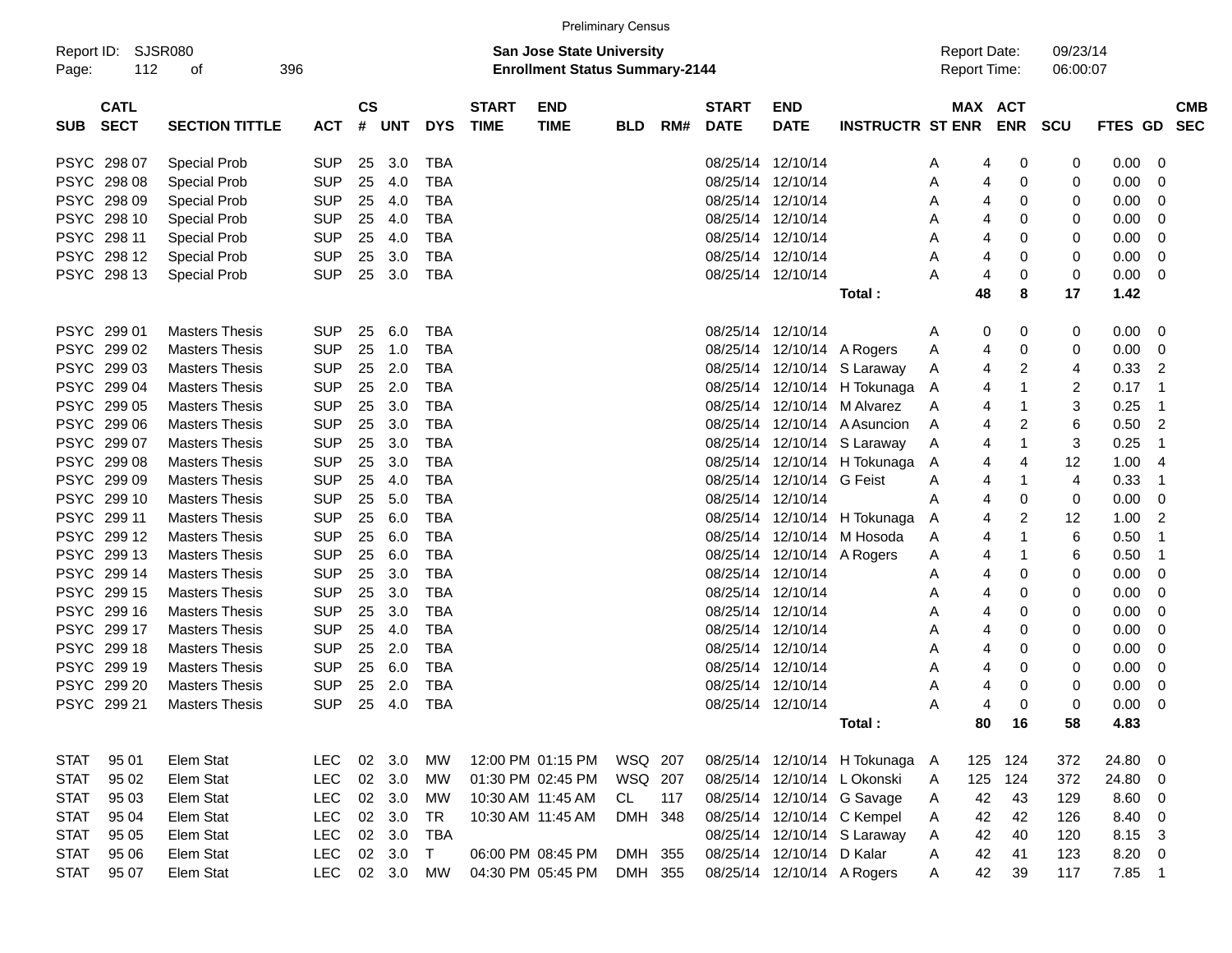Preliminary Census

Report ID: SJSR080
**San Jose State University**
**Enrollment Status Summary-2144**
Report Date: 09/23/14
Report Time: 06:00:07

| SUB | CATL SECT | SECTION TITTLE | ACT | CS # | UNT | DYS | START TIME | END TIME | BLD | RM# | START DATE | END DATE | INSTRUCTR | ST | MAX ENR | ACT ENR | SCU | FTES | GD | CMB SEC |
|---|---|---|---|---|---|---|---|---|---|---|---|---|---|---|---|---|---|---|---|---|
| PSYC | 298 07 | Special Prob | SUP | 25 | 3.0 | TBA | | | | | 08/25/14 | 12/10/14 | | A | 4 | 0 | 0 | 0.00 | 0 | |
| PSYC | 298 08 | Special Prob | SUP | 25 | 4.0 | TBA | | | | | 08/25/14 | 12/10/14 | | A | 4 | 0 | 0 | 0.00 | 0 | |
| PSYC | 298 09 | Special Prob | SUP | 25 | 4.0 | TBA | | | | | 08/25/14 | 12/10/14 | | A | 4 | 0 | 0 | 0.00 | 0 | |
| PSYC | 298 10 | Special Prob | SUP | 25 | 4.0 | TBA | | | | | 08/25/14 | 12/10/14 | | A | 4 | 0 | 0 | 0.00 | 0 | |
| PSYC | 298 11 | Special Prob | SUP | 25 | 4.0 | TBA | | | | | 08/25/14 | 12/10/14 | | A | 4 | 0 | 0 | 0.00 | 0 | |
| PSYC | 298 12 | Special Prob | SUP | 25 | 3.0 | TBA | | | | | 08/25/14 | 12/10/14 | | A | 4 | 0 | 0 | 0.00 | 0 | |
| PSYC | 298 13 | Special Prob | SUP | 25 | 3.0 | TBA | | | | | 08/25/14 | 12/10/14 | | A | 4 | 0 | 0 | 0.00 | 0 | |
| | | | | | | | | | | | | | **Total :** | | **48** | **8** | **17** | **1.42** | | |
| PSYC | 299 01 | Masters Thesis | SUP | 25 | 6.0 | TBA | | | | | 08/25/14 | 12/10/14 | | A | 0 | 0 | 0 | 0.00 | 0 | |
| PSYC | 299 02 | Masters Thesis | SUP | 25 | 1.0 | TBA | | | | | 08/25/14 | 12/10/14 | A Rogers | A | 4 | 0 | 0 | 0.00 | 0 | |
| PSYC | 299 03 | Masters Thesis | SUP | 25 | 2.0 | TBA | | | | | 08/25/14 | 12/10/14 | S Laraway | A | 4 | 2 | 4 | 0.33 | 2 | |
| PSYC | 299 04 | Masters Thesis | SUP | 25 | 2.0 | TBA | | | | | 08/25/14 | 12/10/14 | H Tokunaga | A | 4 | 1 | 2 | 0.17 | 1 | |
| PSYC | 299 05 | Masters Thesis | SUP | 25 | 3.0 | TBA | | | | | 08/25/14 | 12/10/14 | M Alvarez | A | 4 | 1 | 3 | 0.25 | 1 | |
| PSYC | 299 06 | Masters Thesis | SUP | 25 | 3.0 | TBA | | | | | 08/25/14 | 12/10/14 | A Asuncion | A | 4 | 2 | 6 | 0.50 | 2 | |
| PSYC | 299 07 | Masters Thesis | SUP | 25 | 3.0 | TBA | | | | | 08/25/14 | 12/10/14 | S Laraway | A | 4 | 1 | 3 | 0.25 | 1 | |
| PSYC | 299 08 | Masters Thesis | SUP | 25 | 3.0 | TBA | | | | | 08/25/14 | 12/10/14 | H Tokunaga | A | 4 | 4 | 12 | 1.00 | 4 | |
| PSYC | 299 09 | Masters Thesis | SUP | 25 | 4.0 | TBA | | | | | 08/25/14 | 12/10/14 | G Feist | A | 4 | 1 | 4 | 0.33 | 1 | |
| PSYC | 299 10 | Masters Thesis | SUP | 25 | 5.0 | TBA | | | | | 08/25/14 | 12/10/14 | | A | 4 | 0 | 0 | 0.00 | 0 | |
| PSYC | 299 11 | Masters Thesis | SUP | 25 | 6.0 | TBA | | | | | 08/25/14 | 12/10/14 | H Tokunaga | A | 4 | 2 | 12 | 1.00 | 2 | |
| PSYC | 299 12 | Masters Thesis | SUP | 25 | 6.0 | TBA | | | | | 08/25/14 | 12/10/14 | M Hosoda | A | 4 | 1 | 6 | 0.50 | 1 | |
| PSYC | 299 13 | Masters Thesis | SUP | 25 | 6.0 | TBA | | | | | 08/25/14 | 12/10/14 | A Rogers | A | 4 | 1 | 6 | 0.50 | 1 | |
| PSYC | 299 14 | Masters Thesis | SUP | 25 | 3.0 | TBA | | | | | 08/25/14 | 12/10/14 | | A | 4 | 0 | 0 | 0.00 | 0 | |
| PSYC | 299 15 | Masters Thesis | SUP | 25 | 3.0 | TBA | | | | | 08/25/14 | 12/10/14 | | A | 4 | 0 | 0 | 0.00 | 0 | |
| PSYC | 299 16 | Masters Thesis | SUP | 25 | 3.0 | TBA | | | | | 08/25/14 | 12/10/14 | | A | 4 | 0 | 0 | 0.00 | 0 | |
| PSYC | 299 17 | Masters Thesis | SUP | 25 | 4.0 | TBA | | | | | 08/25/14 | 12/10/14 | | A | 4 | 0 | 0 | 0.00 | 0 | |
| PSYC | 299 18 | Masters Thesis | SUP | 25 | 2.0 | TBA | | | | | 08/25/14 | 12/10/14 | | A | 4 | 0 | 0 | 0.00 | 0 | |
| PSYC | 299 19 | Masters Thesis | SUP | 25 | 6.0 | TBA | | | | | 08/25/14 | 12/10/14 | | A | 4 | 0 | 0 | 0.00 | 0 | |
| PSYC | 299 20 | Masters Thesis | SUP | 25 | 2.0 | TBA | | | | | 08/25/14 | 12/10/14 | | A | 4 | 0 | 0 | 0.00 | 0 | |
| PSYC | 299 21 | Masters Thesis | SUP | 25 | 4.0 | TBA | | | | | 08/25/14 | 12/10/14 | | A | 4 | 0 | 0 | 0.00 | 0 | |
| | | | | | | | | | | | | | **Total :** | | **80** | **16** | **58** | **4.83** | | |
| STAT | 95 01 | Elem Stat | LEC | 02 | 3.0 | MW | 12:00 PM | 01:15 PM | WSQ | 207 | 08/25/14 | 12/10/14 | H Tokunaga | A | 125 | 124 | 372 | 24.80 | 0 | |
| STAT | 95 02 | Elem Stat | LEC | 02 | 3.0 | MW | 01:30 PM | 02:45 PM | WSQ | 207 | 08/25/14 | 12/10/14 | L Okonski | A | 125 | 124 | 372 | 24.80 | 0 | |
| STAT | 95 03 | Elem Stat | LEC | 02 | 3.0 | MW | 10:30 AM | 11:45 AM | CL | 117 | 08/25/14 | 12/10/14 | G Savage | A | 42 | 43 | 129 | 8.60 | 0 | |
| STAT | 95 04 | Elem Stat | LEC | 02 | 3.0 | TR | 10:30 AM | 11:45 AM | DMH | 348 | 08/25/14 | 12/10/14 | C Kempel | A | 42 | 42 | 126 | 8.40 | 0 | |
| STAT | 95 05 | Elem Stat | LEC | 02 | 3.0 | TBA | | | | | 08/25/14 | 12/10/14 | S Laraway | A | 42 | 40 | 120 | 8.15 | 3 | |
| STAT | 95 06 | Elem Stat | LEC | 02 | 3.0 | T | 06:00 PM | 08:45 PM | DMH | 355 | 08/25/14 | 12/10/14 | D Kalar | A | 42 | 41 | 123 | 8.20 | 0 | |
| STAT | 95 07 | Elem Stat | LEC | 02 | 3.0 | MW | 04:30 PM | 05:45 PM | DMH | 355 | 08/25/14 | 12/10/14 | A Rogers | A | 42 | 39 | 117 | 7.85 | 1 | |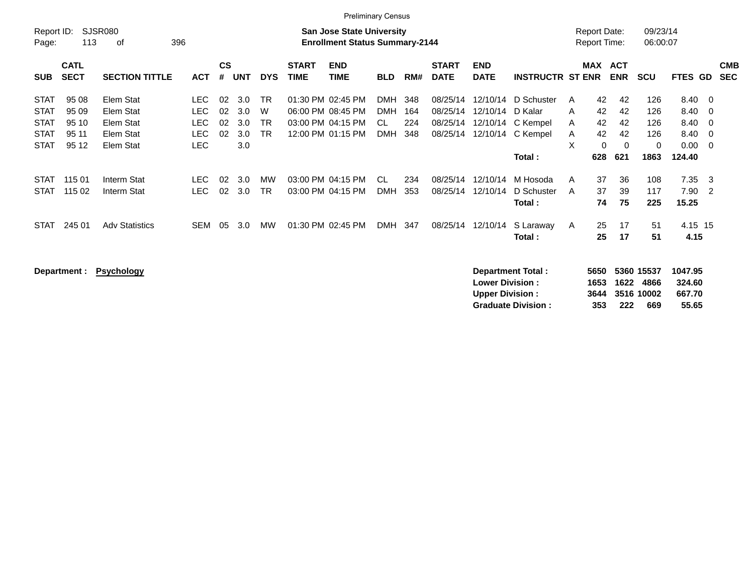Preliminary Census

Report ID: SJSR080
Page: 113 of 396

**San Jose State University**
**Enrollment Status Summary-2144**

Report Date: 09/23/14
Report Time: 06:00:07

| SUB | CATL SECT | SECTION TITTLE | ACT | CS # | UNT | DYS | START TIME | END TIME | BLD | RM# | START DATE | END DATE | INSTRUCTR | ST | MAX ENR | ACT ENR | SCU | FTES | GD | CMB SEC |
|---|---|---|---|---|---|---|---|---|---|---|---|---|---|---|---|---|---|---|---|---|
| STAT | 95 08 | Elem Stat | LEC | 02 | 3.0 | TR | 01:30 PM | 02:45 PM | DMH | 348 | 08/25/14 | 12/10/14 | D Schuster | A | 42 | 42 | 126 | 8.40 | 0 | |
| STAT | 95 09 | Elem Stat | LEC | 02 | 3.0 | W | 06:00 PM | 08:45 PM | DMH | 164 | 08/25/14 | 12/10/14 | D Kalar | A | 42 | 42 | 126 | 8.40 | 0 | |
| STAT | 95 10 | Elem Stat | LEC | 02 | 3.0 | TR | 03:00 PM | 04:15 PM | CL | 224 | 08/25/14 | 12/10/14 | C Kempel | A | 42 | 42 | 126 | 8.40 | 0 | |
| STAT | 95 11 | Elem Stat | LEC | 02 | 3.0 | TR | 12:00 PM | 01:15 PM | DMH | 348 | 08/25/14 | 12/10/14 | C Kempel | A | 42 | 42 | 126 | 8.40 | 0 | |
| STAT | 95 12 | Elem Stat | LEC | | 3.0 | | | | | | | | | X | 0 | 0 | 0 | 0.00 | 0 | |
| | | | | | | | | | | | | | **Total :** | | **628** | **621** | **1863** | **124.40** | | |
| STAT | 115 01 | Interm Stat | LEC | 02 | 3.0 | MW | 03:00 PM | 04:15 PM | CL | 234 | 08/25/14 | 12/10/14 | M Hosoda | A | 37 | 36 | 108 | 7.35 | 3 | |
| STAT | 115 02 | Interm Stat | LEC | 02 | 3.0 | TR | 03:00 PM | 04:15 PM | DMH | 353 | 08/25/14 | 12/10/14 | D Schuster | A | 37 | 39 | 117 | 7.90 | 2 | |
| | | | | | | | | | | | | | **Total :** | | **74** | **75** | **225** | **15.25** | | |
| STAT | 245 01 | Adv Statistics | SEM | 05 | 3.0 | MW | 01:30 PM | 02:45 PM | DMH | 347 | 08/25/14 | 12/10/14 | S Laraway | A | 25 | 17 | 51 | 4.15 | 15 | |
| | | | | | | | | | | | | | **Total :** | | **25** | **17** | **51** | **4.15** | | |

**Department : Psychology**

| | MAX ENR | ACT ENR | SCU | FTES |
|---|---|---|---|---|
| **Department Total :** | **5650** | **5360** | **15537** | **1047.95** |
| **Lower Division :** | **1653** | **1622** | **4866** | **324.60** |
| **Upper Division :** | **3644** | **3516** | **10002** | **667.70** |
| **Graduate Division :** | **353** | **222** | **669** | **55.65** |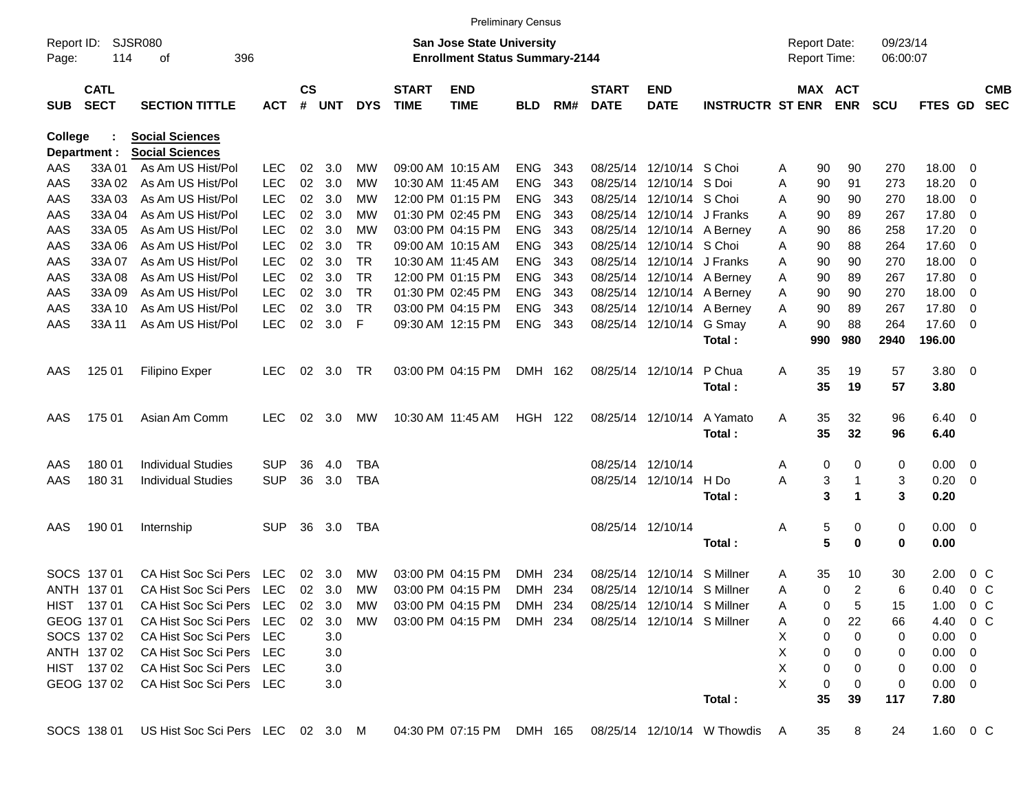Preliminary Census

Report ID: SJSR080

**San Jose State University**
**Enrollment Status Summary-2144**

Report Date: 09/23/14
Report Time: 06:00:07

| SUB | CATL SECT | SECTION TITTLE | ACT | CS # | UNT | DYS | START TIME | END TIME | BLD | RM# | START DATE | END DATE | INSTRUCTR | ST | MAX ENR | ACT ENR | SCU | FTES | GD | CMB SEC |
|---|---|---|---|---|---|---|---|---|---|---|---|---|---|---|---|---|---|---|---|---|
| **College** | **:** | **Social Sciences** | | | | | | | | | | | | | | | | | | |
| **Department :** | | **Social Sciences** | | | | | | | | | | | | | | | | | | |
| AAS | 33A 01 | As Am US Hist/Pol | LEC | 02 | 3.0 | MW | 09:00 AM | 10:15 AM | ENG | 343 | 08/25/14 | 12/10/14 | S Choi | A | 90 | 90 | 270 | 18.00 | 0 | |
| AAS | 33A 02 | As Am US Hist/Pol | LEC | 02 | 3.0 | MW | 10:30 AM | 11:45 AM | ENG | 343 | 08/25/14 | 12/10/14 | S Doi | A | 90 | 91 | 273 | 18.20 | 0 | |
| AAS | 33A 03 | As Am US Hist/Pol | LEC | 02 | 3.0 | MW | 12:00 PM | 01:15 PM | ENG | 343 | 08/25/14 | 12/10/14 | S Choi | A | 90 | 90 | 270 | 18.00 | 0 | |
| AAS | 33A 04 | As Am US Hist/Pol | LEC | 02 | 3.0 | MW | 01:30 PM | 02:45 PM | ENG | 343 | 08/25/14 | 12/10/14 | J Franks | A | 90 | 89 | 267 | 17.80 | 0 | |
| AAS | 33A 05 | As Am US Hist/Pol | LEC | 02 | 3.0 | MW | 03:00 PM | 04:15 PM | ENG | 343 | 08/25/14 | 12/10/14 | A Berney | A | 90 | 86 | 258 | 17.20 | 0 | |
| AAS | 33A 06 | As Am US Hist/Pol | LEC | 02 | 3.0 | TR | 09:00 AM | 10:15 AM | ENG | 343 | 08/25/14 | 12/10/14 | S Choi | A | 90 | 88 | 264 | 17.60 | 0 | |
| AAS | 33A 07 | As Am US Hist/Pol | LEC | 02 | 3.0 | TR | 10:30 AM | 11:45 AM | ENG | 343 | 08/25/14 | 12/10/14 | J Franks | A | 90 | 90 | 270 | 18.00 | 0 | |
| AAS | 33A 08 | As Am US Hist/Pol | LEC | 02 | 3.0 | TR | 12:00 PM | 01:15 PM | ENG | 343 | 08/25/14 | 12/10/14 | A Berney | A | 90 | 89 | 267 | 17.80 | 0 | |
| AAS | 33A 09 | As Am US Hist/Pol | LEC | 02 | 3.0 | TR | 01:30 PM | 02:45 PM | ENG | 343 | 08/25/14 | 12/10/14 | A Berney | A | 90 | 90 | 270 | 18.00 | 0 | |
| AAS | 33A 10 | As Am US Hist/Pol | LEC | 02 | 3.0 | TR | 03:00 PM | 04:15 PM | ENG | 343 | 08/25/14 | 12/10/14 | A Berney | A | 90 | 89 | 267 | 17.80 | 0 | |
| AAS | 33A 11 | As Am US Hist/Pol | LEC | 02 | 3.0 | F | 09:30 AM | 12:15 PM | ENG | 343 | 08/25/14 | 12/10/14 | G Smay | A | 90 | 88 | 264 | 17.60 | 0 | |
| | | | | | | | | | | | | | **Total :** | | **990** | **980** | **2940** | **196.00** | | |
| AAS | 125 01 | Filipino Exper | LEC | 02 | 3.0 | TR | 03:00 PM | 04:15 PM | DMH | 162 | 08/25/14 | 12/10/14 | P Chua | A | 35 | 19 | 57 | 3.80 | 0 | |
| | | | | | | | | | | | | | **Total :** | | **35** | **19** | **57** | **3.80** | | |
| AAS | 175 01 | Asian Am Comm | LEC | 02 | 3.0 | MW | 10:30 AM | 11:45 AM | HGH | 122 | 08/25/14 | 12/10/14 | A Yamato | A | 35 | 32 | 96 | 6.40 | 0 | |
| | | | | | | | | | | | | | **Total :** | | **35** | **32** | **96** | **6.40** | | |
| AAS | 180 01 | Individual Studies | SUP | 36 | 4.0 | TBA | | | | | 08/25/14 | 12/10/14 | | A | 0 | 0 | 0 | 0.00 | 0 | |
| AAS | 180 31 | Individual Studies | SUP | 36 | 3.0 | TBA | | | | | 08/25/14 | 12/10/14 | H Do | A | 3 | 1 | 3 | 0.20 | 0 | |
| | | | | | | | | | | | | | **Total :** | | **3** | **1** | **3** | **0.20** | | |
| AAS | 190 01 | Internship | SUP | 36 | 3.0 | TBA | | | | | 08/25/14 | 12/10/14 | | A | 5 | 0 | 0 | 0.00 | 0 | |
| | | | | | | | | | | | | | **Total :** | | **5** | **0** | **0** | **0.00** | | |
| SOCS | 137 01 | CA Hist Soc Sci Pers | LEC | 02 | 3.0 | MW | 03:00 PM | 04:15 PM | DMH | 234 | 08/25/14 | 12/10/14 | S Millner | A | 35 | 10 | 30 | 2.00 | 0 | C |
| ANTH | 137 01 | CA Hist Soc Sci Pers | LEC | 02 | 3.0 | MW | 03:00 PM | 04:15 PM | DMH | 234 | 08/25/14 | 12/10/14 | S Millner | A | 0 | 2 | 6 | 0.40 | 0 | C |
| HIST | 137 01 | CA Hist Soc Sci Pers | LEC | 02 | 3.0 | MW | 03:00 PM | 04:15 PM | DMH | 234 | 08/25/14 | 12/10/14 | S Millner | A | 0 | 5 | 15 | 1.00 | 0 | C |
| GEOG | 137 01 | CA Hist Soc Sci Pers | LEC | 02 | 3.0 | MW | 03:00 PM | 04:15 PM | DMH | 234 | 08/25/14 | 12/10/14 | S Millner | A | 0 | 22 | 66 | 4.40 | 0 | C |
| SOCS | 137 02 | CA Hist Soc Sci Pers | LEC | | 3.0 | | | | | | | | | X | 0 | 0 | 0 | 0.00 | 0 | |
| ANTH | 137 02 | CA Hist Soc Sci Pers | LEC | | 3.0 | | | | | | | | | X | 0 | 0 | 0 | 0.00 | 0 | |
| HIST | 137 02 | CA Hist Soc Sci Pers | LEC | | 3.0 | | | | | | | | | X | 0 | 0 | 0 | 0.00 | 0 | |
| GEOG | 137 02 | CA Hist Soc Sci Pers | LEC | | 3.0 | | | | | | | | | X | 0 | 0 | 0 | 0.00 | 0 | |
| | | | | | | | | | | | | | **Total :** | | **35** | **39** | **117** | **7.80** | | |
| SOCS | 138 01 | US Hist Soc Sci Pers | LEC | 02 | 3.0 | M | 04:30 PM | 07:15 PM | DMH | 165 | 08/25/14 | 12/10/14 | W Thowdis | A | 35 | 8 | 24 | 1.60 | 0 | C |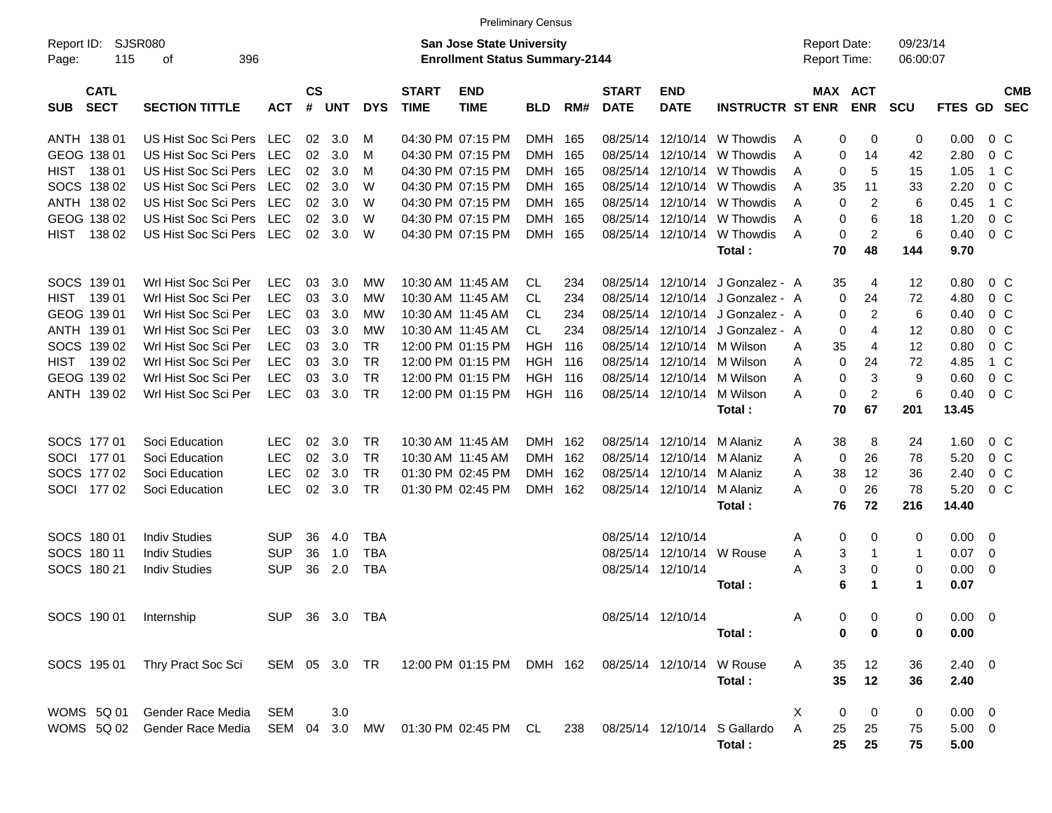Preliminary Census

Report ID: SJSR080
Page: 115 of 396

**San Jose State University**
**Enrollment Status Summary-2144**

Report Date: 09/23/14
Report Time: 06:00:07

| SUB | CATL SECT | SECTION TITTLE | ACT | CS # | UNT | DYS | START TIME | END TIME | BLD | RM# | START DATE | END DATE | INSTRUCTR | ST | MAX ENR | ACT ENR | SCU | FTES | GD | CMB SEC |
|---|---|---|---|---|---|---|---|---|---|---|---|---|---|---|---|---|---|---|---|---|
| ANTH | 138 01 | US Hist Soc Sci Pers | LEC | 02 | 3.0 | M | 04:30 PM | 07:15 PM | DMH | 165 | 08/25/14 | 12/10/14 | W Thowdis | A | 0 | 0 | 0 | 0.00 | 0 | C |
| GEOG | 138 01 | US Hist Soc Sci Pers | LEC | 02 | 3.0 | M | 04:30 PM | 07:15 PM | DMH | 165 | 08/25/14 | 12/10/14 | W Thowdis | A | 0 | 14 | 42 | 2.80 | 0 | C |
| HIST | 138 01 | US Hist Soc Sci Pers | LEC | 02 | 3.0 | M | 04:30 PM | 07:15 PM | DMH | 165 | 08/25/14 | 12/10/14 | W Thowdis | A | 0 | 5 | 15 | 1.05 | 1 | C |
| SOCS | 138 02 | US Hist Soc Sci Pers | LEC | 02 | 3.0 | W | 04:30 PM | 07:15 PM | DMH | 165 | 08/25/14 | 12/10/14 | W Thowdis | A | 35 | 11 | 33 | 2.20 | 0 | C |
| ANTH | 138 02 | US Hist Soc Sci Pers | LEC | 02 | 3.0 | W | 04:30 PM | 07:15 PM | DMH | 165 | 08/25/14 | 12/10/14 | W Thowdis | A | 0 | 2 | 6 | 0.45 | 1 | C |
| GEOG | 138 02 | US Hist Soc Sci Pers | LEC | 02 | 3.0 | W | 04:30 PM | 07:15 PM | DMH | 165 | 08/25/14 | 12/10/14 | W Thowdis | A | 0 | 6 | 18 | 1.20 | 0 | C |
| HIST | 138 02 | US Hist Soc Sci Pers | LEC | 02 | 3.0 | W | 04:30 PM | 07:15 PM | DMH | 165 | 08/25/14 | 12/10/14 | W Thowdis | A | 0 | 2 | 6 | 0.40 | 0 | C |
| | | | | | | | | | | | | | **Total :** | | **70** | **48** | **144** | **9.70** | | |
| SOCS | 139 01 | Wrl Hist Soc Sci Per | LEC | 03 | 3.0 | MW | 10:30 AM | 11:45 AM | CL | 234 | 08/25/14 | 12/10/14 | J Gonzalez - | A | 35 | 4 | 12 | 0.80 | 0 | C |
| HIST | 139 01 | Wrl Hist Soc Sci Per | LEC | 03 | 3.0 | MW | 10:30 AM | 11:45 AM | CL | 234 | 08/25/14 | 12/10/14 | J Gonzalez - | A | 0 | 24 | 72 | 4.80 | 0 | C |
| GEOG | 139 01 | Wrl Hist Soc Sci Per | LEC | 03 | 3.0 | MW | 10:30 AM | 11:45 AM | CL | 234 | 08/25/14 | 12/10/14 | J Gonzalez - | A | 0 | 2 | 6 | 0.40 | 0 | C |
| ANTH | 139 01 | Wrl Hist Soc Sci Per | LEC | 03 | 3.0 | MW | 10:30 AM | 11:45 AM | CL | 234 | 08/25/14 | 12/10/14 | J Gonzalez - | A | 0 | 4 | 12 | 0.80 | 0 | C |
| SOCS | 139 02 | Wrl Hist Soc Sci Per | LEC | 03 | 3.0 | TR | 12:00 PM | 01:15 PM | HGH | 116 | 08/25/14 | 12/10/14 | M Wilson | A | 35 | 4 | 12 | 0.80 | 0 | C |
| HIST | 139 02 | Wrl Hist Soc Sci Per | LEC | 03 | 3.0 | TR | 12:00 PM | 01:15 PM | HGH | 116 | 08/25/14 | 12/10/14 | M Wilson | A | 0 | 24 | 72 | 4.85 | 1 | C |
| GEOG | 139 02 | Wrl Hist Soc Sci Per | LEC | 03 | 3.0 | TR | 12:00 PM | 01:15 PM | HGH | 116 | 08/25/14 | 12/10/14 | M Wilson | A | 0 | 3 | 9 | 0.60 | 0 | C |
| ANTH | 139 02 | Wrl Hist Soc Sci Per | LEC | 03 | 3.0 | TR | 12:00 PM | 01:15 PM | HGH | 116 | 08/25/14 | 12/10/14 | M Wilson | A | 0 | 2 | 6 | 0.40 | 0 | C |
| | | | | | | | | | | | | | **Total :** | | **70** | **67** | **201** | **13.45** | | |
| SOCS | 177 01 | Soci Education | LEC | 02 | 3.0 | TR | 10:30 AM | 11:45 AM | DMH | 162 | 08/25/14 | 12/10/14 | M Alaniz | A | 38 | 8 | 24 | 1.60 | 0 | C |
| SOCI | 177 01 | Soci Education | LEC | 02 | 3.0 | TR | 10:30 AM | 11:45 AM | DMH | 162 | 08/25/14 | 12/10/14 | M Alaniz | A | 0 | 26 | 78 | 5.20 | 0 | C |
| SOCS | 177 02 | Soci Education | LEC | 02 | 3.0 | TR | 01:30 PM | 02:45 PM | DMH | 162 | 08/25/14 | 12/10/14 | M Alaniz | A | 38 | 12 | 36 | 2.40 | 0 | C |
| SOCI | 177 02 | Soci Education | LEC | 02 | 3.0 | TR | 01:30 PM | 02:45 PM | DMH | 162 | 08/25/14 | 12/10/14 | M Alaniz | A | 0 | 26 | 78 | 5.20 | 0 | C |
| | | | | | | | | | | | | | **Total :** | | **76** | **72** | **216** | **14.40** | | |
| SOCS | 180 01 | Indiv Studies | SUP | 36 | 4.0 | TBA | | | | | 08/25/14 | 12/10/14 | | A | 0 | 0 | 0 | 0.00 | 0 | |
| SOCS | 180 11 | Indiv Studies | SUP | 36 | 1.0 | TBA | | | | | 08/25/14 | 12/10/14 | W Rouse | A | 3 | 1 | 1 | 0.07 | 0 | |
| SOCS | 180 21 | Indiv Studies | SUP | 36 | 2.0 | TBA | | | | | 08/25/14 | 12/10/14 | | A | 3 | 0 | 0 | 0.00 | 0 | |
| | | | | | | | | | | | | | **Total :** | | **6** | **1** | **1** | **0.07** | | |
| SOCS | 190 01 | Internship | SUP | 36 | 3.0 | TBA | | | | | 08/25/14 | 12/10/14 | | A | 0 | 0 | 0 | 0.00 | 0 | |
| | | | | | | | | | | | | | **Total :** | | **0** | **0** | **0** | **0.00** | | |
| SOCS | 195 01 | Thry Pract Soc Sci | SEM | 05 | 3.0 | TR | 12:00 PM | 01:15 PM | DMH | 162 | 08/25/14 | 12/10/14 | W Rouse | A | 35 | 12 | 36 | 2.40 | 0 | |
| | | | | | | | | | | | | | **Total :** | | **35** | **12** | **36** | **2.40** | | |
| WOMS | 5Q 01 | Gender Race Media | SEM | | 3.0 | | | | | | | | | X | 0 | 0 | 0 | 0.00 | 0 | |
| WOMS | 5Q 02 | Gender Race Media | SEM | 04 | 3.0 | MW | 01:30 PM | 02:45 PM | CL | 238 | 08/25/14 | 12/10/14 | S Gallardo | A | 25 | 25 | 75 | 5.00 | 0 | |
| | | | | | | | | | | | | | **Total :** | | **25** | **25** | **75** | **5.00** | | |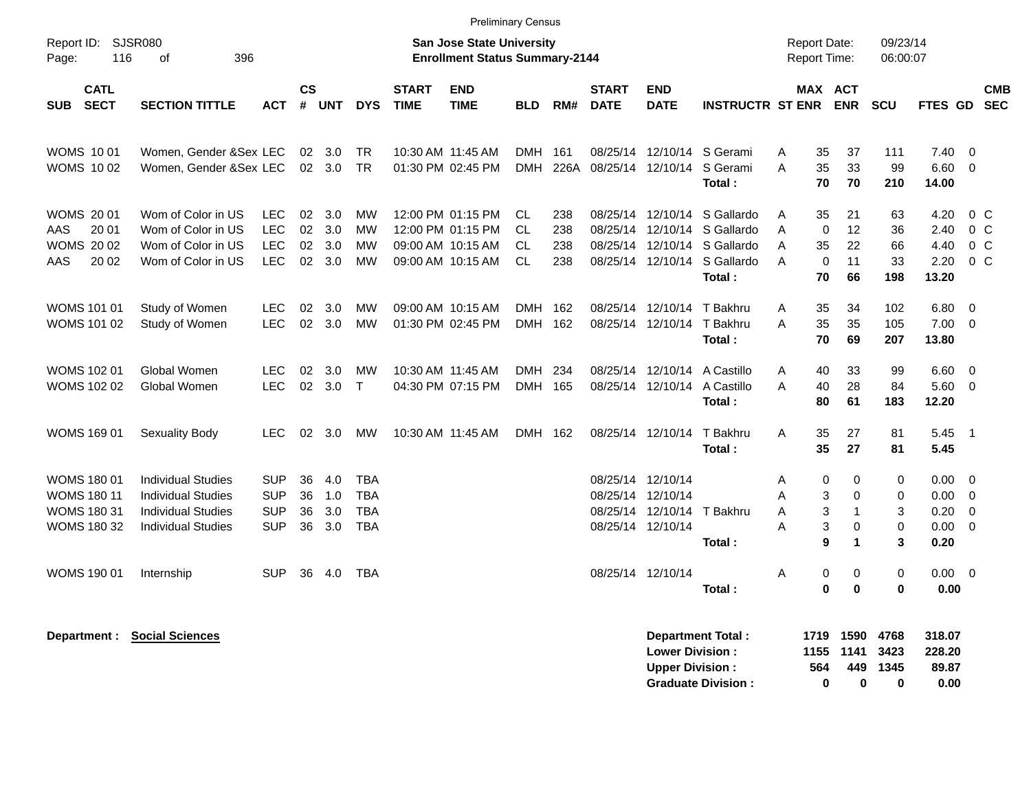Preliminary Census

Report ID: SJSR080

**San Jose State University**
**Enrollment Status Summary-2144**

Report Date: 09/23/14
Report Time: 06:00:07

| SUB | CATL SECT | SECTION TITTLE | ACT | CS # | UNT | DYS | START TIME | END TIME | BLD | RM# | START DATE | END DATE | INSTRUCTR | ST | MAX ENR | ACT ENR | SCU | FTES | GD | CMB SEC |
|---|---|---|---|---|---|---|---|---|---|---|---|---|---|---|---|---|---|---|---|---|
| WOMS | 10 01 | Women, Gender &Sex | LEC | 02 | 3.0 | TR | 10:30 AM | 11:45 AM | DMH | 161 | 08/25/14 | 12/10/14 | S Gerami | A | 35 | 37 | 111 | 7.40 | 0 | |
| WOMS | 10 02 | Women, Gender &Sex | LEC | 02 | 3.0 | TR | 01:30 PM | 02:45 PM | DMH | 226A | 08/25/14 | 12/10/14 | S Gerami | A | 35 | 33 | 99 | 6.60 | 0 | |
| | | | | | | | | | | | | | **Total :** | | **70** | **70** | **210** | **14.00** | | |
| WOMS | 20 01 | Wom of Color in US | LEC | 02 | 3.0 | MW | 12:00 PM | 01:15 PM | CL | 238 | 08/25/14 | 12/10/14 | S Gallardo | A | 35 | 21 | 63 | 4.20 | 0 | C |
| AAS | 20 01 | Wom of Color in US | LEC | 02 | 3.0 | MW | 12:00 PM | 01:15 PM | CL | 238 | 08/25/14 | 12/10/14 | S Gallardo | A | 0 | 12 | 36 | 2.40 | 0 | C |
| WOMS | 20 02 | Wom of Color in US | LEC | 02 | 3.0 | MW | 09:00 AM | 10:15 AM | CL | 238 | 08/25/14 | 12/10/14 | S Gallardo | A | 35 | 22 | 66 | 4.40 | 0 | C |
| AAS | 20 02 | Wom of Color in US | LEC | 02 | 3.0 | MW | 09:00 AM | 10:15 AM | CL | 238 | 08/25/14 | 12/10/14 | S Gallardo | A | 0 | 11 | 33 | 2.20 | 0 | C |
| | | | | | | | | | | | | | **Total :** | | **70** | **66** | **198** | **13.20** | | |
| WOMS | 101 01 | Study of Women | LEC | 02 | 3.0 | MW | 09:00 AM | 10:15 AM | DMH | 162 | 08/25/14 | 12/10/14 | T Bakhru | A | 35 | 34 | 102 | 6.80 | 0 | |
| WOMS | 101 02 | Study of Women | LEC | 02 | 3.0 | MW | 01:30 PM | 02:45 PM | DMH | 162 | 08/25/14 | 12/10/14 | T Bakhru | A | 35 | 35 | 105 | 7.00 | 0 | |
| | | | | | | | | | | | | | **Total :** | | **70** | **69** | **207** | **13.80** | | |
| WOMS | 102 01 | Global Women | LEC | 02 | 3.0 | MW | 10:30 AM | 11:45 AM | DMH | 234 | 08/25/14 | 12/10/14 | A Castillo | A | 40 | 33 | 99 | 6.60 | 0 | |
| WOMS | 102 02 | Global Women | LEC | 02 | 3.0 | T | 04:30 PM | 07:15 PM | DMH | 165 | 08/25/14 | 12/10/14 | A Castillo | A | 40 | 28 | 84 | 5.60 | 0 | |
| | | | | | | | | | | | | | **Total :** | | **80** | **61** | **183** | **12.20** | | |
| WOMS | 169 01 | Sexuality Body | LEC | 02 | 3.0 | MW | 10:30 AM | 11:45 AM | DMH | 162 | 08/25/14 | 12/10/14 | T Bakhru | A | 35 | 27 | 81 | 5.45 | 1 | |
| | | | | | | | | | | | | | **Total :** | | **35** | **27** | **81** | **5.45** | | |
| WOMS | 180 01 | Individual Studies | SUP | 36 | 4.0 | TBA | | | | | 08/25/14 | 12/10/14 | | A | 0 | 0 | 0 | 0.00 | 0 | |
| WOMS | 180 11 | Individual Studies | SUP | 36 | 1.0 | TBA | | | | | 08/25/14 | 12/10/14 | | A | 3 | 0 | 0 | 0.00 | 0 | |
| WOMS | 180 31 | Individual Studies | SUP | 36 | 3.0 | TBA | | | | | 08/25/14 | 12/10/14 | T Bakhru | A | 3 | 1 | 3 | 0.20 | 0 | |
| WOMS | 180 32 | Individual Studies | SUP | 36 | 3.0 | TBA | | | | | 08/25/14 | 12/10/14 | | A | 3 | 0 | 0 | 0.00 | 0 | |
| | | | | | | | | | | | | | **Total :** | | **9** | **1** | **3** | **0.20** | | |
| WOMS | 190 01 | Internship | SUP | 36 | 4.0 | TBA | | | | | 08/25/14 | 12/10/14 | | A | 0 | 0 | 0 | 0.00 | 0 | |
| | | | | | | | | | | | | | **Total :** | | **0** | **0** | **0** | **0.00** | | |

**Department :** **Social Sciences**

| | MAX ENR | ACT ENR | SCU | FTES |
|---|---|---|---|---|
| **Department Total :** | **1719** | **1590** | **4768** | **318.07** |
| **Lower Division :** | **1155** | **1141** | **3423** | **228.20** |
| **Upper Division :** | **564** | **449** | **1345** | **89.87** |
| **Graduate Division :** | **0** | **0** | **0** | **0.00** |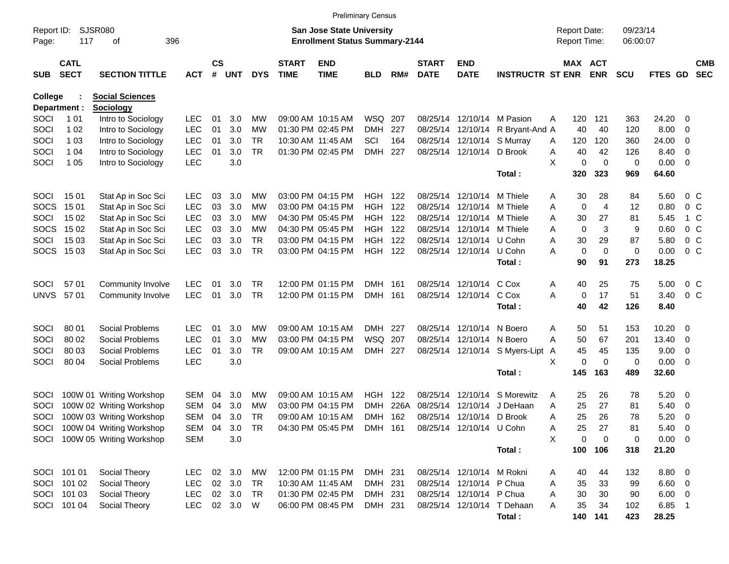Preliminary Census

Report ID: SJSR080
Page: 117 of 396

**San Jose State University**
**Enrollment Status Summary-2144**

Report Date: 09/23/14
Report Time: 06:00:07

College : **Social Sciences**
Department : **Sociology**

| SUB | CATL SECT | SECTION TITTLE | ACT | CS # | UNT | DYS | START TIME | END TIME | BLD | RM# | START DATE | END DATE | INSTRUCTR | ST | MAX ENR | ACT ENR | SCU | FTES | GD | CMB SEC |
|---|---|---|---|---|---|---|---|---|---|---|---|---|---|---|---|---|---|---|---|---|
| SOCI | 1 01 | Intro to Sociology | LEC | 01 | 3.0 | MW | 09:00 AM | 10:15 AM | WSQ | 207 | 08/25/14 | 12/10/14 | M Pasion | A | 120 | 121 | 363 | 24.20 | 0 | |
| SOCI | 1 02 | Intro to Sociology | LEC | 01 | 3.0 | MW | 01:30 PM | 02:45 PM | DMH | 227 | 08/25/14 | 12/10/14 | R Bryant-And | A | 40 | 40 | 120 | 8.00 | 0 | |
| SOCI | 1 03 | Intro to Sociology | LEC | 01 | 3.0 | TR | 10:30 AM | 11:45 AM | SCI | 164 | 08/25/14 | 12/10/14 | S Murray | A | 120 | 120 | 360 | 24.00 | 0 | |
| SOCI | 1 04 | Intro to Sociology | LEC | 01 | 3.0 | TR | 01:30 PM | 02:45 PM | DMH | 227 | 08/25/14 | 12/10/14 | D Brook | A | 40 | 42 | 126 | 8.40 | 0 | |
| SOCI | 1 05 | Intro to Sociology | LEC | | 3.0 | | | | | | | | | X | 0 | 0 | 0 | 0.00 | 0 | |
| | | | | | | | | | | | | | **Total :** | | **320** | **323** | **969** | **64.60** | | |
| SOCI | 15 01 | Stat Ap in Soc Sci | LEC | 03 | 3.0 | MW | 03:00 PM | 04:15 PM | HGH | 122 | 08/25/14 | 12/10/14 | M Thiele | A | 30 | 28 | 84 | 5.60 | 0 | C |
| SOCS | 15 01 | Stat Ap in Soc Sci | LEC | 03 | 3.0 | MW | 03:00 PM | 04:15 PM | HGH | 122 | 08/25/14 | 12/10/14 | M Thiele | A | 0 | 4 | 12 | 0.80 | 0 | C |
| SOCI | 15 02 | Stat Ap in Soc Sci | LEC | 03 | 3.0 | MW | 04:30 PM | 05:45 PM | HGH | 122 | 08/25/14 | 12/10/14 | M Thiele | A | 30 | 27 | 81 | 5.45 | 1 | C |
| SOCS | 15 02 | Stat Ap in Soc Sci | LEC | 03 | 3.0 | MW | 04:30 PM | 05:45 PM | HGH | 122 | 08/25/14 | 12/10/14 | M Thiele | A | 0 | 3 | 9 | 0.60 | 0 | C |
| SOCI | 15 03 | Stat Ap in Soc Sci | LEC | 03 | 3.0 | TR | 03:00 PM | 04:15 PM | HGH | 122 | 08/25/14 | 12/10/14 | U Cohn | A | 30 | 29 | 87 | 5.80 | 0 | C |
| SOCS | 15 03 | Stat Ap in Soc Sci | LEC | 03 | 3.0 | TR | 03:00 PM | 04:15 PM | HGH | 122 | 08/25/14 | 12/10/14 | U Cohn | A | 0 | 0 | 0 | 0.00 | 0 | C |
| | | | | | | | | | | | | | **Total :** | | **90** | **91** | **273** | **18.25** | | |
| SOCI | 57 01 | Community Involve | LEC | 01 | 3.0 | TR | 12:00 PM | 01:15 PM | DMH | 161 | 08/25/14 | 12/10/14 | C Cox | A | 40 | 25 | 75 | 5.00 | 0 | C |
| UNVS | 57 01 | Community Involve | LEC | 01 | 3.0 | TR | 12:00 PM | 01:15 PM | DMH | 161 | 08/25/14 | 12/10/14 | C Cox | A | 0 | 17 | 51 | 3.40 | 0 | C |
| | | | | | | | | | | | | | **Total :** | | **40** | **42** | **126** | **8.40** | | |
| SOCI | 80 01 | Social Problems | LEC | 01 | 3.0 | MW | 09:00 AM | 10:15 AM | DMH | 227 | 08/25/14 | 12/10/14 | N Boero | A | 50 | 51 | 153 | 10.20 | 0 | |
| SOCI | 80 02 | Social Problems | LEC | 01 | 3.0 | MW | 03:00 PM | 04:15 PM | WSQ | 207 | 08/25/14 | 12/10/14 | N Boero | A | 50 | 67 | 201 | 13.40 | 0 | |
| SOCI | 80 03 | Social Problems | LEC | 01 | 3.0 | TR | 09:00 AM | 10:15 AM | DMH | 227 | 08/25/14 | 12/10/14 | S Myers-Lipt | A | 45 | 45 | 135 | 9.00 | 0 | |
| SOCI | 80 04 | Social Problems | LEC | | 3.0 | | | | | | | | | X | 0 | 0 | 0 | 0.00 | 0 | |
| | | | | | | | | | | | | | **Total :** | | **145** | **163** | **489** | **32.60** | | |
| SOCI | 100W 01 | Writing Workshop | SEM | 04 | 3.0 | MW | 09:00 AM | 10:15 AM | HGH | 122 | 08/25/14 | 12/10/14 | S Morewitz | A | 25 | 26 | 78 | 5.20 | 0 | |
| SOCI | 100W 02 | Writing Workshop | SEM | 04 | 3.0 | MW | 03:00 PM | 04:15 PM | DMH | 226A | 08/25/14 | 12/10/14 | J DeHaan | A | 25 | 27 | 81 | 5.40 | 0 | |
| SOCI | 100W 03 | Writing Workshop | SEM | 04 | 3.0 | TR | 09:00 AM | 10:15 AM | DMH | 162 | 08/25/14 | 12/10/14 | D Brook | A | 25 | 26 | 78 | 5.20 | 0 | |
| SOCI | 100W 04 | Writing Workshop | SEM | 04 | 3.0 | TR | 04:30 PM | 05:45 PM | DMH | 161 | 08/25/14 | 12/10/14 | U Cohn | A | 25 | 27 | 81 | 5.40 | 0 | |
| SOCI | 100W 05 | Writing Workshop | SEM | | 3.0 | | | | | | | | | X | 0 | 0 | 0 | 0.00 | 0 | |
| | | | | | | | | | | | | | **Total :** | | **100** | **106** | **318** | **21.20** | | |
| SOCI | 101 01 | Social Theory | LEC | 02 | 3.0 | MW | 12:00 PM | 01:15 PM | DMH | 231 | 08/25/14 | 12/10/14 | M Rokni | A | 40 | 44 | 132 | 8.80 | 0 | |
| SOCI | 101 02 | Social Theory | LEC | 02 | 3.0 | TR | 10:30 AM | 11:45 AM | DMH | 231 | 08/25/14 | 12/10/14 | P Chua | A | 35 | 33 | 99 | 6.60 | 0 | |
| SOCI | 101 03 | Social Theory | LEC | 02 | 3.0 | TR | 01:30 PM | 02:45 PM | DMH | 231 | 08/25/14 | 12/10/14 | P Chua | A | 30 | 30 | 90 | 6.00 | 0 | |
| SOCI | 101 04 | Social Theory | LEC | 02 | 3.0 | W | 06:00 PM | 08:45 PM | DMH | 231 | 08/25/14 | 12/10/14 | T Dehaan | A | 35 | 34 | 102 | 6.85 | 1 | |
| | | | | | | | | | | | | | **Total :** | | **140** | **141** | **423** | **28.25** | | |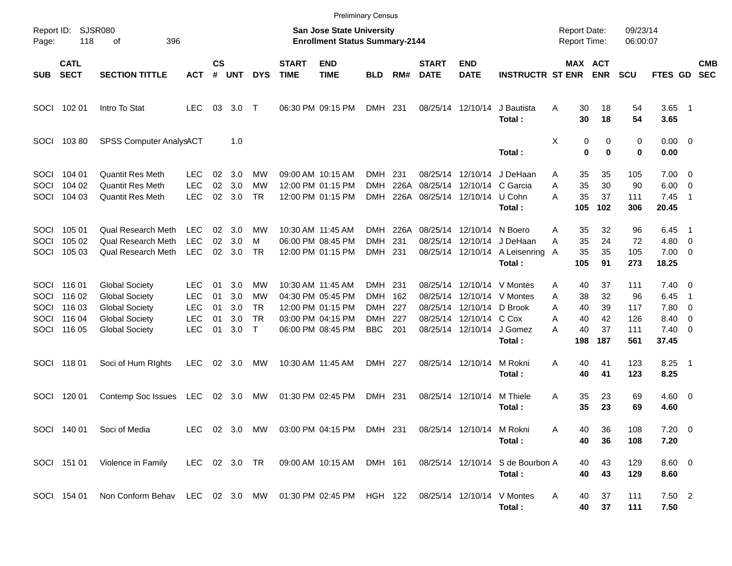Preliminary Census

Report ID: SJSR080
Page: 118 of 396

**San Jose State University**
**Enrollment Status Summary-2144**

Report Date: 09/23/14
Report Time: 06:00:07

| SUB | CATL SECT | SECTION TITTLE | ACT | CS # | UNT | DYS | START TIME | END TIME | BLD | RM# | START DATE | END DATE | INSTRUCTR | ST | MAX ENR | ACT ENR | SCU | FTES | GD | CMB SEC |
|---|---|---|---|---|---|---|---|---|---|---|---|---|---|---|---|---|---|---|---|---|
| SOCI | 102 01 | Intro To Stat | LEC | 03 | 3.0 | T | 06:30 PM | 09:15 PM | DMH | 231 | 08/25/14 | 12/10/14 | J Bautista | A | 30 | 18 | 54 | 3.65 | 1 | |
| | | | | | | | | | | | | | **Total :** | | **30** | **18** | **54** | **3.65** | | |
| SOCI | 103 80 | SPSS Computer Analys | ACT | | 1.0 | | | | | | | | | X | 0 | 0 | 0 | 0.00 | 0 | |
| | | | | | | | | | | | | | **Total :** | | **0** | **0** | **0** | **0.00** | | |
| SOCI | 104 01 | Quantit Res Meth | LEC | 02 | 3.0 | MW | 09:00 AM | 10:15 AM | DMH | 231 | 08/25/14 | 12/10/14 | J DeHaan | A | 35 | 35 | 105 | 7.00 | 0 | |
| SOCI | 104 02 | Quantit Res Meth | LEC | 02 | 3.0 | MW | 12:00 PM | 01:15 PM | DMH | 226A | 08/25/14 | 12/10/14 | C Garcia | A | 35 | 30 | 90 | 6.00 | 0 | |
| SOCI | 104 03 | Quantit Res Meth | LEC | 02 | 3.0 | TR | 12:00 PM | 01:15 PM | DMH | 226A | 08/25/14 | 12/10/14 | U Cohn | A | 35 | 37 | 111 | 7.45 | 1 | |
| | | | | | | | | | | | | | **Total :** | | **105** | **102** | **306** | **20.45** | | |
| SOCI | 105 01 | Qual Research Meth | LEC | 02 | 3.0 | MW | 10:30 AM | 11:45 AM | DMH | 226A | 08/25/14 | 12/10/14 | N Boero | A | 35 | 32 | 96 | 6.45 | 1 | |
| SOCI | 105 02 | Qual Research Meth | LEC | 02 | 3.0 | M | 06:00 PM | 08:45 PM | DMH | 231 | 08/25/14 | 12/10/14 | J DeHaan | A | 35 | 24 | 72 | 4.80 | 0 | |
| SOCI | 105 03 | Qual Research Meth | LEC | 02 | 3.0 | TR | 12:00 PM | 01:15 PM | DMH | 231 | 08/25/14 | 12/10/14 | A Leisenring | A | 35 | 35 | 105 | 7.00 | 0 | |
| | | | | | | | | | | | | | **Total :** | | **105** | **91** | **273** | **18.25** | | |
| SOCI | 116 01 | Global Society | LEC | 01 | 3.0 | MW | 10:30 AM | 11:45 AM | DMH | 231 | 08/25/14 | 12/10/14 | V Montes | A | 40 | 37 | 111 | 7.40 | 0 | |
| SOCI | 116 02 | Global Society | LEC | 01 | 3.0 | MW | 04:30 PM | 05:45 PM | DMH | 162 | 08/25/14 | 12/10/14 | V Montes | A | 38 | 32 | 96 | 6.45 | 1 | |
| SOCI | 116 03 | Global Society | LEC | 01 | 3.0 | TR | 12:00 PM | 01:15 PM | DMH | 227 | 08/25/14 | 12/10/14 | D Brook | A | 40 | 39 | 117 | 7.80 | 0 | |
| SOCI | 116 04 | Global Society | LEC | 01 | 3.0 | TR | 03:00 PM | 04:15 PM | DMH | 227 | 08/25/14 | 12/10/14 | C Cox | A | 40 | 42 | 126 | 8.40 | 0 | |
| SOCI | 116 05 | Global Society | LEC | 01 | 3.0 | T | 06:00 PM | 08:45 PM | BBC | 201 | 08/25/14 | 12/10/14 | J Gomez | A | 40 | 37 | 111 | 7.40 | 0 | |
| | | | | | | | | | | | | | **Total :** | | **198** | **187** | **561** | **37.45** | | |
| SOCI | 118 01 | Soci of Hum RIghts | LEC | 02 | 3.0 | MW | 10:30 AM | 11:45 AM | DMH | 227 | 08/25/14 | 12/10/14 | M Rokni | A | 40 | 41 | 123 | 8.25 | 1 | |
| | | | | | | | | | | | | | **Total :** | | **40** | **41** | **123** | **8.25** | | |
| SOCI | 120 01 | Contemp Soc Issues | LEC | 02 | 3.0 | MW | 01:30 PM | 02:45 PM | DMH | 231 | 08/25/14 | 12/10/14 | M Thiele | A | 35 | 23 | 69 | 4.60 | 0 | |
| | | | | | | | | | | | | | **Total :** | | **35** | **23** | **69** | **4.60** | | |
| SOCI | 140 01 | Soci of Media | LEC | 02 | 3.0 | MW | 03:00 PM | 04:15 PM | DMH | 231 | 08/25/14 | 12/10/14 | M Rokni | A | 40 | 36 | 108 | 7.20 | 0 | |
| | | | | | | | | | | | | | **Total :** | | **40** | **36** | **108** | **7.20** | | |
| SOCI | 151 01 | Violence in Family | LEC | 02 | 3.0 | TR | 09:00 AM | 10:15 AM | DMH | 161 | 08/25/14 | 12/10/14 | S de Bourbon | A | 40 | 43 | 129 | 8.60 | 0 | |
| | | | | | | | | | | | | | **Total :** | | **40** | **43** | **129** | **8.60** | | |
| SOCI | 154 01 | Non Conform Behav | LEC | 02 | 3.0 | MW | 01:30 PM | 02:45 PM | HGH | 122 | 08/25/14 | 12/10/14 | V Montes | A | 40 | 37 | 111 | 7.50 | 2 | |
| | | | | | | | | | | | | | **Total :** | | **40** | **37** | **111** | **7.50** | | |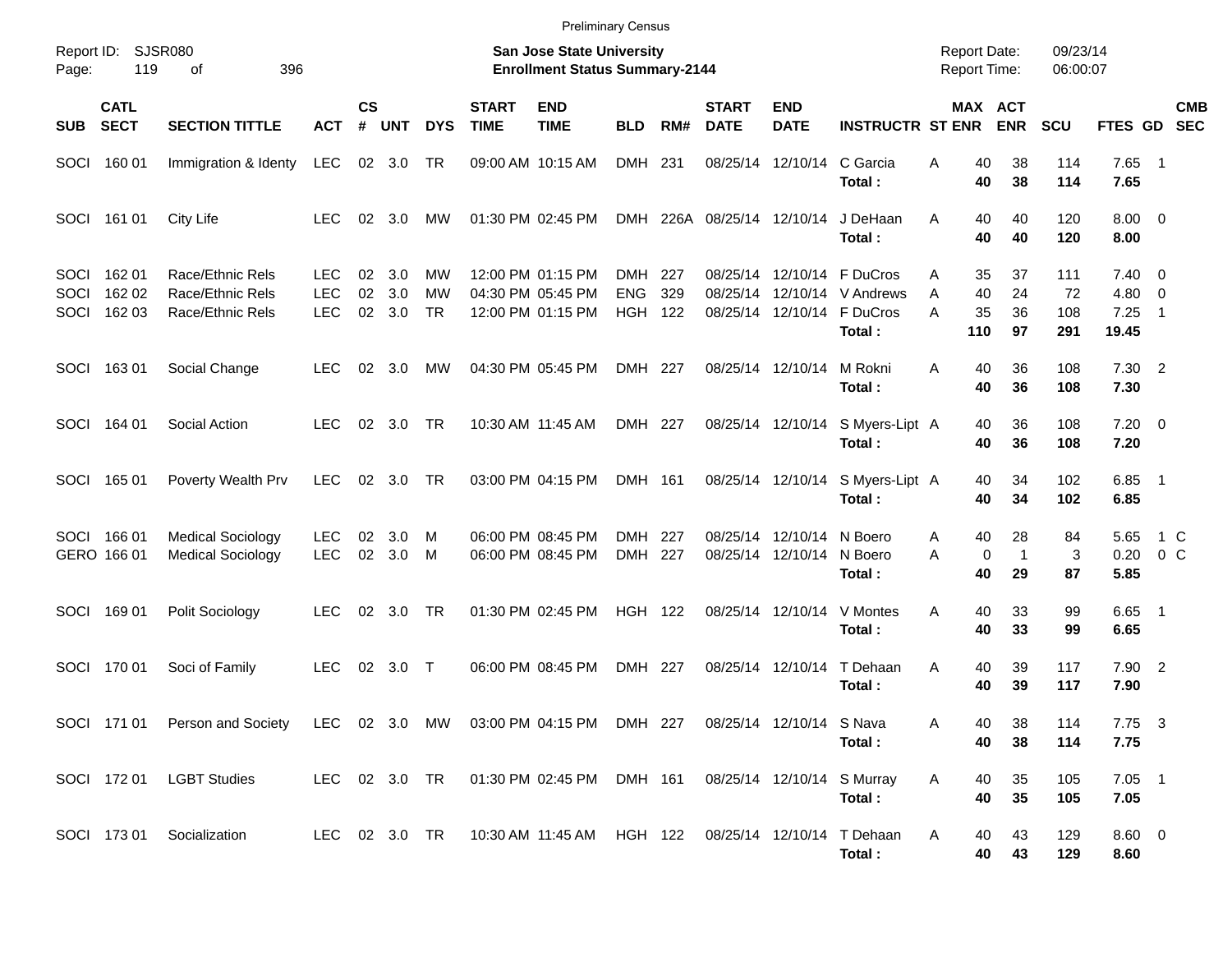Preliminary Census

Report ID: SJSR080

**San Jose State University**
**Enrollment Status Summary-2144**

Report Date: 09/23/14
Report Time: 06:00:07

| SUB | CATL SECT | SECTION TITTLE | ACT | CS # | UNT | DYS | START TIME | END TIME | BLD | RM# | START DATE | END DATE | INSTRUCTR | ST | MAX ENR | ACT ENR | SCU | FTES | GD | CMB SEC |
|---|---|---|---|---|---|---|---|---|---|---|---|---|---|---|---|---|---|---|---|---|
| SOCI | 160 01 | Immigration & Identy | LEC | 02 | 3.0 | TR | 09:00 AM | 10:15 AM | DMH | 231 | 08/25/14 | 12/10/14 | C Garcia | A | 40 | 38 | 114 | 7.65 | 1 | |
| | | | | | | | | | | | | | **Total :** | | **40** | **38** | **114** | **7.65** | | |
| SOCI | 161 01 | City Life | LEC | 02 | 3.0 | MW | 01:30 PM | 02:45 PM | DMH | 226A | 08/25/14 | 12/10/14 | J DeHaan | A | 40 | 40 | 120 | 8.00 | 0 | |
| | | | | | | | | | | | | | **Total :** | | **40** | **40** | **120** | **8.00** | | |
| SOCI | 162 01 | Race/Ethnic Rels | LEC | 02 | 3.0 | MW | 12:00 PM | 01:15 PM | DMH | 227 | 08/25/14 | 12/10/14 | F DuCros | A | 35 | 37 | 111 | 7.40 | 0 | |
| SOCI | 162 02 | Race/Ethnic Rels | LEC | 02 | 3.0 | MW | 04:30 PM | 05:45 PM | ENG | 329 | 08/25/14 | 12/10/14 | V Andrews | A | 40 | 24 | 72 | 4.80 | 0 | |
| SOCI | 162 03 | Race/Ethnic Rels | LEC | 02 | 3.0 | TR | 12:00 PM | 01:15 PM | HGH | 122 | 08/25/14 | 12/10/14 | F DuCros | A | 35 | 36 | 108 | 7.25 | 1 | |
| | | | | | | | | | | | | | **Total :** | | **110** | **97** | **291** | **19.45** | | |
| SOCI | 163 01 | Social Change | LEC | 02 | 3.0 | MW | 04:30 PM | 05:45 PM | DMH | 227 | 08/25/14 | 12/10/14 | M Rokni | A | 40 | 36 | 108 | 7.30 | 2 | |
| | | | | | | | | | | | | | **Total :** | | **40** | **36** | **108** | **7.30** | | |
| SOCI | 164 01 | Social Action | LEC | 02 | 3.0 | TR | 10:30 AM | 11:45 AM | DMH | 227 | 08/25/14 | 12/10/14 | S Myers-Lipt | A | 40 | 36 | 108 | 7.20 | 0 | |
| | | | | | | | | | | | | | **Total :** | | **40** | **36** | **108** | **7.20** | | |
| SOCI | 165 01 | Poverty Wealth Prv | LEC | 02 | 3.0 | TR | 03:00 PM | 04:15 PM | DMH | 161 | 08/25/14 | 12/10/14 | S Myers-Lipt | A | 40 | 34 | 102 | 6.85 | 1 | |
| | | | | | | | | | | | | | **Total :** | | **40** | **34** | **102** | **6.85** | | |
| SOCI | 166 01 | Medical Sociology | LEC | 02 | 3.0 | M | 06:00 PM | 08:45 PM | DMH | 227 | 08/25/14 | 12/10/14 | N Boero | A | 40 | 28 | 84 | 5.65 | 1 | C |
| GERO | 166 01 | Medical Sociology | LEC | 02 | 3.0 | M | 06:00 PM | 08:45 PM | DMH | 227 | 08/25/14 | 12/10/14 | N Boero | A | 0 | 1 | 3 | 0.20 | 0 | C |
| | | | | | | | | | | | | | **Total :** | | **40** | **29** | **87** | **5.85** | | |
| SOCI | 169 01 | Polit Sociology | LEC | 02 | 3.0 | TR | 01:30 PM | 02:45 PM | HGH | 122 | 08/25/14 | 12/10/14 | V Montes | A | 40 | 33 | 99 | 6.65 | 1 | |
| | | | | | | | | | | | | | **Total :** | | **40** | **33** | **99** | **6.65** | | |
| SOCI | 170 01 | Soci of Family | LEC | 02 | 3.0 | T | 06:00 PM | 08:45 PM | DMH | 227 | 08/25/14 | 12/10/14 | T Dehaan | A | 40 | 39 | 117 | 7.90 | 2 | |
| | | | | | | | | | | | | | **Total :** | | **40** | **39** | **117** | **7.90** | | |
| SOCI | 171 01 | Person and Society | LEC | 02 | 3.0 | MW | 03:00 PM | 04:15 PM | DMH | 227 | 08/25/14 | 12/10/14 | S Nava | A | 40 | 38 | 114 | 7.75 | 3 | |
| | | | | | | | | | | | | | **Total :** | | **40** | **38** | **114** | **7.75** | | |
| SOCI | 172 01 | LGBT Studies | LEC | 02 | 3.0 | TR | 01:30 PM | 02:45 PM | DMH | 161 | 08/25/14 | 12/10/14 | S Murray | A | 40 | 35 | 105 | 7.05 | 1 | |
| | | | | | | | | | | | | | **Total :** | | **40** | **35** | **105** | **7.05** | | |
| SOCI | 173 01 | Socialization | LEC | 02 | 3.0 | TR | 10:30 AM | 11:45 AM | HGH | 122 | 08/25/14 | 12/10/14 | T Dehaan | A | 40 | 43 | 129 | 8.60 | 0 | |
| | | | | | | | | | | | | | **Total :** | | **40** | **43** | **129** | **8.60** | | |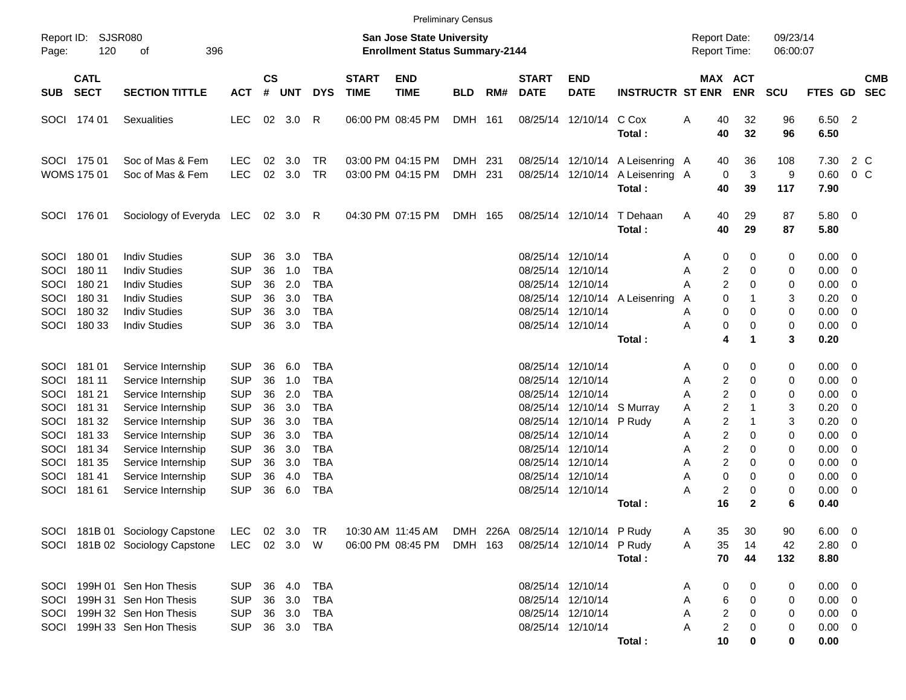Preliminary Census

Report ID: SJSR080
Page: 120 of 396

**San Jose State University**
**Enrollment Status Summary-2144**

Report Date: 09/23/14
Report Time: 06:00:07

| SUB | CATL SECT | SECTION TITTLE | ACT | CS # | UNT | DYS | START TIME | END TIME | BLD | RM# | START DATE | END DATE | INSTRUCTR | ST | MAX ENR | ACT ENR | SCU | FTES | GD | CMB SEC |
|---|---|---|---|---|---|---|---|---|---|---|---|---|---|---|---|---|---|---|---|---|
| SOCI | 174 01 | Sexualities | LEC | 02 | 3.0 | R | 06:00 PM | 08:45 PM | DMH | 161 | 08/25/14 | 12/10/14 | C Cox | A | 40 | 32 | 96 | 6.50 | 2 | |
| | | | | | | | | | | | | | **Total :** | | **40** | **32** | **96** | **6.50** | | |
| SOCI | 175 01 | Soc of Mas & Fem | LEC | 02 | 3.0 | TR | 03:00 PM | 04:15 PM | DMH | 231 | 08/25/14 | 12/10/14 | A Leisenring | A | 40 | 36 | 108 | 7.30 | 2 | C |
| WOMS | 175 01 | Soc of Mas & Fem | LEC | 02 | 3.0 | TR | 03:00 PM | 04:15 PM | DMH | 231 | 08/25/14 | 12/10/14 | A Leisenring | A | 0 | 3 | 9 | 0.60 | 0 | C |
| | | | | | | | | | | | | | **Total :** | | **40** | **39** | **117** | **7.90** | | |
| SOCI | 176 01 | Sociology of Everyda | LEC | 02 | 3.0 | R | 04:30 PM | 07:15 PM | DMH | 165 | 08/25/14 | 12/10/14 | T Dehaan | A | 40 | 29 | 87 | 5.80 | 0 | |
| | | | | | | | | | | | | | **Total :** | | **40** | **29** | **87** | **5.80** | | |
| SOCI | 180 01 | Indiv Studies | SUP | 36 | 3.0 | TBA | | | | | 08/25/14 | 12/10/14 | | A | 0 | 0 | 0 | 0.00 | 0 | |
| SOCI | 180 11 | Indiv Studies | SUP | 36 | 1.0 | TBA | | | | | 08/25/14 | 12/10/14 | | A | 2 | 0 | 0 | 0.00 | 0 | |
| SOCI | 180 21 | Indiv Studies | SUP | 36 | 2.0 | TBA | | | | | 08/25/14 | 12/10/14 | | A | 2 | 0 | 0 | 0.00 | 0 | |
| SOCI | 180 31 | Indiv Studies | SUP | 36 | 3.0 | TBA | | | | | 08/25/14 | 12/10/14 | A Leisenring | A | 0 | 1 | 3 | 0.20 | 0 | |
| SOCI | 180 32 | Indiv Studies | SUP | 36 | 3.0 | TBA | | | | | 08/25/14 | 12/10/14 | | A | 0 | 0 | 0 | 0.00 | 0 | |
| SOCI | 180 33 | Indiv Studies | SUP | 36 | 3.0 | TBA | | | | | 08/25/14 | 12/10/14 | | A | 0 | 0 | 0 | 0.00 | 0 | |
| | | | | | | | | | | | | | **Total :** | | **4** | **1** | **3** | **0.20** | | |
| SOCI | 181 01 | Service Internship | SUP | 36 | 6.0 | TBA | | | | | 08/25/14 | 12/10/14 | | A | 0 | 0 | 0 | 0.00 | 0 | |
| SOCI | 181 11 | Service Internship | SUP | 36 | 1.0 | TBA | | | | | 08/25/14 | 12/10/14 | | A | 2 | 0 | 0 | 0.00 | 0 | |
| SOCI | 181 21 | Service Internship | SUP | 36 | 2.0 | TBA | | | | | 08/25/14 | 12/10/14 | | A | 2 | 0 | 0 | 0.00 | 0 | |
| SOCI | 181 31 | Service Internship | SUP | 36 | 3.0 | TBA | | | | | 08/25/14 | 12/10/14 | S Murray | A | 2 | 1 | 3 | 0.20 | 0 | |
| SOCI | 181 32 | Service Internship | SUP | 36 | 3.0 | TBA | | | | | 08/25/14 | 12/10/14 | P Rudy | A | 2 | 1 | 3 | 0.20 | 0 | |
| SOCI | 181 33 | Service Internship | SUP | 36 | 3.0 | TBA | | | | | 08/25/14 | 12/10/14 | | A | 2 | 0 | 0 | 0.00 | 0 | |
| SOCI | 181 34 | Service Internship | SUP | 36 | 3.0 | TBA | | | | | 08/25/14 | 12/10/14 | | A | 2 | 0 | 0 | 0.00 | 0 | |
| SOCI | 181 35 | Service Internship | SUP | 36 | 3.0 | TBA | | | | | 08/25/14 | 12/10/14 | | A | 2 | 0 | 0 | 0.00 | 0 | |
| SOCI | 181 41 | Service Internship | SUP | 36 | 4.0 | TBA | | | | | 08/25/14 | 12/10/14 | | A | 0 | 0 | 0 | 0.00 | 0 | |
| SOCI | 181 61 | Service Internship | SUP | 36 | 6.0 | TBA | | | | | 08/25/14 | 12/10/14 | | A | 2 | 0 | 0 | 0.00 | 0 | |
| | | | | | | | | | | | | | **Total :** | | **16** | **2** | **6** | **0.40** | | |
| SOCI | 181B 01 | Sociology Capstone | LEC | 02 | 3.0 | TR | 10:30 AM | 11:45 AM | DMH | 226A | 08/25/14 | 12/10/14 | P Rudy | A | 35 | 30 | 90 | 6.00 | 0 | |
| SOCI | 181B 02 | Sociology Capstone | LEC | 02 | 3.0 | W | 06:00 PM | 08:45 PM | DMH | 163 | 08/25/14 | 12/10/14 | P Rudy | A | 35 | 14 | 42 | 2.80 | 0 | |
| | | | | | | | | | | | | | **Total :** | | **70** | **44** | **132** | **8.80** | | |
| SOCI | 199H 01 | Sen Hon Thesis | SUP | 36 | 4.0 | TBA | | | | | 08/25/14 | 12/10/14 | | A | 0 | 0 | 0 | 0.00 | 0 | |
| SOCI | 199H 31 | Sen Hon Thesis | SUP | 36 | 3.0 | TBA | | | | | 08/25/14 | 12/10/14 | | A | 6 | 0 | 0 | 0.00 | 0 | |
| SOCI | 199H 32 | Sen Hon Thesis | SUP | 36 | 3.0 | TBA | | | | | 08/25/14 | 12/10/14 | | A | 2 | 0 | 0 | 0.00 | 0 | |
| SOCI | 199H 33 | Sen Hon Thesis | SUP | 36 | 3.0 | TBA | | | | | 08/25/14 | 12/10/14 | | A | 2 | 0 | 0 | 0.00 | 0 | |
| | | | | | | | | | | | | | **Total :** | | **10** | **0** | **0** | **0.00** | | |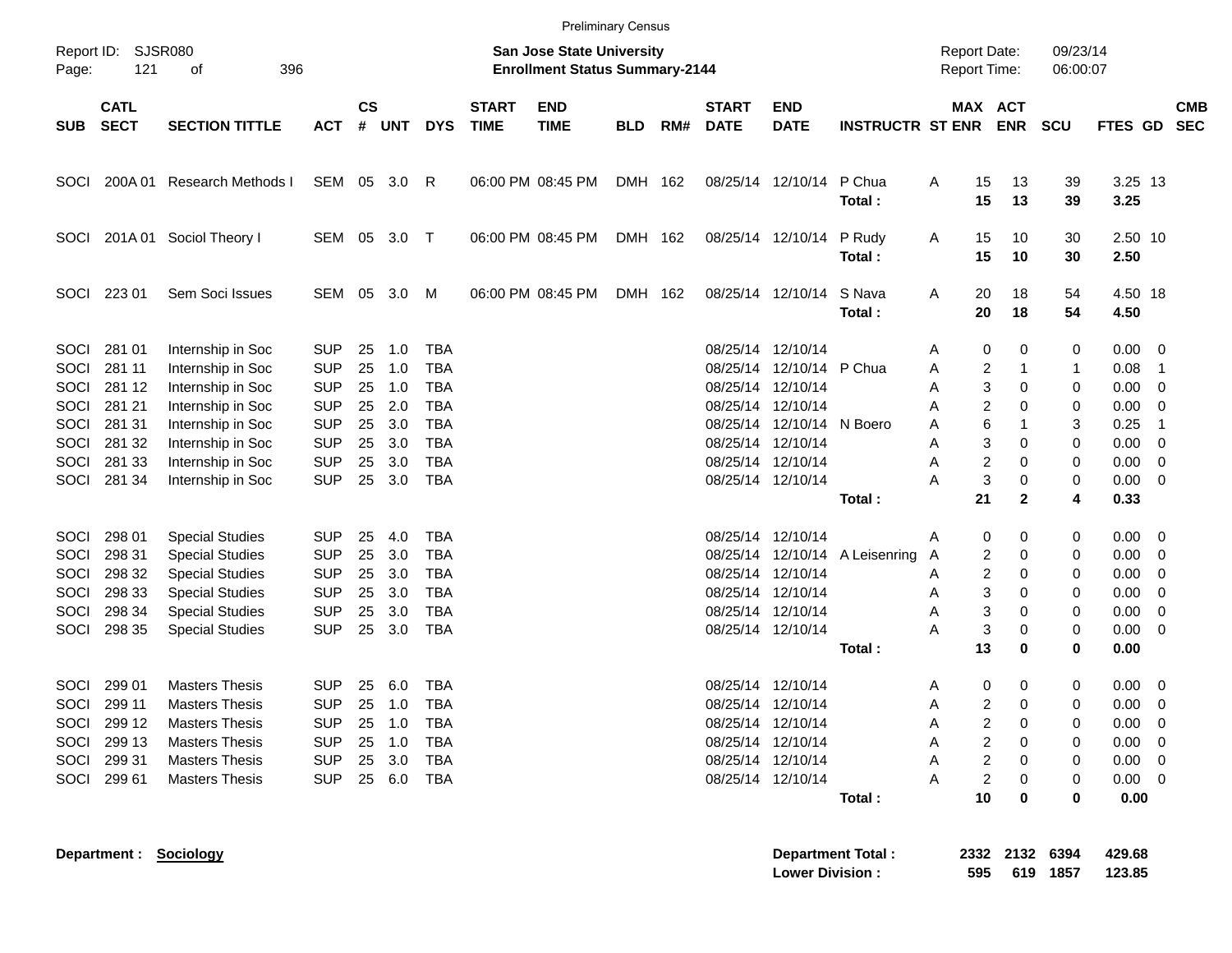Preliminary Census

Report ID: SJSR080

**San Jose State University**
**Enrollment Status Summary-2144**

Report Date: 09/23/14
Report Time: 06:00:07

| SUB | CATL SECT | SECTION TITTLE | ACT | CS # | UNT | DYS | START TIME | END TIME | BLD | RM# | START DATE | END DATE | INSTRUCTR | ST | MAX ENR | ACT ENR | SCU | FTES | GD | CMB SEC |
|---|---|---|---|---|---|---|---|---|---|---|---|---|---|---|---|---|---|---|---|---|
| SOCI | 200A 01 | Research Methods I | SEM | 05 | 3.0 | R | 06:00 PM | 08:45 PM | DMH | 162 | 08/25/14 | 12/10/14 | P Chua | A | 15 | 13 | 39 | 3.25 | 13 | |
| | | | | | | | | | | | | | **Total :** | | **15** | **13** | **39** | **3.25** | | |
| SOCI | 201A 01 | Sociol Theory I | SEM | 05 | 3.0 | T | 06:00 PM | 08:45 PM | DMH | 162 | 08/25/14 | 12/10/14 | P Rudy | A | 15 | 10 | 30 | 2.50 | 10 | |
| | | | | | | | | | | | | | **Total :** | | **15** | **10** | **30** | **2.50** | | |
| SOCI | 223 01 | Sem Soci Issues | SEM | 05 | 3.0 | M | 06:00 PM | 08:45 PM | DMH | 162 | 08/25/14 | 12/10/14 | S Nava | A | 20 | 18 | 54 | 4.50 | 18 | |
| | | | | | | | | | | | | | **Total :** | | **20** | **18** | **54** | **4.50** | | |
| SOCI | 281 01 | Internship in Soc | SUP | 25 | 1.0 | TBA | | | | | 08/25/14 | 12/10/14 | | A | 0 | 0 | 0 | 0.00 | 0 | |
| SOCI | 281 11 | Internship in Soc | SUP | 25 | 1.0 | TBA | | | | | 08/25/14 | 12/10/14 | P Chua | A | 2 | 1 | 1 | 0.08 | 1 | |
| SOCI | 281 12 | Internship in Soc | SUP | 25 | 1.0 | TBA | | | | | 08/25/14 | 12/10/14 | | A | 3 | 0 | 0 | 0.00 | 0 | |
| SOCI | 281 21 | Internship in Soc | SUP | 25 | 2.0 | TBA | | | | | 08/25/14 | 12/10/14 | | A | 2 | 0 | 0 | 0.00 | 0 | |
| SOCI | 281 31 | Internship in Soc | SUP | 25 | 3.0 | TBA | | | | | 08/25/14 | 12/10/14 | N Boero | A | 6 | 1 | 3 | 0.25 | 1 | |
| SOCI | 281 32 | Internship in Soc | SUP | 25 | 3.0 | TBA | | | | | 08/25/14 | 12/10/14 | | A | 3 | 0 | 0 | 0.00 | 0 | |
| SOCI | 281 33 | Internship in Soc | SUP | 25 | 3.0 | TBA | | | | | 08/25/14 | 12/10/14 | | A | 2 | 0 | 0 | 0.00 | 0 | |
| SOCI | 281 34 | Internship in Soc | SUP | 25 | 3.0 | TBA | | | | | 08/25/14 | 12/10/14 | | A | 3 | 0 | 0 | 0.00 | 0 | |
| | | | | | | | | | | | | | **Total :** | | **21** | **2** | **4** | **0.33** | | |
| SOCI | 298 01 | Special Studies | SUP | 25 | 4.0 | TBA | | | | | 08/25/14 | 12/10/14 | | A | 0 | 0 | 0 | 0.00 | 0 | |
| SOCI | 298 31 | Special Studies | SUP | 25 | 3.0 | TBA | | | | | 08/25/14 | 12/10/14 | A Leisenring | A | 2 | 0 | 0 | 0.00 | 0 | |
| SOCI | 298 32 | Special Studies | SUP | 25 | 3.0 | TBA | | | | | 08/25/14 | 12/10/14 | | A | 2 | 0 | 0 | 0.00 | 0 | |
| SOCI | 298 33 | Special Studies | SUP | 25 | 3.0 | TBA | | | | | 08/25/14 | 12/10/14 | | A | 3 | 0 | 0 | 0.00 | 0 | |
| SOCI | 298 34 | Special Studies | SUP | 25 | 3.0 | TBA | | | | | 08/25/14 | 12/10/14 | | A | 3 | 0 | 0 | 0.00 | 0 | |
| SOCI | 298 35 | Special Studies | SUP | 25 | 3.0 | TBA | | | | | 08/25/14 | 12/10/14 | | A | 3 | 0 | 0 | 0.00 | 0 | |
| | | | | | | | | | | | | | **Total :** | | **13** | **0** | **0** | **0.00** | | |
| SOCI | 299 01 | Masters Thesis | SUP | 25 | 6.0 | TBA | | | | | 08/25/14 | 12/10/14 | | A | 0 | 0 | 0 | 0.00 | 0 | |
| SOCI | 299 11 | Masters Thesis | SUP | 25 | 1.0 | TBA | | | | | 08/25/14 | 12/10/14 | | A | 2 | 0 | 0 | 0.00 | 0 | |
| SOCI | 299 12 | Masters Thesis | SUP | 25 | 1.0 | TBA | | | | | 08/25/14 | 12/10/14 | | A | 2 | 0 | 0 | 0.00 | 0 | |
| SOCI | 299 13 | Masters Thesis | SUP | 25 | 1.0 | TBA | | | | | 08/25/14 | 12/10/14 | | A | 2 | 0 | 0 | 0.00 | 0 | |
| SOCI | 299 31 | Masters Thesis | SUP | 25 | 3.0 | TBA | | | | | 08/25/14 | 12/10/14 | | A | 2 | 0 | 0 | 0.00 | 0 | |
| SOCI | 299 61 | Masters Thesis | SUP | 25 | 6.0 | TBA | | | | | 08/25/14 | 12/10/14 | | A | 2 | 0 | 0 | 0.00 | 0 | |
| | | | | | | | | | | | | | **Total :** | | **10** | **0** | **0** | **0.00** | | |

**Department :** **Sociology**

| | MAX ENR | ACT ENR | SCU | FTES |
|---|---|---|---|---|
| **Department Total :** | **2332** | **2132** | **6394** | **429.68** |
| **Lower Division :** | **595** | **619** | **1857** | **123.85** |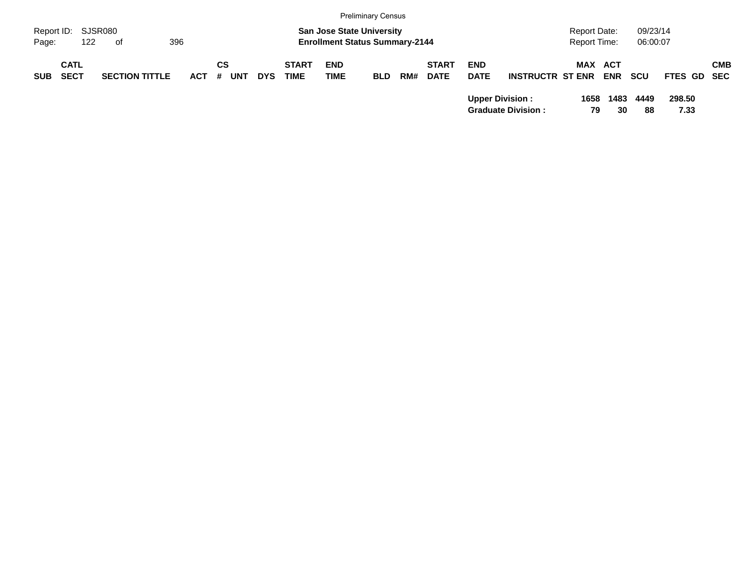Preliminary Census

Report ID: SJSR080

**San Jose State University**
**Enrollment Status Summary-2144**

Report Date: 09/23/14
Report Time: 06:00:07

| SUB | CATL SECT | SECTION TITTLE | ACT | CS # | UNT | DYS | START TIME | END TIME | BLD | RM# | START DATE | END DATE | INSTRUCTR | ST | MAX ENR | ACT ENR | SCU | FTES | GD | CMB SEC |
|---|---|---|---|---|---|---|---|---|---|---|---|---|---|---|---|---|---|---|---|---|
| | | | | | | | | | | | | **Upper Division :** | | | **1658** | **1483** | **4449** | **298.50** | | |
| | | | | | | | | | | | | **Graduate Division :** | | | **79** | **30** | **88** | **7.33** | | |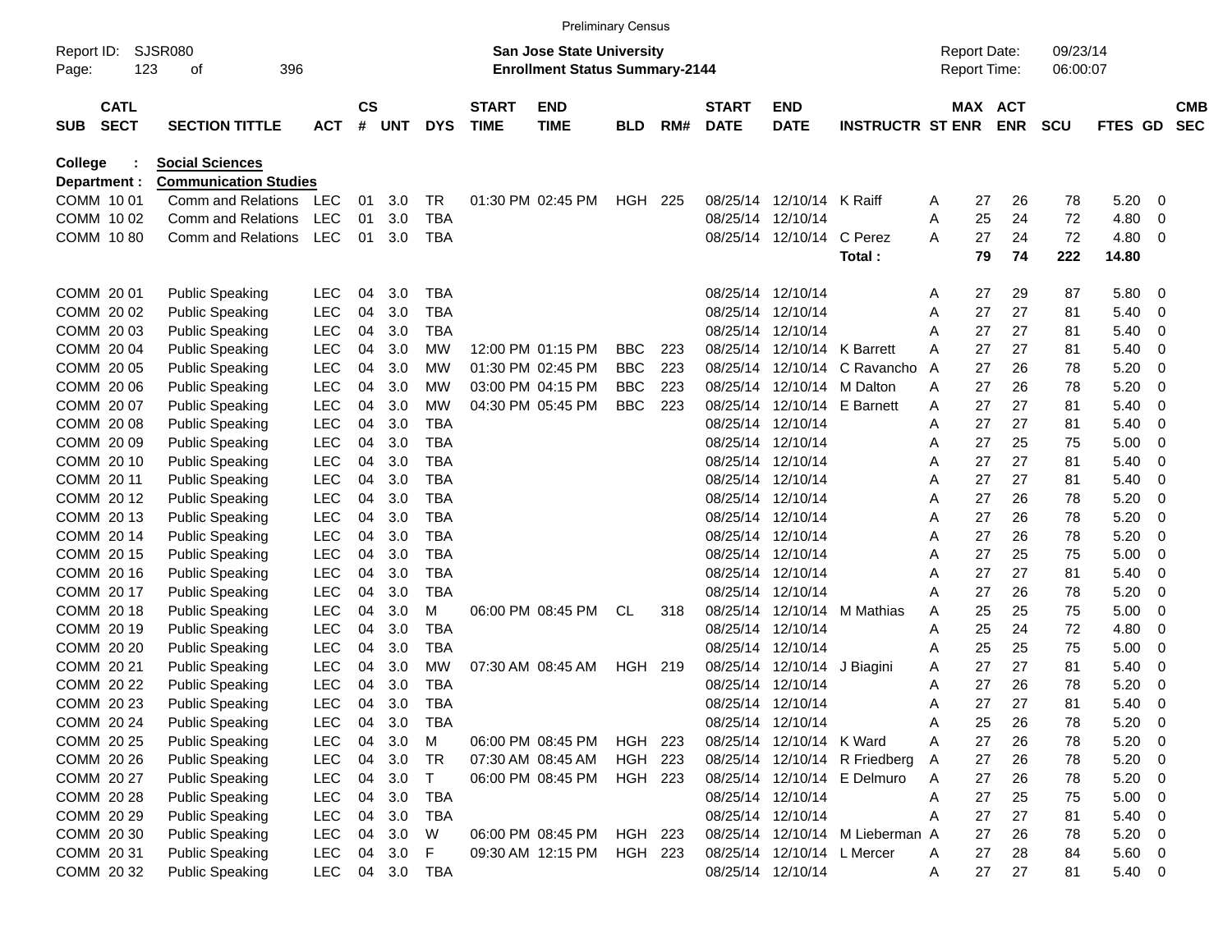Preliminary Census

Report ID: SJSR080
Page: 123 of 396

**San Jose State University**
**Enrollment Status Summary-2144**

Report Date: 09/23/14
Report Time: 06:00:07

| SUB | CATL SECT | SECTION TITTLE | ACT | CS # | UNT | DYS | START TIME | END TIME | BLD | RM# | START DATE | END DATE | INSTRUCTR | ST | MAX ENR | ACT ENR | SCU | FTES | GD | CMB SEC |
|---|---|---|---|---|---|---|---|---|---|---|---|---|---|---|---|---|---|---|---|---|
| **College :** | | **Social Sciences** | | | | | | | | | | | | | | | | | | |
| **Department :** | | **Communication Studies** | | | | | | | | | | | | | | | | | | |
| COMM | 10 01 | Comm and Relations | LEC | 01 | 3.0 | TR | 01:30 PM | 02:45 PM | HGH | 225 | 08/25/14 | 12/10/14 | K Raiff | A | 27 | 26 | 78 | 5.20 | 0 | |
| COMM | 10 02 | Comm and Relations | LEC | 01 | 3.0 | TBA | | | | | 08/25/14 | 12/10/14 | | A | 25 | 24 | 72 | 4.80 | 0 | |
| COMM | 10 80 | Comm and Relations | LEC | 01 | 3.0 | TBA | | | | | 08/25/14 | 12/10/14 | C Perez | A | 27 | 24 | 72 | 4.80 | 0 | |
| | | | | | | | | | | | | | **Total :** | | **79** | **74** | **222** | **14.80** | | |
| COMM | 20 01 | Public Speaking | LEC | 04 | 3.0 | TBA | | | | | 08/25/14 | 12/10/14 | | A | 27 | 29 | 87 | 5.80 | 0 | |
| COMM | 20 02 | Public Speaking | LEC | 04 | 3.0 | TBA | | | | | 08/25/14 | 12/10/14 | | A | 27 | 27 | 81 | 5.40 | 0 | |
| COMM | 20 03 | Public Speaking | LEC | 04 | 3.0 | TBA | | | | | 08/25/14 | 12/10/14 | | A | 27 | 27 | 81 | 5.40 | 0 | |
| COMM | 20 04 | Public Speaking | LEC | 04 | 3.0 | MW | 12:00 PM | 01:15 PM | BBC | 223 | 08/25/14 | 12/10/14 | K Barrett | A | 27 | 27 | 81 | 5.40 | 0 | |
| COMM | 20 05 | Public Speaking | LEC | 04 | 3.0 | MW | 01:30 PM | 02:45 PM | BBC | 223 | 08/25/14 | 12/10/14 | C Ravancho | A | 27 | 26 | 78 | 5.20 | 0 | |
| COMM | 20 06 | Public Speaking | LEC | 04 | 3.0 | MW | 03:00 PM | 04:15 PM | BBC | 223 | 08/25/14 | 12/10/14 | M Dalton | A | 27 | 26 | 78 | 5.20 | 0 | |
| COMM | 20 07 | Public Speaking | LEC | 04 | 3.0 | MW | 04:30 PM | 05:45 PM | BBC | 223 | 08/25/14 | 12/10/14 | E Barnett | A | 27 | 27 | 81 | 5.40 | 0 | |
| COMM | 20 08 | Public Speaking | LEC | 04 | 3.0 | TBA | | | | | 08/25/14 | 12/10/14 | | A | 27 | 27 | 81 | 5.40 | 0 | |
| COMM | 20 09 | Public Speaking | LEC | 04 | 3.0 | TBA | | | | | 08/25/14 | 12/10/14 | | A | 27 | 25 | 75 | 5.00 | 0 | |
| COMM | 20 10 | Public Speaking | LEC | 04 | 3.0 | TBA | | | | | 08/25/14 | 12/10/14 | | A | 27 | 27 | 81 | 5.40 | 0 | |
| COMM | 20 11 | Public Speaking | LEC | 04 | 3.0 | TBA | | | | | 08/25/14 | 12/10/14 | | A | 27 | 27 | 81 | 5.40 | 0 | |
| COMM | 20 12 | Public Speaking | LEC | 04 | 3.0 | TBA | | | | | 08/25/14 | 12/10/14 | | A | 27 | 26 | 78 | 5.20 | 0 | |
| COMM | 20 13 | Public Speaking | LEC | 04 | 3.0 | TBA | | | | | 08/25/14 | 12/10/14 | | A | 27 | 26 | 78 | 5.20 | 0 | |
| COMM | 20 14 | Public Speaking | LEC | 04 | 3.0 | TBA | | | | | 08/25/14 | 12/10/14 | | A | 27 | 26 | 78 | 5.20 | 0 | |
| COMM | 20 15 | Public Speaking | LEC | 04 | 3.0 | TBA | | | | | 08/25/14 | 12/10/14 | | A | 27 | 25 | 75 | 5.00 | 0 | |
| COMM | 20 16 | Public Speaking | LEC | 04 | 3.0 | TBA | | | | | 08/25/14 | 12/10/14 | | A | 27 | 27 | 81 | 5.40 | 0 | |
| COMM | 20 17 | Public Speaking | LEC | 04 | 3.0 | TBA | | | | | 08/25/14 | 12/10/14 | | A | 27 | 26 | 78 | 5.20 | 0 | |
| COMM | 20 18 | Public Speaking | LEC | 04 | 3.0 | M | 06:00 PM | 08:45 PM | CL | 318 | 08/25/14 | 12/10/14 | M Mathias | A | 25 | 25 | 75 | 5.00 | 0 | |
| COMM | 20 19 | Public Speaking | LEC | 04 | 3.0 | TBA | | | | | 08/25/14 | 12/10/14 | | A | 25 | 24 | 72 | 4.80 | 0 | |
| COMM | 20 20 | Public Speaking | LEC | 04 | 3.0 | TBA | | | | | 08/25/14 | 12/10/14 | | A | 25 | 25 | 75 | 5.00 | 0 | |
| COMM | 20 21 | Public Speaking | LEC | 04 | 3.0 | MW | 07:30 AM | 08:45 AM | HGH | 219 | 08/25/14 | 12/10/14 | J Biagini | A | 27 | 27 | 81 | 5.40 | 0 | |
| COMM | 20 22 | Public Speaking | LEC | 04 | 3.0 | TBA | | | | | 08/25/14 | 12/10/14 | | A | 27 | 26 | 78 | 5.20 | 0 | |
| COMM | 20 23 | Public Speaking | LEC | 04 | 3.0 | TBA | | | | | 08/25/14 | 12/10/14 | | A | 27 | 27 | 81 | 5.40 | 0 | |
| COMM | 20 24 | Public Speaking | LEC | 04 | 3.0 | TBA | | | | | 08/25/14 | 12/10/14 | | A | 25 | 26 | 78 | 5.20 | 0 | |
| COMM | 20 25 | Public Speaking | LEC | 04 | 3.0 | M | 06:00 PM | 08:45 PM | HGH | 223 | 08/25/14 | 12/10/14 | K Ward | A | 27 | 26 | 78 | 5.20 | 0 | |
| COMM | 20 26 | Public Speaking | LEC | 04 | 3.0 | TR | 07:30 AM | 08:45 AM | HGH | 223 | 08/25/14 | 12/10/14 | R Friedberg | A | 27 | 26 | 78 | 5.20 | 0 | |
| COMM | 20 27 | Public Speaking | LEC | 04 | 3.0 | T | 06:00 PM | 08:45 PM | HGH | 223 | 08/25/14 | 12/10/14 | E Delmuro | A | 27 | 26 | 78 | 5.20 | 0 | |
| COMM | 20 28 | Public Speaking | LEC | 04 | 3.0 | TBA | | | | | 08/25/14 | 12/10/14 | | A | 27 | 25 | 75 | 5.00 | 0 | |
| COMM | 20 29 | Public Speaking | LEC | 04 | 3.0 | TBA | | | | | 08/25/14 | 12/10/14 | | A | 27 | 27 | 81 | 5.40 | 0 | |
| COMM | 20 30 | Public Speaking | LEC | 04 | 3.0 | W | 06:00 PM | 08:45 PM | HGH | 223 | 08/25/14 | 12/10/14 | M Lieberman | A | 27 | 26 | 78 | 5.20 | 0 | |
| COMM | 20 31 | Public Speaking | LEC | 04 | 3.0 | F | 09:30 AM | 12:15 PM | HGH | 223 | 08/25/14 | 12/10/14 | L Mercer | A | 27 | 28 | 84 | 5.60 | 0 | |
| COMM | 20 32 | Public Speaking | LEC | 04 | 3.0 | TBA | | | | | 08/25/14 | 12/10/14 | | A | 27 | 27 | 81 | 5.40 | 0 | |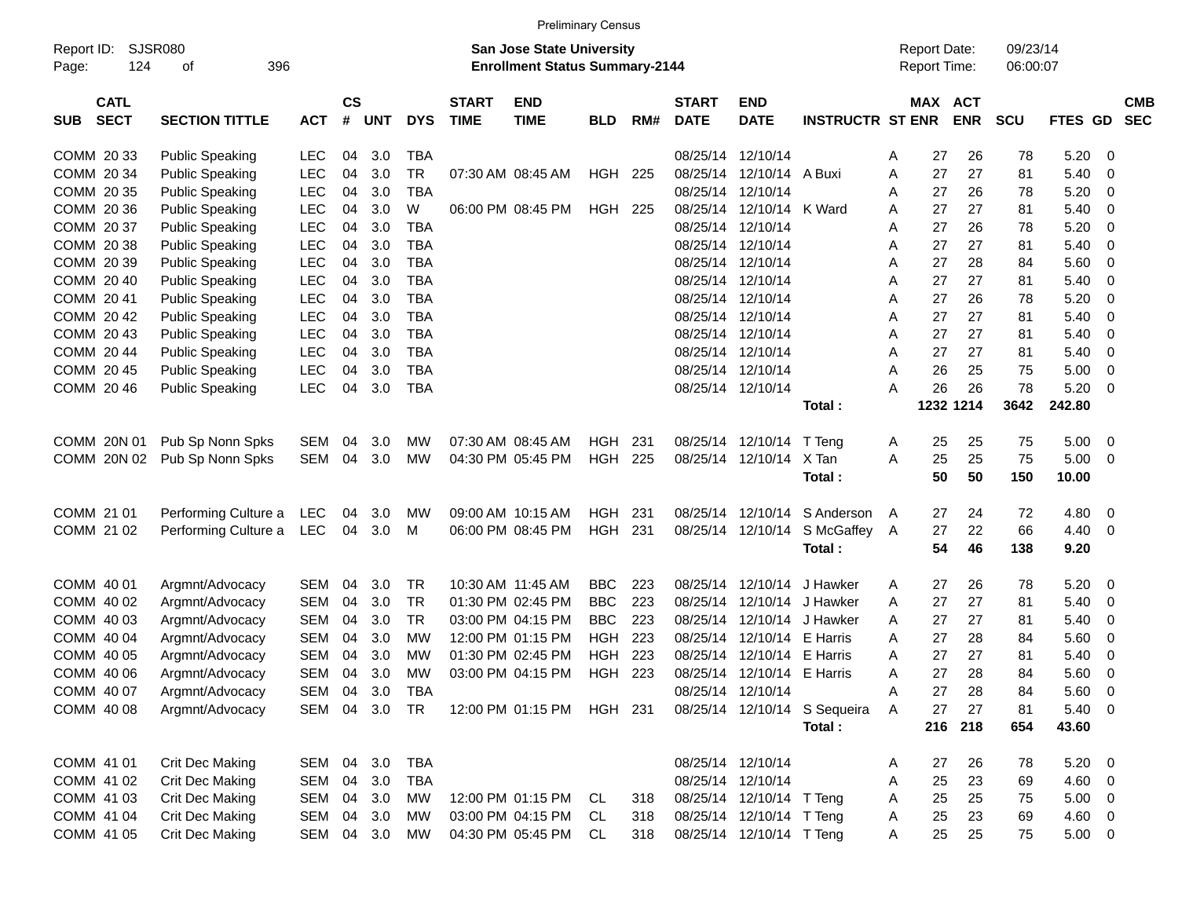Preliminary Census

Report ID: SJSR080
Page: 124 of 396

**San Jose State University**
**Enrollment Status Summary-2144**

Report Date: 09/23/14
Report Time: 06:00:07

| SUB | CATL SECT | SECTION TITTLE | ACT | CS # | UNT | DYS | START TIME | END TIME | BLD | RM# | START DATE | END DATE | INSTRUCTR | ST | MAX ENR | ACT ENR | SCU | FTES | GD | CMB SEC |
|---|---|---|---|---|---|---|---|---|---|---|---|---|---|---|---|---|---|---|---|---|
| COMM | 20 33 | Public Speaking | LEC | 04 | 3.0 | TBA | | | | | 08/25/14 | 12/10/14 | | A | 27 | 26 | 78 | 5.20 | 0 | |
| COMM | 20 34 | Public Speaking | LEC | 04 | 3.0 | TR | 07:30 AM | 08:45 AM | HGH | 225 | 08/25/14 | 12/10/14 | A Buxi | A | 27 | 27 | 81 | 5.40 | 0 | |
| COMM | 20 35 | Public Speaking | LEC | 04 | 3.0 | TBA | | | | | 08/25/14 | 12/10/14 | | A | 27 | 26 | 78 | 5.20 | 0 | |
| COMM | 20 36 | Public Speaking | LEC | 04 | 3.0 | W | 06:00 PM | 08:45 PM | HGH | 225 | 08/25/14 | 12/10/14 | K Ward | A | 27 | 27 | 81 | 5.40 | 0 | |
| COMM | 20 37 | Public Speaking | LEC | 04 | 3.0 | TBA | | | | | 08/25/14 | 12/10/14 | | A | 27 | 26 | 78 | 5.20 | 0 | |
| COMM | 20 38 | Public Speaking | LEC | 04 | 3.0 | TBA | | | | | 08/25/14 | 12/10/14 | | A | 27 | 27 | 81 | 5.40 | 0 | |
| COMM | 20 39 | Public Speaking | LEC | 04 | 3.0 | TBA | | | | | 08/25/14 | 12/10/14 | | A | 27 | 28 | 84 | 5.60 | 0 | |
| COMM | 20 40 | Public Speaking | LEC | 04 | 3.0 | TBA | | | | | 08/25/14 | 12/10/14 | | A | 27 | 27 | 81 | 5.40 | 0 | |
| COMM | 20 41 | Public Speaking | LEC | 04 | 3.0 | TBA | | | | | 08/25/14 | 12/10/14 | | A | 27 | 26 | 78 | 5.20 | 0 | |
| COMM | 20 42 | Public Speaking | LEC | 04 | 3.0 | TBA | | | | | 08/25/14 | 12/10/14 | | A | 27 | 27 | 81 | 5.40 | 0 | |
| COMM | 20 43 | Public Speaking | LEC | 04 | 3.0 | TBA | | | | | 08/25/14 | 12/10/14 | | A | 27 | 27 | 81 | 5.40 | 0 | |
| COMM | 20 44 | Public Speaking | LEC | 04 | 3.0 | TBA | | | | | 08/25/14 | 12/10/14 | | A | 27 | 27 | 81 | 5.40 | 0 | |
| COMM | 20 45 | Public Speaking | LEC | 04 | 3.0 | TBA | | | | | 08/25/14 | 12/10/14 | | A | 26 | 25 | 75 | 5.00 | 0 | |
| COMM | 20 46 | Public Speaking | LEC | 04 | 3.0 | TBA | | | | | 08/25/14 | 12/10/14 | | A | 26 | 26 | 78 | 5.20 | 0 | |
| | | | | | | | | | | | | | **Total :** | | **1232** | **1214** | **3642** | **242.80** | | |
| COMM | 20N 01 | Pub Sp Nonn Spks | SEM | 04 | 3.0 | MW | 07:30 AM | 08:45 AM | HGH | 231 | 08/25/14 | 12/10/14 | T Teng | A | 25 | 25 | 75 | 5.00 | 0 | |
| COMM | 20N 02 | Pub Sp Nonn Spks | SEM | 04 | 3.0 | MW | 04:30 PM | 05:45 PM | HGH | 225 | 08/25/14 | 12/10/14 | X Tan | A | 25 | 25 | 75 | 5.00 | 0 | |
| | | | | | | | | | | | | | **Total :** | | **50** | **50** | **150** | **10.00** | | |
| COMM | 21 01 | Performing Culture a | LEC | 04 | 3.0 | MW | 09:00 AM | 10:15 AM | HGH | 231 | 08/25/14 | 12/10/14 | S Anderson | A | 27 | 24 | 72 | 4.80 | 0 | |
| COMM | 21 02 | Performing Culture a | LEC | 04 | 3.0 | M | 06:00 PM | 08:45 PM | HGH | 231 | 08/25/14 | 12/10/14 | S McGaffey | A | 27 | 22 | 66 | 4.40 | 0 | |
| | | | | | | | | | | | | | **Total :** | | **54** | **46** | **138** | **9.20** | | |
| COMM | 40 01 | Argmnt/Advocacy | SEM | 04 | 3.0 | TR | 10:30 AM | 11:45 AM | BBC | 223 | 08/25/14 | 12/10/14 | J Hawker | A | 27 | 26 | 78 | 5.20 | 0 | |
| COMM | 40 02 | Argmnt/Advocacy | SEM | 04 | 3.0 | TR | 01:30 PM | 02:45 PM | BBC | 223 | 08/25/14 | 12/10/14 | J Hawker | A | 27 | 27 | 81 | 5.40 | 0 | |
| COMM | 40 03 | Argmnt/Advocacy | SEM | 04 | 3.0 | TR | 03:00 PM | 04:15 PM | BBC | 223 | 08/25/14 | 12/10/14 | J Hawker | A | 27 | 27 | 81 | 5.40 | 0 | |
| COMM | 40 04 | Argmnt/Advocacy | SEM | 04 | 3.0 | MW | 12:00 PM | 01:15 PM | HGH | 223 | 08/25/14 | 12/10/14 | E Harris | A | 27 | 28 | 84 | 5.60 | 0 | |
| COMM | 40 05 | Argmnt/Advocacy | SEM | 04 | 3.0 | MW | 01:30 PM | 02:45 PM | HGH | 223 | 08/25/14 | 12/10/14 | E Harris | A | 27 | 27 | 81 | 5.40 | 0 | |
| COMM | 40 06 | Argmnt/Advocacy | SEM | 04 | 3.0 | MW | 03:00 PM | 04:15 PM | HGH | 223 | 08/25/14 | 12/10/14 | E Harris | A | 27 | 28 | 84 | 5.60 | 0 | |
| COMM | 40 07 | Argmnt/Advocacy | SEM | 04 | 3.0 | TBA | | | | | 08/25/14 | 12/10/14 | | A | 27 | 28 | 84 | 5.60 | 0 | |
| COMM | 40 08 | Argmnt/Advocacy | SEM | 04 | 3.0 | TR | 12:00 PM | 01:15 PM | HGH | 231 | 08/25/14 | 12/10/14 | S Sequeira | A | 27 | 27 | 81 | 5.40 | 0 | |
| | | | | | | | | | | | | | **Total :** | | **216** | **218** | **654** | **43.60** | | |
| COMM | 41 01 | Crit Dec Making | SEM | 04 | 3.0 | TBA | | | | | 08/25/14 | 12/10/14 | | A | 27 | 26 | 78 | 5.20 | 0 | |
| COMM | 41 02 | Crit Dec Making | SEM | 04 | 3.0 | TBA | | | | | 08/25/14 | 12/10/14 | | A | 25 | 23 | 69 | 4.60 | 0 | |
| COMM | 41 03 | Crit Dec Making | SEM | 04 | 3.0 | MW | 12:00 PM | 01:15 PM | CL | 318 | 08/25/14 | 12/10/14 | T Teng | A | 25 | 25 | 75 | 5.00 | 0 | |
| COMM | 41 04 | Crit Dec Making | SEM | 04 | 3.0 | MW | 03:00 PM | 04:15 PM | CL | 318 | 08/25/14 | 12/10/14 | T Teng | A | 25 | 23 | 69 | 4.60 | 0 | |
| COMM | 41 05 | Crit Dec Making | SEM | 04 | 3.0 | MW | 04:30 PM | 05:45 PM | CL | 318 | 08/25/14 | 12/10/14 | T Teng | A | 25 | 25 | 75 | 5.00 | 0 | |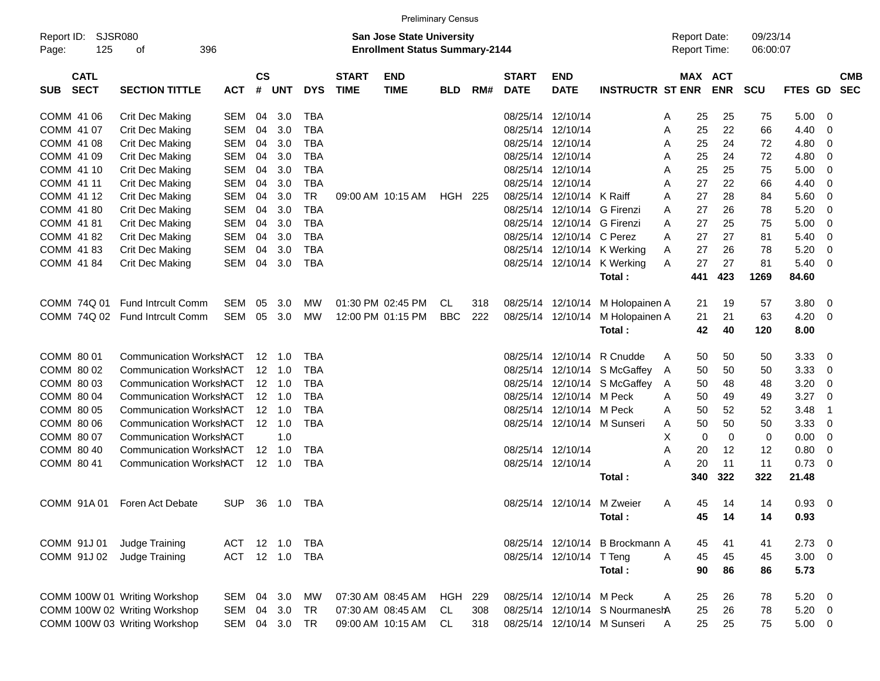Preliminary Census

Report ID: SJSR080

**San Jose State University**
**Enrollment Status Summary-2144**

Report Date: 09/23/14
Report Time: 06:00:07

| SUB | CATL SECT | SECTION TITTLE | ACT | CS # | UNT | DYS | START TIME | END TIME | BLD | RM# | START DATE | END DATE | INSTRUCTR | ST | MAX ENR | ACT ENR | SCU | FTES | GD | CMB SEC |
|---|---|---|---|---|---|---|---|---|---|---|---|---|---|---|---|---|---|---|---|---|
| COMM | 41 06 | Crit Dec Making | SEM | 04 | 3.0 | TBA | | | | | 08/25/14 | 12/10/14 | | A | 25 | 25 | 75 | 5.00 | 0 | |
| COMM | 41 07 | Crit Dec Making | SEM | 04 | 3.0 | TBA | | | | | 08/25/14 | 12/10/14 | | A | 25 | 22 | 66 | 4.40 | 0 | |
| COMM | 41 08 | Crit Dec Making | SEM | 04 | 3.0 | TBA | | | | | 08/25/14 | 12/10/14 | | A | 25 | 24 | 72 | 4.80 | 0 | |
| COMM | 41 09 | Crit Dec Making | SEM | 04 | 3.0 | TBA | | | | | 08/25/14 | 12/10/14 | | A | 25 | 24 | 72 | 4.80 | 0 | |
| COMM | 41 10 | Crit Dec Making | SEM | 04 | 3.0 | TBA | | | | | 08/25/14 | 12/10/14 | | A | 25 | 25 | 75 | 5.00 | 0 | |
| COMM | 41 11 | Crit Dec Making | SEM | 04 | 3.0 | TBA | | | | | 08/25/14 | 12/10/14 | | A | 27 | 22 | 66 | 4.40 | 0 | |
| COMM | 41 12 | Crit Dec Making | SEM | 04 | 3.0 | TR | 09:00 AM | 10:15 AM | HGH | 225 | 08/25/14 | 12/10/14 | K Raiff | A | 27 | 28 | 84 | 5.60 | 0 | |
| COMM | 41 80 | Crit Dec Making | SEM | 04 | 3.0 | TBA | | | | | 08/25/14 | 12/10/14 | G Firenzi | A | 27 | 26 | 78 | 5.20 | 0 | |
| COMM | 41 81 | Crit Dec Making | SEM | 04 | 3.0 | TBA | | | | | 08/25/14 | 12/10/14 | G Firenzi | A | 27 | 25 | 75 | 5.00 | 0 | |
| COMM | 41 82 | Crit Dec Making | SEM | 04 | 3.0 | TBA | | | | | 08/25/14 | 12/10/14 | C Perez | A | 27 | 27 | 81 | 5.40 | 0 | |
| COMM | 41 83 | Crit Dec Making | SEM | 04 | 3.0 | TBA | | | | | 08/25/14 | 12/10/14 | K Werking | A | 27 | 26 | 78 | 5.20 | 0 | |
| COMM | 41 84 | Crit Dec Making | SEM | 04 | 3.0 | TBA | | | | | 08/25/14 | 12/10/14 | K Werking | A | 27 | 27 | 81 | 5.40 | 0 | |
| | | | | | | | | | | | | | **Total :** | | **441** | **423** | **1269** | **84.60** | | |
| COMM | 74Q 01 | Fund Intrcult Comm | SEM | 05 | 3.0 | MW | 01:30 PM | 02:45 PM | CL | 318 | 08/25/14 | 12/10/14 | M Holopainen | A | 21 | 19 | 57 | 3.80 | 0 | |
| COMM | 74Q 02 | Fund Intrcult Comm | SEM | 05 | 3.0 | MW | 12:00 PM | 01:15 PM | BBC | 222 | 08/25/14 | 12/10/14 | M Holopainen | A | 21 | 21 | 63 | 4.20 | 0 | |
| | | | | | | | | | | | | | **Total :** | | **42** | **40** | **120** | **8.00** | | |
| COMM | 80 01 | Communication Worksh | ACT | 12 | 1.0 | TBA | | | | | 08/25/14 | 12/10/14 | R Cnudde | A | 50 | 50 | 50 | 3.33 | 0 | |
| COMM | 80 02 | Communication Worksh | ACT | 12 | 1.0 | TBA | | | | | 08/25/14 | 12/10/14 | S McGaffey | A | 50 | 50 | 50 | 3.33 | 0 | |
| COMM | 80 03 | Communication Worksh | ACT | 12 | 1.0 | TBA | | | | | 08/25/14 | 12/10/14 | S McGaffey | A | 50 | 48 | 48 | 3.20 | 0 | |
| COMM | 80 04 | Communication Worksh | ACT | 12 | 1.0 | TBA | | | | | 08/25/14 | 12/10/14 | M Peck | A | 50 | 49 | 49 | 3.27 | 0 | |
| COMM | 80 05 | Communication Worksh | ACT | 12 | 1.0 | TBA | | | | | 08/25/14 | 12/10/14 | M Peck | A | 50 | 52 | 52 | 3.48 | 1 | |
| COMM | 80 06 | Communication Worksh | ACT | 12 | 1.0 | TBA | | | | | 08/25/14 | 12/10/14 | M Sunseri | A | 50 | 50 | 50 | 3.33 | 0 | |
| COMM | 80 07 | Communication Worksh | ACT | | 1.0 | | | | | | | | | X | 0 | 0 | 0 | 0.00 | 0 | |
| COMM | 80 40 | Communication Worksh | ACT | 12 | 1.0 | TBA | | | | | 08/25/14 | 12/10/14 | | A | 20 | 12 | 12 | 0.80 | 0 | |
| COMM | 80 41 | Communication Worksh | ACT | 12 | 1.0 | TBA | | | | | 08/25/14 | 12/10/14 | | A | 20 | 11 | 11 | 0.73 | 0 | |
| | | | | | | | | | | | | | **Total :** | | **340** | **322** | **322** | **21.48** | | |
| COMM | 91A 01 | Foren Act Debate | SUP | 36 | 1.0 | TBA | | | | | 08/25/14 | 12/10/14 | M Zweier | A | 45 | 14 | 14 | 0.93 | 0 | |
| | | | | | | | | | | | | | **Total :** | | **45** | **14** | **14** | **0.93** | | |
| COMM | 91J 01 | Judge Training | ACT | 12 | 1.0 | TBA | | | | | 08/25/14 | 12/10/14 | B Brockmann | A | 45 | 41 | 41 | 2.73 | 0 | |
| COMM | 91J 02 | Judge Training | ACT | 12 | 1.0 | TBA | | | | | 08/25/14 | 12/10/14 | T Teng | A | 45 | 45 | 45 | 3.00 | 0 | |
| | | | | | | | | | | | | | **Total :** | | **90** | **86** | **86** | **5.73** | | |
| COMM | 100W 01 | Writing Workshop | SEM | 04 | 3.0 | MW | 07:30 AM | 08:45 AM | HGH | 229 | 08/25/14 | 12/10/14 | M Peck | A | 25 | 26 | 78 | 5.20 | 0 | |
| COMM | 100W 02 | Writing Workshop | SEM | 04 | 3.0 | TR | 07:30 AM | 08:45 AM | CL | 308 | 08/25/14 | 12/10/14 | S Nourmanesh | A | 25 | 26 | 78 | 5.20 | 0 | |
| COMM | 100W 03 | Writing Workshop | SEM | 04 | 3.0 | TR | 09:00 AM | 10:15 AM | CL | 318 | 08/25/14 | 12/10/14 | M Sunseri | A | 25 | 25 | 75 | 5.00 | 0 | |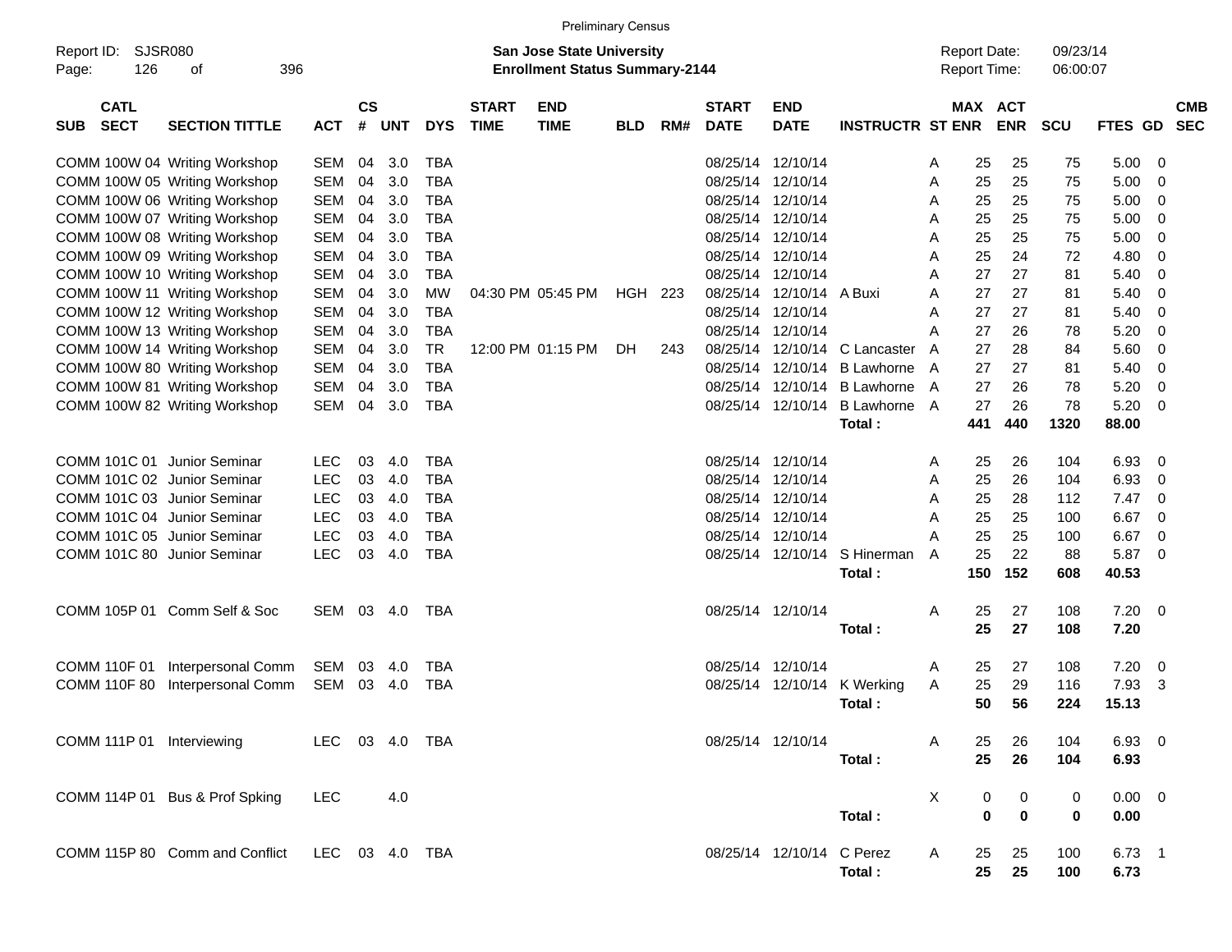Preliminary Census

Report ID: SJSR080
Page: 126 of 396

**San Jose State University**
**Enrollment Status Summary-2144**

Report Date: 09/23/14
Report Time: 06:00:07

| SUB | CATL SECT | SECTION TITTLE | ACT | CS # | UNT | DYS | START TIME | END TIME | BLD | RM# | START DATE | END DATE | INSTRUCTR | ST | MAX ENR | ACT ENR | SCU | FTES | GD | CMB SEC |
|---|---|---|---|---|---|---|---|---|---|---|---|---|---|---|---|---|---|---|---|---|
| COMM | 100W 04 | Writing Workshop | SEM | 04 | 3.0 | TBA | | | | | 08/25/14 | 12/10/14 | | A | 25 | 25 | 75 | 5.00 | 0 | |
| COMM | 100W 05 | Writing Workshop | SEM | 04 | 3.0 | TBA | | | | | 08/25/14 | 12/10/14 | | A | 25 | 25 | 75 | 5.00 | 0 | |
| COMM | 100W 06 | Writing Workshop | SEM | 04 | 3.0 | TBA | | | | | 08/25/14 | 12/10/14 | | A | 25 | 25 | 75 | 5.00 | 0 | |
| COMM | 100W 07 | Writing Workshop | SEM | 04 | 3.0 | TBA | | | | | 08/25/14 | 12/10/14 | | A | 25 | 25 | 75 | 5.00 | 0 | |
| COMM | 100W 08 | Writing Workshop | SEM | 04 | 3.0 | TBA | | | | | 08/25/14 | 12/10/14 | | A | 25 | 25 | 75 | 5.00 | 0 | |
| COMM | 100W 09 | Writing Workshop | SEM | 04 | 3.0 | TBA | | | | | 08/25/14 | 12/10/14 | | A | 25 | 24 | 72 | 4.80 | 0 | |
| COMM | 100W 10 | Writing Workshop | SEM | 04 | 3.0 | TBA | | | | | 08/25/14 | 12/10/14 | | A | 27 | 27 | 81 | 5.40 | 0 | |
| COMM | 100W 11 | Writing Workshop | SEM | 04 | 3.0 | MW | 04:30 PM | 05:45 PM | HGH | 223 | 08/25/14 | 12/10/14 | A Buxi | A | 27 | 27 | 81 | 5.40 | 0 | |
| COMM | 100W 12 | Writing Workshop | SEM | 04 | 3.0 | TBA | | | | | 08/25/14 | 12/10/14 | | A | 27 | 27 | 81 | 5.40 | 0 | |
| COMM | 100W 13 | Writing Workshop | SEM | 04 | 3.0 | TBA | | | | | 08/25/14 | 12/10/14 | | A | 27 | 26 | 78 | 5.20 | 0 | |
| COMM | 100W 14 | Writing Workshop | SEM | 04 | 3.0 | TR | 12:00 PM | 01:15 PM | DH | 243 | 08/25/14 | 12/10/14 | C Lancaster | A | 27 | 28 | 84 | 5.60 | 0 | |
| COMM | 100W 80 | Writing Workshop | SEM | 04 | 3.0 | TBA | | | | | 08/25/14 | 12/10/14 | B Lawhorne | A | 27 | 27 | 81 | 5.40 | 0 | |
| COMM | 100W 81 | Writing Workshop | SEM | 04 | 3.0 | TBA | | | | | 08/25/14 | 12/10/14 | B Lawhorne | A | 27 | 26 | 78 | 5.20 | 0 | |
| COMM | 100W 82 | Writing Workshop | SEM | 04 | 3.0 | TBA | | | | | 08/25/14 | 12/10/14 | B Lawhorne | A | 27 | 26 | 78 | 5.20 | 0 | |
| | | | | | | | | | | | | | **Total :** | | **441** | **440** | **1320** | **88.00** | | |
| COMM | 101C 01 | Junior Seminar | LEC | 03 | 4.0 | TBA | | | | | 08/25/14 | 12/10/14 | | A | 25 | 26 | 104 | 6.93 | 0 | |
| COMM | 101C 02 | Junior Seminar | LEC | 03 | 4.0 | TBA | | | | | 08/25/14 | 12/10/14 | | A | 25 | 26 | 104 | 6.93 | 0 | |
| COMM | 101C 03 | Junior Seminar | LEC | 03 | 4.0 | TBA | | | | | 08/25/14 | 12/10/14 | | A | 25 | 28 | 112 | 7.47 | 0 | |
| COMM | 101C 04 | Junior Seminar | LEC | 03 | 4.0 | TBA | | | | | 08/25/14 | 12/10/14 | | A | 25 | 25 | 100 | 6.67 | 0 | |
| COMM | 101C 05 | Junior Seminar | LEC | 03 | 4.0 | TBA | | | | | 08/25/14 | 12/10/14 | | A | 25 | 25 | 100 | 6.67 | 0 | |
| COMM | 101C 80 | Junior Seminar | LEC | 03 | 4.0 | TBA | | | | | 08/25/14 | 12/10/14 | S Hinerman | A | 25 | 22 | 88 | 5.87 | 0 | |
| | | | | | | | | | | | | | **Total :** | | **150** | **152** | **608** | **40.53** | | |
| COMM | 105P 01 | Comm Self & Soc | SEM | 03 | 4.0 | TBA | | | | | 08/25/14 | 12/10/14 | | A | 25 | 27 | 108 | 7.20 | 0 | |
| | | | | | | | | | | | | | **Total :** | | **25** | **27** | **108** | **7.20** | | |
| COMM | 110F 01 | Interpersonal Comm | SEM | 03 | 4.0 | TBA | | | | | 08/25/14 | 12/10/14 | | A | 25 | 27 | 108 | 7.20 | 0 | |
| COMM | 110F 80 | Interpersonal Comm | SEM | 03 | 4.0 | TBA | | | | | 08/25/14 | 12/10/14 | K Werking | A | 25 | 29 | 116 | 7.93 | 3 | |
| | | | | | | | | | | | | | **Total :** | | **50** | **56** | **224** | **15.13** | | |
| COMM | 111P 01 | Interviewing | LEC | 03 | 4.0 | TBA | | | | | 08/25/14 | 12/10/14 | | A | 25 | 26 | 104 | 6.93 | 0 | |
| | | | | | | | | | | | | | **Total :** | | **25** | **26** | **104** | **6.93** | | |
| COMM | 114P 01 | Bus & Prof Spking | LEC | | 4.0 | | | | | | | | | X | 0 | 0 | 0 | 0.00 | 0 | |
| | | | | | | | | | | | | | **Total :** | | **0** | **0** | **0** | **0.00** | | |
| COMM | 115P 80 | Comm and Conflict | LEC | 03 | 4.0 | TBA | | | | | 08/25/14 | 12/10/14 | C Perez | A | 25 | 25 | 100 | 6.73 | 1 | |
| | | | | | | | | | | | | | **Total :** | | **25** | **25** | **100** | **6.73** | | |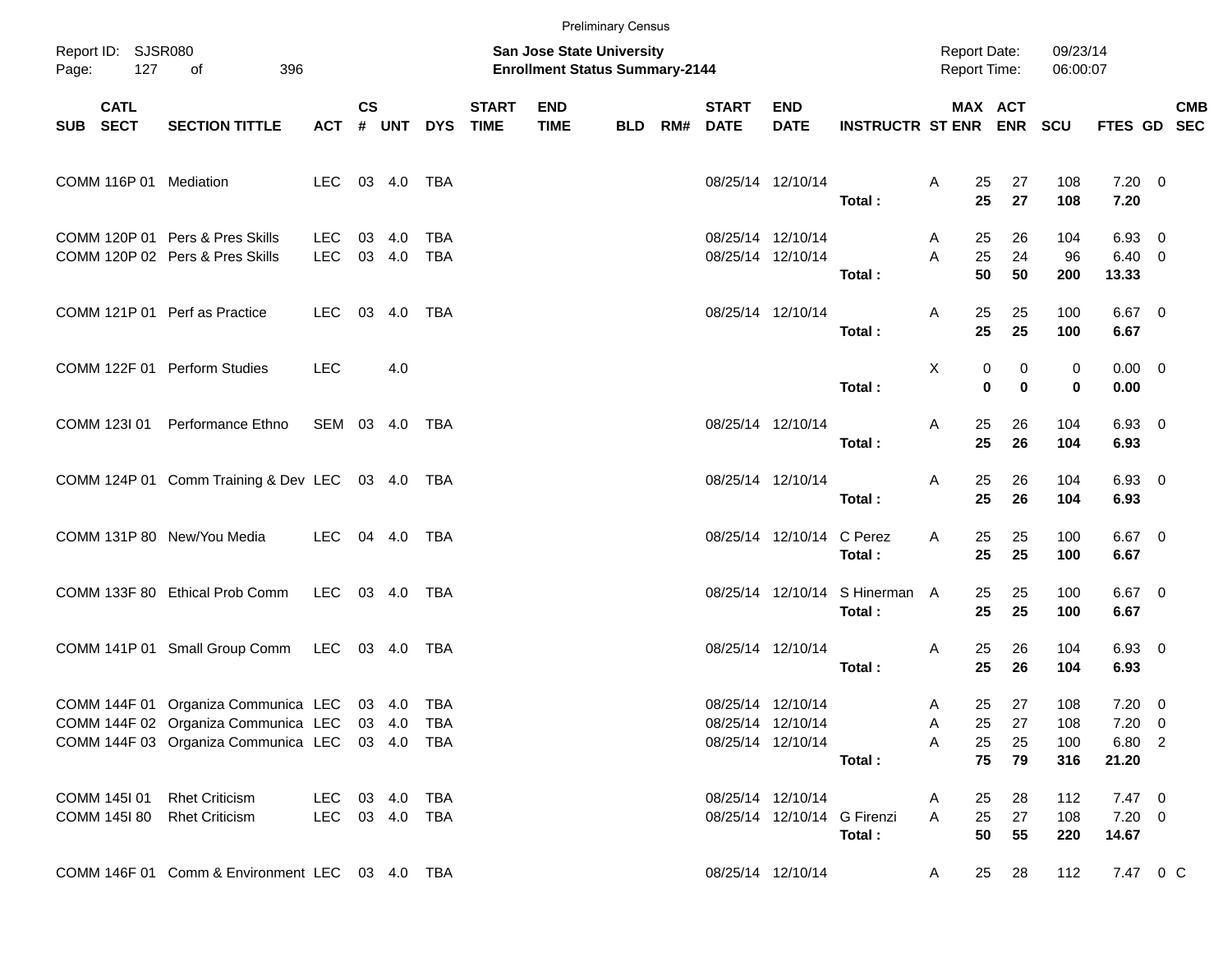Preliminary Census

Report ID: SJSR080

**San Jose State University**
**Enrollment Status Summary-2144**

Report Date: 09/23/14
Report Time: 06:00:07

| SUB | CATL SECT | SECTION TITTLE | ACT | CS # | UNT | DYS | START TIME | END TIME | BLD | RM# | START DATE | END DATE | INSTRUCTR | ST | MAX ENR | ACT ENR | SCU | FTES | GD | CMB SEC |
|---|---|---|---|---|---|---|---|---|---|---|---|---|---|---|---|---|---|---|---|---|
| COMM | 116P 01 | Mediation | LEC | 03 | 4.0 | TBA | | | | | 08/25/14 | 12/10/14 | | A | 25 | 27 | 108 | 7.20 | 0 | |
| | | | | | | | | | | | | | **Total :** | | **25** | **27** | **108** | **7.20** | | |
| COMM | 120P 01 | Pers & Pres Skills | LEC | 03 | 4.0 | TBA | | | | | 08/25/14 | 12/10/14 | | A | 25 | 26 | 104 | 6.93 | 0 | |
| COMM | 120P 02 | Pers & Pres Skills | LEC | 03 | 4.0 | TBA | | | | | 08/25/14 | 12/10/14 | | A | 25 | 24 | 96 | 6.40 | 0 | |
| | | | | | | | | | | | | | **Total :** | | **50** | **50** | **200** | **13.33** | | |
| COMM | 121P 01 | Perf as Practice | LEC | 03 | 4.0 | TBA | | | | | 08/25/14 | 12/10/14 | | A | 25 | 25 | 100 | 6.67 | 0 | |
| | | | | | | | | | | | | | **Total :** | | **25** | **25** | **100** | **6.67** | | |
| COMM | 122F 01 | Perform Studies | LEC | | 4.0 | | | | | | | | | X | 0 | 0 | 0 | 0.00 | 0 | |
| | | | | | | | | | | | | | **Total :** | | **0** | **0** | **0** | **0.00** | | |
| COMM | 123I 01 | Performance Ethno | SEM | 03 | 4.0 | TBA | | | | | 08/25/14 | 12/10/14 | | A | 25 | 26 | 104 | 6.93 | 0 | |
| | | | | | | | | | | | | | **Total :** | | **25** | **26** | **104** | **6.93** | | |
| COMM | 124P 01 | Comm Training & Dev | LEC | 03 | 4.0 | TBA | | | | | 08/25/14 | 12/10/14 | | A | 25 | 26 | 104 | 6.93 | 0 | |
| | | | | | | | | | | | | | **Total :** | | **25** | **26** | **104** | **6.93** | | |
| COMM | 131P 80 | New/You Media | LEC | 04 | 4.0 | TBA | | | | | 08/25/14 | 12/10/14 | C Perez | A | 25 | 25 | 100 | 6.67 | 0 | |
| | | | | | | | | | | | | | **Total :** | | **25** | **25** | **100** | **6.67** | | |
| COMM | 133F 80 | Ethical Prob Comm | LEC | 03 | 4.0 | TBA | | | | | 08/25/14 | 12/10/14 | S Hinerman | A | 25 | 25 | 100 | 6.67 | 0 | |
| | | | | | | | | | | | | | **Total :** | | **25** | **25** | **100** | **6.67** | | |
| COMM | 141P 01 | Small Group Comm | LEC | 03 | 4.0 | TBA | | | | | 08/25/14 | 12/10/14 | | A | 25 | 26 | 104 | 6.93 | 0 | |
| | | | | | | | | | | | | | **Total :** | | **25** | **26** | **104** | **6.93** | | |
| COMM | 144F 01 | Organiza Communica | LEC | 03 | 4.0 | TBA | | | | | 08/25/14 | 12/10/14 | | A | 25 | 27 | 108 | 7.20 | 0 | |
| COMM | 144F 02 | Organiza Communica | LEC | 03 | 4.0 | TBA | | | | | 08/25/14 | 12/10/14 | | A | 25 | 27 | 108 | 7.20 | 0 | |
| COMM | 144F 03 | Organiza Communica | LEC | 03 | 4.0 | TBA | | | | | 08/25/14 | 12/10/14 | | A | 25 | 25 | 100 | 6.80 | 2 | |
| | | | | | | | | | | | | | **Total :** | | **75** | **79** | **316** | **21.20** | | |
| COMM | 145I 01 | Rhet Criticism | LEC | 03 | 4.0 | TBA | | | | | 08/25/14 | 12/10/14 | | A | 25 | 28 | 112 | 7.47 | 0 | |
| COMM | 145I 80 | Rhet Criticism | LEC | 03 | 4.0 | TBA | | | | | 08/25/14 | 12/10/14 | G Firenzi | A | 25 | 27 | 108 | 7.20 | 0 | |
| | | | | | | | | | | | | | **Total :** | | **50** | **55** | **220** | **14.67** | | |
| COMM | 146F 01 | Comm & Environment | LEC | 03 | 4.0 | TBA | | | | | 08/25/14 | 12/10/14 | | A | 25 | 28 | 112 | 7.47 | 0 | C |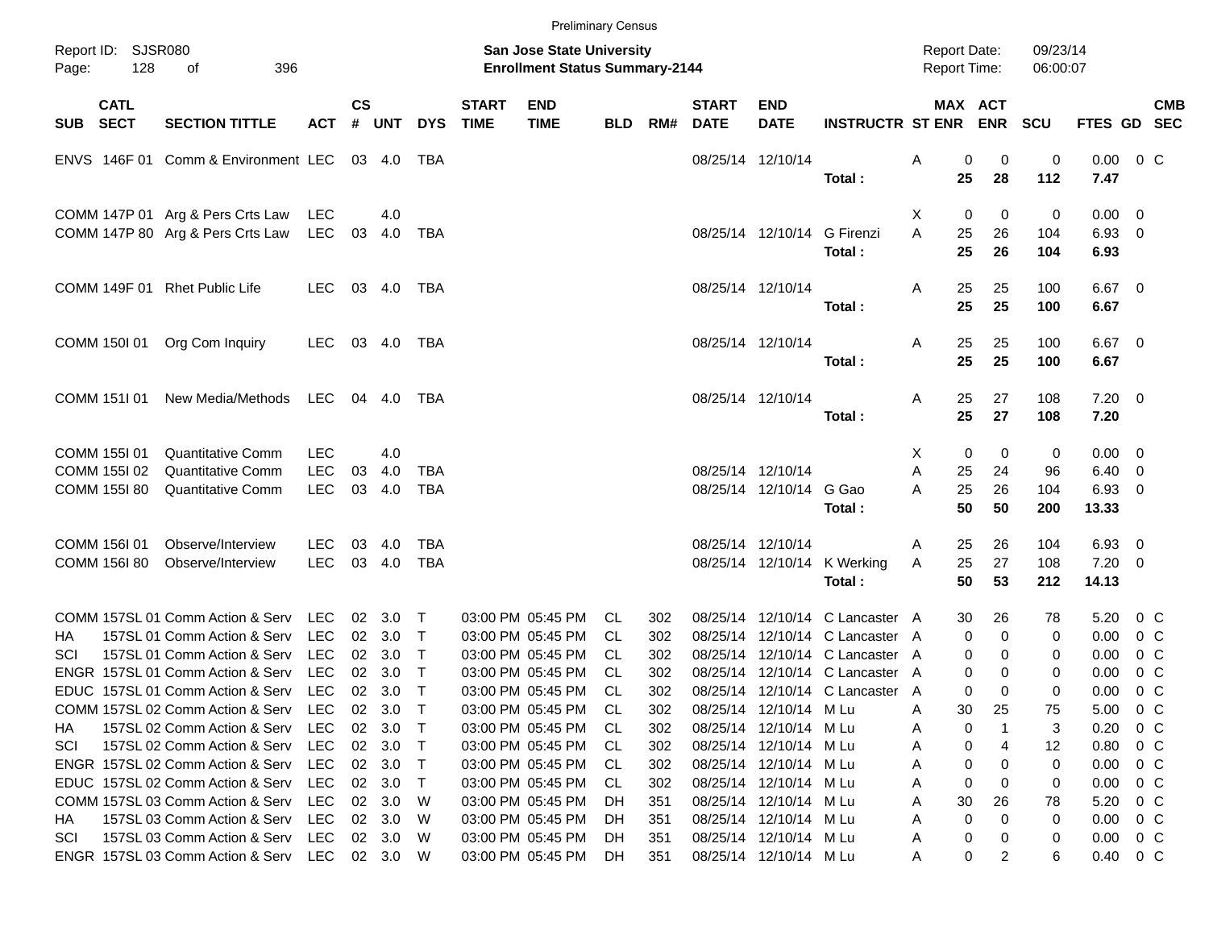Preliminary Census

Report ID: SJSR080

**San Jose State University**
**Enrollment Status Summary-2144**

Report Date: 09/23/14
Report Time: 06:00:07

| SUB | CATL SECT | SECTION TITTLE | ACT | CS # | UNT | DYS | START TIME | END TIME | BLD | RM# | START DATE | END DATE | INSTRUCTR | ST | MAX ENR | ACT ENR | SCU | FTES | GD | CMB SEC |
|---|---|---|---|---|---|---|---|---|---|---|---|---|---|---|---|---|---|---|---|---|
| ENVS | 146F 01 | Comm & Environment | LEC | 03 | 4.0 | TBA | | | | | 08/25/14 | 12/10/14 | | A | 0 | 0 | 0 | 0.00 | 0 | C |
| | | | | | | | | | | | | | **Total :** | | **25** | **28** | **112** | **7.47** | | |
| COMM | 147P 01 | Arg & Pers Crts Law | LEC | | 4.0 | | | | | | | | | X | 0 | 0 | 0 | 0.00 | 0 | |
| COMM | 147P 80 | Arg & Pers Crts Law | LEC | 03 | 4.0 | TBA | | | | | 08/25/14 | 12/10/14 | G Firenzi | A | 25 | 26 | 104 | 6.93 | 0 | |
| | | | | | | | | | | | | | **Total :** | | **25** | **26** | **104** | **6.93** | | |
| COMM | 149F 01 | Rhet Public Life | LEC | 03 | 4.0 | TBA | | | | | 08/25/14 | 12/10/14 | | A | 25 | 25 | 100 | 6.67 | 0 | |
| | | | | | | | | | | | | | **Total :** | | **25** | **25** | **100** | **6.67** | | |
| COMM | 150I 01 | Org Com Inquiry | LEC | 03 | 4.0 | TBA | | | | | 08/25/14 | 12/10/14 | | A | 25 | 25 | 100 | 6.67 | 0 | |
| | | | | | | | | | | | | | **Total :** | | **25** | **25** | **100** | **6.67** | | |
| COMM | 151I 01 | New Media/Methods | LEC | 04 | 4.0 | TBA | | | | | 08/25/14 | 12/10/14 | | A | 25 | 27 | 108 | 7.20 | 0 | |
| | | | | | | | | | | | | | **Total :** | | **25** | **27** | **108** | **7.20** | | |
| COMM | 155I 01 | Quantitative Comm | LEC | | 4.0 | | | | | | | | | X | 0 | 0 | 0 | 0.00 | 0 | |
| COMM | 155I 02 | Quantitative Comm | LEC | 03 | 4.0 | TBA | | | | | 08/25/14 | 12/10/14 | | A | 25 | 24 | 96 | 6.40 | 0 | |
| COMM | 155I 80 | Quantitative Comm | LEC | 03 | 4.0 | TBA | | | | | 08/25/14 | 12/10/14 | G Gao | A | 25 | 26 | 104 | 6.93 | 0 | |
| | | | | | | | | | | | | | **Total :** | | **50** | **50** | **200** | **13.33** | | |
| COMM | 156I 01 | Observe/Interview | LEC | 03 | 4.0 | TBA | | | | | 08/25/14 | 12/10/14 | | A | 25 | 26 | 104 | 6.93 | 0 | |
| COMM | 156I 80 | Observe/Interview | LEC | 03 | 4.0 | TBA | | | | | 08/25/14 | 12/10/14 | K Werking | A | 25 | 27 | 108 | 7.20 | 0 | |
| | | | | | | | | | | | | | **Total :** | | **50** | **53** | **212** | **14.13** | | |
| COMM | 157SL 01 | Comm Action & Serv | LEC | 02 | 3.0 | T | 03:00 PM | 05:45 PM | CL | 302 | 08/25/14 | 12/10/14 | C Lancaster | A | 30 | 26 | 78 | 5.20 | 0 | C |
| HA | 157SL 01 | Comm Action & Serv | LEC | 02 | 3.0 | T | 03:00 PM | 05:45 PM | CL | 302 | 08/25/14 | 12/10/14 | C Lancaster | A | 0 | 0 | 0 | 0.00 | 0 | C |
| SCI | 157SL 01 | Comm Action & Serv | LEC | 02 | 3.0 | T | 03:00 PM | 05:45 PM | CL | 302 | 08/25/14 | 12/10/14 | C Lancaster | A | 0 | 0 | 0 | 0.00 | 0 | C |
| ENGR | 157SL 01 | Comm Action & Serv | LEC | 02 | 3.0 | T | 03:00 PM | 05:45 PM | CL | 302 | 08/25/14 | 12/10/14 | C Lancaster | A | 0 | 0 | 0 | 0.00 | 0 | C |
| EDUC | 157SL 01 | Comm Action & Serv | LEC | 02 | 3.0 | T | 03:00 PM | 05:45 PM | CL | 302 | 08/25/14 | 12/10/14 | C Lancaster | A | 0 | 0 | 0 | 0.00 | 0 | C |
| COMM | 157SL 02 | Comm Action & Serv | LEC | 02 | 3.0 | T | 03:00 PM | 05:45 PM | CL | 302 | 08/25/14 | 12/10/14 | M Lu | A | 30 | 25 | 75 | 5.00 | 0 | C |
| HA | 157SL 02 | Comm Action & Serv | LEC | 02 | 3.0 | T | 03:00 PM | 05:45 PM | CL | 302 | 08/25/14 | 12/10/14 | M Lu | A | 0 | 1 | 3 | 0.20 | 0 | C |
| SCI | 157SL 02 | Comm Action & Serv | LEC | 02 | 3.0 | T | 03:00 PM | 05:45 PM | CL | 302 | 08/25/14 | 12/10/14 | M Lu | A | 0 | 4 | 12 | 0.80 | 0 | C |
| ENGR | 157SL 02 | Comm Action & Serv | LEC | 02 | 3.0 | T | 03:00 PM | 05:45 PM | CL | 302 | 08/25/14 | 12/10/14 | M Lu | A | 0 | 0 | 0 | 0.00 | 0 | C |
| EDUC | 157SL 02 | Comm Action & Serv | LEC | 02 | 3.0 | T | 03:00 PM | 05:45 PM | CL | 302 | 08/25/14 | 12/10/14 | M Lu | A | 0 | 0 | 0 | 0.00 | 0 | C |
| COMM | 157SL 03 | Comm Action & Serv | LEC | 02 | 3.0 | W | 03:00 PM | 05:45 PM | DH | 351 | 08/25/14 | 12/10/14 | M Lu | A | 30 | 26 | 78 | 5.20 | 0 | C |
| HA | 157SL 03 | Comm Action & Serv | LEC | 02 | 3.0 | W | 03:00 PM | 05:45 PM | DH | 351 | 08/25/14 | 12/10/14 | M Lu | A | 0 | 0 | 0 | 0.00 | 0 | C |
| SCI | 157SL 03 | Comm Action & Serv | LEC | 02 | 3.0 | W | 03:00 PM | 05:45 PM | DH | 351 | 08/25/14 | 12/10/14 | M Lu | A | 0 | 0 | 0 | 0.00 | 0 | C |
| ENGR | 157SL 03 | Comm Action & Serv | LEC | 02 | 3.0 | W | 03:00 PM | 05:45 PM | DH | 351 | 08/25/14 | 12/10/14 | M Lu | A | 0 | 2 | 6 | 0.40 | 0 | C |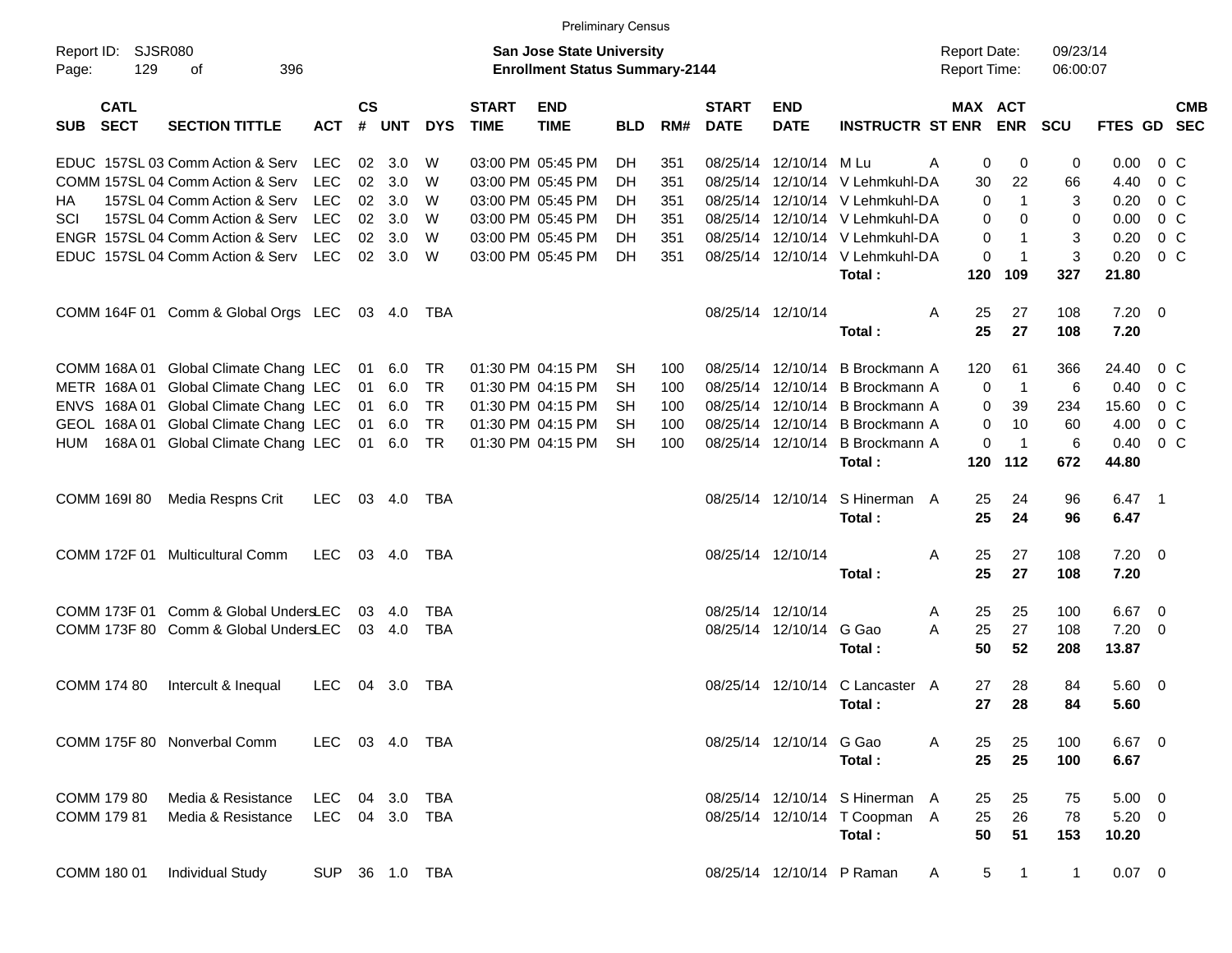Preliminary Census

Report ID: SJSR080
Page: 129 of 396

**San Jose State University**
**Enrollment Status Summary-2144**

Report Date: 09/23/14
Report Time: 06:00:07

| SUB | CATL SECT | SECTION TITTLE | ACT | CS # | UNT | DYS | START TIME | END TIME | BLD | RM# | START DATE | END DATE | INSTRUCTR | ST | MAX ENR | ACT ENR | SCU | FTES | GD | CMB SEC |
|---|---|---|---|---|---|---|---|---|---|---|---|---|---|---|---|---|---|---|---|---|
| EDUC | 157SL 03 | Comm Action & Serv | LEC | 02 | 3.0 | W | 03:00 PM | 05:45 PM | DH | 351 | 08/25/14 | 12/10/14 | M Lu | A | 0 | 0 | 0 | 0.00 | 0 | C |
| COMM | 157SL 04 | Comm Action & Serv | LEC | 02 | 3.0 | W | 03:00 PM | 05:45 PM | DH | 351 | 08/25/14 | 12/10/14 | V Lehmkuhl-D | A | 30 | 22 | 66 | 4.40 | 0 | C |
| HA | 157SL 04 | Comm Action & Serv | LEC | 02 | 3.0 | W | 03:00 PM | 05:45 PM | DH | 351 | 08/25/14 | 12/10/14 | V Lehmkuhl-D | A | 0 | 1 | 3 | 0.20 | 0 | C |
| SCI | 157SL 04 | Comm Action & Serv | LEC | 02 | 3.0 | W | 03:00 PM | 05:45 PM | DH | 351 | 08/25/14 | 12/10/14 | V Lehmkuhl-D | A | 0 | 0 | 0 | 0.00 | 0 | C |
| ENGR | 157SL 04 | Comm Action & Serv | LEC | 02 | 3.0 | W | 03:00 PM | 05:45 PM | DH | 351 | 08/25/14 | 12/10/14 | V Lehmkuhl-D | A | 0 | 1 | 3 | 0.20 | 0 | C |
| EDUC | 157SL 04 | Comm Action & Serv | LEC | 02 | 3.0 | W | 03:00 PM | 05:45 PM | DH | 351 | 08/25/14 | 12/10/14 | V Lehmkuhl-D | A | 0 | 1 | 3 | 0.20 | 0 | C |
| | | | | | | | | | | | | | **Total :** | | **120** | **109** | **327** | **21.80** | | |
| COMM | 164F 01 | Comm & Global Orgs | LEC | 03 | 4.0 | TBA | | | | | 08/25/14 | 12/10/14 | | A | 25 | 27 | 108 | 7.20 | 0 | |
| | | | | | | | | | | | | | **Total :** | | **25** | **27** | **108** | **7.20** | | |
| COMM | 168A 01 | Global Climate Chang | LEC | 01 | 6.0 | TR | 01:30 PM | 04:15 PM | SH | 100 | 08/25/14 | 12/10/14 | B Brockmann | A | 120 | 61 | 366 | 24.40 | 0 | C |
| METR | 168A 01 | Global Climate Chang | LEC | 01 | 6.0 | TR | 01:30 PM | 04:15 PM | SH | 100 | 08/25/14 | 12/10/14 | B Brockmann | A | 0 | 1 | 6 | 0.40 | 0 | C |
| ENVS | 168A 01 | Global Climate Chang | LEC | 01 | 6.0 | TR | 01:30 PM | 04:15 PM | SH | 100 | 08/25/14 | 12/10/14 | B Brockmann | A | 0 | 39 | 234 | 15.60 | 0 | C |
| GEOL | 168A 01 | Global Climate Chang | LEC | 01 | 6.0 | TR | 01:30 PM | 04:15 PM | SH | 100 | 08/25/14 | 12/10/14 | B Brockmann | A | 0 | 10 | 60 | 4.00 | 0 | C |
| HUM | 168A 01 | Global Climate Chang | LEC | 01 | 6.0 | TR | 01:30 PM | 04:15 PM | SH | 100 | 08/25/14 | 12/10/14 | B Brockmann | A | 0 | 1 | 6 | 0.40 | 0 | C |
| | | | | | | | | | | | | | **Total :** | | **120** | **112** | **672** | **44.80** | | |
| COMM | 169I 80 | Media Respns Crit | LEC | 03 | 4.0 | TBA | | | | | 08/25/14 | 12/10/14 | S Hinerman | A | 25 | 24 | 96 | 6.47 | 1 | |
| | | | | | | | | | | | | | **Total :** | | **25** | **24** | **96** | **6.47** | | |
| COMM | 172F 01 | Multicultural Comm | LEC | 03 | 4.0 | TBA | | | | | 08/25/14 | 12/10/14 | | A | 25 | 27 | 108 | 7.20 | 0 | |
| | | | | | | | | | | | | | **Total :** | | **25** | **27** | **108** | **7.20** | | |
| COMM | 173F 01 | Comm & Global Unders | LEC | 03 | 4.0 | TBA | | | | | 08/25/14 | 12/10/14 | | A | 25 | 25 | 100 | 6.67 | 0 | |
| COMM | 173F 80 | Comm & Global Unders | LEC | 03 | 4.0 | TBA | | | | | 08/25/14 | 12/10/14 | G Gao | A | 25 | 27 | 108 | 7.20 | 0 | |
| | | | | | | | | | | | | | **Total :** | | **50** | **52** | **208** | **13.87** | | |
| COMM | 174 80 | Intercult & Inequal | LEC | 04 | 3.0 | TBA | | | | | 08/25/14 | 12/10/14 | C Lancaster | A | 27 | 28 | 84 | 5.60 | 0 | |
| | | | | | | | | | | | | | **Total :** | | **27** | **28** | **84** | **5.60** | | |
| COMM | 175F 80 | Nonverbal Comm | LEC | 03 | 4.0 | TBA | | | | | 08/25/14 | 12/10/14 | G Gao | A | 25 | 25 | 100 | 6.67 | 0 | |
| | | | | | | | | | | | | | **Total :** | | **25** | **25** | **100** | **6.67** | | |
| COMM | 179 80 | Media & Resistance | LEC | 04 | 3.0 | TBA | | | | | 08/25/14 | 12/10/14 | S Hinerman | A | 25 | 25 | 75 | 5.00 | 0 | |
| COMM | 179 81 | Media & Resistance | LEC | 04 | 3.0 | TBA | | | | | 08/25/14 | 12/10/14 | T Coopman | A | 25 | 26 | 78 | 5.20 | 0 | |
| | | | | | | | | | | | | | **Total :** | | **50** | **51** | **153** | **10.20** | | |
| COMM | 180 01 | Individual Study | SUP | 36 | 1.0 | TBA | | | | | 08/25/14 | 12/10/14 | P Raman | A | 5 | 1 | 1 | 0.07 | 0 | |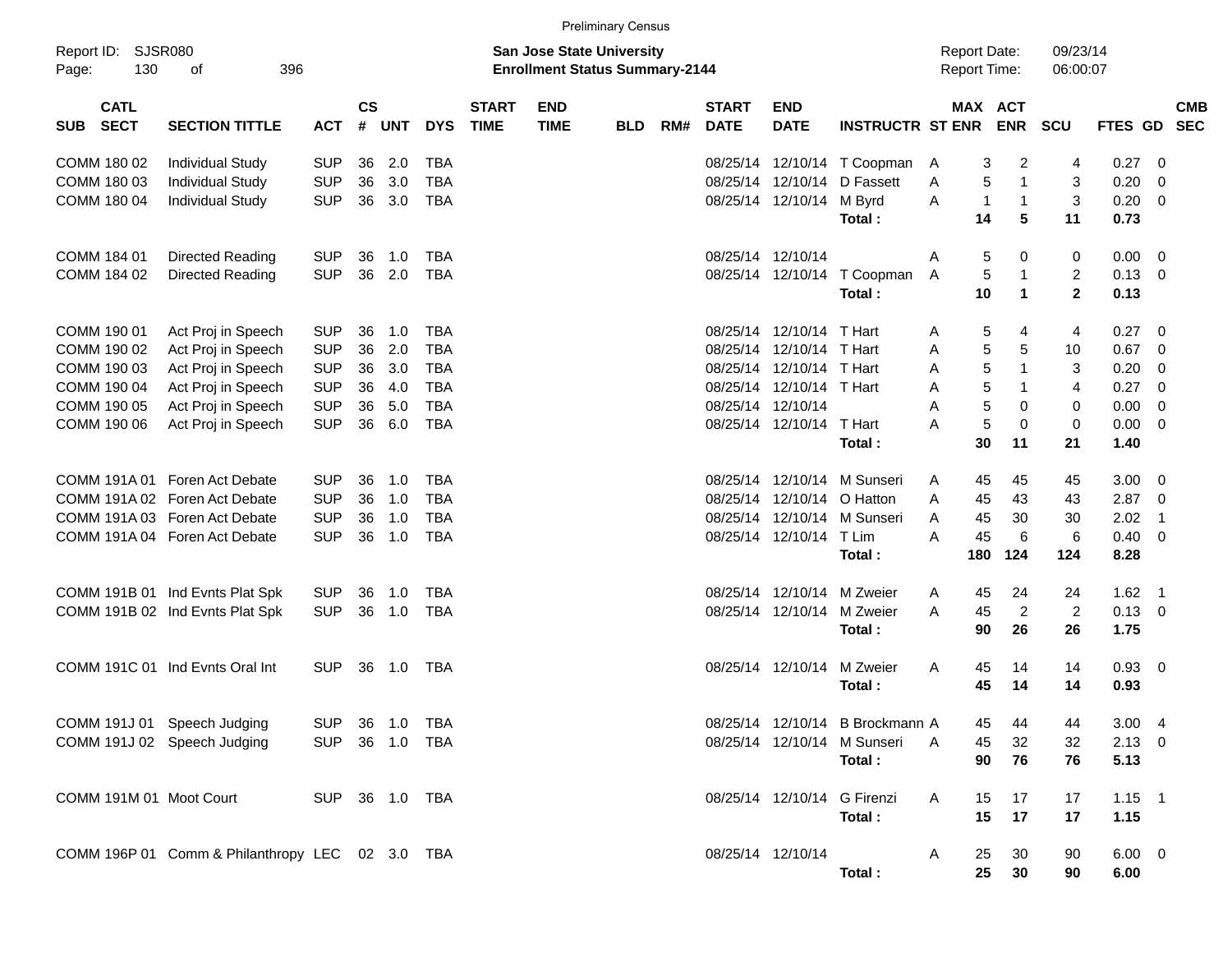Preliminary Census

Report ID: SJSR080
San Jose State University
Enrollment Status Summary-2144
Report Date: 09/23/14
Report Time: 06:00:07

| SUB | CATL SECT | SECTION TITTLE | ACT | CS # | UNT | DYS | START TIME | END TIME | BLD | RM# | START DATE | END DATE | INSTRUCTR | ST | MAX ENR | ACT ENR | SCU | FTES | GD | CMB SEC |
|---|---|---|---|---|---|---|---|---|---|---|---|---|---|---|---|---|---|---|---|---|
| COMM | 180 02 | Individual Study | SUP | 36 | 2.0 | TBA | | | | | 08/25/14 | 12/10/14 | T Coopman | A | 3 | 2 | 4 | 0.27 | 0 | |
| COMM | 180 03 | Individual Study | SUP | 36 | 3.0 | TBA | | | | | 08/25/14 | 12/10/14 | D Fassett | A | 5 | 1 | 3 | 0.20 | 0 | |
| COMM | 180 04 | Individual Study | SUP | 36 | 3.0 | TBA | | | | | 08/25/14 | 12/10/14 | M Byrd | A | 1 | 1 | 3 | 0.20 | 0 | |
| | | | | | | | | | | | | | **Total :** | | **14** | **5** | **11** | **0.73** | | |
| COMM | 184 01 | Directed Reading | SUP | 36 | 1.0 | TBA | | | | | 08/25/14 | 12/10/14 | | A | 5 | 0 | 0 | 0.00 | 0 | |
| COMM | 184 02 | Directed Reading | SUP | 36 | 2.0 | TBA | | | | | 08/25/14 | 12/10/14 | T Coopman | A | 5 | 1 | 2 | 0.13 | 0 | |
| | | | | | | | | | | | | | **Total :** | | **10** | **1** | **2** | **0.13** | | |
| COMM | 190 01 | Act Proj in Speech | SUP | 36 | 1.0 | TBA | | | | | 08/25/14 | 12/10/14 | T Hart | A | 5 | 4 | 4 | 0.27 | 0 | |
| COMM | 190 02 | Act Proj in Speech | SUP | 36 | 2.0 | TBA | | | | | 08/25/14 | 12/10/14 | T Hart | A | 5 | 5 | 10 | 0.67 | 0 | |
| COMM | 190 03 | Act Proj in Speech | SUP | 36 | 3.0 | TBA | | | | | 08/25/14 | 12/10/14 | T Hart | A | 5 | 1 | 3 | 0.20 | 0 | |
| COMM | 190 04 | Act Proj in Speech | SUP | 36 | 4.0 | TBA | | | | | 08/25/14 | 12/10/14 | T Hart | A | 5 | 1 | 4 | 0.27 | 0 | |
| COMM | 190 05 | Act Proj in Speech | SUP | 36 | 5.0 | TBA | | | | | 08/25/14 | 12/10/14 | | A | 5 | 0 | 0 | 0.00 | 0 | |
| COMM | 190 06 | Act Proj in Speech | SUP | 36 | 6.0 | TBA | | | | | 08/25/14 | 12/10/14 | T Hart | A | 5 | 0 | 0 | 0.00 | 0 | |
| | | | | | | | | | | | | | **Total :** | | **30** | **11** | **21** | **1.40** | | |
| COMM | 191A 01 | Foren Act Debate | SUP | 36 | 1.0 | TBA | | | | | 08/25/14 | 12/10/14 | M Sunseri | A | 45 | 45 | 45 | 3.00 | 0 | |
| COMM | 191A 02 | Foren Act Debate | SUP | 36 | 1.0 | TBA | | | | | 08/25/14 | 12/10/14 | O Hatton | A | 45 | 43 | 43 | 2.87 | 0 | |
| COMM | 191A 03 | Foren Act Debate | SUP | 36 | 1.0 | TBA | | | | | 08/25/14 | 12/10/14 | M Sunseri | A | 45 | 30 | 30 | 2.02 | 1 | |
| COMM | 191A 04 | Foren Act Debate | SUP | 36 | 1.0 | TBA | | | | | 08/25/14 | 12/10/14 | T Lim | A | 45 | 6 | 6 | 0.40 | 0 | |
| | | | | | | | | | | | | | **Total :** | | **180** | **124** | **124** | **8.28** | | |
| COMM | 191B 01 | Ind Evnts Plat Spk | SUP | 36 | 1.0 | TBA | | | | | 08/25/14 | 12/10/14 | M Zweier | A | 45 | 24 | 24 | 1.62 | 1 | |
| COMM | 191B 02 | Ind Evnts Plat Spk | SUP | 36 | 1.0 | TBA | | | | | 08/25/14 | 12/10/14 | M Zweier | A | 45 | 2 | 2 | 0.13 | 0 | |
| | | | | | | | | | | | | | **Total :** | | **90** | **26** | **26** | **1.75** | | |
| COMM | 191C 01 | Ind Evnts Oral Int | SUP | 36 | 1.0 | TBA | | | | | 08/25/14 | 12/10/14 | M Zweier | A | 45 | 14 | 14 | 0.93 | 0 | |
| | | | | | | | | | | | | | **Total :** | | **45** | **14** | **14** | **0.93** | | |
| COMM | 191J 01 | Speech Judging | SUP | 36 | 1.0 | TBA | | | | | 08/25/14 | 12/10/14 | B Brockmann | A | 45 | 44 | 44 | 3.00 | 4 | |
| COMM | 191J 02 | Speech Judging | SUP | 36 | 1.0 | TBA | | | | | 08/25/14 | 12/10/14 | M Sunseri | A | 45 | 32 | 32 | 2.13 | 0 | |
| | | | | | | | | | | | | | **Total :** | | **90** | **76** | **76** | **5.13** | | |
| COMM | 191M 01 | Moot Court | SUP | 36 | 1.0 | TBA | | | | | 08/25/14 | 12/10/14 | G Firenzi | A | 15 | 17 | 17 | 1.15 | 1 | |
| | | | | | | | | | | | | | **Total :** | | **15** | **17** | **17** | **1.15** | | |
| COMM | 196P 01 | Comm & Philanthropy | LEC | 02 | 3.0 | TBA | | | | | 08/25/14 | 12/10/14 | | A | 25 | 30 | 90 | 6.00 | 0 | |
| | | | | | | | | | | | | | **Total :** | | **25** | **30** | **90** | **6.00** | | |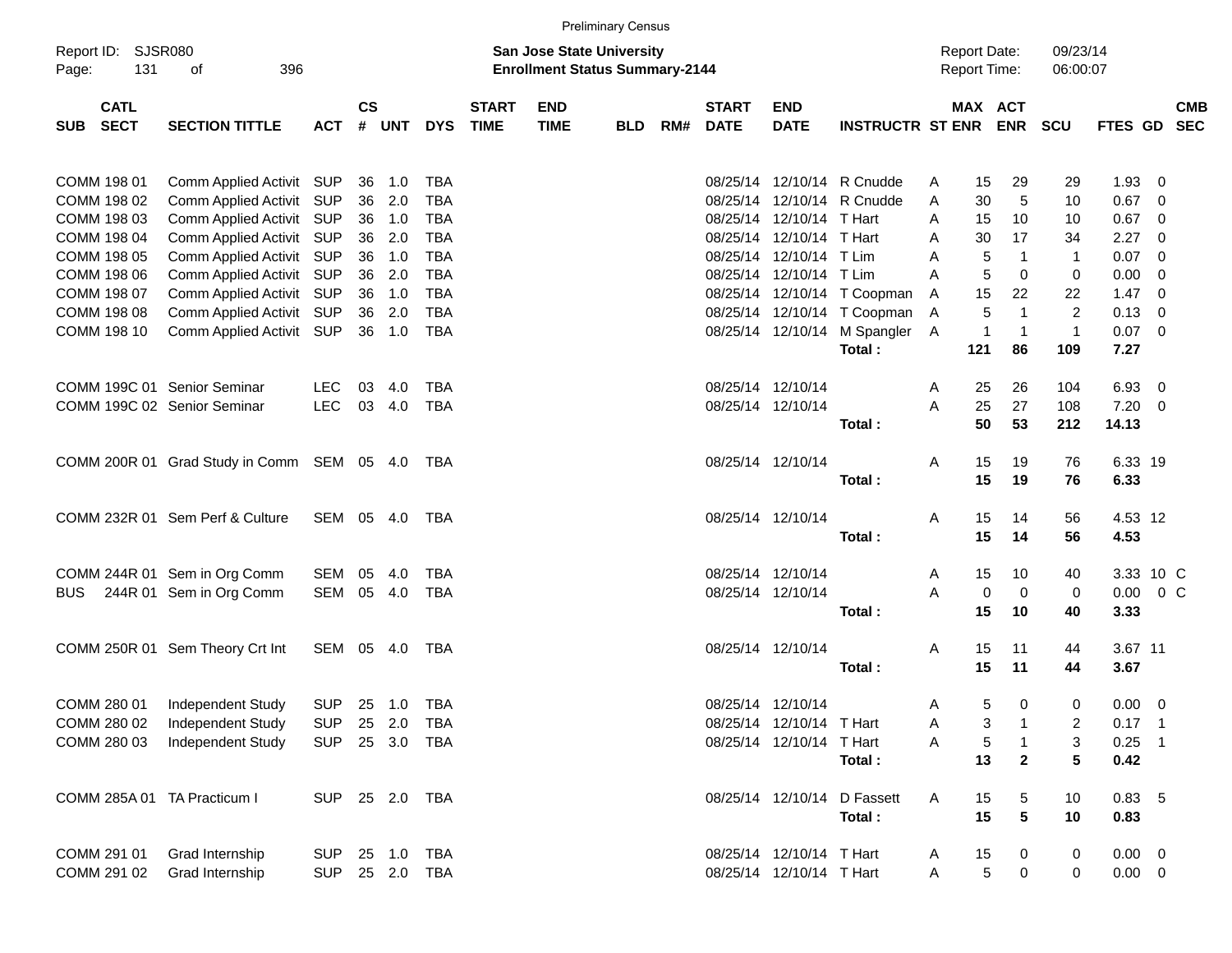Preliminary Census

Report ID: SJSR080

**San Jose State University**
**Enrollment Status Summary-2144**

Report Date: 09/23/14
Report Time: 06:00:07

| SUB | CATL SECT | SECTION TITTLE | ACT | CS # | UNT | DYS | START TIME | END TIME | BLD | RM# | START DATE | END DATE | INSTRUCTR | ST | MAX ENR | ACT ENR | SCU | FTES | GD | CMB SEC |
|---|---|---|---|---|---|---|---|---|---|---|---|---|---|---|---|---|---|---|---|---|
| COMM | 198 01 | Comm Applied Activit | SUP | 36 | 1.0 | TBA | | | | | 08/25/14 | 12/10/14 | R Cnudde | A | 15 | 29 | 29 | 1.93 | 0 | |
| COMM | 198 02 | Comm Applied Activit | SUP | 36 | 2.0 | TBA | | | | | 08/25/14 | 12/10/14 | R Cnudde | A | 30 | 5 | 10 | 0.67 | 0 | |
| COMM | 198 03 | Comm Applied Activit | SUP | 36 | 1.0 | TBA | | | | | 08/25/14 | 12/10/14 | T Hart | A | 15 | 10 | 10 | 0.67 | 0 | |
| COMM | 198 04 | Comm Applied Activit | SUP | 36 | 2.0 | TBA | | | | | 08/25/14 | 12/10/14 | T Hart | A | 30 | 17 | 34 | 2.27 | 0 | |
| COMM | 198 05 | Comm Applied Activit | SUP | 36 | 1.0 | TBA | | | | | 08/25/14 | 12/10/14 | T Lim | A | 5 | 1 | 1 | 0.07 | 0 | |
| COMM | 198 06 | Comm Applied Activit | SUP | 36 | 2.0 | TBA | | | | | 08/25/14 | 12/10/14 | T Lim | A | 5 | 0 | 0 | 0.00 | 0 | |
| COMM | 198 07 | Comm Applied Activit | SUP | 36 | 1.0 | TBA | | | | | 08/25/14 | 12/10/14 | T Coopman | A | 15 | 22 | 22 | 1.47 | 0 | |
| COMM | 198 08 | Comm Applied Activit | SUP | 36 | 2.0 | TBA | | | | | 08/25/14 | 12/10/14 | T Coopman | A | 5 | 1 | 2 | 0.13 | 0 | |
| COMM | 198 10 | Comm Applied Activit | SUP | 36 | 1.0 | TBA | | | | | 08/25/14 | 12/10/14 | M Spangler | A | 1 | 1 | 1 | 0.07 | 0 | |
| | | | | | | | | | | | | | **Total :** | | **121** | **86** | **109** | **7.27** | | |
| COMM | 199C 01 | Senior Seminar | LEC | 03 | 4.0 | TBA | | | | | 08/25/14 | 12/10/14 | | A | 25 | 26 | 104 | 6.93 | 0 | |
| COMM | 199C 02 | Senior Seminar | LEC | 03 | 4.0 | TBA | | | | | 08/25/14 | 12/10/14 | | A | 25 | 27 | 108 | 7.20 | 0 | |
| | | | | | | | | | | | | | **Total :** | | **50** | **53** | **212** | **14.13** | | |
| COMM | 200R 01 | Grad Study in Comm | SEM | 05 | 4.0 | TBA | | | | | 08/25/14 | 12/10/14 | | A | 15 | 19 | 76 | 6.33 | 19 | |
| | | | | | | | | | | | | | **Total :** | | **15** | **19** | **76** | **6.33** | | |
| COMM | 232R 01 | Sem Perf & Culture | SEM | 05 | 4.0 | TBA | | | | | 08/25/14 | 12/10/14 | | A | 15 | 14 | 56 | 4.53 | 12 | |
| | | | | | | | | | | | | | **Total :** | | **15** | **14** | **56** | **4.53** | | |
| COMM | 244R 01 | Sem in Org Comm | SEM | 05 | 4.0 | TBA | | | | | 08/25/14 | 12/10/14 | | A | 15 | 10 | 40 | 3.33 | 10 | C |
| BUS | 244R 01 | Sem in Org Comm | SEM | 05 | 4.0 | TBA | | | | | 08/25/14 | 12/10/14 | | A | 0 | 0 | 0 | 0.00 | 0 | C |
| | | | | | | | | | | | | | **Total :** | | **15** | **10** | **40** | **3.33** | | |
| COMM | 250R 01 | Sem Theory Crt Int | SEM | 05 | 4.0 | TBA | | | | | 08/25/14 | 12/10/14 | | A | 15 | 11 | 44 | 3.67 | 11 | |
| | | | | | | | | | | | | | **Total :** | | **15** | **11** | **44** | **3.67** | | |
| COMM | 280 01 | Independent Study | SUP | 25 | 1.0 | TBA | | | | | 08/25/14 | 12/10/14 | | A | 5 | 0 | 0 | 0.00 | 0 | |
| COMM | 280 02 | Independent Study | SUP | 25 | 2.0 | TBA | | | | | 08/25/14 | 12/10/14 | T Hart | A | 3 | 1 | 2 | 0.17 | 1 | |
| COMM | 280 03 | Independent Study | SUP | 25 | 3.0 | TBA | | | | | 08/25/14 | 12/10/14 | T Hart | A | 5 | 1 | 3 | 0.25 | 1 | |
| | | | | | | | | | | | | | **Total :** | | **13** | **2** | **5** | **0.42** | | |
| COMM | 285A 01 | TA Practicum I | SUP | 25 | 2.0 | TBA | | | | | 08/25/14 | 12/10/14 | D Fassett | A | 15 | 5 | 10 | 0.83 | 5 | |
| | | | | | | | | | | | | | **Total :** | | **15** | **5** | **10** | **0.83** | | |
| COMM | 291 01 | Grad Internship | SUP | 25 | 1.0 | TBA | | | | | 08/25/14 | 12/10/14 | T Hart | A | 15 | 0 | 0 | 0.00 | 0 | |
| COMM | 291 02 | Grad Internship | SUP | 25 | 2.0 | TBA | | | | | 08/25/14 | 12/10/14 | T Hart | A | 5 | 0 | 0 | 0.00 | 0 | |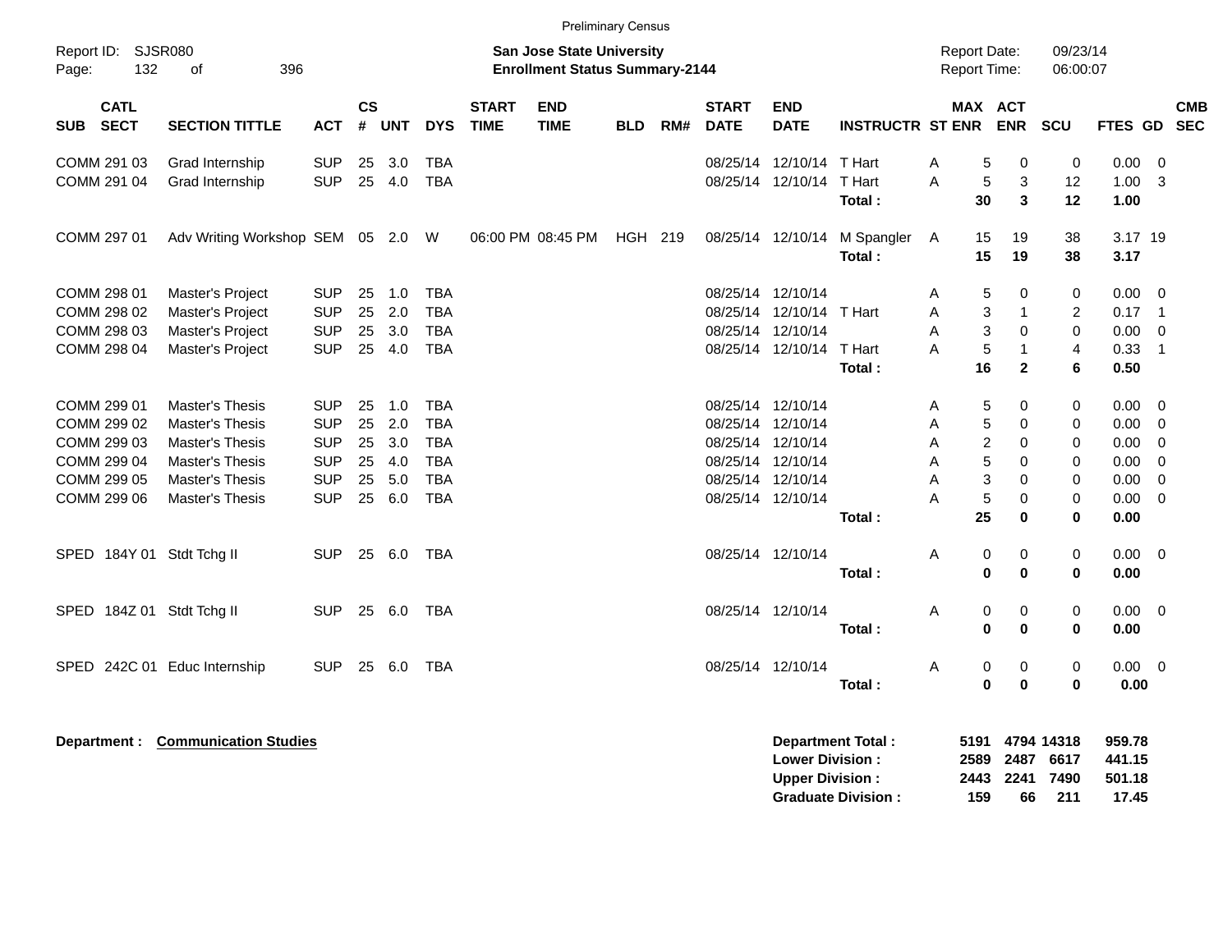Preliminary Census

Report ID: SJSR080
Page: 132 of 396

**San Jose State University**
**Enrollment Status Summary-2144**

Report Date: 09/23/14
Report Time: 06:00:07

| SUB | CATL SECT | SECTION TITTLE | ACT | CS # | UNT | DYS | START TIME | END TIME | BLD | RM# | START DATE | END DATE | INSTRUCTR | ST | MAX ENR | ACT ENR | SCU | FTES | GD | CMB SEC |
|---|---|---|---|---|---|---|---|---|---|---|---|---|---|---|---|---|---|---|---|---|
| COMM | 291 03 | Grad Internship | SUP | 25 | 3.0 | TBA | | | | | 08/25/14 | 12/10/14 | T Hart | A | 5 | 0 | 0 | 0.00 | 0 | |
| COMM | 291 04 | Grad Internship | SUP | 25 | 4.0 | TBA | | | | | 08/25/14 | 12/10/14 | T Hart | A | 5 | 3 | 12 | 1.00 | 3 | |
| | | | | | | | | | | | | | **Total :** | | **30** | **3** | **12** | **1.00** | | |
| COMM | 297 01 | Adv Writing Workshop | SEM | 05 | 2.0 | W | 06:00 PM | 08:45 PM | HGH | 219 | 08/25/14 | 12/10/14 | M Spangler | A | 15 | 19 | 38 | 3.17 | 19 | |
| | | | | | | | | | | | | | **Total :** | | **15** | **19** | **38** | **3.17** | | |
| COMM | 298 01 | Master's Project | SUP | 25 | 1.0 | TBA | | | | | 08/25/14 | 12/10/14 | | A | 5 | 0 | 0 | 0.00 | 0 | |
| COMM | 298 02 | Master's Project | SUP | 25 | 2.0 | TBA | | | | | 08/25/14 | 12/10/14 | T Hart | A | 3 | 1 | 2 | 0.17 | 1 | |
| COMM | 298 03 | Master's Project | SUP | 25 | 3.0 | TBA | | | | | 08/25/14 | 12/10/14 | | A | 3 | 0 | 0 | 0.00 | 0 | |
| COMM | 298 04 | Master's Project | SUP | 25 | 4.0 | TBA | | | | | 08/25/14 | 12/10/14 | T Hart | A | 5 | 1 | 4 | 0.33 | 1 | |
| | | | | | | | | | | | | | **Total :** | | **16** | **2** | **6** | **0.50** | | |
| COMM | 299 01 | Master's Thesis | SUP | 25 | 1.0 | TBA | | | | | 08/25/14 | 12/10/14 | | A | 5 | 0 | 0 | 0.00 | 0 | |
| COMM | 299 02 | Master's Thesis | SUP | 25 | 2.0 | TBA | | | | | 08/25/14 | 12/10/14 | | A | 5 | 0 | 0 | 0.00 | 0 | |
| COMM | 299 03 | Master's Thesis | SUP | 25 | 3.0 | TBA | | | | | 08/25/14 | 12/10/14 | | A | 2 | 0 | 0 | 0.00 | 0 | |
| COMM | 299 04 | Master's Thesis | SUP | 25 | 4.0 | TBA | | | | | 08/25/14 | 12/10/14 | | A | 5 | 0 | 0 | 0.00 | 0 | |
| COMM | 299 05 | Master's Thesis | SUP | 25 | 5.0 | TBA | | | | | 08/25/14 | 12/10/14 | | A | 3 | 0 | 0 | 0.00 | 0 | |
| COMM | 299 06 | Master's Thesis | SUP | 25 | 6.0 | TBA | | | | | 08/25/14 | 12/10/14 | | A | 5 | 0 | 0 | 0.00 | 0 | |
| | | | | | | | | | | | | | **Total :** | | **25** | **0** | **0** | **0.00** | | |
| SPED | 184Y 01 | Stdt Tchg II | SUP | 25 | 6.0 | TBA | | | | | 08/25/14 | 12/10/14 | | A | 0 | 0 | 0 | 0.00 | 0 | |
| | | | | | | | | | | | | | **Total :** | | **0** | **0** | **0** | **0.00** | | |
| SPED | 184Z 01 | Stdt Tchg II | SUP | 25 | 6.0 | TBA | | | | | 08/25/14 | 12/10/14 | | A | 0 | 0 | 0 | 0.00 | 0 | |
| | | | | | | | | | | | | | **Total :** | | **0** | **0** | **0** | **0.00** | | |
| SPED | 242C 01 | Educ Internship | SUP | 25 | 6.0 | TBA | | | | | 08/25/14 | 12/10/14 | | A | 0 | 0 | 0 | 0.00 | 0 | |
| | | | | | | | | | | | | | **Total :** | | **0** | **0** | **0** | **0.00** | | |

**Department : Communication Studies**

| | MAX ENR | ACT ENR | SCU | FTES |
|---|---|---|---|---|
| **Department Total :** | **5191** | **4794** | **14318** | **959.78** |
| **Lower Division :** | **2589** | **2487** | **6617** | **441.15** |
| **Upper Division :** | **2443** | **2241** | **7490** | **501.18** |
| **Graduate Division :** | **159** | **66** | **211** | **17.45** |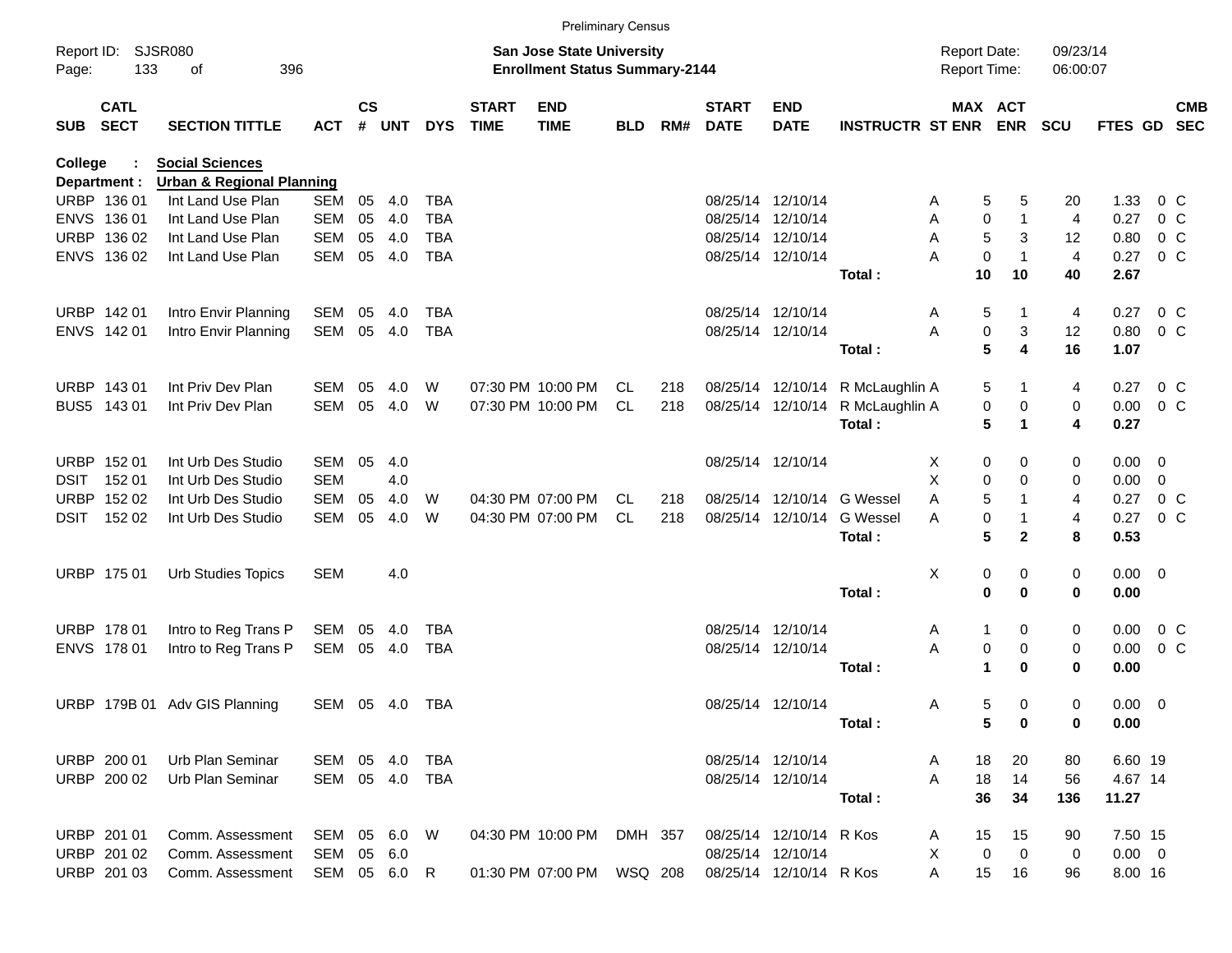Preliminary Census

Report ID: SJSR080
Page: 133 of 396

**San Jose State University**
**Enrollment Status Summary-2144**

Report Date: 09/23/14
Report Time: 06:00:07

| SUB | CATL SECT | SECTION TITTLE | ACT | CS # | UNT | DYS | START TIME | END TIME | BLD | RM# | START DATE | END DATE | INSTRUCTR | ST | MAX ENR | ACT ENR | SCU | FTES | GD | CMB SEC |
|---|---|---|---|---|---|---|---|---|---|---|---|---|---|---|---|---|---|---|---|---|
| **College : Social Sciences** | | | | | | | | | | | | | | | | | | | | |
| **Department : Urban & Regional Planning** | | | | | | | | | | | | | | | | | | | | |
| URBP | 136 01 | Int Land Use Plan | SEM | 05 | 4.0 | TBA | | | | | 08/25/14 | 12/10/14 | | A | 5 | 5 | 20 | 1.33 | 0 | C |
| ENVS | 136 01 | Int Land Use Plan | SEM | 05 | 4.0 | TBA | | | | | 08/25/14 | 12/10/14 | | A | 0 | 1 | 4 | 0.27 | 0 | C |
| URBP | 136 02 | Int Land Use Plan | SEM | 05 | 4.0 | TBA | | | | | 08/25/14 | 12/10/14 | | A | 5 | 3 | 12 | 0.80 | 0 | C |
| ENVS | 136 02 | Int Land Use Plan | SEM | 05 | 4.0 | TBA | | | | | 08/25/14 | 12/10/14 | | A | 0 | 1 | 4 | 0.27 | 0 | C |
| | | | | | | | | | | | | | **Total :** | | **10** | **10** | **40** | **2.67** | | |
| URBP | 142 01 | Intro Envir Planning | SEM | 05 | 4.0 | TBA | | | | | 08/25/14 | 12/10/14 | | A | 5 | 1 | 4 | 0.27 | 0 | C |
| ENVS | 142 01 | Intro Envir Planning | SEM | 05 | 4.0 | TBA | | | | | 08/25/14 | 12/10/14 | | A | 0 | 3 | 12 | 0.80 | 0 | C |
| | | | | | | | | | | | | | **Total :** | | **5** | **4** | **16** | **1.07** | | |
| URBP | 143 01 | Int Priv Dev Plan | SEM | 05 | 4.0 | W | 07:30 PM | 10:00 PM | CL | 218 | 08/25/14 | 12/10/14 | R McLaughlin | A | 5 | 1 | 4 | 0.27 | 0 | C |
| BUS5 | 143 01 | Int Priv Dev Plan | SEM | 05 | 4.0 | W | 07:30 PM | 10:00 PM | CL | 218 | 08/25/14 | 12/10/14 | R McLaughlin | A | 0 | 0 | 0 | 0.00 | 0 | C |
| | | | | | | | | | | | | | **Total :** | | **5** | **1** | **4** | **0.27** | | |
| URBP | 152 01 | Int Urb Des Studio | SEM | 05 | 4.0 | | | | | | 08/25/14 | 12/10/14 | | X | 0 | 0 | 0 | 0.00 | 0 | |
| DSIT | 152 01 | Int Urb Des Studio | SEM | | 4.0 | | | | | | | | | X | 0 | 0 | 0 | 0.00 | 0 | |
| URBP | 152 02 | Int Urb Des Studio | SEM | 05 | 4.0 | W | 04:30 PM | 07:00 PM | CL | 218 | 08/25/14 | 12/10/14 | G Wessel | A | 5 | 1 | 4 | 0.27 | 0 | C |
| DSIT | 152 02 | Int Urb Des Studio | SEM | 05 | 4.0 | W | 04:30 PM | 07:00 PM | CL | 218 | 08/25/14 | 12/10/14 | G Wessel | A | 0 | 1 | 4 | 0.27 | 0 | C |
| | | | | | | | | | | | | | **Total :** | | **5** | **2** | **8** | **0.53** | | |
| URBP | 175 01 | Urb Studies Topics | SEM | | 4.0 | | | | | | | | | X | 0 | 0 | 0 | 0.00 | 0 | |
| | | | | | | | | | | | | | **Total :** | | **0** | **0** | **0** | **0.00** | | |
| URBP | 178 01 | Intro to Reg Trans P | SEM | 05 | 4.0 | TBA | | | | | 08/25/14 | 12/10/14 | | A | 1 | 0 | 0 | 0.00 | 0 | C |
| ENVS | 178 01 | Intro to Reg Trans P | SEM | 05 | 4.0 | TBA | | | | | 08/25/14 | 12/10/14 | | A | 0 | 0 | 0 | 0.00 | 0 | C |
| | | | | | | | | | | | | | **Total :** | | **1** | **0** | **0** | **0.00** | | |
| URBP | 179B 01 | Adv GIS Planning | SEM | 05 | 4.0 | TBA | | | | | 08/25/14 | 12/10/14 | | A | 5 | 0 | 0 | 0.00 | 0 | |
| | | | | | | | | | | | | | **Total :** | | **5** | **0** | **0** | **0.00** | | |
| URBP | 200 01 | Urb Plan Seminar | SEM | 05 | 4.0 | TBA | | | | | 08/25/14 | 12/10/14 | | A | 18 | 20 | 80 | 6.60 | 19 | |
| URBP | 200 02 | Urb Plan Seminar | SEM | 05 | 4.0 | TBA | | | | | 08/25/14 | 12/10/14 | | A | 18 | 14 | 56 | 4.67 | 14 | |
| | | | | | | | | | | | | | **Total :** | | **36** | **34** | **136** | **11.27** | | |
| URBP | 201 01 | Comm. Assessment | SEM | 05 | 6.0 | W | 04:30 PM | 10:00 PM | DMH | 357 | 08/25/14 | 12/10/14 | R Kos | A | 15 | 15 | 90 | 7.50 | 15 | |
| URBP | 201 02 | Comm. Assessment | SEM | 05 | 6.0 | | | | | | 08/25/14 | 12/10/14 | | X | 0 | 0 | 0 | 0.00 | 0 | |
| URBP | 201 03 | Comm. Assessment | SEM | 05 | 6.0 | R | 01:30 PM | 07:00 PM | WSQ | 208 | 08/25/14 | 12/10/14 | R Kos | A | 15 | 16 | 96 | 8.00 | 16 | |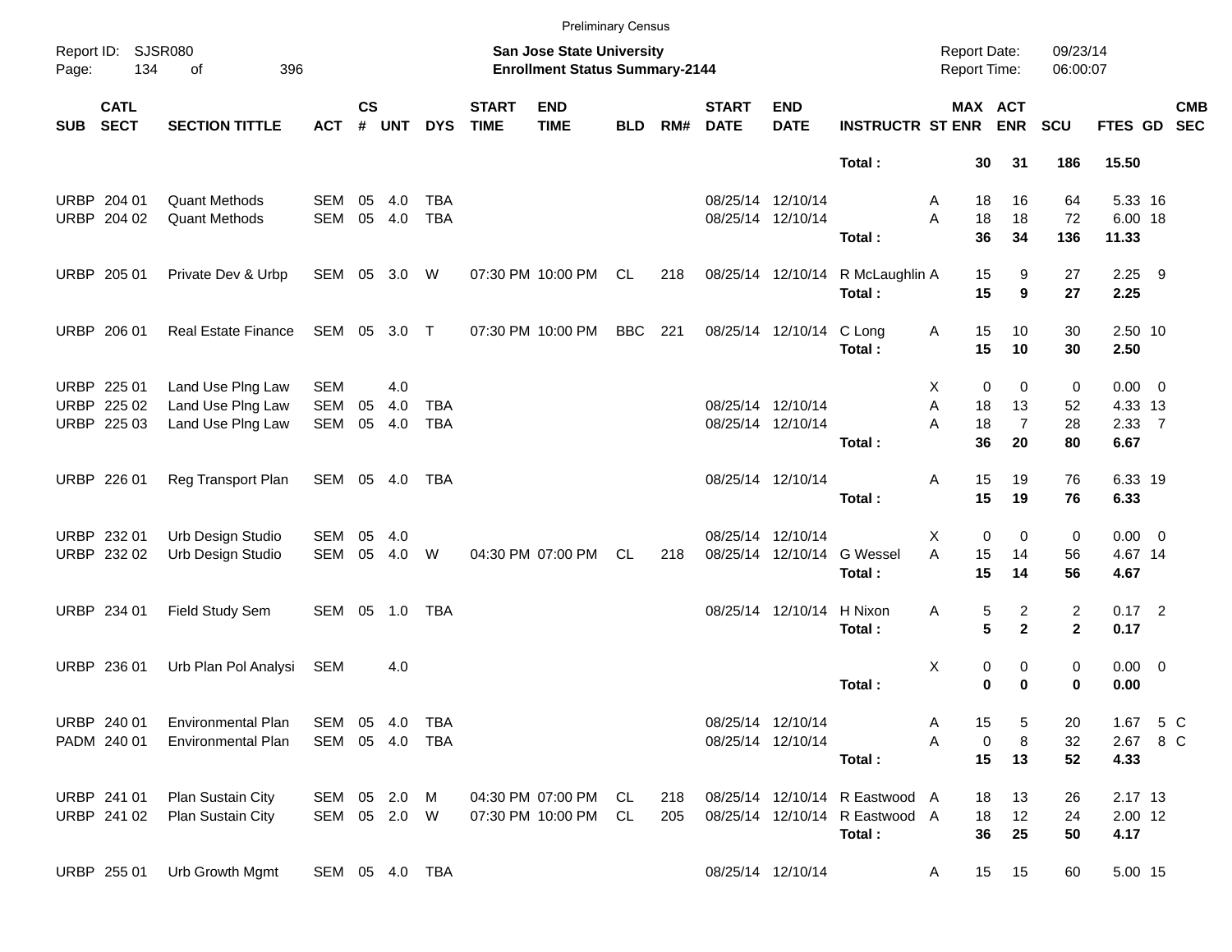Preliminary Census

Report ID: SJSR080

**San Jose State University**
**Enrollment Status Summary-2144**

Report Date: 09/23/14
Report Time: 06:00:07

| SUB | CATL SECT | SECTION TITTLE | ACT | CS # | UNT | DYS | START TIME | END TIME | BLD | RM# | START DATE | END DATE | INSTRUCTR | ST | MAX ENR | ACT ENR | SCU | FTES | GD | CMB SEC |
|---|---|---|---|---|---|---|---|---|---|---|---|---|---|---|---|---|---|---|---|---|
| | | | | | | | | | | | | | **Total :** | | **30** | **31** | **186** | **15.50** | | |
| URBP | 204 01 | Quant Methods | SEM | 05 | 4.0 | TBA | | | | | 08/25/14 | 12/10/14 | | A | 18 | 16 | 64 | 5.33 | 16 | |
| URBP | 204 02 | Quant Methods | SEM | 05 | 4.0 | TBA | | | | | 08/25/14 | 12/10/14 | | A | 18 | 18 | 72 | 6.00 | 18 | |
| | | | | | | | | | | | | | **Total :** | | **36** | **34** | **136** | **11.33** | | |
| URBP | 205 01 | Private Dev & Urbp | SEM | 05 | 3.0 | W | 07:30 PM | 10:00 PM | CL | 218 | 08/25/14 | 12/10/14 | R McLaughlin | A | 15 | 9 | 27 | 2.25 | 9 | |
| | | | | | | | | | | | | | **Total :** | | **15** | **9** | **27** | **2.25** | | |
| URBP | 206 01 | Real Estate Finance | SEM | 05 | 3.0 | T | 07:30 PM | 10:00 PM | BBC | 221 | 08/25/14 | 12/10/14 | C Long | A | 15 | 10 | 30 | 2.50 | 10 | |
| | | | | | | | | | | | | | **Total :** | | **15** | **10** | **30** | **2.50** | | |
| URBP | 225 01 | Land Use Plng Law | SEM | | 4.0 | | | | | | | | | X | 0 | 0 | 0 | 0.00 | 0 | |
| URBP | 225 02 | Land Use Plng Law | SEM | 05 | 4.0 | TBA | | | | | 08/25/14 | 12/10/14 | | A | 18 | 13 | 52 | 4.33 | 13 | |
| URBP | 225 03 | Land Use Plng Law | SEM | 05 | 4.0 | TBA | | | | | 08/25/14 | 12/10/14 | | A | 18 | 7 | 28 | 2.33 | 7 | |
| | | | | | | | | | | | | | **Total :** | | **36** | **20** | **80** | **6.67** | | |
| URBP | 226 01 | Reg Transport Plan | SEM | 05 | 4.0 | TBA | | | | | 08/25/14 | 12/10/14 | | A | 15 | 19 | 76 | 6.33 | 19 | |
| | | | | | | | | | | | | | **Total :** | | **15** | **19** | **76** | **6.33** | | |
| URBP | 232 01 | Urb Design Studio | SEM | 05 | 4.0 | | | | | | 08/25/14 | 12/10/14 | | X | 0 | 0 | 0 | 0.00 | 0 | |
| URBP | 232 02 | Urb Design Studio | SEM | 05 | 4.0 | W | 04:30 PM | 07:00 PM | CL | 218 | 08/25/14 | 12/10/14 | G Wessel | A | 15 | 14 | 56 | 4.67 | 14 | |
| | | | | | | | | | | | | | **Total :** | | **15** | **14** | **56** | **4.67** | | |
| URBP | 234 01 | Field Study Sem | SEM | 05 | 1.0 | TBA | | | | | 08/25/14 | 12/10/14 | H Nixon | A | 5 | 2 | 2 | 0.17 | 2 | |
| | | | | | | | | | | | | | **Total :** | | **5** | **2** | **2** | **0.17** | | |
| URBP | 236 01 | Urb Plan Pol Analysi | SEM | | 4.0 | | | | | | | | | X | 0 | 0 | 0 | 0.00 | 0 | |
| | | | | | | | | | | | | | **Total :** | | **0** | **0** | **0** | **0.00** | | |
| URBP | 240 01 | Environmental Plan | SEM | 05 | 4.0 | TBA | | | | | 08/25/14 | 12/10/14 | | A | 15 | 5 | 20 | 1.67 | 5 | C |
| PADM | 240 01 | Environmental Plan | SEM | 05 | 4.0 | TBA | | | | | 08/25/14 | 12/10/14 | | A | 0 | 8 | 32 | 2.67 | 8 | C |
| | | | | | | | | | | | | | **Total :** | | **15** | **13** | **52** | **4.33** | | |
| URBP | 241 01 | Plan Sustain City | SEM | 05 | 2.0 | M | 04:30 PM | 07:00 PM | CL | 218 | 08/25/14 | 12/10/14 | R Eastwood | A | 18 | 13 | 26 | 2.17 | 13 | |
| URBP | 241 02 | Plan Sustain City | SEM | 05 | 2.0 | W | 07:30 PM | 10:00 PM | CL | 205 | 08/25/14 | 12/10/14 | R Eastwood | A | 18 | 12 | 24 | 2.00 | 12 | |
| | | | | | | | | | | | | | **Total :** | | **36** | **25** | **50** | **4.17** | | |
| URBP | 255 01 | Urb Growth Mgmt | SEM | 05 | 4.0 | TBA | | | | | 08/25/14 | 12/10/14 | | A | 15 | 15 | 60 | 5.00 | 15 | |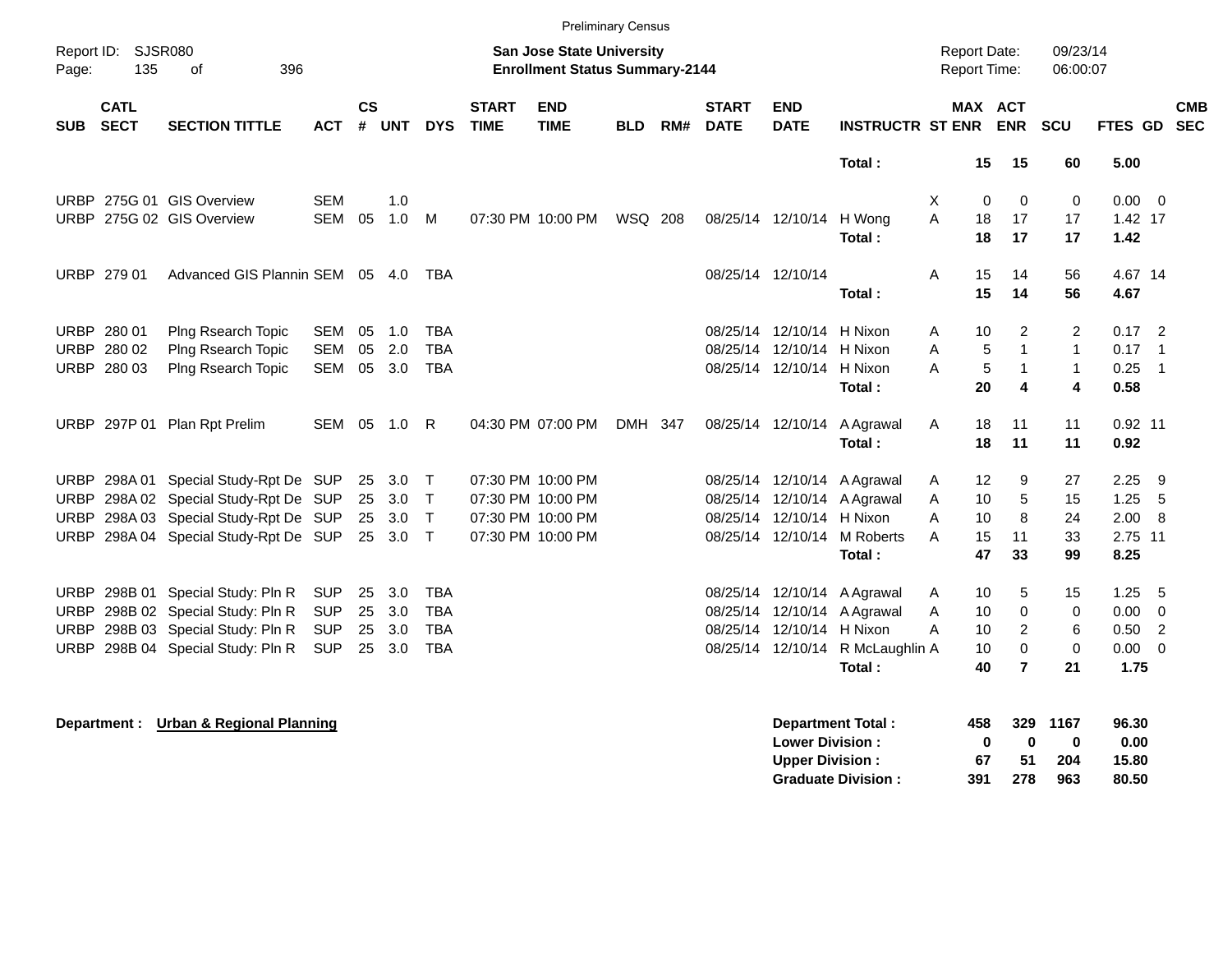Preliminary Census

Report ID: SJSR080

**San Jose State University**
**Enrollment Status Summary-2144**

Report Date: 09/23/14
Report Time: 06:00:07

| SUB | CATL SECT | SECTION TITTLE | ACT | CS # | UNT | DYS | START TIME | END TIME | BLD | RM# | START DATE | END DATE | INSTRUCTR | ST | MAX ENR | ACT ENR | SCU | FTES | GD | CMB SEC |
|---|---|---|---|---|---|---|---|---|---|---|---|---|---|---|---|---|---|---|---|---|
| | | | | | | | | | | | | | **Total :** | | **15** | **15** | **60** | **5.00** | | |
| URBP | 275G 01 | GIS Overview | SEM | | 1.0 | | | | | | | | | X | 0 | 0 | 0 | 0.00 | 0 | |
| URBP | 275G 02 | GIS Overview | SEM | 05 | 1.0 | M | 07:30 PM | 10:00 PM | WSQ | 208 | 08/25/14 | 12/10/14 | H Wong | A | 18 | 17 | 17 | 1.42 | 17 | |
| | | | | | | | | | | | | | **Total :** | | **18** | **17** | **17** | **1.42** | | |
| URBP | 279 01 | Advanced GIS Plannin | SEM | 05 | 4.0 | TBA | | | | | 08/25/14 | 12/10/14 | | A | 15 | 14 | 56 | 4.67 | 14 | |
| | | | | | | | | | | | | | **Total :** | | **15** | **14** | **56** | **4.67** | | |
| URBP | 280 01 | Plng Rsearch Topic | SEM | 05 | 1.0 | TBA | | | | | 08/25/14 | 12/10/14 | H Nixon | A | 10 | 2 | 2 | 0.17 | 2 | |
| URBP | 280 02 | Plng Rsearch Topic | SEM | 05 | 2.0 | TBA | | | | | 08/25/14 | 12/10/14 | H Nixon | A | 5 | 1 | 1 | 0.17 | 1 | |
| URBP | 280 03 | Plng Rsearch Topic | SEM | 05 | 3.0 | TBA | | | | | 08/25/14 | 12/10/14 | H Nixon | A | 5 | 1 | 1 | 0.25 | 1 | |
| | | | | | | | | | | | | | **Total :** | | **20** | **4** | **4** | **0.58** | | |
| URBP | 297P 01 | Plan Rpt Prelim | SEM | 05 | 1.0 | R | 04:30 PM | 07:00 PM | DMH | 347 | 08/25/14 | 12/10/14 | A Agrawal | A | 18 | 11 | 11 | 0.92 | 11 | |
| | | | | | | | | | | | | | **Total :** | | **18** | **11** | **11** | **0.92** | | |
| URBP | 298A 01 | Special Study-Rpt De | SUP | 25 | 3.0 | T | 07:30 PM | 10:00 PM | | | 08/25/14 | 12/10/14 | A Agrawal | A | 12 | 9 | 27 | 2.25 | 9 | |
| URBP | 298A 02 | Special Study-Rpt De | SUP | 25 | 3.0 | T | 07:30 PM | 10:00 PM | | | 08/25/14 | 12/10/14 | A Agrawal | A | 10 | 5 | 15 | 1.25 | 5 | |
| URBP | 298A 03 | Special Study-Rpt De | SUP | 25 | 3.0 | T | 07:30 PM | 10:00 PM | | | 08/25/14 | 12/10/14 | H Nixon | A | 10 | 8 | 24 | 2.00 | 8 | |
| URBP | 298A 04 | Special Study-Rpt De | SUP | 25 | 3.0 | T | 07:30 PM | 10:00 PM | | | 08/25/14 | 12/10/14 | M Roberts | A | 15 | 11 | 33 | 2.75 | 11 | |
| | | | | | | | | | | | | | **Total :** | | **47** | **33** | **99** | **8.25** | | |
| URBP | 298B 01 | Special Study: Pln R | SUP | 25 | 3.0 | TBA | | | | | 08/25/14 | 12/10/14 | A Agrawal | A | 10 | 5 | 15 | 1.25 | 5 | |
| URBP | 298B 02 | Special Study: Pln R | SUP | 25 | 3.0 | TBA | | | | | 08/25/14 | 12/10/14 | A Agrawal | A | 10 | 0 | 0 | 0.00 | 0 | |
| URBP | 298B 03 | Special Study: Pln R | SUP | 25 | 3.0 | TBA | | | | | 08/25/14 | 12/10/14 | H Nixon | A | 10 | 2 | 6 | 0.50 | 2 | |
| URBP | 298B 04 | Special Study: Pln R | SUP | 25 | 3.0 | TBA | | | | | 08/25/14 | 12/10/14 | R McLaughlin | A | 10 | 0 | 0 | 0.00 | 0 | |
| | | | | | | | | | | | | | **Total :** | | **40** | **7** | **21** | **1.75** | | |

**Department :** **Urban & Regional Planning**

| | MAX ENR | ACT ENR | SCU | FTES |
|---|---|---|---|---|
| **Department Total :** | **458** | **329** | **1167** | **96.30** |
| **Lower Division :** | **0** | **0** | **0** | **0.00** |
| **Upper Division :** | **67** | **51** | **204** | **15.80** |
| **Graduate Division :** | **391** | **278** | **963** | **80.50** |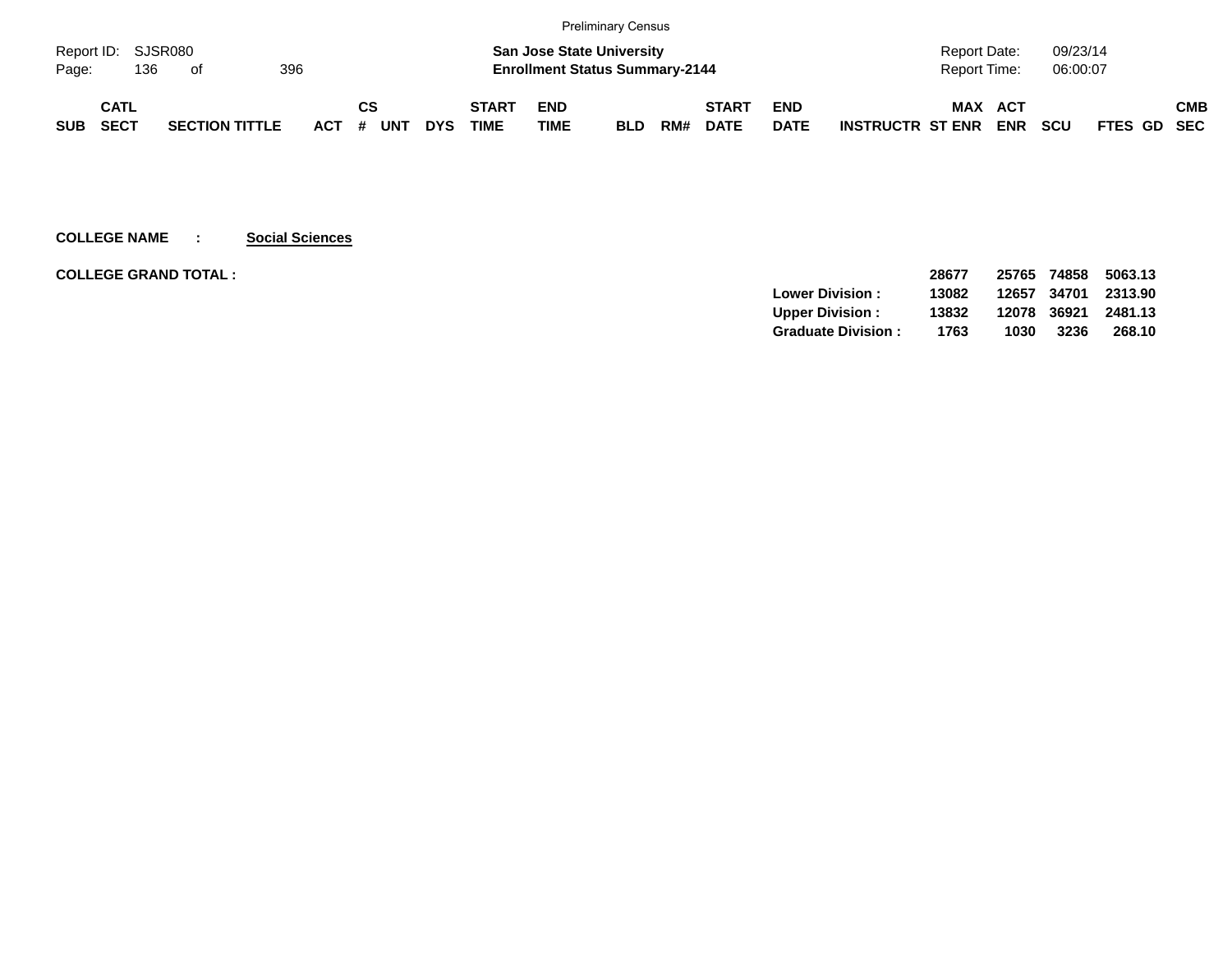Preliminary Census

Report ID: SJSR080

**San Jose State University**
**Enrollment Status Summary-2144**

Report Date: 09/23/14
Report Time: 06:00:07

| SUB | CATL SECT | SECTION TITTLE | ACT | CS # | UNT | DYS | START TIME | END TIME | BLD | RM# | START DATE | END DATE | INSTRUCTR | MAX ST ENR | ACT ENR | SCU | FTES | GD | CMB SEC |
|---|---|---|---|---|---|---|---|---|---|---|---|---|---|---|---|---|---|---|---|

**COLLEGE NAME : Social Sciences**

| | | MAX ST ENR | ACT ENR | SCU | FTES |
|---|---|---|---|---|---|
| **COLLEGE GRAND TOTAL :** | | **28677** | **25765** | **74858** | **5063.13** |
| | **Lower Division :** | **13082** | **12657** | **34701** | **2313.90** |
| | **Upper Division :** | **13832** | **12078** | **36921** | **2481.13** |
| | **Graduate Division :** | **1763** | **1030** | **3236** | **268.10** |